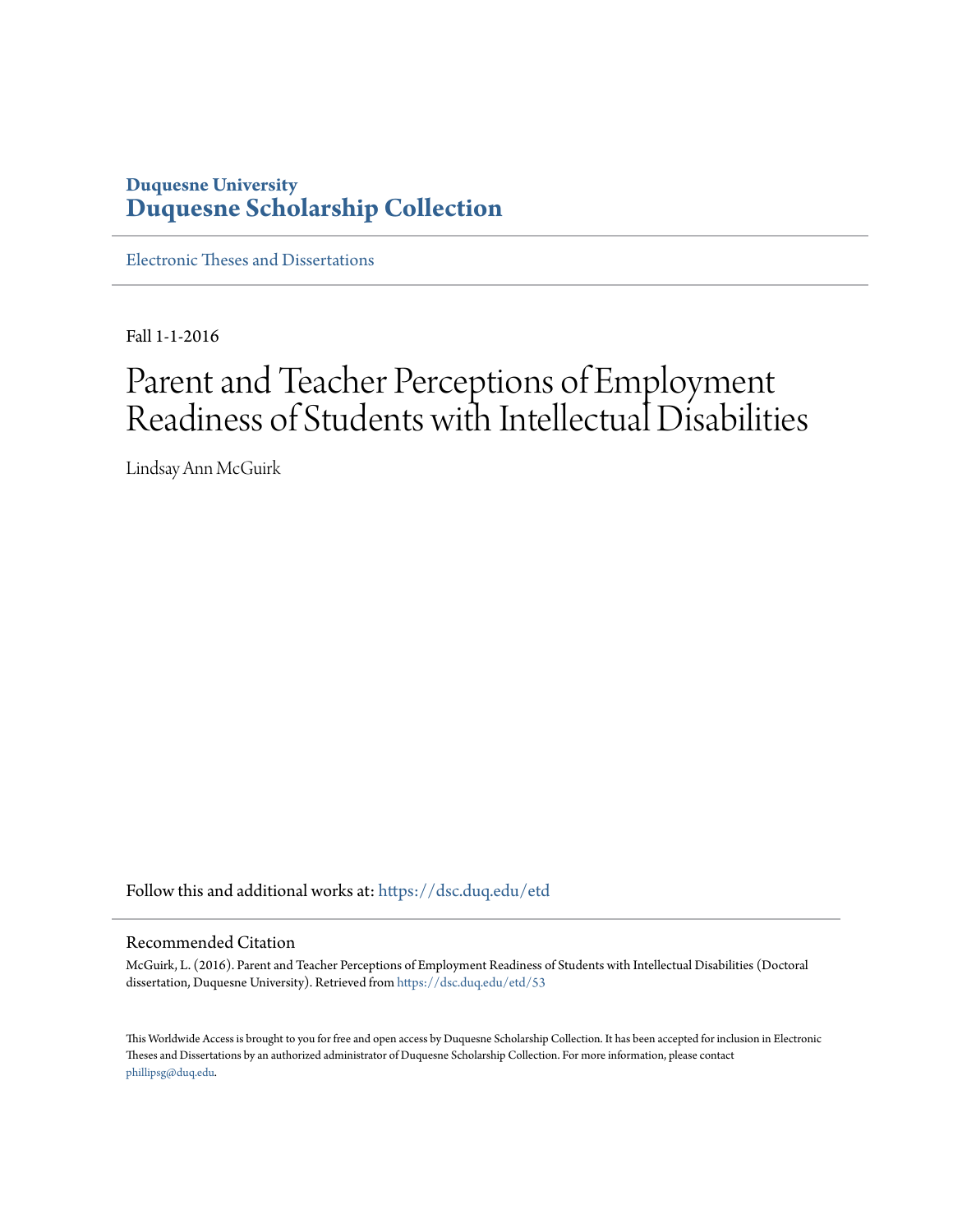**Duquesne University**
**Duquesne Scholarship Collection**

Electronic Theses and Dissertations

---

Fall 1-1-2016

# Parent and Teacher Perceptions of Employment Readiness of Students with Intellectual Disabilities

Lindsay Ann McGuirk

Follow this and additional works at: https://dsc.duq.edu/etd

---

## Recommended Citation

McGuirk, L. (2016). Parent and Teacher Perceptions of Employment Readiness of Students with Intellectual Disabilities (Doctoral dissertation, Duquesne University). Retrieved from https://dsc.duq.edu/etd/53

This Worldwide Access is brought to you for free and open access by Duquesne Scholarship Collection. It has been accepted for inclusion in Electronic Theses and Dissertations by an authorized administrator of Duquesne Scholarship Collection. For more information, please contact phillipsg@duq.edu.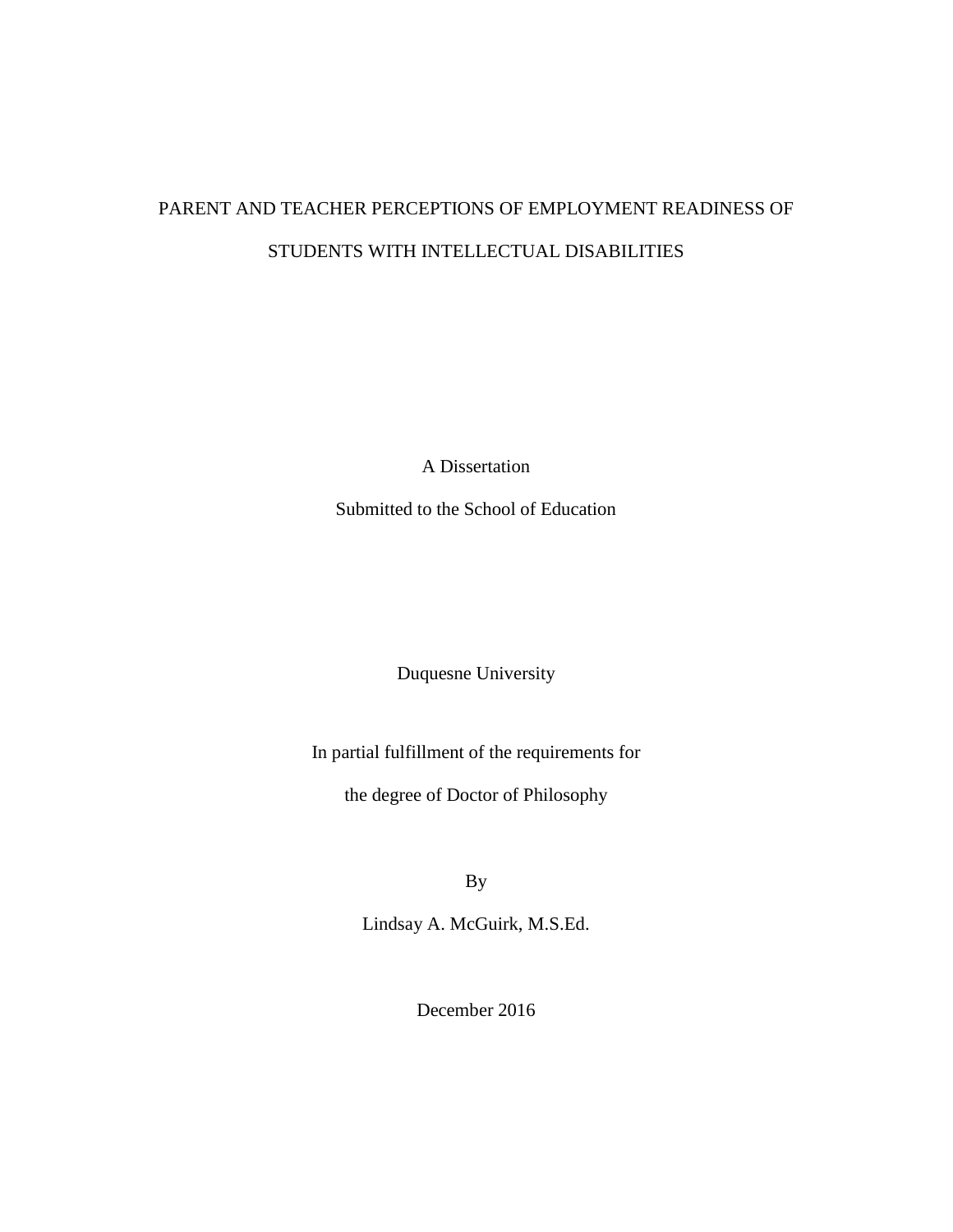# PARENT AND TEACHER PERCEPTIONS OF EMPLOYMENT READINESS OF STUDENTS WITH INTELLECTUAL DISABILITIES

A Dissertation

Submitted to the School of Education

Duquesne University

In partial fulfillment of the requirements for

the degree of Doctor of Philosophy

By

Lindsay A. McGuirk, M.S.Ed.

December 2016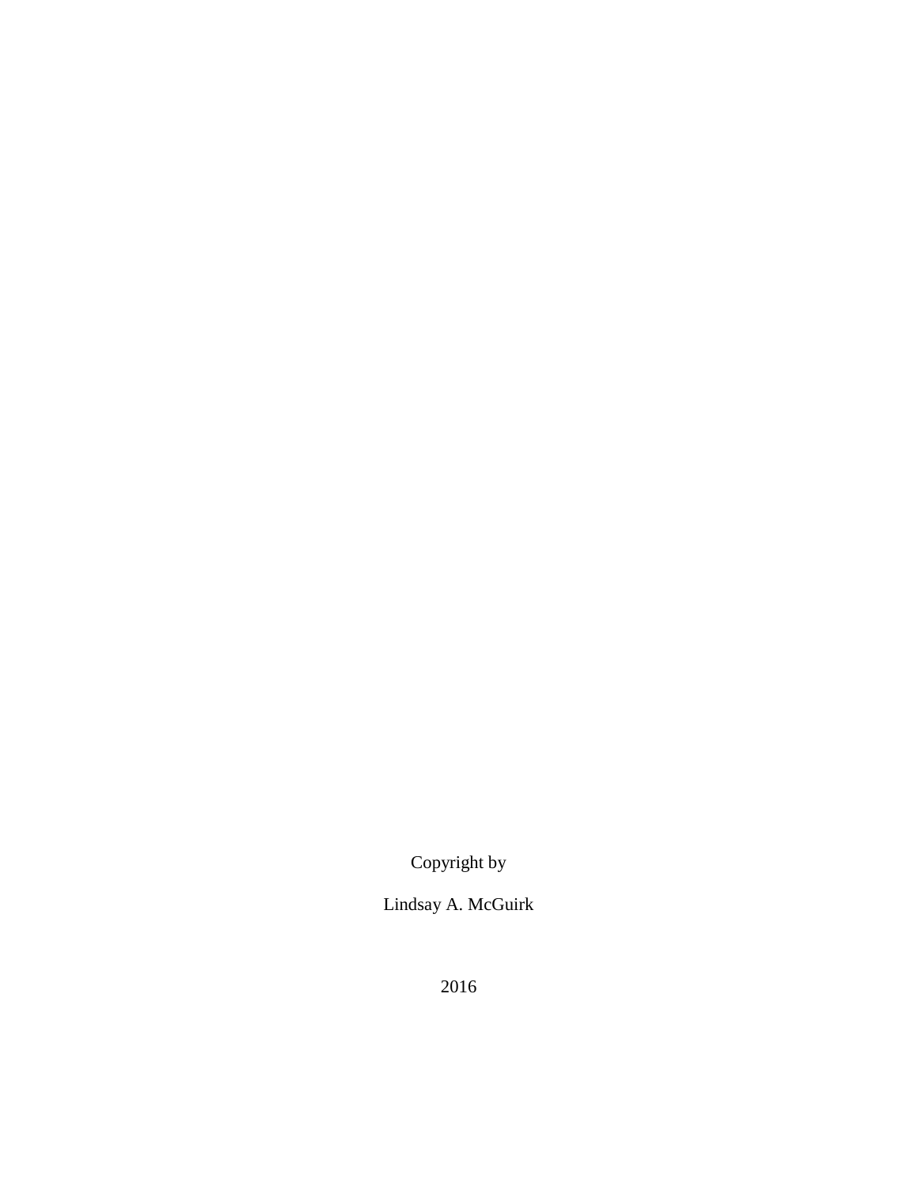Copyright by

Lindsay A. McGuirk

2016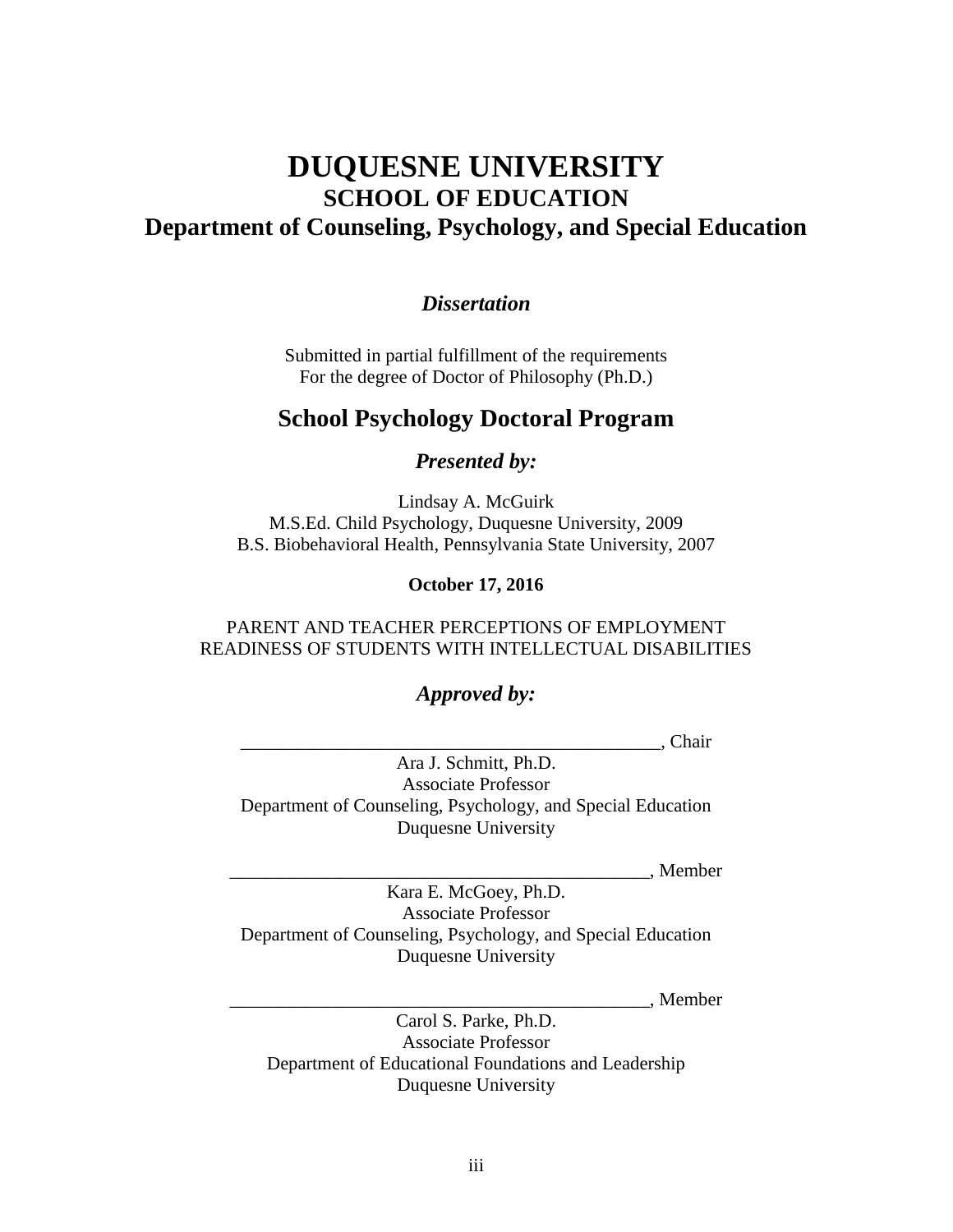# DUQUESNE UNIVERSITY
## SCHOOL OF EDUCATION
## Department of Counseling, Psychology, and Special Education

***Dissertation***

Submitted in partial fulfillment of the requirements
For the degree of Doctor of Philosophy (Ph.D.)

## School Psychology Doctoral Program

***Presented by:***

Lindsay A. McGuirk
M.S.Ed. Child Psychology, Duquesne University, 2009
B.S. Biobehavioral Health, Pennsylvania State University, 2007

**October 17, 2016**

PARENT AND TEACHER PERCEPTIONS OF EMPLOYMENT READINESS OF STUDENTS WITH INTELLECTUAL DISABILITIES

***Approved by:***

_______________________________________________, Chair
Ara J. Schmitt, Ph.D.
Associate Professor
Department of Counseling, Psychology, and Special Education
Duquesne University

_______________________________________________, Member
Kara E. McGoey, Ph.D.
Associate Professor
Department of Counseling, Psychology, and Special Education
Duquesne University

_______________________________________________, Member
Carol S. Parke, Ph.D.
Associate Professor
Department of Educational Foundations and Leadership
Duquesne University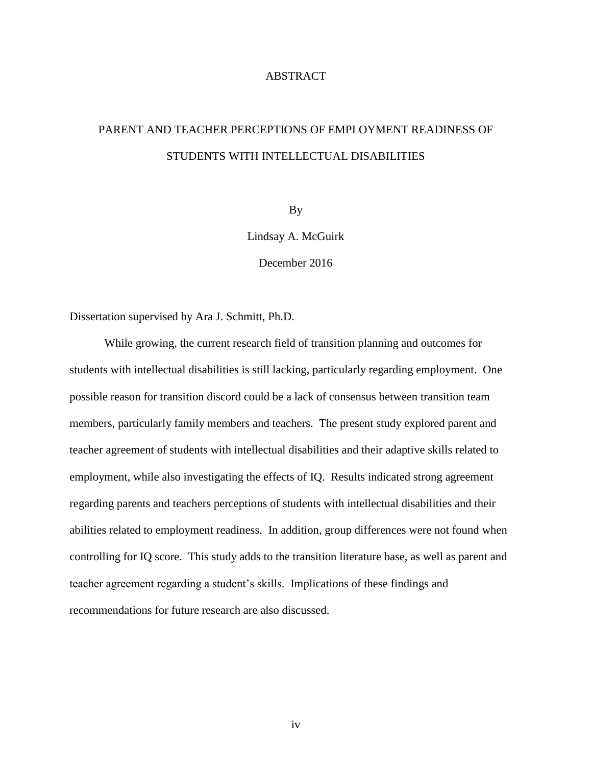# ABSTRACT

## PARENT AND TEACHER PERCEPTIONS OF EMPLOYMENT READINESS OF STUDENTS WITH INTELLECTUAL DISABILITIES

By

Lindsay A. McGuirk

December 2016

Dissertation supervised by Ara J. Schmitt, Ph.D.

While growing, the current research field of transition planning and outcomes for students with intellectual disabilities is still lacking, particularly regarding employment. One possible reason for transition discord could be a lack of consensus between transition team members, particularly family members and teachers. The present study explored parent and teacher agreement of students with intellectual disabilities and their adaptive skills related to employment, while also investigating the effects of IQ. Results indicated strong agreement regarding parents and teachers perceptions of students with intellectual disabilities and their abilities related to employment readiness. In addition, group differences were not found when controlling for IQ score. This study adds to the transition literature base, as well as parent and teacher agreement regarding a student's skills. Implications of these findings and recommendations for future research are also discussed.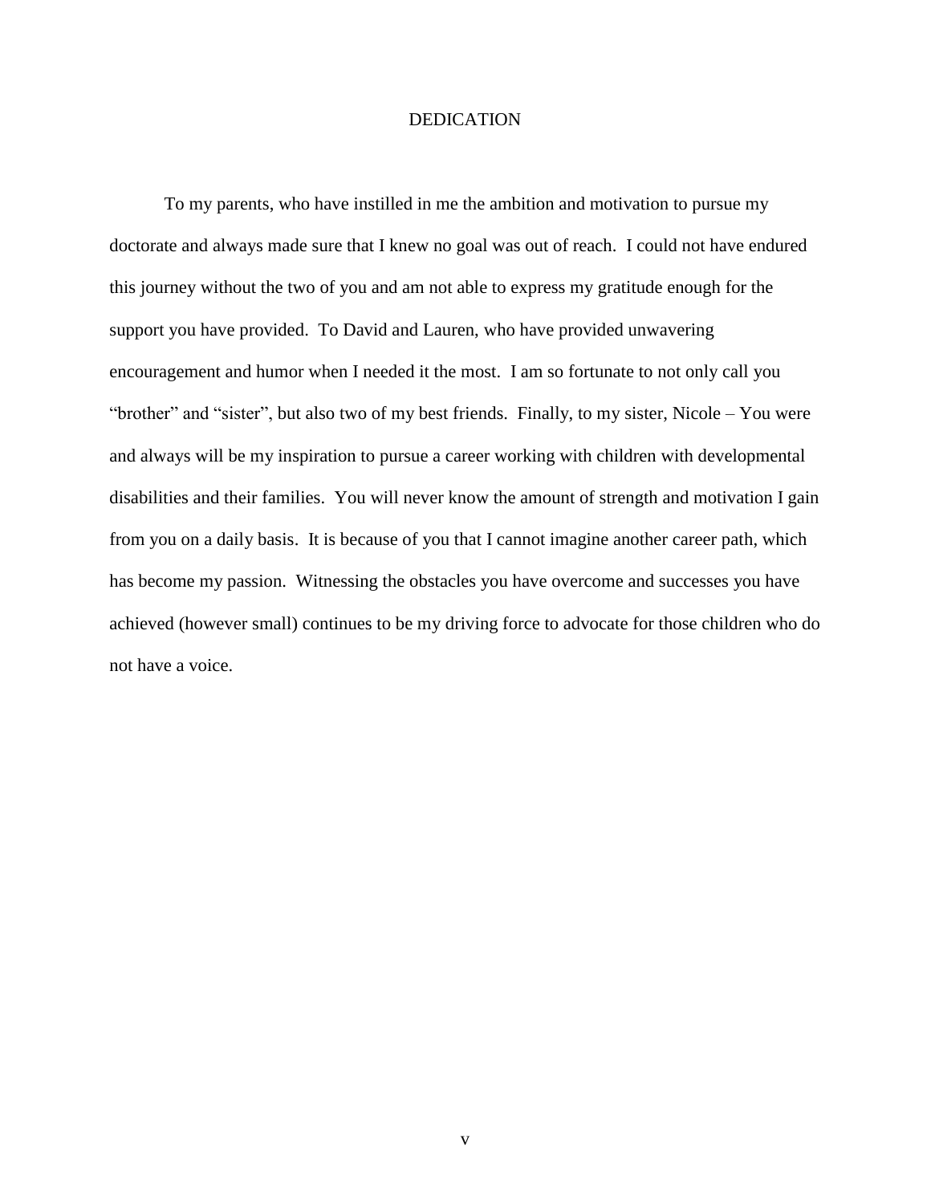# DEDICATION

To my parents, who have instilled in me the ambition and motivation to pursue my doctorate and always made sure that I knew no goal was out of reach. I could not have endured this journey without the two of you and am not able to express my gratitude enough for the support you have provided. To David and Lauren, who have provided unwavering encouragement and humor when I needed it the most. I am so fortunate to not only call you "brother" and "sister", but also two of my best friends. Finally, to my sister, Nicole – You were and always will be my inspiration to pursue a career working with children with developmental disabilities and their families. You will never know the amount of strength and motivation I gain from you on a daily basis. It is because of you that I cannot imagine another career path, which has become my passion. Witnessing the obstacles you have overcome and successes you have achieved (however small) continues to be my driving force to advocate for those children who do not have a voice.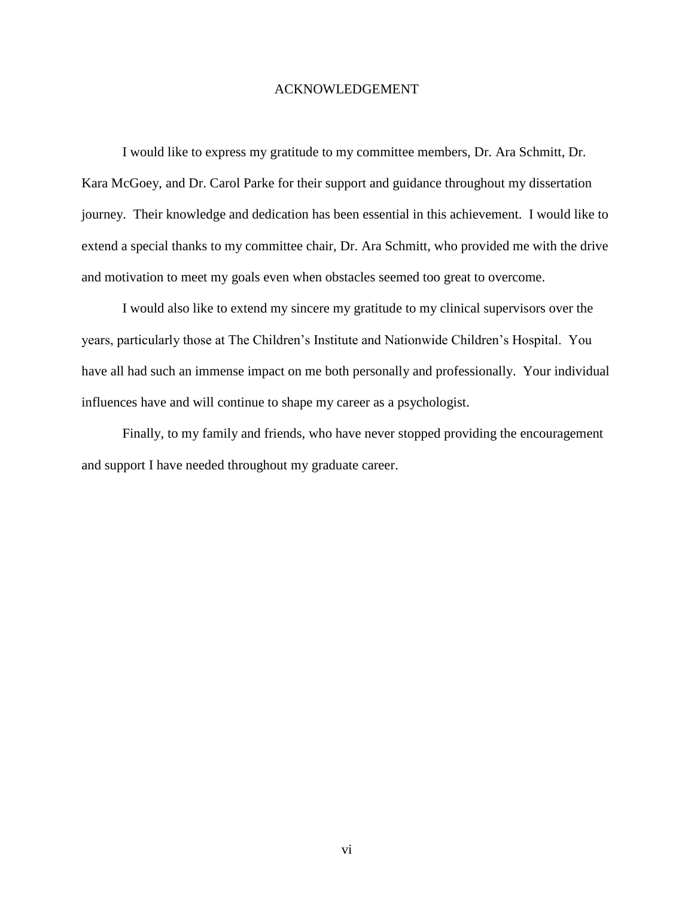# ACKNOWLEDGEMENT

I would like to express my gratitude to my committee members, Dr. Ara Schmitt, Dr. Kara McGoey, and Dr. Carol Parke for their support and guidance throughout my dissertation journey. Their knowledge and dedication has been essential in this achievement. I would like to extend a special thanks to my committee chair, Dr. Ara Schmitt, who provided me with the drive and motivation to meet my goals even when obstacles seemed too great to overcome.

I would also like to extend my sincere my gratitude to my clinical supervisors over the years, particularly those at The Children's Institute and Nationwide Children's Hospital. You have all had such an immense impact on me both personally and professionally. Your individual influences have and will continue to shape my career as a psychologist.

Finally, to my family and friends, who have never stopped providing the encouragement and support I have needed throughout my graduate career.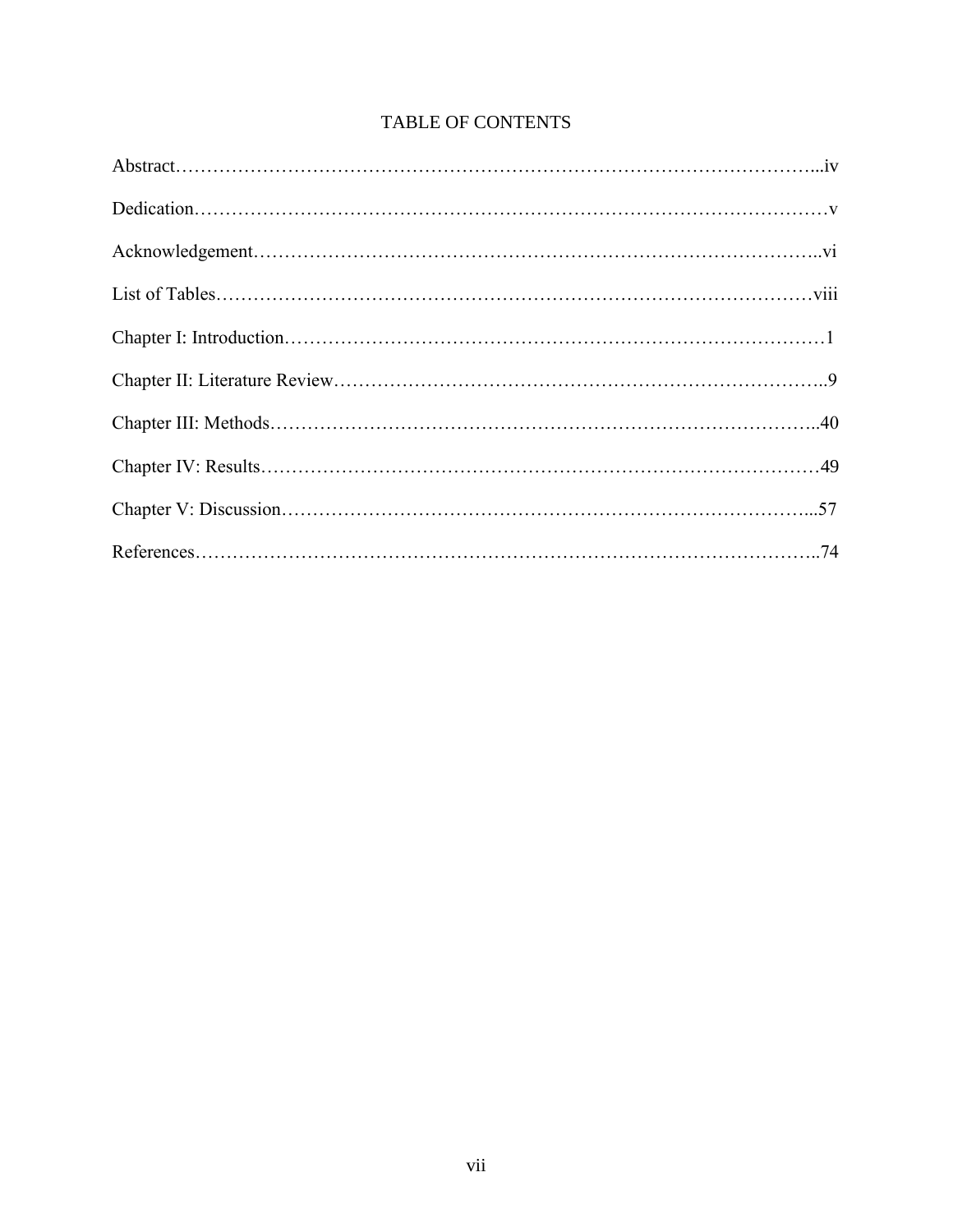# TABLE OF CONTENTS

Abstract……………………………………………………………………………………...iv

Dedication………………………………………………………………………………………v

Acknowledgement……………………………………………………………………………..vi

List of Tables…………………………………………………………………………………viii

Chapter I: Introduction……………………………………………………………………………1

Chapter II: Literature Review…………………………………………………………………..9

Chapter III: Methods……………………………………………………………………………..40

Chapter IV: Results…………………………………………………………………………………49

Chapter V: Discussion……………………………………………………………………………...57

References………………………………………………………………………………………..74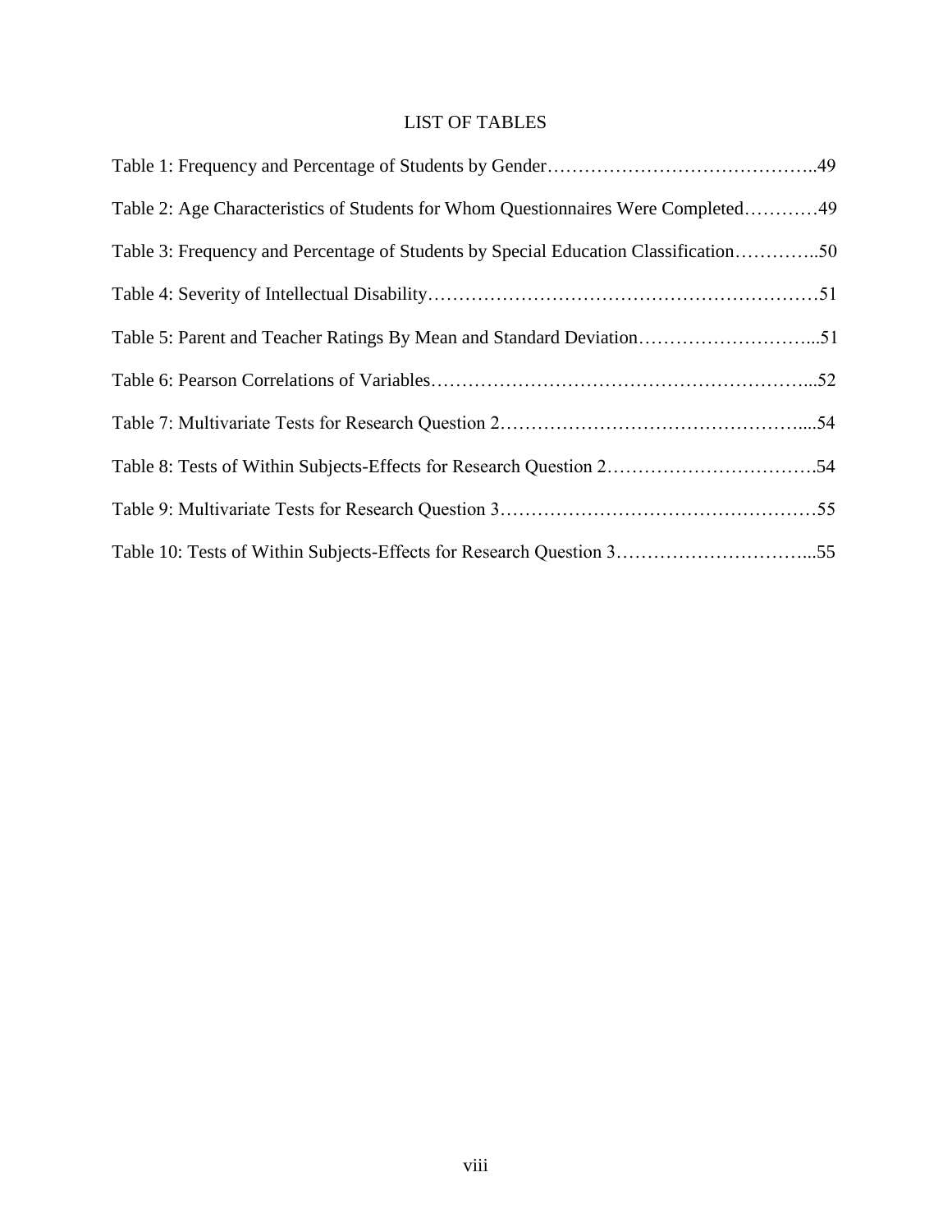# LIST OF TABLES

Table 1: Frequency and Percentage of Students by Gender……………………………………..49

Table 2: Age Characteristics of Students for Whom Questionnaires Were Completed…………49

Table 3: Frequency and Percentage of Students by Special Education Classification…………..50

Table 4: Severity of Intellectual Disability………………………………………………………51

Table 5: Parent and Teacher Ratings By Mean and Standard Deviation………………………...51

Table 6: Pearson Correlations of Variables……………………………………………………...52

Table 7: Multivariate Tests for Research Question 2…………………………………………....54

Table 8: Tests of Within Subjects-Effects for Research Question 2…………………………….54

Table 9: Multivariate Tests for Research Question 3……………………………………………55

Table 10: Tests of Within Subjects-Effects for Research Question 3…………………………...55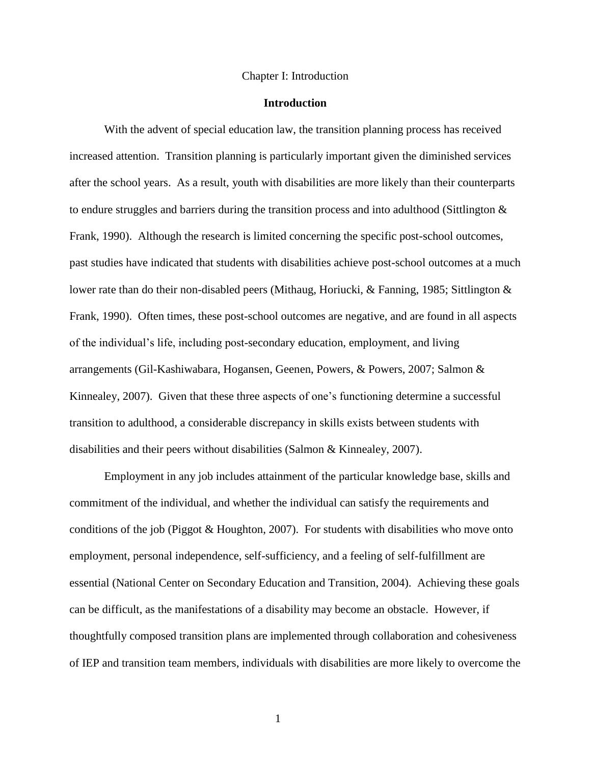# Chapter I: Introduction

## Introduction

With the advent of special education law, the transition planning process has received increased attention. Transition planning is particularly important given the diminished services after the school years. As a result, youth with disabilities are more likely than their counterparts to endure struggles and barriers during the transition process and into adulthood (Sittlington & Frank, 1990). Although the research is limited concerning the specific post-school outcomes, past studies have indicated that students with disabilities achieve post-school outcomes at a much lower rate than do their non-disabled peers (Mithaug, Horiucki, & Fanning, 1985; Sittlington & Frank, 1990). Often times, these post-school outcomes are negative, and are found in all aspects of the individual's life, including post-secondary education, employment, and living arrangements (Gil-Kashiwabara, Hogansen, Geenen, Powers, & Powers, 2007; Salmon & Kinnealey, 2007). Given that these three aspects of one's functioning determine a successful transition to adulthood, a considerable discrepancy in skills exists between students with disabilities and their peers without disabilities (Salmon & Kinnealey, 2007).

Employment in any job includes attainment of the particular knowledge base, skills and commitment of the individual, and whether the individual can satisfy the requirements and conditions of the job (Piggot & Houghton, 2007). For students with disabilities who move onto employment, personal independence, self-sufficiency, and a feeling of self-fulfillment are essential (National Center on Secondary Education and Transition, 2004). Achieving these goals can be difficult, as the manifestations of a disability may become an obstacle. However, if thoughtfully composed transition plans are implemented through collaboration and cohesiveness of IEP and transition team members, individuals with disabilities are more likely to overcome the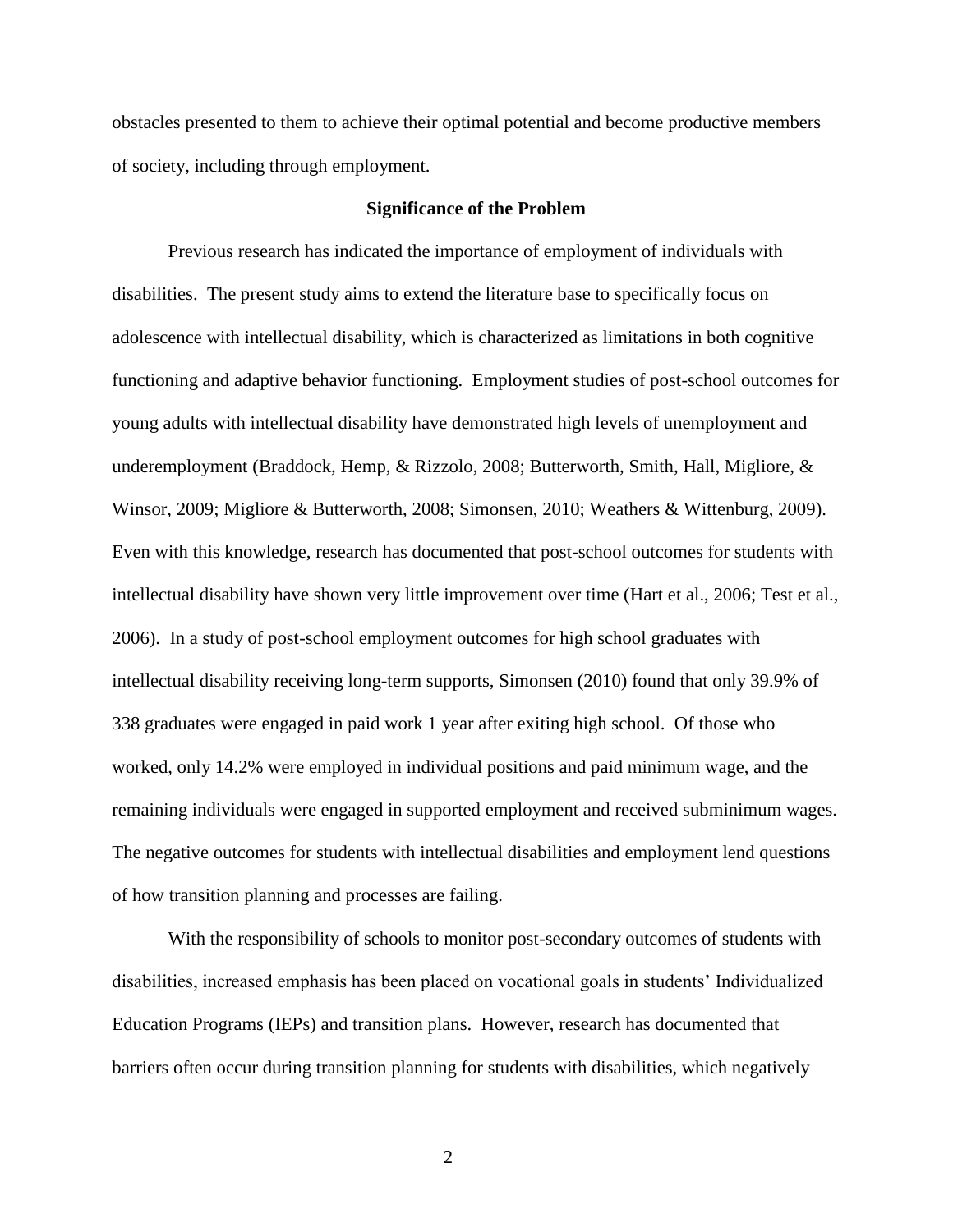obstacles presented to them to achieve their optimal potential and become productive members of society, including through employment.

## Significance of the Problem

Previous research has indicated the importance of employment of individuals with disabilities. The present study aims to extend the literature base to specifically focus on adolescence with intellectual disability, which is characterized as limitations in both cognitive functioning and adaptive behavior functioning. Employment studies of post-school outcomes for young adults with intellectual disability have demonstrated high levels of unemployment and underemployment (Braddock, Hemp, & Rizzolo, 2008; Butterworth, Smith, Hall, Migliore, & Winsor, 2009; Migliore & Butterworth, 2008; Simonsen, 2010; Weathers & Wittenburg, 2009). Even with this knowledge, research has documented that post-school outcomes for students with intellectual disability have shown very little improvement over time (Hart et al., 2006; Test et al., 2006). In a study of post-school employment outcomes for high school graduates with intellectual disability receiving long-term supports, Simonsen (2010) found that only 39.9% of 338 graduates were engaged in paid work 1 year after exiting high school. Of those who worked, only 14.2% were employed in individual positions and paid minimum wage, and the remaining individuals were engaged in supported employment and received subminimum wages. The negative outcomes for students with intellectual disabilities and employment lend questions of how transition planning and processes are failing.

With the responsibility of schools to monitor post-secondary outcomes of students with disabilities, increased emphasis has been placed on vocational goals in students' Individualized Education Programs (IEPs) and transition plans. However, research has documented that barriers often occur during transition planning for students with disabilities, which negatively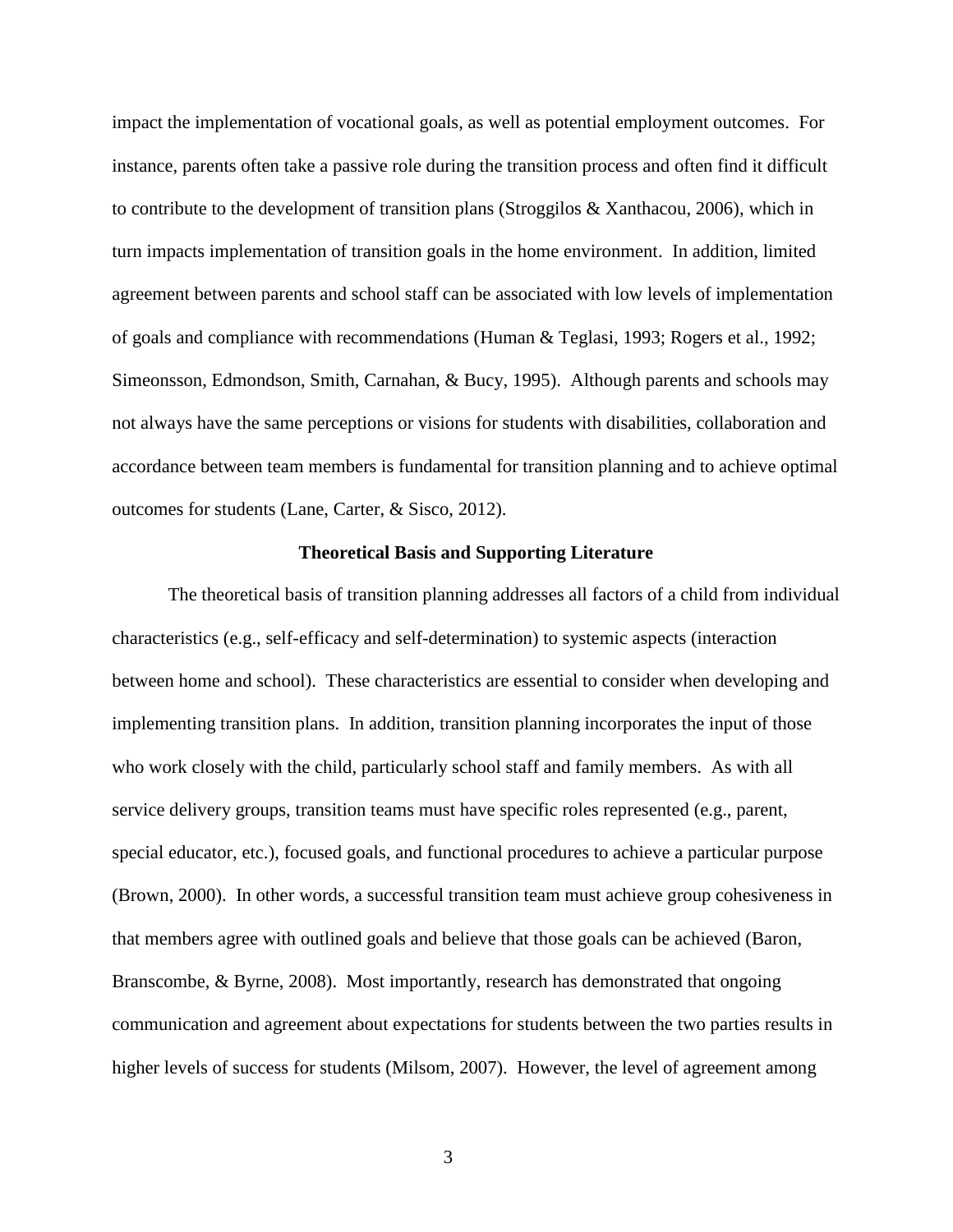impact the implementation of vocational goals, as well as potential employment outcomes. For instance, parents often take a passive role during the transition process and often find it difficult to contribute to the development of transition plans (Stroggilos & Xanthacou, 2006), which in turn impacts implementation of transition goals in the home environment. In addition, limited agreement between parents and school staff can be associated with low levels of implementation of goals and compliance with recommendations (Human & Teglasi, 1993; Rogers et al., 1992; Simeonsson, Edmondson, Smith, Carnahan, & Bucy, 1995). Although parents and schools may not always have the same perceptions or visions for students with disabilities, collaboration and accordance between team members is fundamental for transition planning and to achieve optimal outcomes for students (Lane, Carter, & Sisco, 2012).

## Theoretical Basis and Supporting Literature

The theoretical basis of transition planning addresses all factors of a child from individual characteristics (e.g., self-efficacy and self-determination) to systemic aspects (interaction between home and school). These characteristics are essential to consider when developing and implementing transition plans. In addition, transition planning incorporates the input of those who work closely with the child, particularly school staff and family members. As with all service delivery groups, transition teams must have specific roles represented (e.g., parent, special educator, etc.), focused goals, and functional procedures to achieve a particular purpose (Brown, 2000). In other words, a successful transition team must achieve group cohesiveness in that members agree with outlined goals and believe that those goals can be achieved (Baron, Branscombe, & Byrne, 2008). Most importantly, research has demonstrated that ongoing communication and agreement about expectations for students between the two parties results in higher levels of success for students (Milsom, 2007). However, the level of agreement among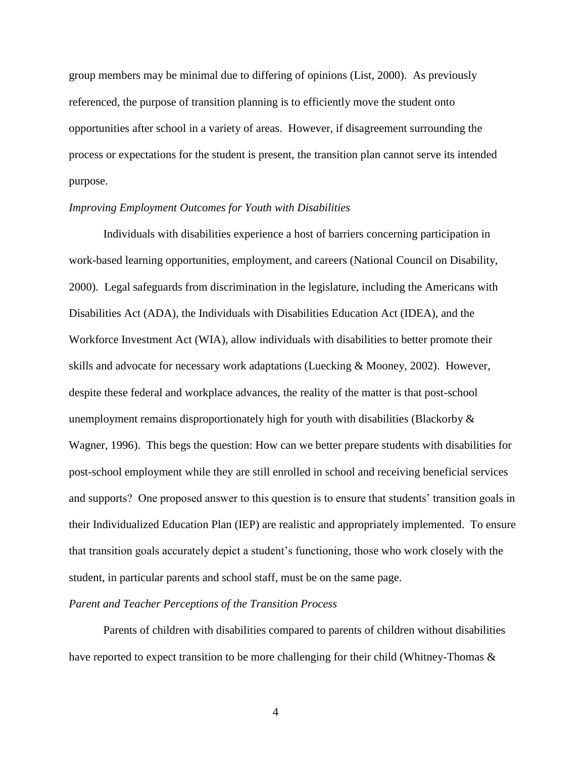group members may be minimal due to differing of opinions (List, 2000). As previously referenced, the purpose of transition planning is to efficiently move the student onto opportunities after school in a variety of areas. However, if disagreement surrounding the process or expectations for the student is present, the transition plan cannot serve its intended purpose.

*Improving Employment Outcomes for Youth with Disabilities*

Individuals with disabilities experience a host of barriers concerning participation in work-based learning opportunities, employment, and careers (National Council on Disability, 2000). Legal safeguards from discrimination in the legislature, including the Americans with Disabilities Act (ADA), the Individuals with Disabilities Education Act (IDEA), and the Workforce Investment Act (WIA), allow individuals with disabilities to better promote their skills and advocate for necessary work adaptations (Luecking & Mooney, 2002). However, despite these federal and workplace advances, the reality of the matter is that post-school unemployment remains disproportionately high for youth with disabilities (Blackorby & Wagner, 1996). This begs the question: How can we better prepare students with disabilities for post-school employment while they are still enrolled in school and receiving beneficial services and supports? One proposed answer to this question is to ensure that students' transition goals in their Individualized Education Plan (IEP) are realistic and appropriately implemented. To ensure that transition goals accurately depict a student's functioning, those who work closely with the student, in particular parents and school staff, must be on the same page.

*Parent and Teacher Perceptions of the Transition Process*

Parents of children with disabilities compared to parents of children without disabilities have reported to expect transition to be more challenging for their child (Whitney-Thomas &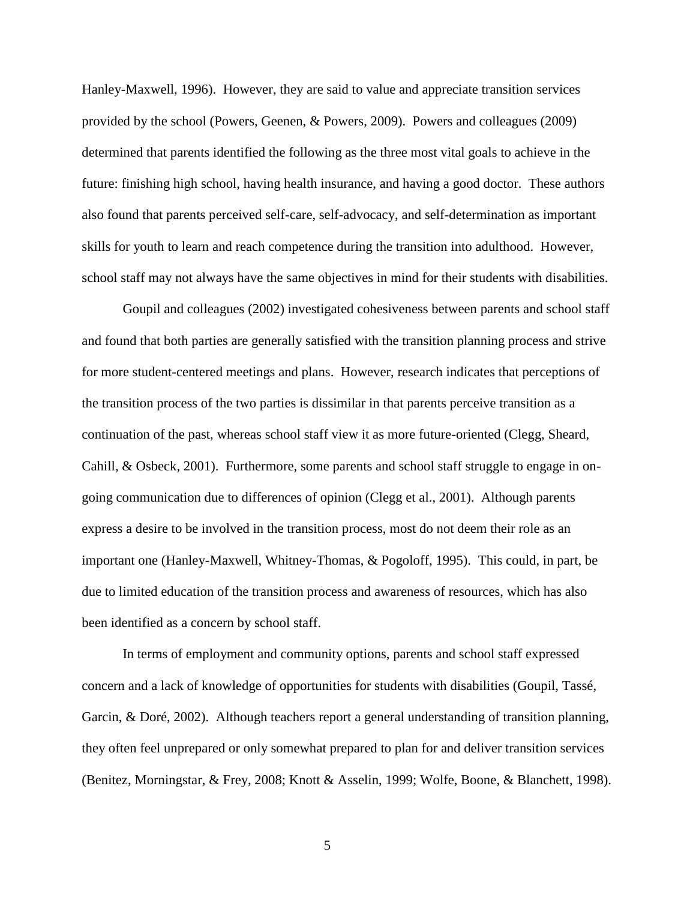Hanley-Maxwell, 1996). However, they are said to value and appreciate transition services provided by the school (Powers, Geenen, & Powers, 2009). Powers and colleagues (2009) determined that parents identified the following as the three most vital goals to achieve in the future: finishing high school, having health insurance, and having a good doctor. These authors also found that parents perceived self-care, self-advocacy, and self-determination as important skills for youth to learn and reach competence during the transition into adulthood. However, school staff may not always have the same objectives in mind for their students with disabilities.

Goupil and colleagues (2002) investigated cohesiveness between parents and school staff and found that both parties are generally satisfied with the transition planning process and strive for more student-centered meetings and plans. However, research indicates that perceptions of the transition process of the two parties is dissimilar in that parents perceive transition as a continuation of the past, whereas school staff view it as more future-oriented (Clegg, Sheard, Cahill, & Osbeck, 2001). Furthermore, some parents and school staff struggle to engage in on-going communication due to differences of opinion (Clegg et al., 2001). Although parents express a desire to be involved in the transition process, most do not deem their role as an important one (Hanley-Maxwell, Whitney-Thomas, & Pogoloff, 1995). This could, in part, be due to limited education of the transition process and awareness of resources, which has also been identified as a concern by school staff.

In terms of employment and community options, parents and school staff expressed concern and a lack of knowledge of opportunities for students with disabilities (Goupil, Tassé, Garcin, & Doré, 2002). Although teachers report a general understanding of transition planning, they often feel unprepared or only somewhat prepared to plan for and deliver transition services (Benitez, Morningstar, & Frey, 2008; Knott & Asselin, 1999; Wolfe, Boone, & Blanchett, 1998).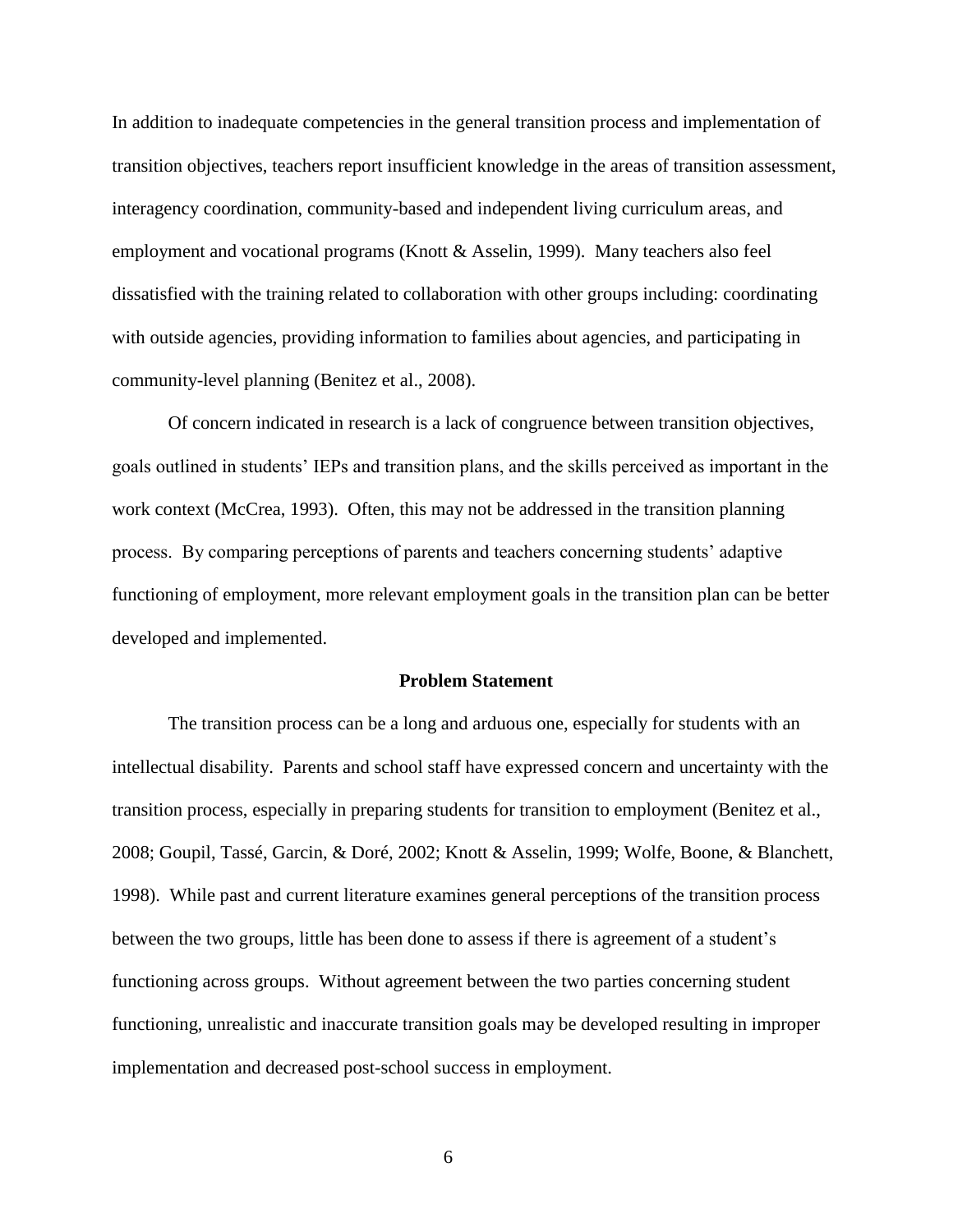In addition to inadequate competencies in the general transition process and implementation of transition objectives, teachers report insufficient knowledge in the areas of transition assessment, interagency coordination, community-based and independent living curriculum areas, and employment and vocational programs (Knott & Asselin, 1999). Many teachers also feel dissatisfied with the training related to collaboration with other groups including: coordinating with outside agencies, providing information to families about agencies, and participating in community-level planning (Benitez et al., 2008).

Of concern indicated in research is a lack of congruence between transition objectives, goals outlined in students' IEPs and transition plans, and the skills perceived as important in the work context (McCrea, 1993). Often, this may not be addressed in the transition planning process. By comparing perceptions of parents and teachers concerning students' adaptive functioning of employment, more relevant employment goals in the transition plan can be better developed and implemented.

## Problem Statement

The transition process can be a long and arduous one, especially for students with an intellectual disability. Parents and school staff have expressed concern and uncertainty with the transition process, especially in preparing students for transition to employment (Benitez et al., 2008; Goupil, Tassé, Garcin, & Doré, 2002; Knott & Asselin, 1999; Wolfe, Boone, & Blanchett, 1998). While past and current literature examines general perceptions of the transition process between the two groups, little has been done to assess if there is agreement of a student's functioning across groups. Without agreement between the two parties concerning student functioning, unrealistic and inaccurate transition goals may be developed resulting in improper implementation and decreased post-school success in employment.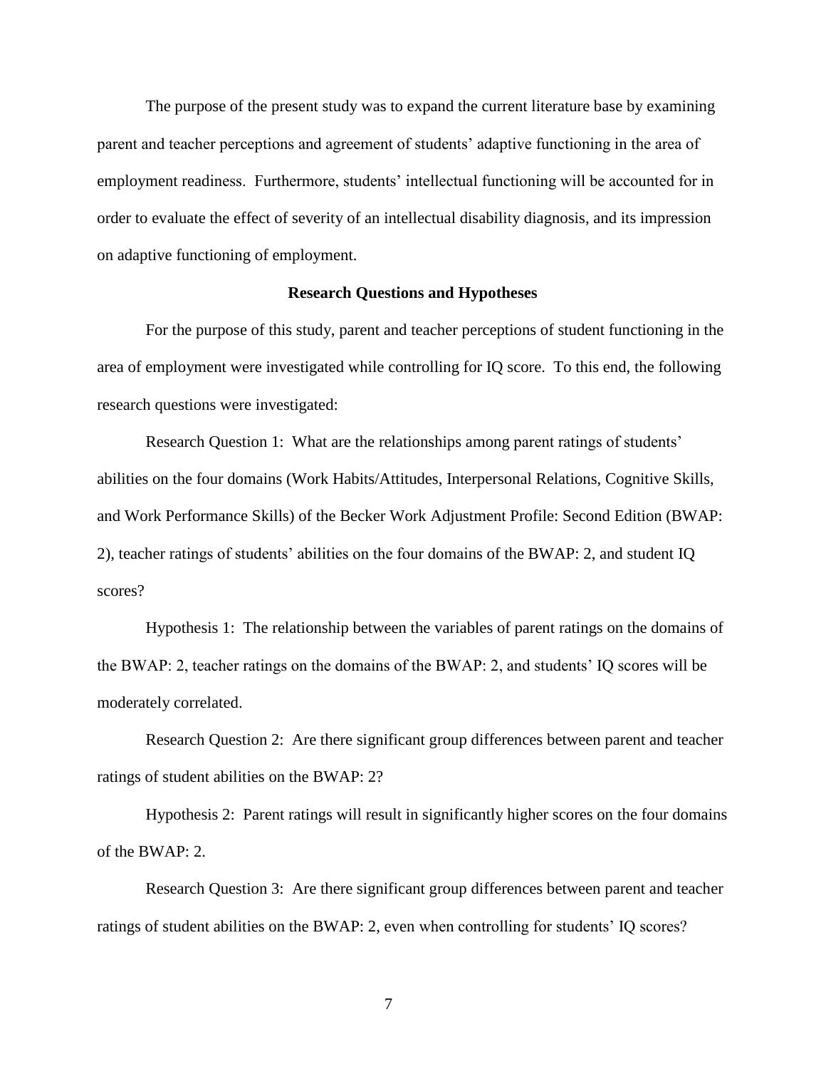The purpose of the present study was to expand the current literature base by examining parent and teacher perceptions and agreement of students' adaptive functioning in the area of employment readiness. Furthermore, students' intellectual functioning will be accounted for in order to evaluate the effect of severity of an intellectual disability diagnosis, and its impression on adaptive functioning of employment.

## Research Questions and Hypotheses

For the purpose of this study, parent and teacher perceptions of student functioning in the area of employment were investigated while controlling for IQ score. To this end, the following research questions were investigated:

Research Question 1: What are the relationships among parent ratings of students' abilities on the four domains (Work Habits/Attitudes, Interpersonal Relations, Cognitive Skills, and Work Performance Skills) of the Becker Work Adjustment Profile: Second Edition (BWAP: 2), teacher ratings of students' abilities on the four domains of the BWAP: 2, and student IQ scores?

Hypothesis 1: The relationship between the variables of parent ratings on the domains of the BWAP: 2, teacher ratings on the domains of the BWAP: 2, and students' IQ scores will be moderately correlated.

Research Question 2: Are there significant group differences between parent and teacher ratings of student abilities on the BWAP: 2?

Hypothesis 2: Parent ratings will result in significantly higher scores on the four domains of the BWAP: 2.

Research Question 3: Are there significant group differences between parent and teacher ratings of student abilities on the BWAP: 2, even when controlling for students' IQ scores?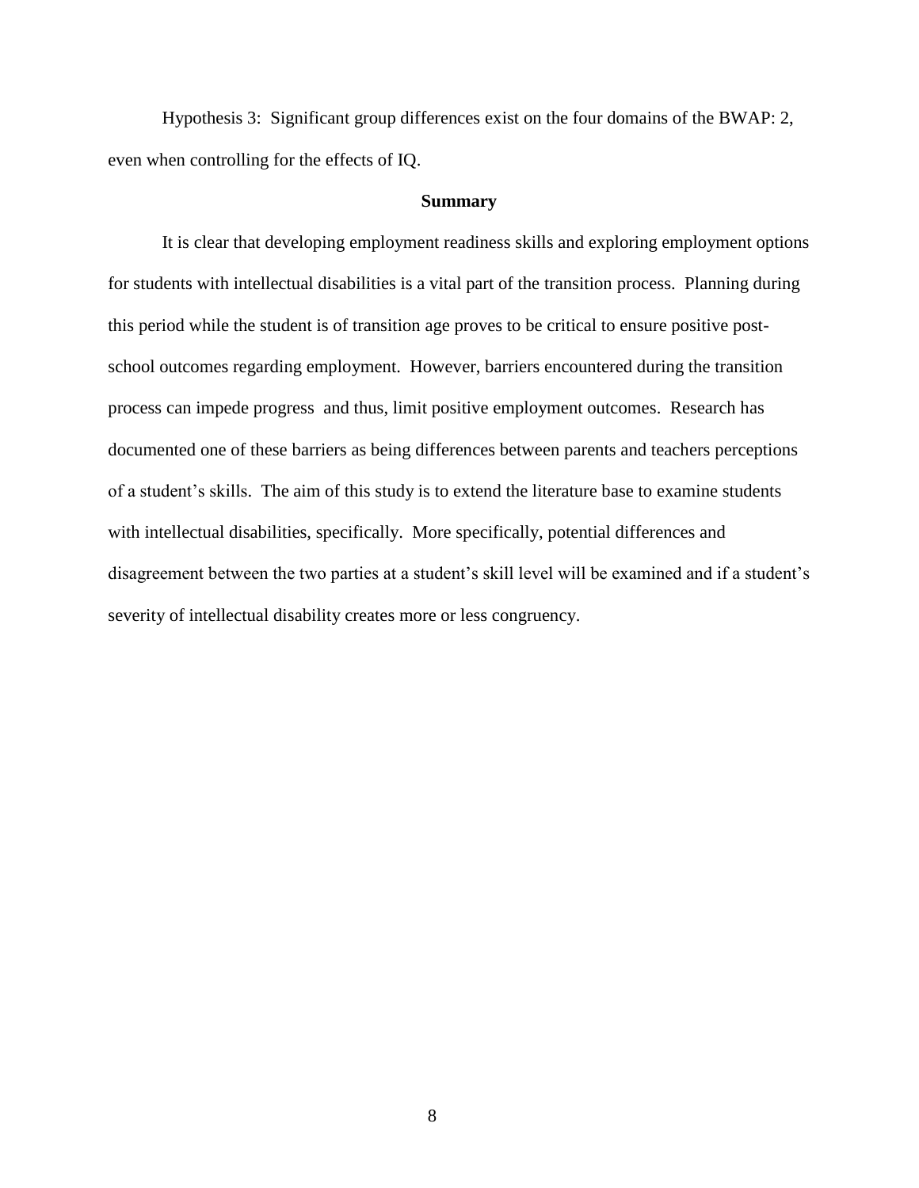Hypothesis 3: Significant group differences exist on the four domains of the BWAP: 2, even when controlling for the effects of IQ.

## Summary

It is clear that developing employment readiness skills and exploring employment options for students with intellectual disabilities is a vital part of the transition process. Planning during this period while the student is of transition age proves to be critical to ensure positive post-school outcomes regarding employment. However, barriers encountered during the transition process can impede progress and thus, limit positive employment outcomes. Research has documented one of these barriers as being differences between parents and teachers perceptions of a student's skills. The aim of this study is to extend the literature base to examine students with intellectual disabilities, specifically. More specifically, potential differences and disagreement between the two parties at a student's skill level will be examined and if a student's severity of intellectual disability creates more or less congruency.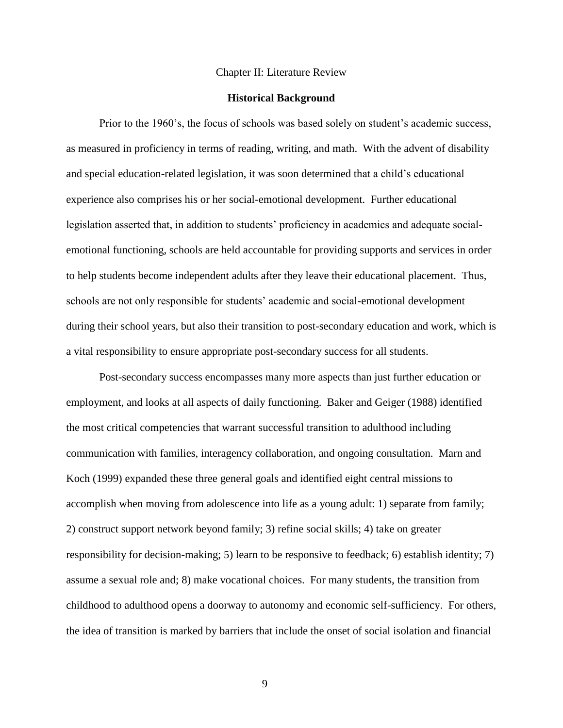# Chapter II: Literature Review

## Historical Background

Prior to the 1960's, the focus of schools was based solely on student's academic success, as measured in proficiency in terms of reading, writing, and math. With the advent of disability and special education-related legislation, it was soon determined that a child's educational experience also comprises his or her social-emotional development. Further educational legislation asserted that, in addition to students' proficiency in academics and adequate social-emotional functioning, schools are held accountable for providing supports and services in order to help students become independent adults after they leave their educational placement. Thus, schools are not only responsible for students' academic and social-emotional development during their school years, but also their transition to post-secondary education and work, which is a vital responsibility to ensure appropriate post-secondary success for all students.

Post-secondary success encompasses many more aspects than just further education or employment, and looks at all aspects of daily functioning. Baker and Geiger (1988) identified the most critical competencies that warrant successful transition to adulthood including communication with families, interagency collaboration, and ongoing consultation. Marn and Koch (1999) expanded these three general goals and identified eight central missions to accomplish when moving from adolescence into life as a young adult: 1) separate from family; 2) construct support network beyond family; 3) refine social skills; 4) take on greater responsibility for decision-making; 5) learn to be responsive to feedback; 6) establish identity; 7) assume a sexual role and; 8) make vocational choices. For many students, the transition from childhood to adulthood opens a doorway to autonomy and economic self-sufficiency. For others, the idea of transition is marked by barriers that include the onset of social isolation and financial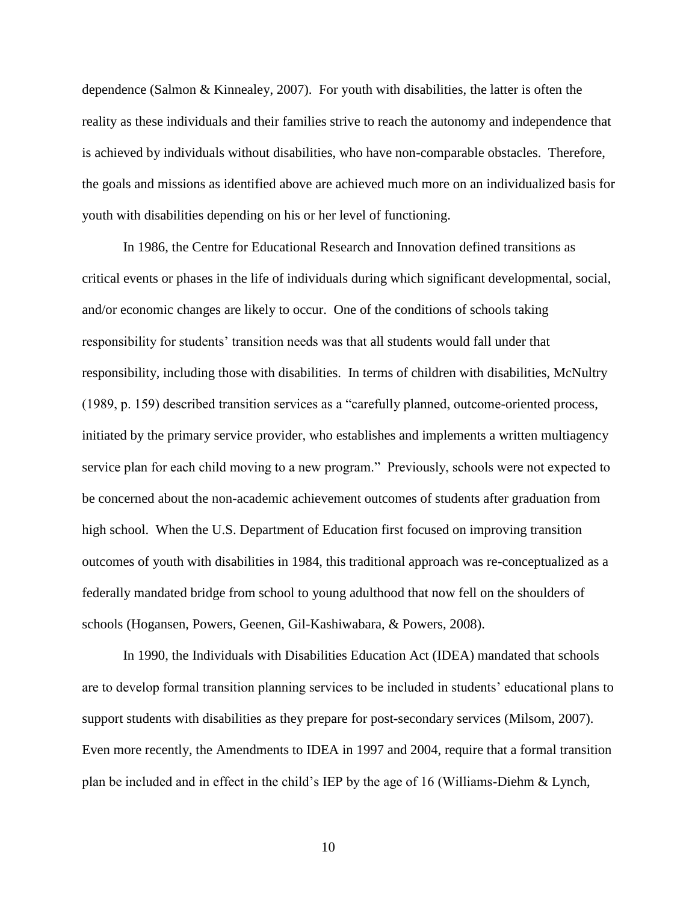dependence (Salmon & Kinnealey, 2007). For youth with disabilities, the latter is often the reality as these individuals and their families strive to reach the autonomy and independence that is achieved by individuals without disabilities, who have non-comparable obstacles. Therefore, the goals and missions as identified above are achieved much more on an individualized basis for youth with disabilities depending on his or her level of functioning.

In 1986, the Centre for Educational Research and Innovation defined transitions as critical events or phases in the life of individuals during which significant developmental, social, and/or economic changes are likely to occur. One of the conditions of schools taking responsibility for students' transition needs was that all students would fall under that responsibility, including those with disabilities. In terms of children with disabilities, McNultry (1989, p. 159) described transition services as a "carefully planned, outcome-oriented process, initiated by the primary service provider, who establishes and implements a written multiagency service plan for each child moving to a new program." Previously, schools were not expected to be concerned about the non-academic achievement outcomes of students after graduation from high school. When the U.S. Department of Education first focused on improving transition outcomes of youth with disabilities in 1984, this traditional approach was re-conceptualized as a federally mandated bridge from school to young adulthood that now fell on the shoulders of schools (Hogansen, Powers, Geenen, Gil-Kashiwabara, & Powers, 2008).

In 1990, the Individuals with Disabilities Education Act (IDEA) mandated that schools are to develop formal transition planning services to be included in students' educational plans to support students with disabilities as they prepare for post-secondary services (Milsom, 2007). Even more recently, the Amendments to IDEA in 1997 and 2004, require that a formal transition plan be included and in effect in the child's IEP by the age of 16 (Williams-Diehm & Lynch,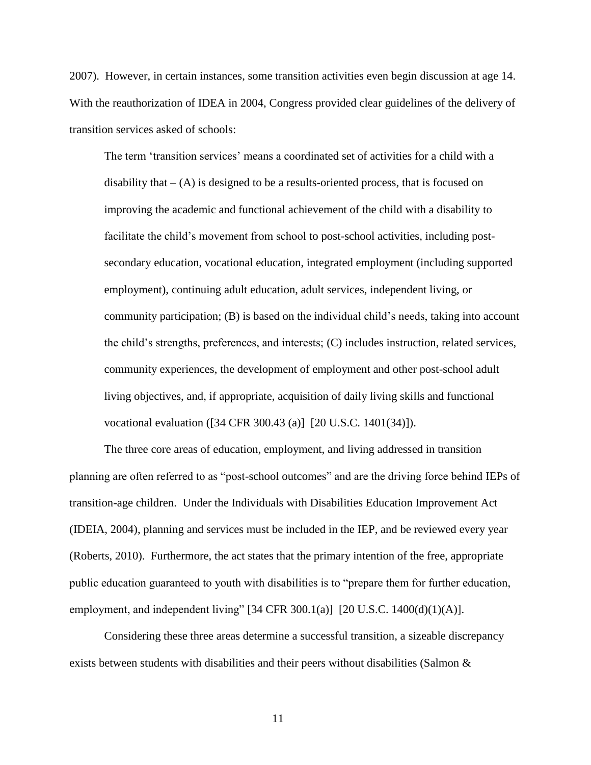2007). However, in certain instances, some transition activities even begin discussion at age 14. With the reauthorization of IDEA in 2004, Congress provided clear guidelines of the delivery of transition services asked of schools:

> The term 'transition services' means a coordinated set of activities for a child with a disability that – (A) is designed to be a results-oriented process, that is focused on improving the academic and functional achievement of the child with a disability to facilitate the child's movement from school to post-school activities, including post-secondary education, vocational education, integrated employment (including supported employment), continuing adult education, adult services, independent living, or community participation; (B) is based on the individual child's needs, taking into account the child's strengths, preferences, and interests; (C) includes instruction, related services, community experiences, the development of employment and other post-school adult living objectives, and, if appropriate, acquisition of daily living skills and functional vocational evaluation ([34 CFR 300.43 (a)] [20 U.S.C. 1401(34)]).

The three core areas of education, employment, and living addressed in transition planning are often referred to as "post-school outcomes" and are the driving force behind IEPs of transition-age children. Under the Individuals with Disabilities Education Improvement Act (IDEIA, 2004), planning and services must be included in the IEP, and be reviewed every year (Roberts, 2010). Furthermore, the act states that the primary intention of the free, appropriate public education guaranteed to youth with disabilities is to "prepare them for further education, employment, and independent living" [34 CFR 300.1(a)] [20 U.S.C. 1400(d)(1)(A)].

Considering these three areas determine a successful transition, a sizeable discrepancy exists between students with disabilities and their peers without disabilities (Salmon &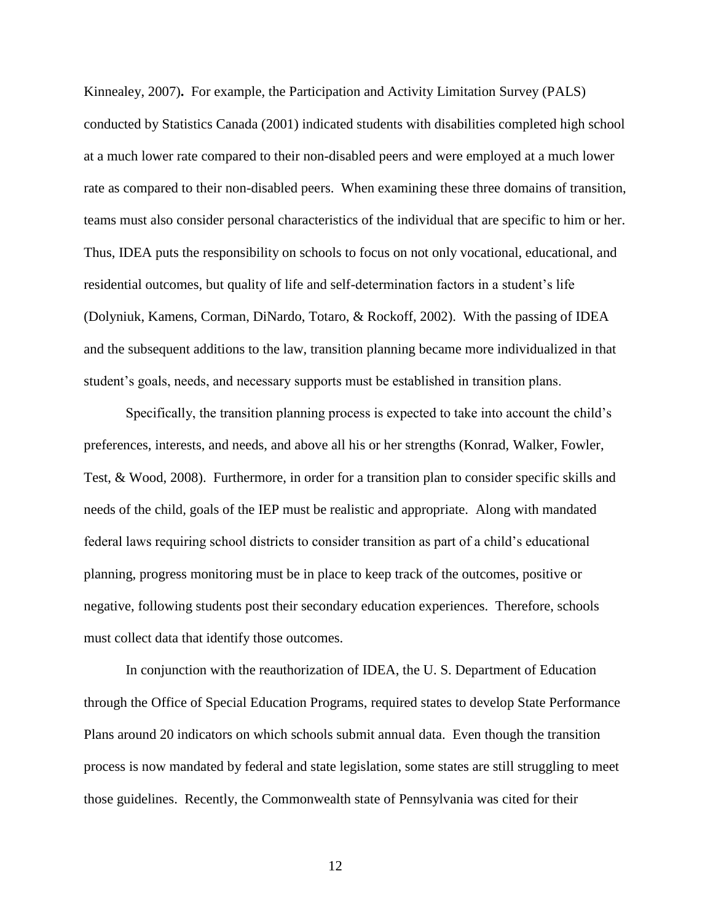Kinnealey, 2007). For example, the Participation and Activity Limitation Survey (PALS) conducted by Statistics Canada (2001) indicated students with disabilities completed high school at a much lower rate compared to their non-disabled peers and were employed at a much lower rate as compared to their non-disabled peers. When examining these three domains of transition, teams must also consider personal characteristics of the individual that are specific to him or her. Thus, IDEA puts the responsibility on schools to focus on not only vocational, educational, and residential outcomes, but quality of life and self-determination factors in a student's life (Dolyniuk, Kamens, Corman, DiNardo, Totaro, & Rockoff, 2002). With the passing of IDEA and the subsequent additions to the law, transition planning became more individualized in that student's goals, needs, and necessary supports must be established in transition plans.

Specifically, the transition planning process is expected to take into account the child's preferences, interests, and needs, and above all his or her strengths (Konrad, Walker, Fowler, Test, & Wood, 2008). Furthermore, in order for a transition plan to consider specific skills and needs of the child, goals of the IEP must be realistic and appropriate. Along with mandated federal laws requiring school districts to consider transition as part of a child's educational planning, progress monitoring must be in place to keep track of the outcomes, positive or negative, following students post their secondary education experiences. Therefore, schools must collect data that identify those outcomes.

In conjunction with the reauthorization of IDEA, the U. S. Department of Education through the Office of Special Education Programs, required states to develop State Performance Plans around 20 indicators on which schools submit annual data. Even though the transition process is now mandated by federal and state legislation, some states are still struggling to meet those guidelines. Recently, the Commonwealth state of Pennsylvania was cited for their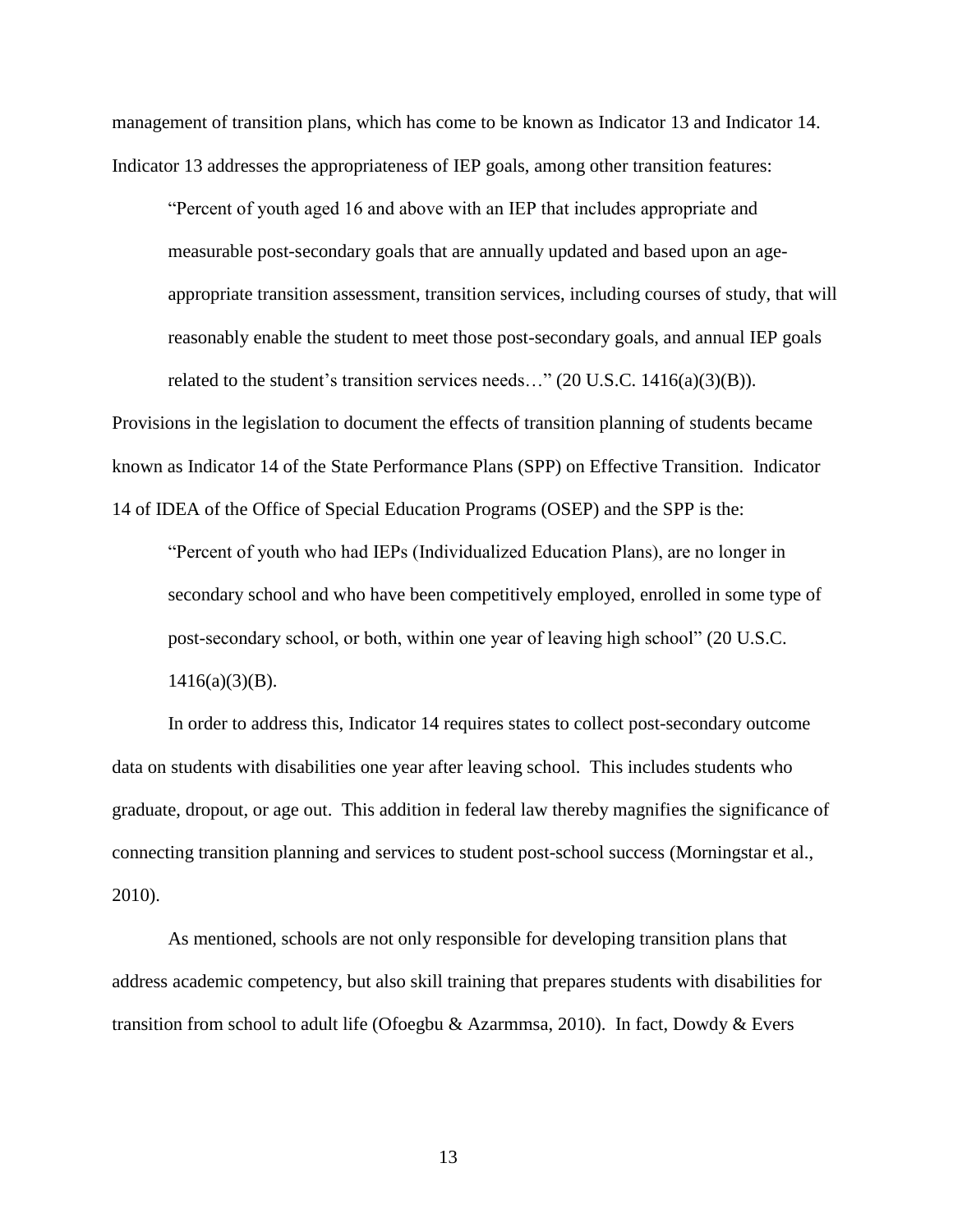management of transition plans, which has come to be known as Indicator 13 and Indicator 14. Indicator 13 addresses the appropriateness of IEP goals, among other transition features:

> "Percent of youth aged 16 and above with an IEP that includes appropriate and measurable post-secondary goals that are annually updated and based upon an age-appropriate transition assessment, transition services, including courses of study, that will reasonably enable the student to meet those post-secondary goals, and annual IEP goals related to the student's transition services needs…" (20 U.S.C. 1416(a)(3)(B)).

Provisions in the legislation to document the effects of transition planning of students became known as Indicator 14 of the State Performance Plans (SPP) on Effective Transition. Indicator 14 of IDEA of the Office of Special Education Programs (OSEP) and the SPP is the:

> "Percent of youth who had IEPs (Individualized Education Plans), are no longer in secondary school and who have been competitively employed, enrolled in some type of post-secondary school, or both, within one year of leaving high school" (20 U.S.C. 1416(a)(3)(B).

In order to address this, Indicator 14 requires states to collect post-secondary outcome data on students with disabilities one year after leaving school. This includes students who graduate, dropout, or age out. This addition in federal law thereby magnifies the significance of connecting transition planning and services to student post-school success (Morningstar et al., 2010).

As mentioned, schools are not only responsible for developing transition plans that address academic competency, but also skill training that prepares students with disabilities for transition from school to adult life (Ofoegbu & Azarmmsa, 2010). In fact, Dowdy & Evers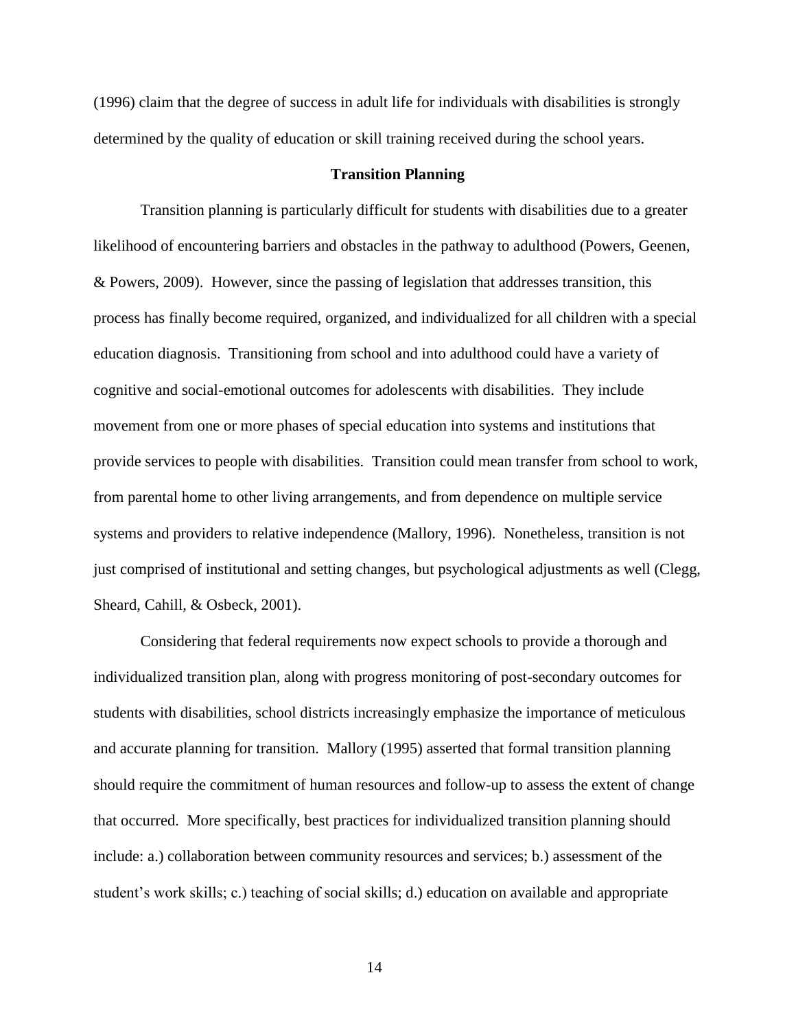(1996) claim that the degree of success in adult life for individuals with disabilities is strongly determined by the quality of education or skill training received during the school years.

## Transition Planning

Transition planning is particularly difficult for students with disabilities due to a greater likelihood of encountering barriers and obstacles in the pathway to adulthood (Powers, Geenen, & Powers, 2009). However, since the passing of legislation that addresses transition, this process has finally become required, organized, and individualized for all children with a special education diagnosis. Transitioning from school and into adulthood could have a variety of cognitive and social-emotional outcomes for adolescents with disabilities. They include movement from one or more phases of special education into systems and institutions that provide services to people with disabilities. Transition could mean transfer from school to work, from parental home to other living arrangements, and from dependence on multiple service systems and providers to relative independence (Mallory, 1996). Nonetheless, transition is not just comprised of institutional and setting changes, but psychological adjustments as well (Clegg, Sheard, Cahill, & Osbeck, 2001).

Considering that federal requirements now expect schools to provide a thorough and individualized transition plan, along with progress monitoring of post-secondary outcomes for students with disabilities, school districts increasingly emphasize the importance of meticulous and accurate planning for transition. Mallory (1995) asserted that formal transition planning should require the commitment of human resources and follow-up to assess the extent of change that occurred. More specifically, best practices for individualized transition planning should include: a.) collaboration between community resources and services; b.) assessment of the student's work skills; c.) teaching of social skills; d.) education on available and appropriate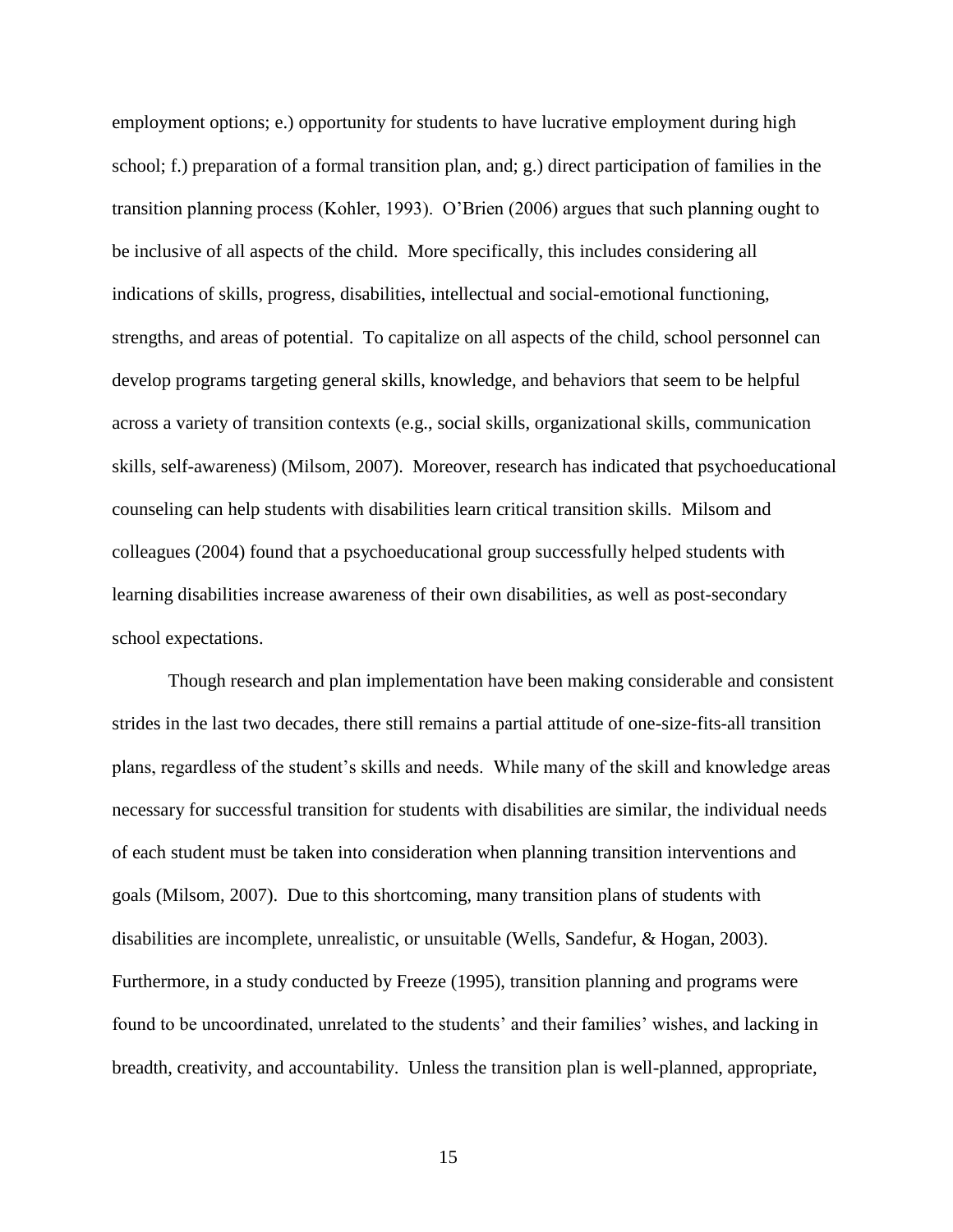employment options; e.) opportunity for students to have lucrative employment during high school; f.) preparation of a formal transition plan, and; g.) direct participation of families in the transition planning process (Kohler, 1993). O'Brien (2006) argues that such planning ought to be inclusive of all aspects of the child. More specifically, this includes considering all indications of skills, progress, disabilities, intellectual and social-emotional functioning, strengths, and areas of potential. To capitalize on all aspects of the child, school personnel can develop programs targeting general skills, knowledge, and behaviors that seem to be helpful across a variety of transition contexts (e.g., social skills, organizational skills, communication skills, self-awareness) (Milsom, 2007). Moreover, research has indicated that psychoeducational counseling can help students with disabilities learn critical transition skills. Milsom and colleagues (2004) found that a psychoeducational group successfully helped students with learning disabilities increase awareness of their own disabilities, as well as post-secondary school expectations.

Though research and plan implementation have been making considerable and consistent strides in the last two decades, there still remains a partial attitude of one-size-fits-all transition plans, regardless of the student's skills and needs. While many of the skill and knowledge areas necessary for successful transition for students with disabilities are similar, the individual needs of each student must be taken into consideration when planning transition interventions and goals (Milsom, 2007). Due to this shortcoming, many transition plans of students with disabilities are incomplete, unrealistic, or unsuitable (Wells, Sandefur, & Hogan, 2003). Furthermore, in a study conducted by Freeze (1995), transition planning and programs were found to be uncoordinated, unrelated to the students' and their families' wishes, and lacking in breadth, creativity, and accountability. Unless the transition plan is well-planned, appropriate,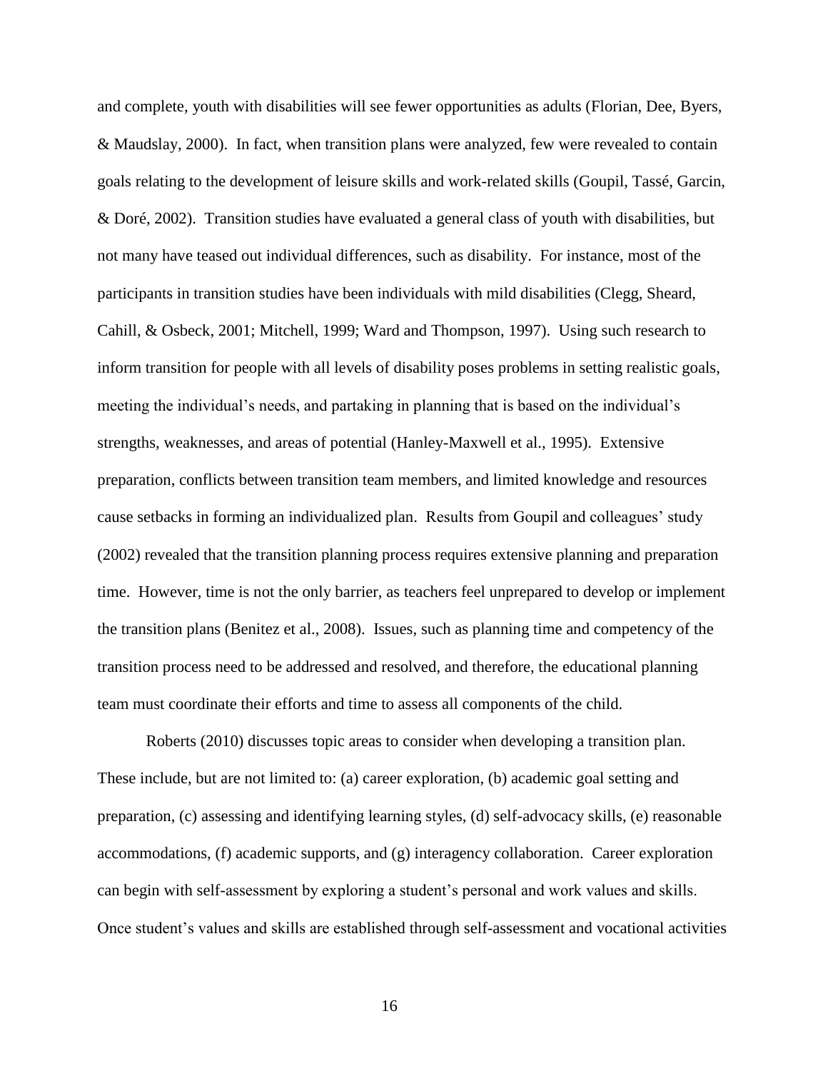and complete, youth with disabilities will see fewer opportunities as adults (Florian, Dee, Byers, & Maudslay, 2000). In fact, when transition plans were analyzed, few were revealed to contain goals relating to the development of leisure skills and work-related skills (Goupil, Tassé, Garcin, & Doré, 2002). Transition studies have evaluated a general class of youth with disabilities, but not many have teased out individual differences, such as disability. For instance, most of the participants in transition studies have been individuals with mild disabilities (Clegg, Sheard, Cahill, & Osbeck, 2001; Mitchell, 1999; Ward and Thompson, 1997). Using such research to inform transition for people with all levels of disability poses problems in setting realistic goals, meeting the individual's needs, and partaking in planning that is based on the individual's strengths, weaknesses, and areas of potential (Hanley-Maxwell et al., 1995). Extensive preparation, conflicts between transition team members, and limited knowledge and resources cause setbacks in forming an individualized plan. Results from Goupil and colleagues' study (2002) revealed that the transition planning process requires extensive planning and preparation time. However, time is not the only barrier, as teachers feel unprepared to develop or implement the transition plans (Benitez et al., 2008). Issues, such as planning time and competency of the transition process need to be addressed and resolved, and therefore, the educational planning team must coordinate their efforts and time to assess all components of the child.

Roberts (2010) discusses topic areas to consider when developing a transition plan. These include, but are not limited to: (a) career exploration, (b) academic goal setting and preparation, (c) assessing and identifying learning styles, (d) self-advocacy skills, (e) reasonable accommodations, (f) academic supports, and (g) interagency collaboration. Career exploration can begin with self-assessment by exploring a student's personal and work values and skills. Once student's values and skills are established through self-assessment and vocational activities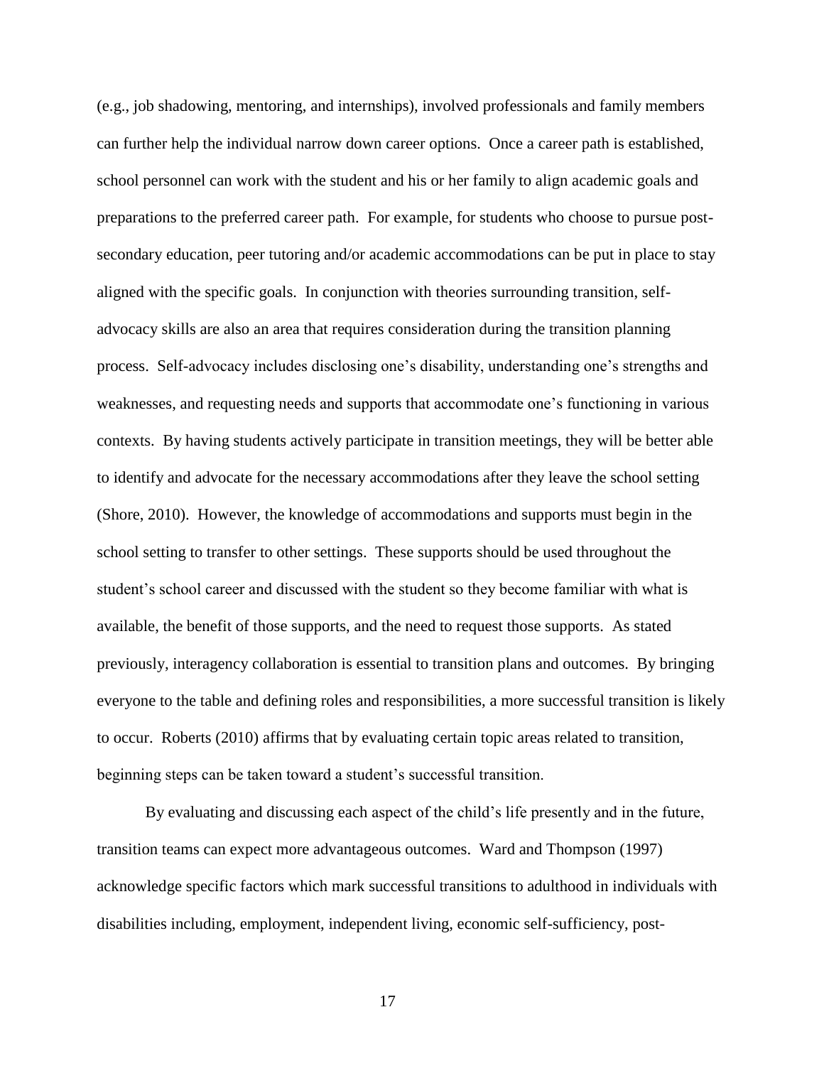(e.g., job shadowing, mentoring, and internships), involved professionals and family members can further help the individual narrow down career options. Once a career path is established, school personnel can work with the student and his or her family to align academic goals and preparations to the preferred career path. For example, for students who choose to pursue post-secondary education, peer tutoring and/or academic accommodations can be put in place to stay aligned with the specific goals. In conjunction with theories surrounding transition, self-advocacy skills are also an area that requires consideration during the transition planning process. Self-advocacy includes disclosing one's disability, understanding one's strengths and weaknesses, and requesting needs and supports that accommodate one's functioning in various contexts. By having students actively participate in transition meetings, they will be better able to identify and advocate for the necessary accommodations after they leave the school setting (Shore, 2010). However, the knowledge of accommodations and supports must begin in the school setting to transfer to other settings. These supports should be used throughout the student's school career and discussed with the student so they become familiar with what is available, the benefit of those supports, and the need to request those supports. As stated previously, interagency collaboration is essential to transition plans and outcomes. By bringing everyone to the table and defining roles and responsibilities, a more successful transition is likely to occur. Roberts (2010) affirms that by evaluating certain topic areas related to transition, beginning steps can be taken toward a student's successful transition.

By evaluating and discussing each aspect of the child's life presently and in the future, transition teams can expect more advantageous outcomes. Ward and Thompson (1997) acknowledge specific factors which mark successful transitions to adulthood in individuals with disabilities including, employment, independent living, economic self-sufficiency, post-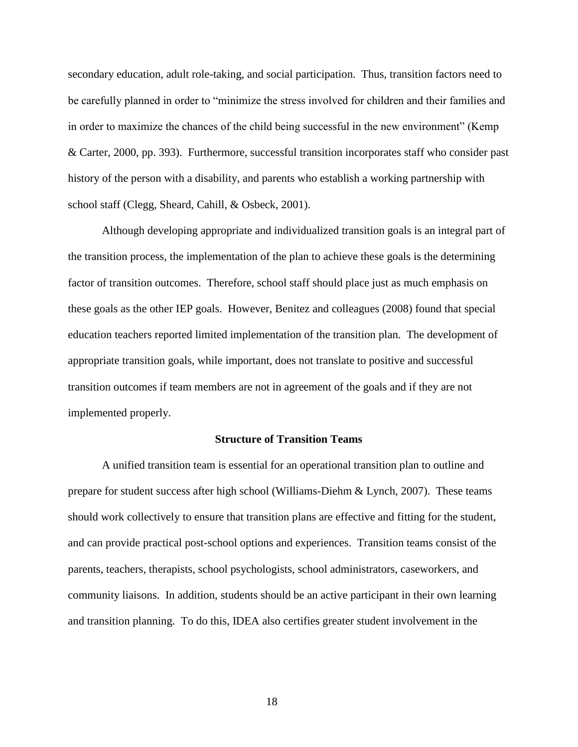secondary education, adult role-taking, and social participation. Thus, transition factors need to be carefully planned in order to "minimize the stress involved for children and their families and in order to maximize the chances of the child being successful in the new environment" (Kemp & Carter, 2000, pp. 393). Furthermore, successful transition incorporates staff who consider past history of the person with a disability, and parents who establish a working partnership with school staff (Clegg, Sheard, Cahill, & Osbeck, 2001).

Although developing appropriate and individualized transition goals is an integral part of the transition process, the implementation of the plan to achieve these goals is the determining factor of transition outcomes. Therefore, school staff should place just as much emphasis on these goals as the other IEP goals. However, Benitez and colleagues (2008) found that special education teachers reported limited implementation of the transition plan. The development of appropriate transition goals, while important, does not translate to positive and successful transition outcomes if team members are not in agreement of the goals and if they are not implemented properly.

## Structure of Transition Teams

A unified transition team is essential for an operational transition plan to outline and prepare for student success after high school (Williams-Diehm & Lynch, 2007). These teams should work collectively to ensure that transition plans are effective and fitting for the student, and can provide practical post-school options and experiences. Transition teams consist of the parents, teachers, therapists, school psychologists, school administrators, caseworkers, and community liaisons. In addition, students should be an active participant in their own learning and transition planning. To do this, IDEA also certifies greater student involvement in the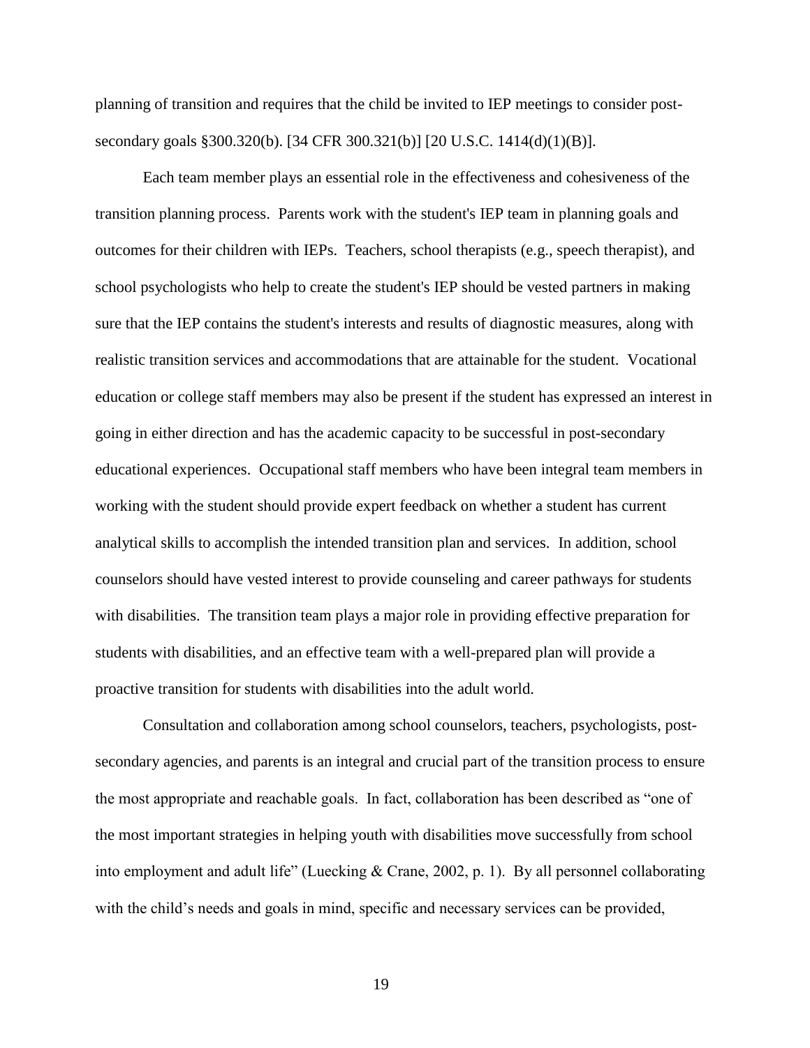planning of transition and requires that the child be invited to IEP meetings to consider post-secondary goals §300.320(b). [34 CFR 300.321(b)] [20 U.S.C. 1414(d)(1)(B)].

Each team member plays an essential role in the effectiveness and cohesiveness of the transition planning process. Parents work with the student's IEP team in planning goals and outcomes for their children with IEPs. Teachers, school therapists (e.g., speech therapist), and school psychologists who help to create the student's IEP should be vested partners in making sure that the IEP contains the student's interests and results of diagnostic measures, along with realistic transition services and accommodations that are attainable for the student. Vocational education or college staff members may also be present if the student has expressed an interest in going in either direction and has the academic capacity to be successful in post-secondary educational experiences. Occupational staff members who have been integral team members in working with the student should provide expert feedback on whether a student has current analytical skills to accomplish the intended transition plan and services. In addition, school counselors should have vested interest to provide counseling and career pathways for students with disabilities. The transition team plays a major role in providing effective preparation for students with disabilities, and an effective team with a well-prepared plan will provide a proactive transition for students with disabilities into the adult world.

Consultation and collaboration among school counselors, teachers, psychologists, post-secondary agencies, and parents is an integral and crucial part of the transition process to ensure the most appropriate and reachable goals. In fact, collaboration has been described as "one of the most important strategies in helping youth with disabilities move successfully from school into employment and adult life" (Luecking & Crane, 2002, p. 1). By all personnel collaborating with the child's needs and goals in mind, specific and necessary services can be provided,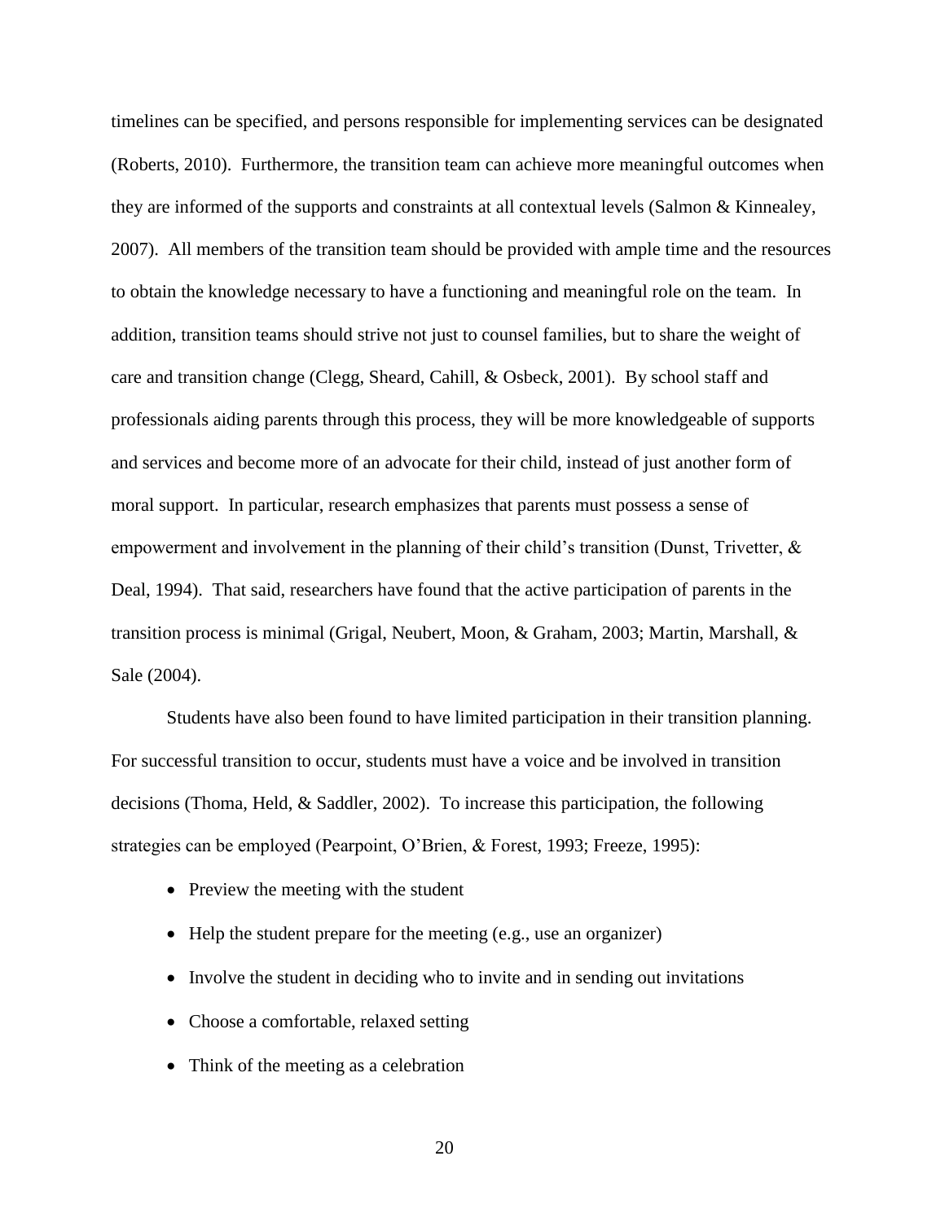timelines can be specified, and persons responsible for implementing services can be designated (Roberts, 2010). Furthermore, the transition team can achieve more meaningful outcomes when they are informed of the supports and constraints at all contextual levels (Salmon & Kinnealey, 2007). All members of the transition team should be provided with ample time and the resources to obtain the knowledge necessary to have a functioning and meaningful role on the team. In addition, transition teams should strive not just to counsel families, but to share the weight of care and transition change (Clegg, Sheard, Cahill, & Osbeck, 2001). By school staff and professionals aiding parents through this process, they will be more knowledgeable of supports and services and become more of an advocate for their child, instead of just another form of moral support. In particular, research emphasizes that parents must possess a sense of empowerment and involvement in the planning of their child's transition (Dunst, Trivetter, & Deal, 1994). That said, researchers have found that the active participation of parents in the transition process is minimal (Grigal, Neubert, Moon, & Graham, 2003; Martin, Marshall, & Sale (2004).

Students have also been found to have limited participation in their transition planning. For successful transition to occur, students must have a voice and be involved in transition decisions (Thoma, Held, & Saddler, 2002). To increase this participation, the following strategies can be employed (Pearpoint, O'Brien, & Forest, 1993; Freeze, 1995):

- Preview the meeting with the student
- Help the student prepare for the meeting (e.g., use an organizer)
- Involve the student in deciding who to invite and in sending out invitations
- Choose a comfortable, relaxed setting
- Think of the meeting as a celebration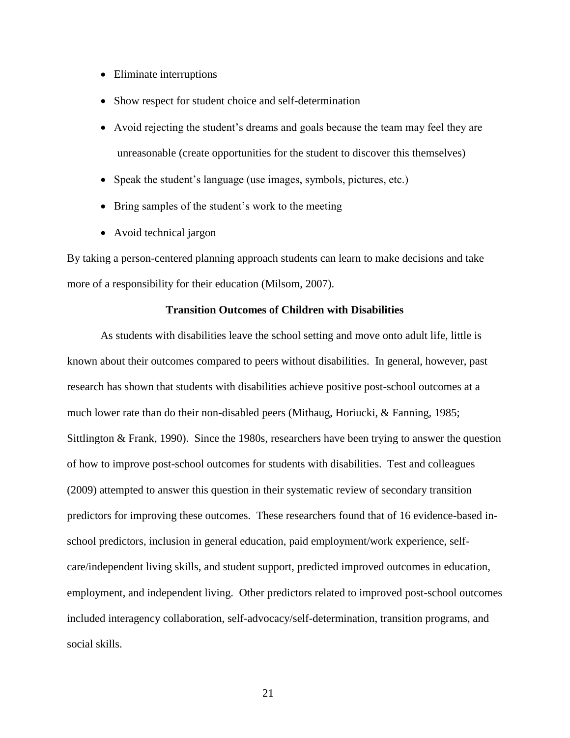- Eliminate interruptions
- Show respect for student choice and self-determination
- Avoid rejecting the student's dreams and goals because the team may feel they are unreasonable (create opportunities for the student to discover this themselves)
- Speak the student's language (use images, symbols, pictures, etc.)
- Bring samples of the student's work to the meeting
- Avoid technical jargon

By taking a person-centered planning approach students can learn to make decisions and take more of a responsibility for their education (Milsom, 2007).

### Transition Outcomes of Children with Disabilities

As students with disabilities leave the school setting and move onto adult life, little is known about their outcomes compared to peers without disabilities. In general, however, past research has shown that students with disabilities achieve positive post-school outcomes at a much lower rate than do their non-disabled peers (Mithaug, Horiucki, & Fanning, 1985; Sittlington & Frank, 1990). Since the 1980s, researchers have been trying to answer the question of how to improve post-school outcomes for students with disabilities. Test and colleagues (2009) attempted to answer this question in their systematic review of secondary transition predictors for improving these outcomes. These researchers found that of 16 evidence-based in-school predictors, inclusion in general education, paid employment/work experience, self-care/independent living skills, and student support, predicted improved outcomes in education, employment, and independent living. Other predictors related to improved post-school outcomes included interagency collaboration, self-advocacy/self-determination, transition programs, and social skills.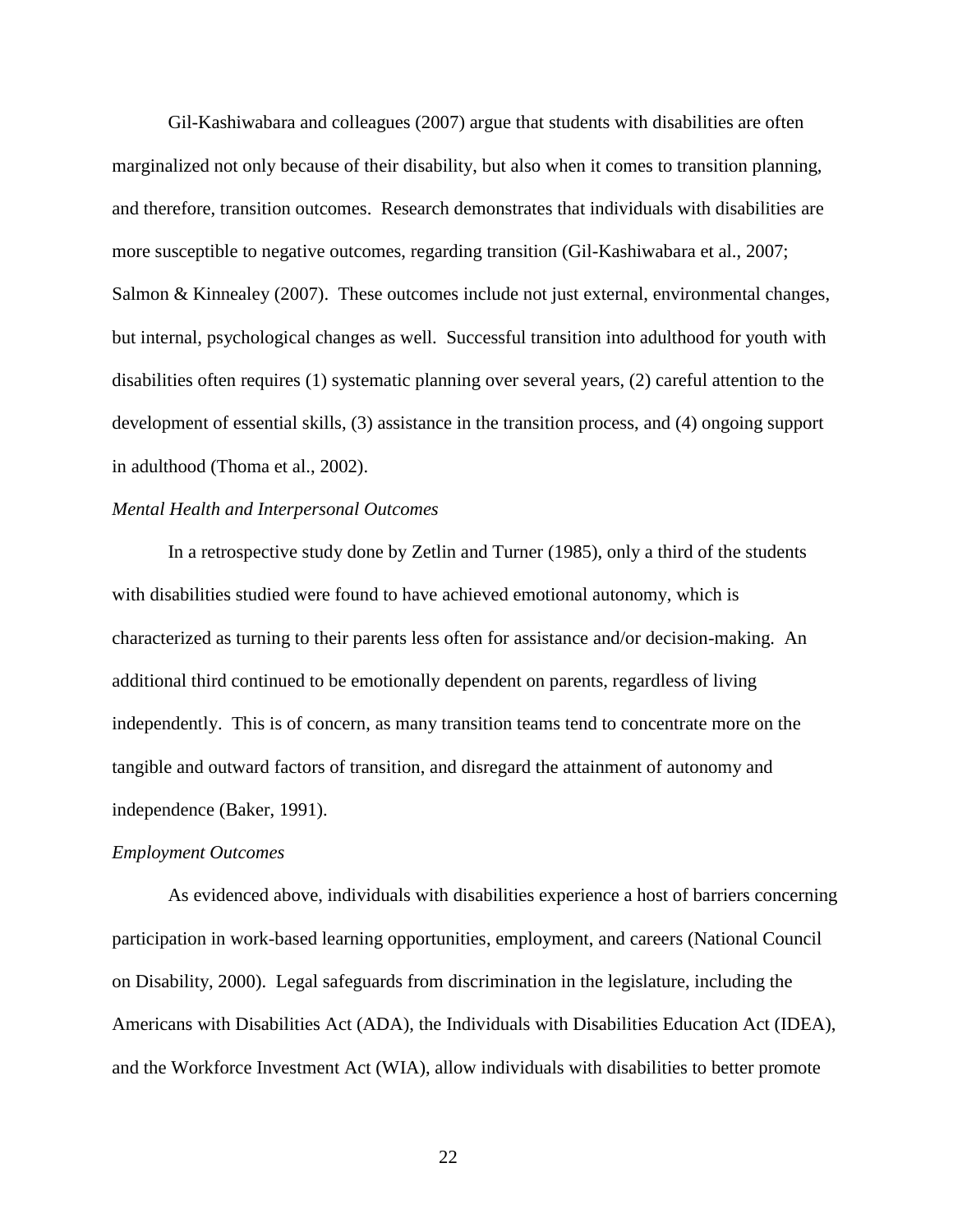Gil-Kashiwabara and colleagues (2007) argue that students with disabilities are often marginalized not only because of their disability, but also when it comes to transition planning, and therefore, transition outcomes. Research demonstrates that individuals with disabilities are more susceptible to negative outcomes, regarding transition (Gil-Kashiwabara et al., 2007; Salmon & Kinnealey (2007). These outcomes include not just external, environmental changes, but internal, psychological changes as well. Successful transition into adulthood for youth with disabilities often requires (1) systematic planning over several years, (2) careful attention to the development of essential skills, (3) assistance in the transition process, and (4) ongoing support in adulthood (Thoma et al., 2002).

*Mental Health and Interpersonal Outcomes*

In a retrospective study done by Zetlin and Turner (1985), only a third of the students with disabilities studied were found to have achieved emotional autonomy, which is characterized as turning to their parents less often for assistance and/or decision-making. An additional third continued to be emotionally dependent on parents, regardless of living independently. This is of concern, as many transition teams tend to concentrate more on the tangible and outward factors of transition, and disregard the attainment of autonomy and independence (Baker, 1991).

*Employment Outcomes*

As evidenced above, individuals with disabilities experience a host of barriers concerning participation in work-based learning opportunities, employment, and careers (National Council on Disability, 2000). Legal safeguards from discrimination in the legislature, including the Americans with Disabilities Act (ADA), the Individuals with Disabilities Education Act (IDEA), and the Workforce Investment Act (WIA), allow individuals with disabilities to better promote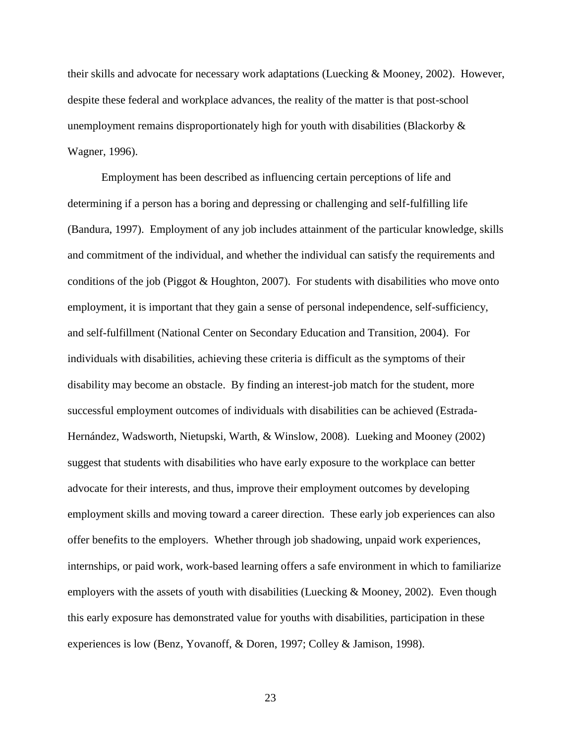their skills and advocate for necessary work adaptations (Luecking & Mooney, 2002). However, despite these federal and workplace advances, the reality of the matter is that post-school unemployment remains disproportionately high for youth with disabilities (Blackorby & Wagner, 1996).

Employment has been described as influencing certain perceptions of life and determining if a person has a boring and depressing or challenging and self-fulfilling life (Bandura, 1997). Employment of any job includes attainment of the particular knowledge, skills and commitment of the individual, and whether the individual can satisfy the requirements and conditions of the job (Piggot & Houghton, 2007). For students with disabilities who move onto employment, it is important that they gain a sense of personal independence, self-sufficiency, and self-fulfillment (National Center on Secondary Education and Transition, 2004). For individuals with disabilities, achieving these criteria is difficult as the symptoms of their disability may become an obstacle. By finding an interest-job match for the student, more successful employment outcomes of individuals with disabilities can be achieved (Estrada-Hernández, Wadsworth, Nietupski, Warth, & Winslow, 2008). Lueking and Mooney (2002) suggest that students with disabilities who have early exposure to the workplace can better advocate for their interests, and thus, improve their employment outcomes by developing employment skills and moving toward a career direction. These early job experiences can also offer benefits to the employers. Whether through job shadowing, unpaid work experiences, internships, or paid work, work-based learning offers a safe environment in which to familiarize employers with the assets of youth with disabilities (Luecking & Mooney, 2002). Even though this early exposure has demonstrated value for youths with disabilities, participation in these experiences is low (Benz, Yovanoff, & Doren, 1997; Colley & Jamison, 1998).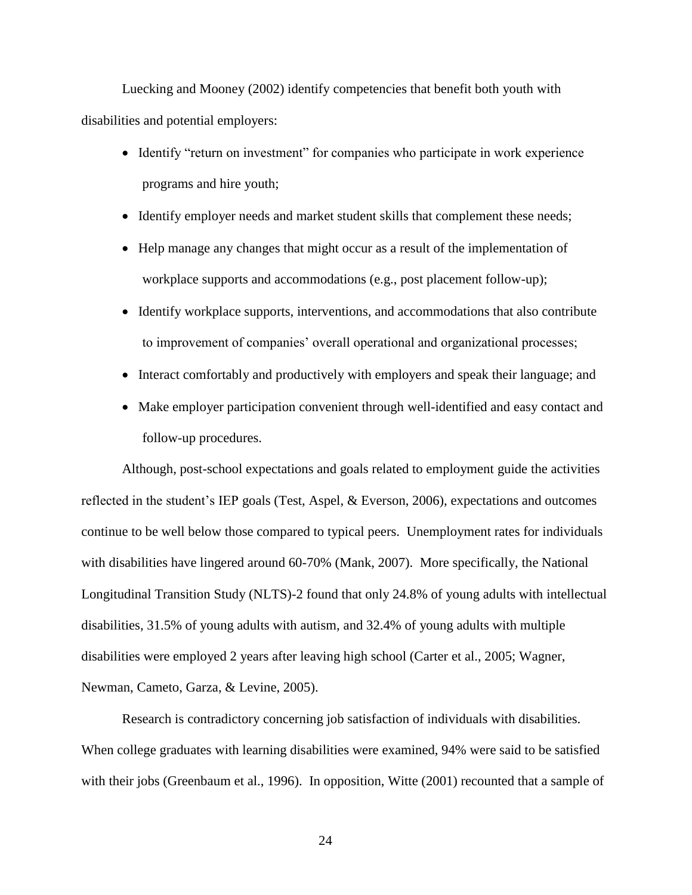Luecking and Mooney (2002) identify competencies that benefit both youth with disabilities and potential employers:

- Identify "return on investment" for companies who participate in work experience programs and hire youth;
- Identify employer needs and market student skills that complement these needs;
- Help manage any changes that might occur as a result of the implementation of workplace supports and accommodations (e.g., post placement follow-up);
- Identify workplace supports, interventions, and accommodations that also contribute to improvement of companies' overall operational and organizational processes;
- Interact comfortably and productively with employers and speak their language; and
- Make employer participation convenient through well-identified and easy contact and follow-up procedures.

Although, post-school expectations and goals related to employment guide the activities reflected in the student's IEP goals (Test, Aspel, & Everson, 2006), expectations and outcomes continue to be well below those compared to typical peers. Unemployment rates for individuals with disabilities have lingered around 60-70% (Mank, 2007). More specifically, the National Longitudinal Transition Study (NLTS)-2 found that only 24.8% of young adults with intellectual disabilities, 31.5% of young adults with autism, and 32.4% of young adults with multiple disabilities were employed 2 years after leaving high school (Carter et al., 2005; Wagner, Newman, Cameto, Garza, & Levine, 2005).

Research is contradictory concerning job satisfaction of individuals with disabilities. When college graduates with learning disabilities were examined, 94% were said to be satisfied with their jobs (Greenbaum et al., 1996). In opposition, Witte (2001) recounted that a sample of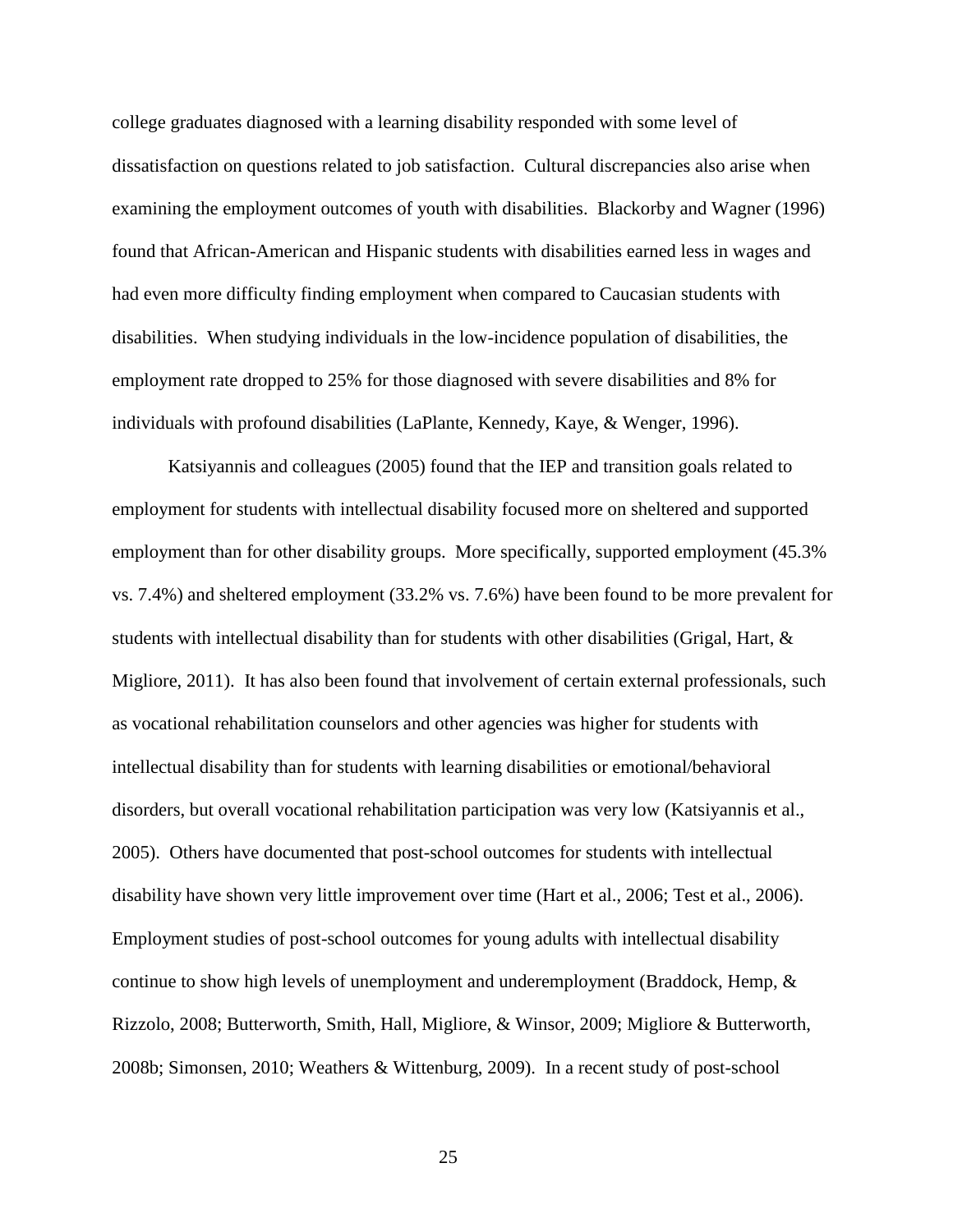college graduates diagnosed with a learning disability responded with some level of dissatisfaction on questions related to job satisfaction. Cultural discrepancies also arise when examining the employment outcomes of youth with disabilities. Blackorby and Wagner (1996) found that African-American and Hispanic students with disabilities earned less in wages and had even more difficulty finding employment when compared to Caucasian students with disabilities. When studying individuals in the low-incidence population of disabilities, the employment rate dropped to 25% for those diagnosed with severe disabilities and 8% for individuals with profound disabilities (LaPlante, Kennedy, Kaye, & Wenger, 1996).

Katsiyannis and colleagues (2005) found that the IEP and transition goals related to employment for students with intellectual disability focused more on sheltered and supported employment than for other disability groups. More specifically, supported employment (45.3% vs. 7.4%) and sheltered employment (33.2% vs. 7.6%) have been found to be more prevalent for students with intellectual disability than for students with other disabilities (Grigal, Hart, & Migliore, 2011). It has also been found that involvement of certain external professionals, such as vocational rehabilitation counselors and other agencies was higher for students with intellectual disability than for students with learning disabilities or emotional/behavioral disorders, but overall vocational rehabilitation participation was very low (Katsiyannis et al., 2005). Others have documented that post-school outcomes for students with intellectual disability have shown very little improvement over time (Hart et al., 2006; Test et al., 2006). Employment studies of post-school outcomes for young adults with intellectual disability continue to show high levels of unemployment and underemployment (Braddock, Hemp, & Rizzolo, 2008; Butterworth, Smith, Hall, Migliore, & Winsor, 2009; Migliore & Butterworth, 2008b; Simonsen, 2010; Weathers & Wittenburg, 2009). In a recent study of post-school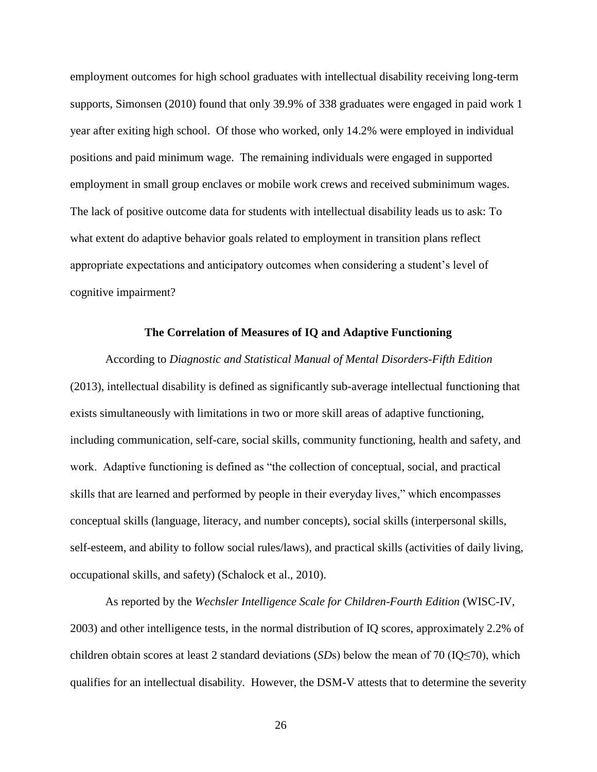employment outcomes for high school graduates with intellectual disability receiving long-term supports, Simonsen (2010) found that only 39.9% of 338 graduates were engaged in paid work 1 year after exiting high school. Of those who worked, only 14.2% were employed in individual positions and paid minimum wage. The remaining individuals were engaged in supported employment in small group enclaves or mobile work crews and received subminimum wages. The lack of positive outcome data for students with intellectual disability leads us to ask: To what extent do adaptive behavior goals related to employment in transition plans reflect appropriate expectations and anticipatory outcomes when considering a student's level of cognitive impairment?

## The Correlation of Measures of IQ and Adaptive Functioning

According to *Diagnostic and Statistical Manual of Mental Disorders-Fifth Edition* (2013), intellectual disability is defined as significantly sub-average intellectual functioning that exists simultaneously with limitations in two or more skill areas of adaptive functioning, including communication, self-care, social skills, community functioning, health and safety, and work. Adaptive functioning is defined as "the collection of conceptual, social, and practical skills that are learned and performed by people in their everyday lives," which encompasses conceptual skills (language, literacy, and number concepts), social skills (interpersonal skills, self-esteem, and ability to follow social rules/laws), and practical skills (activities of daily living, occupational skills, and safety) (Schalock et al., 2010).

As reported by the *Wechsler Intelligence Scale for Children-Fourth Edition* (WISC-IV, 2003) and other intelligence tests, in the normal distribution of IQ scores, approximately 2.2% of children obtain scores at least 2 standard deviations (*SD*s) below the mean of 70 (IQ≤70), which qualifies for an intellectual disability. However, the DSM-V attests that to determine the severity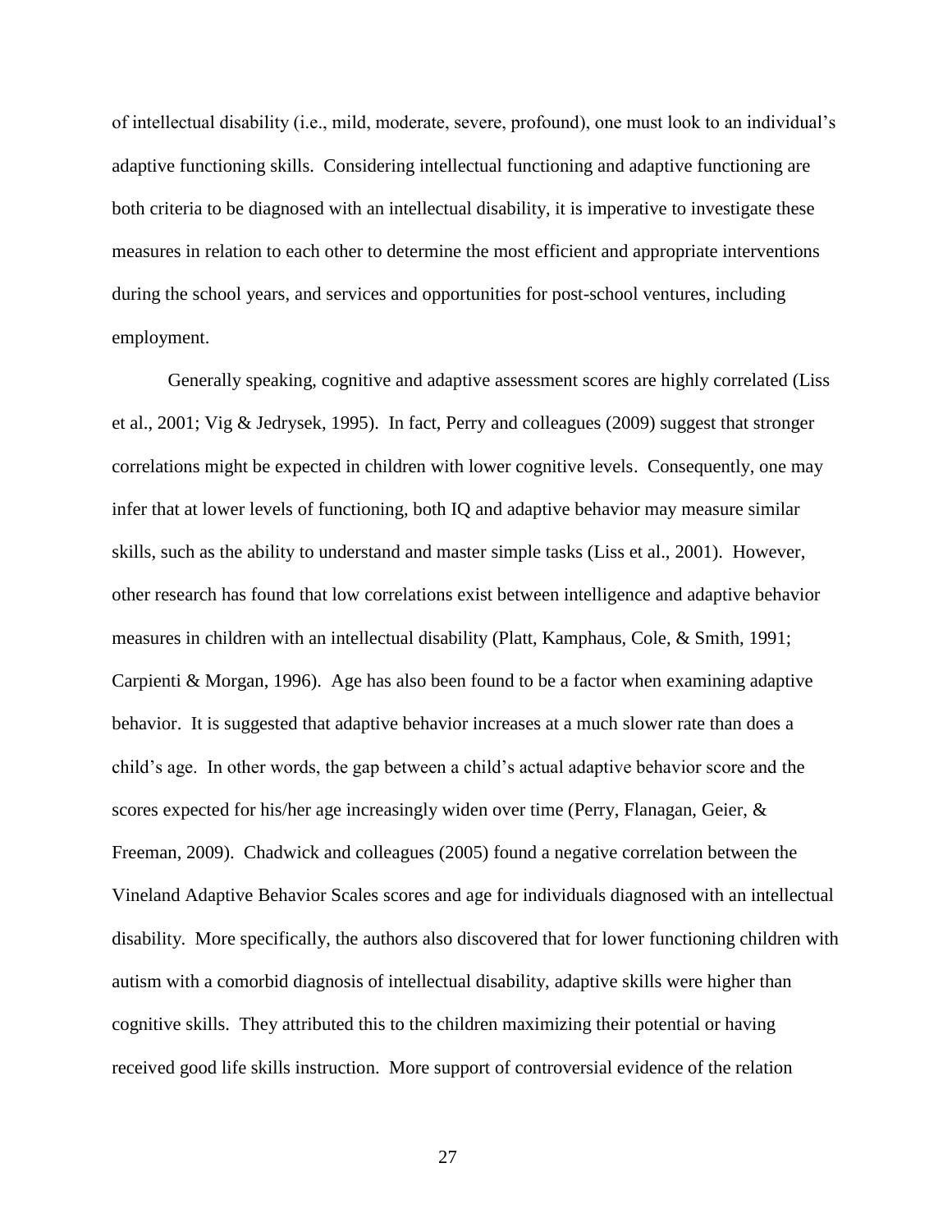of intellectual disability (i.e., mild, moderate, severe, profound), one must look to an individual's adaptive functioning skills. Considering intellectual functioning and adaptive functioning are both criteria to be diagnosed with an intellectual disability, it is imperative to investigate these measures in relation to each other to determine the most efficient and appropriate interventions during the school years, and services and opportunities for post-school ventures, including employment.

Generally speaking, cognitive and adaptive assessment scores are highly correlated (Liss et al., 2001; Vig & Jedrysek, 1995). In fact, Perry and colleagues (2009) suggest that stronger correlations might be expected in children with lower cognitive levels. Consequently, one may infer that at lower levels of functioning, both IQ and adaptive behavior may measure similar skills, such as the ability to understand and master simple tasks (Liss et al., 2001). However, other research has found that low correlations exist between intelligence and adaptive behavior measures in children with an intellectual disability (Platt, Kamphaus, Cole, & Smith, 1991; Carpienti & Morgan, 1996). Age has also been found to be a factor when examining adaptive behavior. It is suggested that adaptive behavior increases at a much slower rate than does a child's age. In other words, the gap between a child's actual adaptive behavior score and the scores expected for his/her age increasingly widen over time (Perry, Flanagan, Geier, & Freeman, 2009). Chadwick and colleagues (2005) found a negative correlation between the Vineland Adaptive Behavior Scales scores and age for individuals diagnosed with an intellectual disability. More specifically, the authors also discovered that for lower functioning children with autism with a comorbid diagnosis of intellectual disability, adaptive skills were higher than cognitive skills. They attributed this to the children maximizing their potential or having received good life skills instruction. More support of controversial evidence of the relation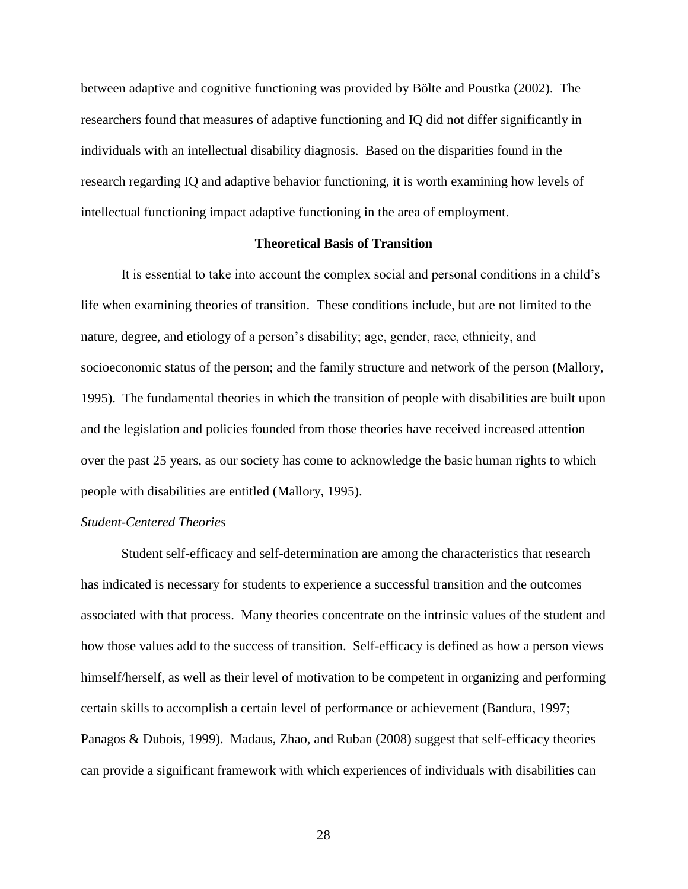between adaptive and cognitive functioning was provided by Bölte and Poustka (2002). The researchers found that measures of adaptive functioning and IQ did not differ significantly in individuals with an intellectual disability diagnosis. Based on the disparities found in the research regarding IQ and adaptive behavior functioning, it is worth examining how levels of intellectual functioning impact adaptive functioning in the area of employment.

## Theoretical Basis of Transition

It is essential to take into account the complex social and personal conditions in a child's life when examining theories of transition. These conditions include, but are not limited to the nature, degree, and etiology of a person's disability; age, gender, race, ethnicity, and socioeconomic status of the person; and the family structure and network of the person (Mallory, 1995). The fundamental theories in which the transition of people with disabilities are built upon and the legislation and policies founded from those theories have received increased attention over the past 25 years, as our society has come to acknowledge the basic human rights to which people with disabilities are entitled (Mallory, 1995).

### *Student-Centered Theories*

Student self-efficacy and self-determination are among the characteristics that research has indicated is necessary for students to experience a successful transition and the outcomes associated with that process. Many theories concentrate on the intrinsic values of the student and how those values add to the success of transition. Self-efficacy is defined as how a person views himself/herself, as well as their level of motivation to be competent in organizing and performing certain skills to accomplish a certain level of performance or achievement (Bandura, 1997; Panagos & Dubois, 1999). Madaus, Zhao, and Ruban (2008) suggest that self-efficacy theories can provide a significant framework with which experiences of individuals with disabilities can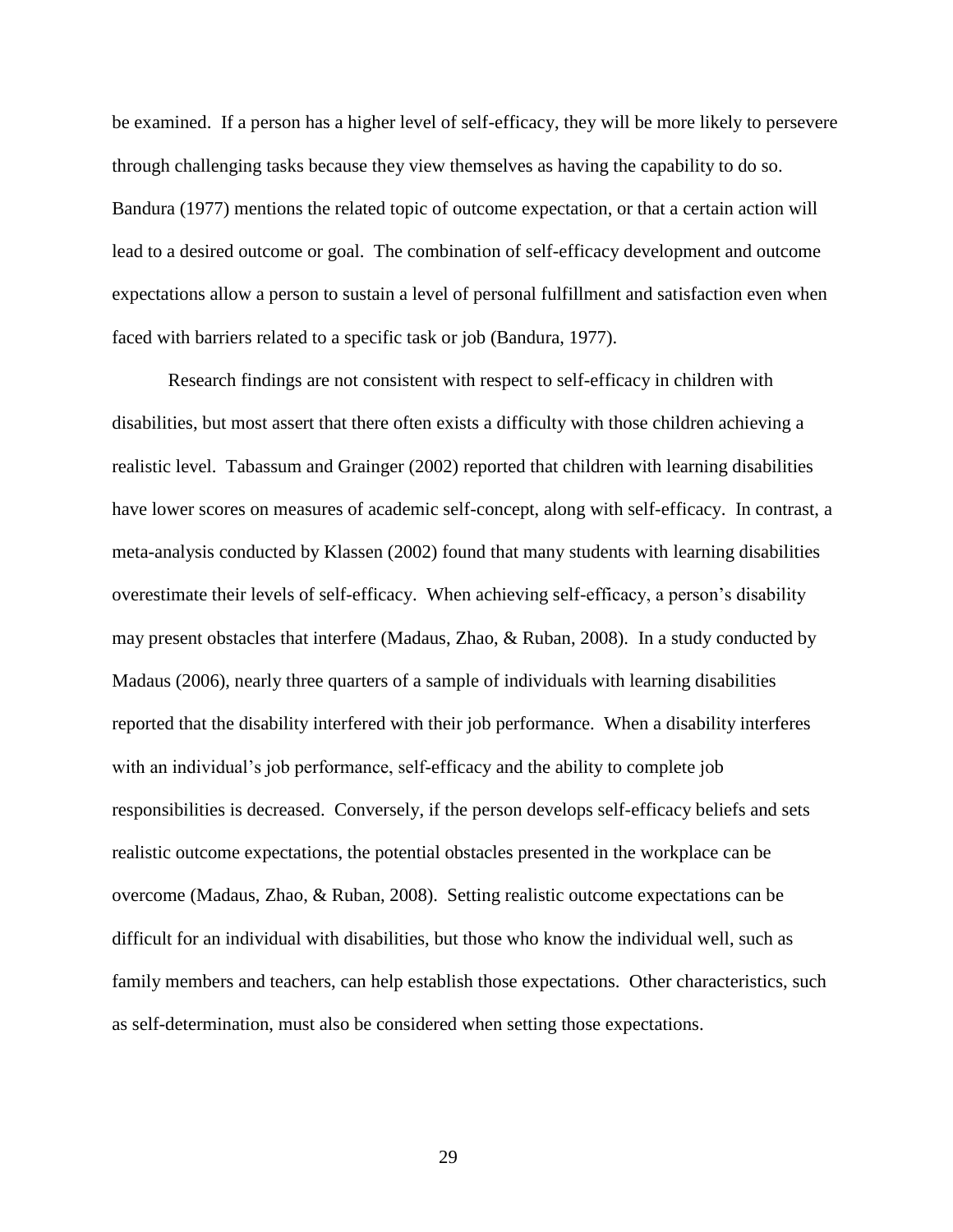be examined. If a person has a higher level of self-efficacy, they will be more likely to persevere through challenging tasks because they view themselves as having the capability to do so. Bandura (1977) mentions the related topic of outcome expectation, or that a certain action will lead to a desired outcome or goal. The combination of self-efficacy development and outcome expectations allow a person to sustain a level of personal fulfillment and satisfaction even when faced with barriers related to a specific task or job (Bandura, 1977).

Research findings are not consistent with respect to self-efficacy in children with disabilities, but most assert that there often exists a difficulty with those children achieving a realistic level. Tabassum and Grainger (2002) reported that children with learning disabilities have lower scores on measures of academic self-concept, along with self-efficacy. In contrast, a meta-analysis conducted by Klassen (2002) found that many students with learning disabilities overestimate their levels of self-efficacy. When achieving self-efficacy, a person's disability may present obstacles that interfere (Madaus, Zhao, & Ruban, 2008). In a study conducted by Madaus (2006), nearly three quarters of a sample of individuals with learning disabilities reported that the disability interfered with their job performance. When a disability interferes with an individual's job performance, self-efficacy and the ability to complete job responsibilities is decreased. Conversely, if the person develops self-efficacy beliefs and sets realistic outcome expectations, the potential obstacles presented in the workplace can be overcome (Madaus, Zhao, & Ruban, 2008). Setting realistic outcome expectations can be difficult for an individual with disabilities, but those who know the individual well, such as family members and teachers, can help establish those expectations. Other characteristics, such as self-determination, must also be considered when setting those expectations.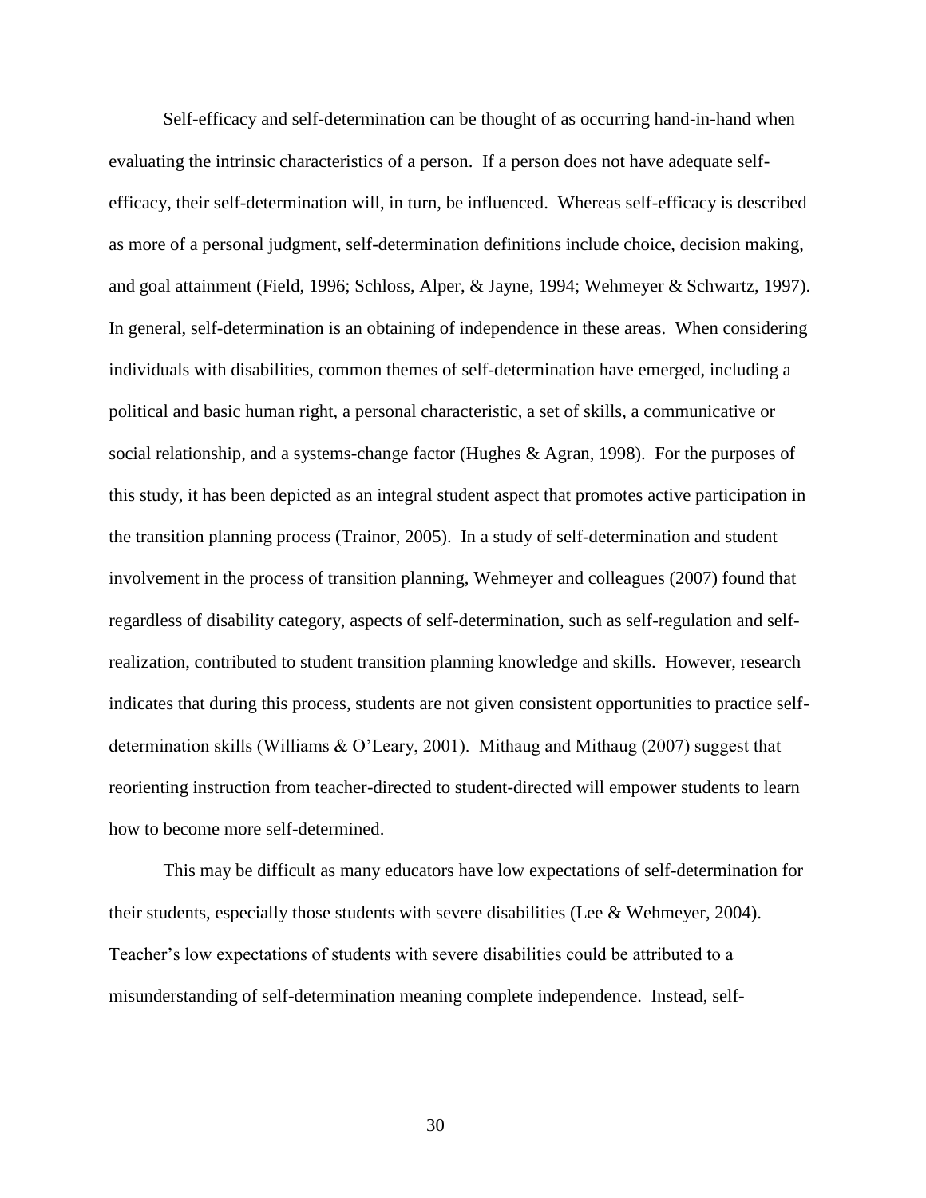Self-efficacy and self-determination can be thought of as occurring hand-in-hand when evaluating the intrinsic characteristics of a person. If a person does not have adequate self-efficacy, their self-determination will, in turn, be influenced. Whereas self-efficacy is described as more of a personal judgment, self-determination definitions include choice, decision making, and goal attainment (Field, 1996; Schloss, Alper, & Jayne, 1994; Wehmeyer & Schwartz, 1997). In general, self-determination is an obtaining of independence in these areas. When considering individuals with disabilities, common themes of self-determination have emerged, including a political and basic human right, a personal characteristic, a set of skills, a communicative or social relationship, and a systems-change factor (Hughes & Agran, 1998). For the purposes of this study, it has been depicted as an integral student aspect that promotes active participation in the transition planning process (Trainor, 2005). In a study of self-determination and student involvement in the process of transition planning, Wehmeyer and colleagues (2007) found that regardless of disability category, aspects of self-determination, such as self-regulation and self-realization, contributed to student transition planning knowledge and skills. However, research indicates that during this process, students are not given consistent opportunities to practice self-determination skills (Williams & O'Leary, 2001). Mithaug and Mithaug (2007) suggest that reorienting instruction from teacher-directed to student-directed will empower students to learn how to become more self-determined.

This may be difficult as many educators have low expectations of self-determination for their students, especially those students with severe disabilities (Lee & Wehmeyer, 2004). Teacher's low expectations of students with severe disabilities could be attributed to a misunderstanding of self-determination meaning complete independence. Instead, self-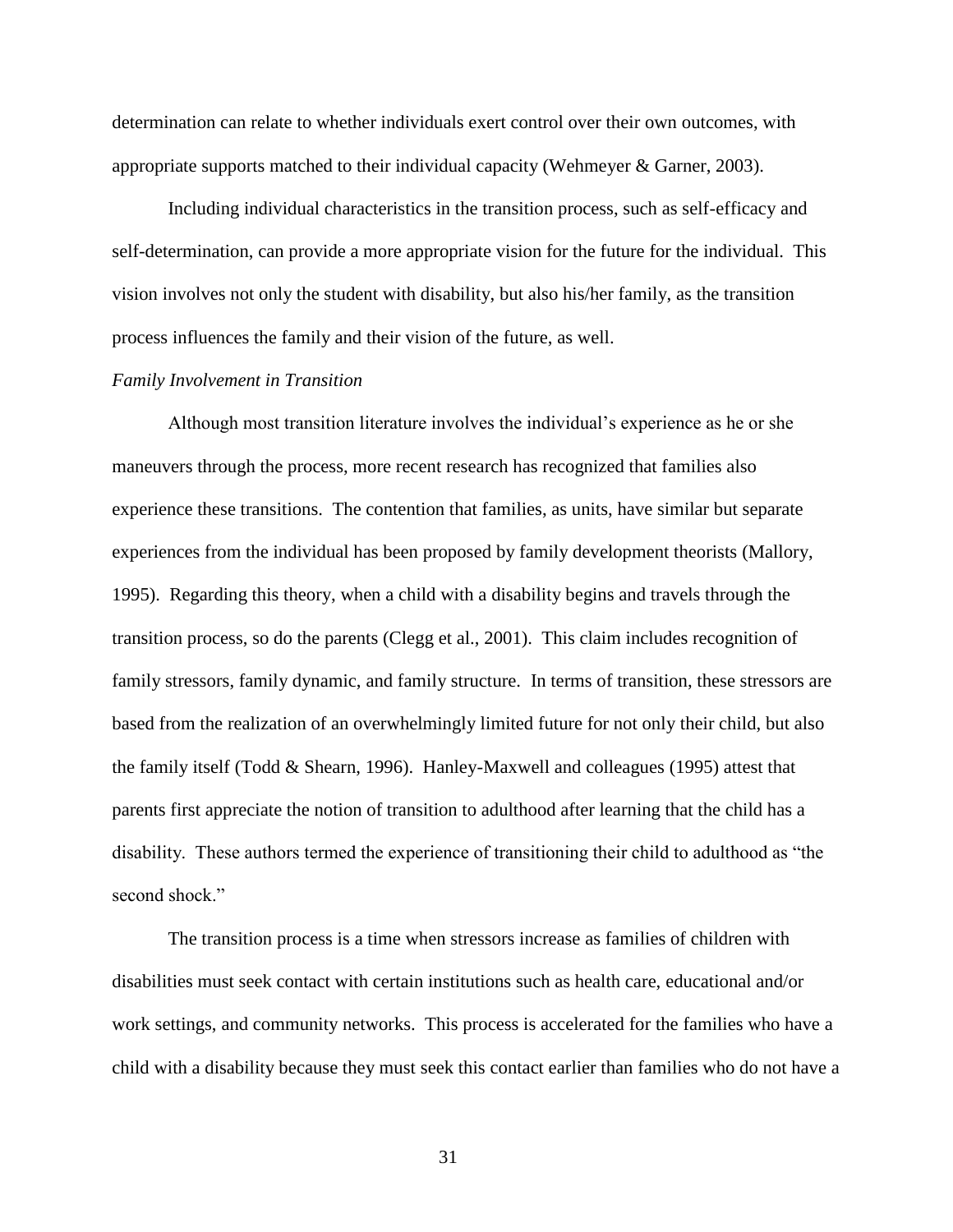determination can relate to whether individuals exert control over their own outcomes, with appropriate supports matched to their individual capacity (Wehmeyer & Garner, 2003).

Including individual characteristics in the transition process, such as self-efficacy and self-determination, can provide a more appropriate vision for the future for the individual. This vision involves not only the student with disability, but also his/her family, as the transition process influences the family and their vision of the future, as well.

*Family Involvement in Transition*

Although most transition literature involves the individual's experience as he or she maneuvers through the process, more recent research has recognized that families also experience these transitions. The contention that families, as units, have similar but separate experiences from the individual has been proposed by family development theorists (Mallory, 1995). Regarding this theory, when a child with a disability begins and travels through the transition process, so do the parents (Clegg et al., 2001). This claim includes recognition of family stressors, family dynamic, and family structure. In terms of transition, these stressors are based from the realization of an overwhelmingly limited future for not only their child, but also the family itself (Todd & Shearn, 1996). Hanley-Maxwell and colleagues (1995) attest that parents first appreciate the notion of transition to adulthood after learning that the child has a disability. These authors termed the experience of transitioning their child to adulthood as "the second shock."

The transition process is a time when stressors increase as families of children with disabilities must seek contact with certain institutions such as health care, educational and/or work settings, and community networks. This process is accelerated for the families who have a child with a disability because they must seek this contact earlier than families who do not have a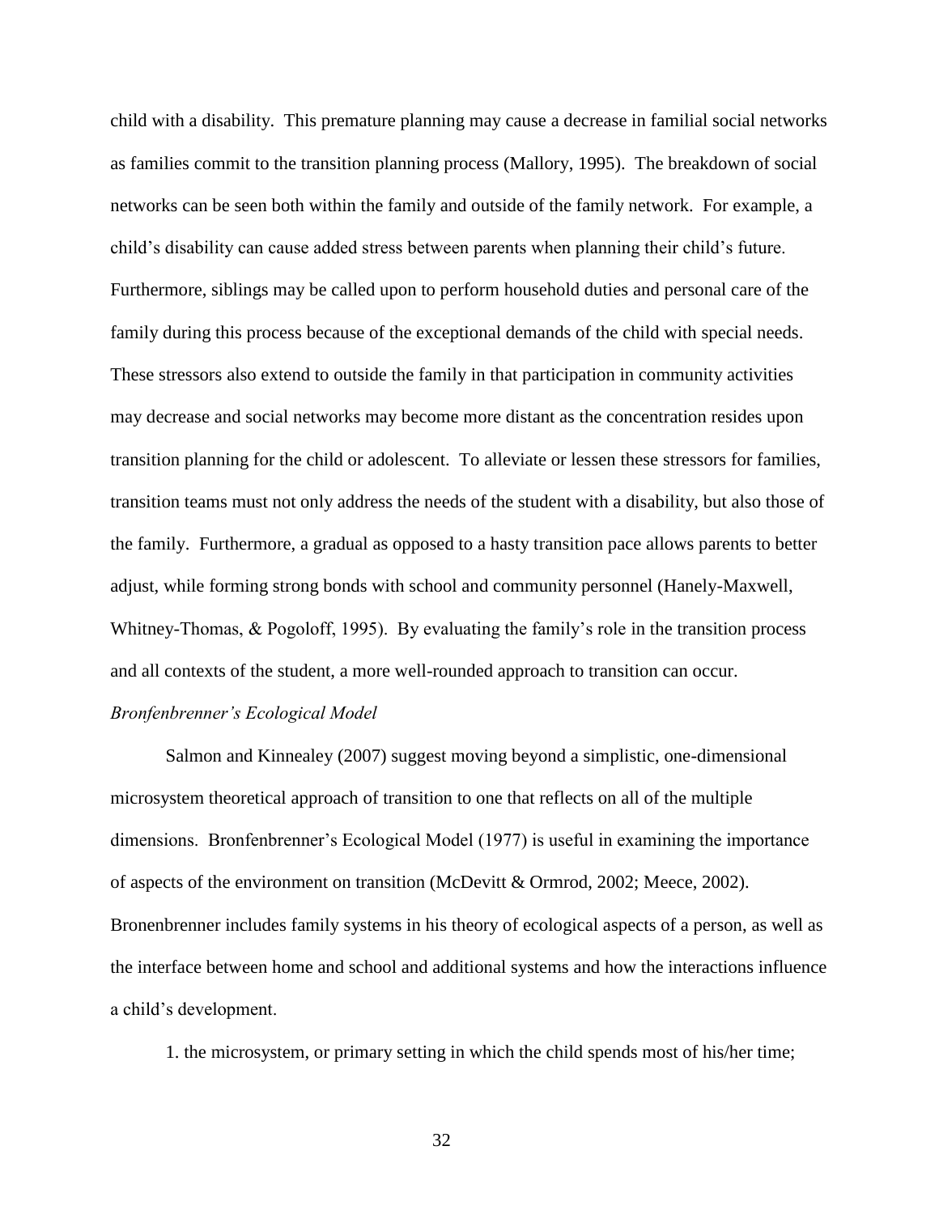child with a disability. This premature planning may cause a decrease in familial social networks as families commit to the transition planning process (Mallory, 1995). The breakdown of social networks can be seen both within the family and outside of the family network. For example, a child's disability can cause added stress between parents when planning their child's future. Furthermore, siblings may be called upon to perform household duties and personal care of the family during this process because of the exceptional demands of the child with special needs. These stressors also extend to outside the family in that participation in community activities may decrease and social networks may become more distant as the concentration resides upon transition planning for the child or adolescent. To alleviate or lessen these stressors for families, transition teams must not only address the needs of the student with a disability, but also those of the family. Furthermore, a gradual as opposed to a hasty transition pace allows parents to better adjust, while forming strong bonds with school and community personnel (Hanely-Maxwell, Whitney-Thomas, & Pogoloff, 1995). By evaluating the family's role in the transition process and all contexts of the student, a more well-rounded approach to transition can occur.

*Bronfenbrenner's Ecological Model*

Salmon and Kinnealey (2007) suggest moving beyond a simplistic, one-dimensional microsystem theoretical approach of transition to one that reflects on all of the multiple dimensions. Bronfenbrenner's Ecological Model (1977) is useful in examining the importance of aspects of the environment on transition (McDevitt & Ormrod, 2002; Meece, 2002). Bronenbrenner includes family systems in his theory of ecological aspects of a person, as well as the interface between home and school and additional systems and how the interactions influence a child's development.

1. the microsystem, or primary setting in which the child spends most of his/her time;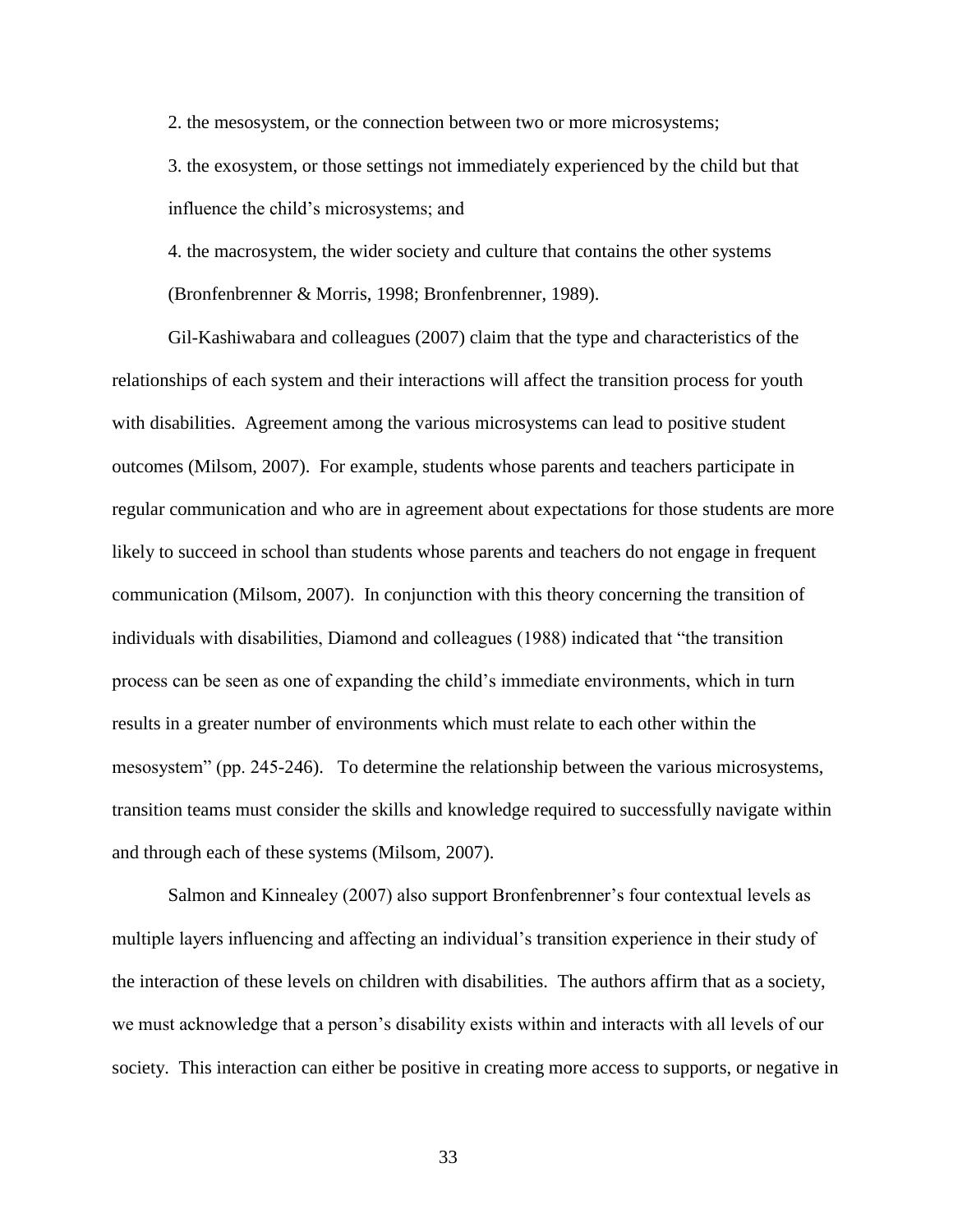2. the mesosystem, or the connection between two or more microsystems;

3. the exosystem, or those settings not immediately experienced by the child but that influence the child's microsystems; and

4. the macrosystem, the wider society and culture that contains the other systems (Bronfenbrenner & Morris, 1998; Bronfenbrenner, 1989).

Gil-Kashiwabara and colleagues (2007) claim that the type and characteristics of the relationships of each system and their interactions will affect the transition process for youth with disabilities. Agreement among the various microsystems can lead to positive student outcomes (Milsom, 2007). For example, students whose parents and teachers participate in regular communication and who are in agreement about expectations for those students are more likely to succeed in school than students whose parents and teachers do not engage in frequent communication (Milsom, 2007). In conjunction with this theory concerning the transition of individuals with disabilities, Diamond and colleagues (1988) indicated that "the transition process can be seen as one of expanding the child's immediate environments, which in turn results in a greater number of environments which must relate to each other within the mesosystem" (pp. 245-246). To determine the relationship between the various microsystems, transition teams must consider the skills and knowledge required to successfully navigate within and through each of these systems (Milsom, 2007).

Salmon and Kinnealey (2007) also support Bronfenbrenner's four contextual levels as multiple layers influencing and affecting an individual's transition experience in their study of the interaction of these levels on children with disabilities. The authors affirm that as a society, we must acknowledge that a person's disability exists within and interacts with all levels of our society. This interaction can either be positive in creating more access to supports, or negative in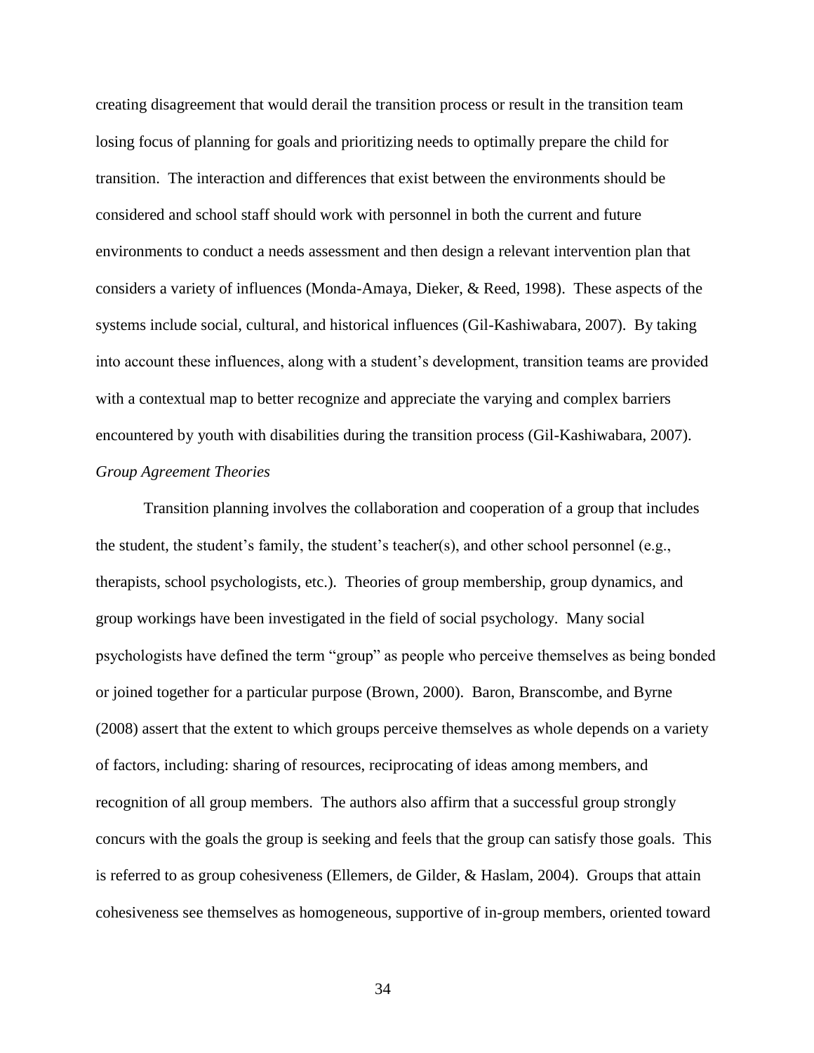creating disagreement that would derail the transition process or result in the transition team losing focus of planning for goals and prioritizing needs to optimally prepare the child for transition. The interaction and differences that exist between the environments should be considered and school staff should work with personnel in both the current and future environments to conduct a needs assessment and then design a relevant intervention plan that considers a variety of influences (Monda-Amaya, Dieker, & Reed, 1998). These aspects of the systems include social, cultural, and historical influences (Gil-Kashiwabara, 2007). By taking into account these influences, along with a student's development, transition teams are provided with a contextual map to better recognize and appreciate the varying and complex barriers encountered by youth with disabilities during the transition process (Gil-Kashiwabara, 2007).

*Group Agreement Theories*

Transition planning involves the collaboration and cooperation of a group that includes the student, the student's family, the student's teacher(s), and other school personnel (e.g., therapists, school psychologists, etc.). Theories of group membership, group dynamics, and group workings have been investigated in the field of social psychology. Many social psychologists have defined the term "group" as people who perceive themselves as being bonded or joined together for a particular purpose (Brown, 2000). Baron, Branscombe, and Byrne (2008) assert that the extent to which groups perceive themselves as whole depends on a variety of factors, including: sharing of resources, reciprocating of ideas among members, and recognition of all group members. The authors also affirm that a successful group strongly concurs with the goals the group is seeking and feels that the group can satisfy those goals. This is referred to as group cohesiveness (Ellemers, de Gilder, & Haslam, 2004). Groups that attain cohesiveness see themselves as homogeneous, supportive of in-group members, oriented toward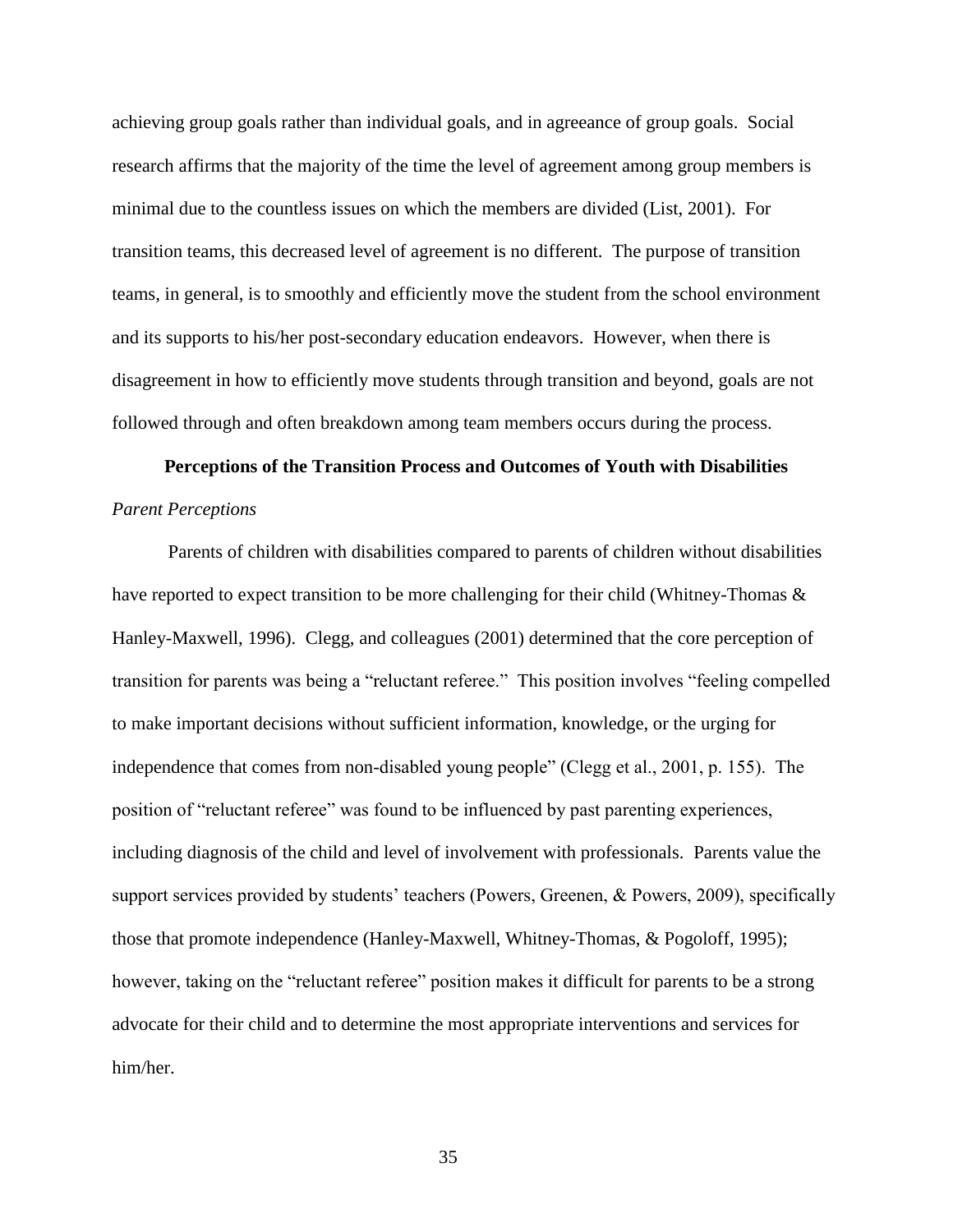achieving group goals rather than individual goals, and in agreeance of group goals. Social research affirms that the majority of the time the level of agreement among group members is minimal due to the countless issues on which the members are divided (List, 2001). For transition teams, this decreased level of agreement is no different. The purpose of transition teams, in general, is to smoothly and efficiently move the student from the school environment and its supports to his/her post-secondary education endeavors. However, when there is disagreement in how to efficiently move students through transition and beyond, goals are not followed through and often breakdown among team members occurs during the process.

## Perceptions of the Transition Process and Outcomes of Youth with Disabilities

### *Parent Perceptions*

Parents of children with disabilities compared to parents of children without disabilities have reported to expect transition to be more challenging for their child (Whitney-Thomas & Hanley-Maxwell, 1996). Clegg, and colleagues (2001) determined that the core perception of transition for parents was being a "reluctant referee." This position involves "feeling compelled to make important decisions without sufficient information, knowledge, or the urging for independence that comes from non-disabled young people" (Clegg et al., 2001, p. 155). The position of "reluctant referee" was found to be influenced by past parenting experiences, including diagnosis of the child and level of involvement with professionals. Parents value the support services provided by students' teachers (Powers, Greenen, & Powers, 2009), specifically those that promote independence (Hanley-Maxwell, Whitney-Thomas, & Pogoloff, 1995); however, taking on the "reluctant referee" position makes it difficult for parents to be a strong advocate for their child and to determine the most appropriate interventions and services for him/her.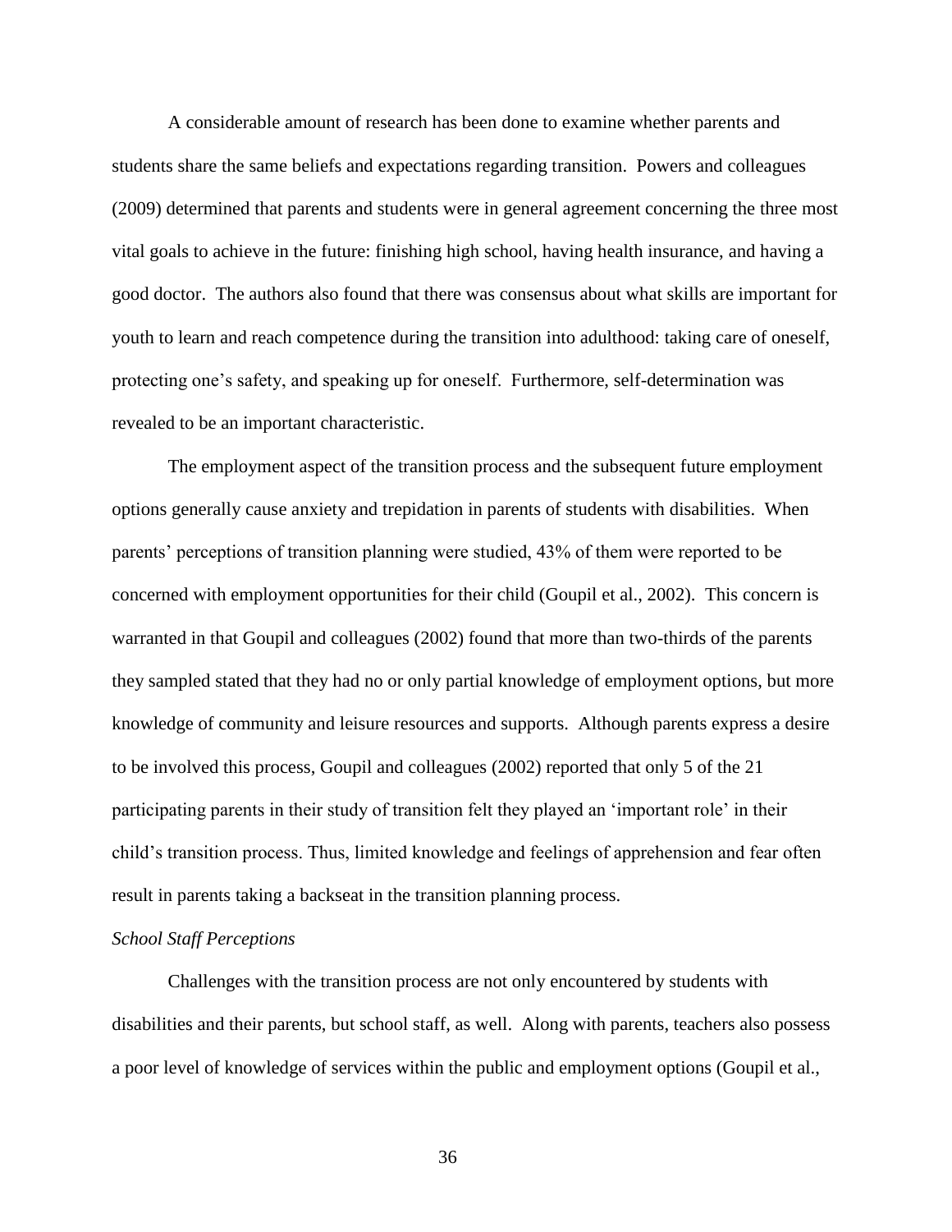A considerable amount of research has been done to examine whether parents and students share the same beliefs and expectations regarding transition. Powers and colleagues (2009) determined that parents and students were in general agreement concerning the three most vital goals to achieve in the future: finishing high school, having health insurance, and having a good doctor. The authors also found that there was consensus about what skills are important for youth to learn and reach competence during the transition into adulthood: taking care of oneself, protecting one's safety, and speaking up for oneself. Furthermore, self-determination was revealed to be an important characteristic.

The employment aspect of the transition process and the subsequent future employment options generally cause anxiety and trepidation in parents of students with disabilities. When parents' perceptions of transition planning were studied, 43% of them were reported to be concerned with employment opportunities for their child (Goupil et al., 2002). This concern is warranted in that Goupil and colleagues (2002) found that more than two-thirds of the parents they sampled stated that they had no or only partial knowledge of employment options, but more knowledge of community and leisure resources and supports. Although parents express a desire to be involved this process, Goupil and colleagues (2002) reported that only 5 of the 21 participating parents in their study of transition felt they played an 'important role' in their child's transition process. Thus, limited knowledge and feelings of apprehension and fear often result in parents taking a backseat in the transition planning process.

*School Staff Perceptions*

Challenges with the transition process are not only encountered by students with disabilities and their parents, but school staff, as well. Along with parents, teachers also possess a poor level of knowledge of services within the public and employment options (Goupil et al.,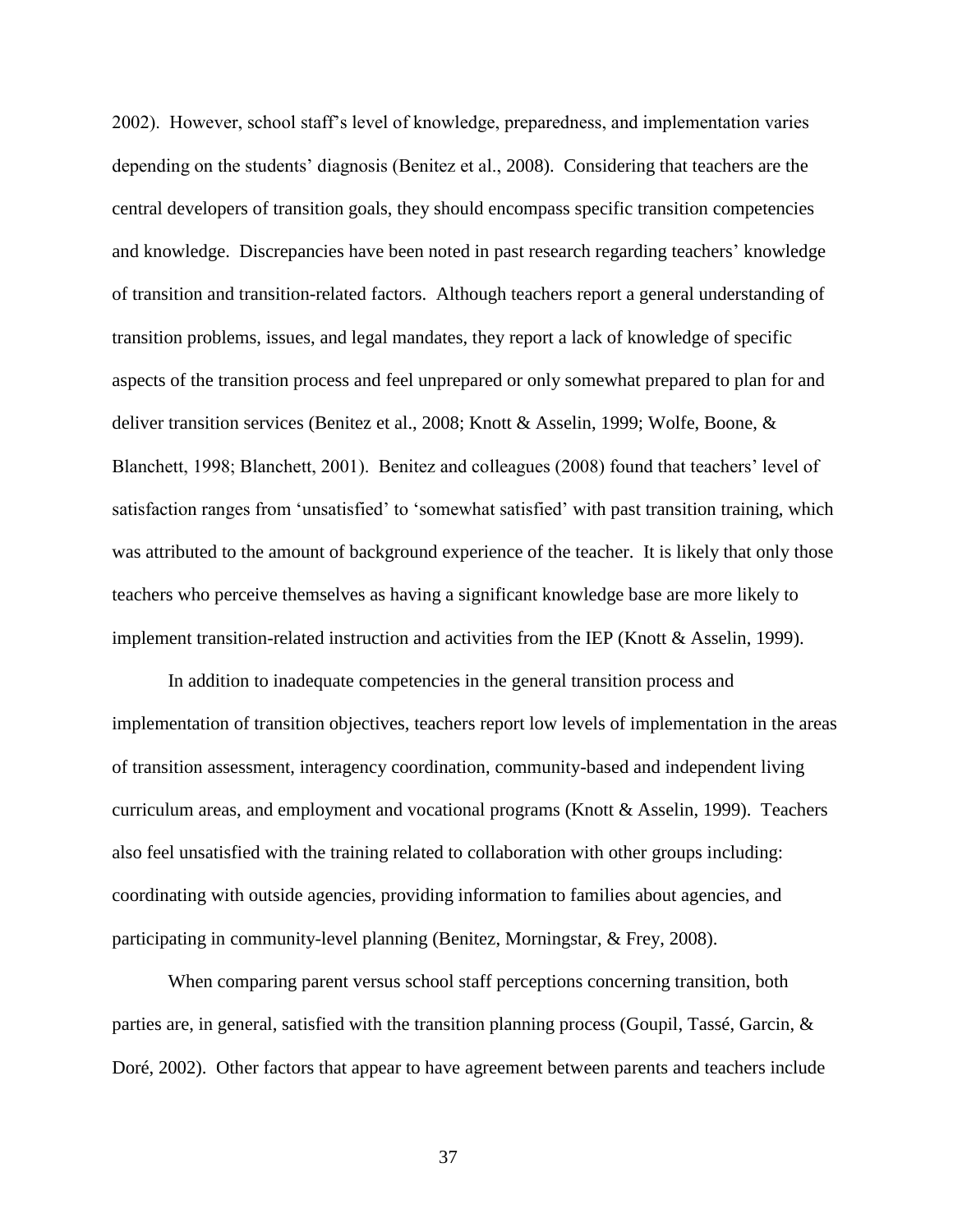2002). However, school staff's level of knowledge, preparedness, and implementation varies depending on the students' diagnosis (Benitez et al., 2008). Considering that teachers are the central developers of transition goals, they should encompass specific transition competencies and knowledge. Discrepancies have been noted in past research regarding teachers' knowledge of transition and transition-related factors. Although teachers report a general understanding of transition problems, issues, and legal mandates, they report a lack of knowledge of specific aspects of the transition process and feel unprepared or only somewhat prepared to plan for and deliver transition services (Benitez et al., 2008; Knott & Asselin, 1999; Wolfe, Boone, & Blanchett, 1998; Blanchett, 2001). Benitez and colleagues (2008) found that teachers' level of satisfaction ranges from 'unsatisfied' to 'somewhat satisfied' with past transition training, which was attributed to the amount of background experience of the teacher. It is likely that only those teachers who perceive themselves as having a significant knowledge base are more likely to implement transition-related instruction and activities from the IEP (Knott & Asselin, 1999).

In addition to inadequate competencies in the general transition process and implementation of transition objectives, teachers report low levels of implementation in the areas of transition assessment, interagency coordination, community-based and independent living curriculum areas, and employment and vocational programs (Knott & Asselin, 1999). Teachers also feel unsatisfied with the training related to collaboration with other groups including: coordinating with outside agencies, providing information to families about agencies, and participating in community-level planning (Benitez, Morningstar, & Frey, 2008).

When comparing parent versus school staff perceptions concerning transition, both parties are, in general, satisfied with the transition planning process (Goupil, Tassé, Garcin, & Doré, 2002). Other factors that appear to have agreement between parents and teachers include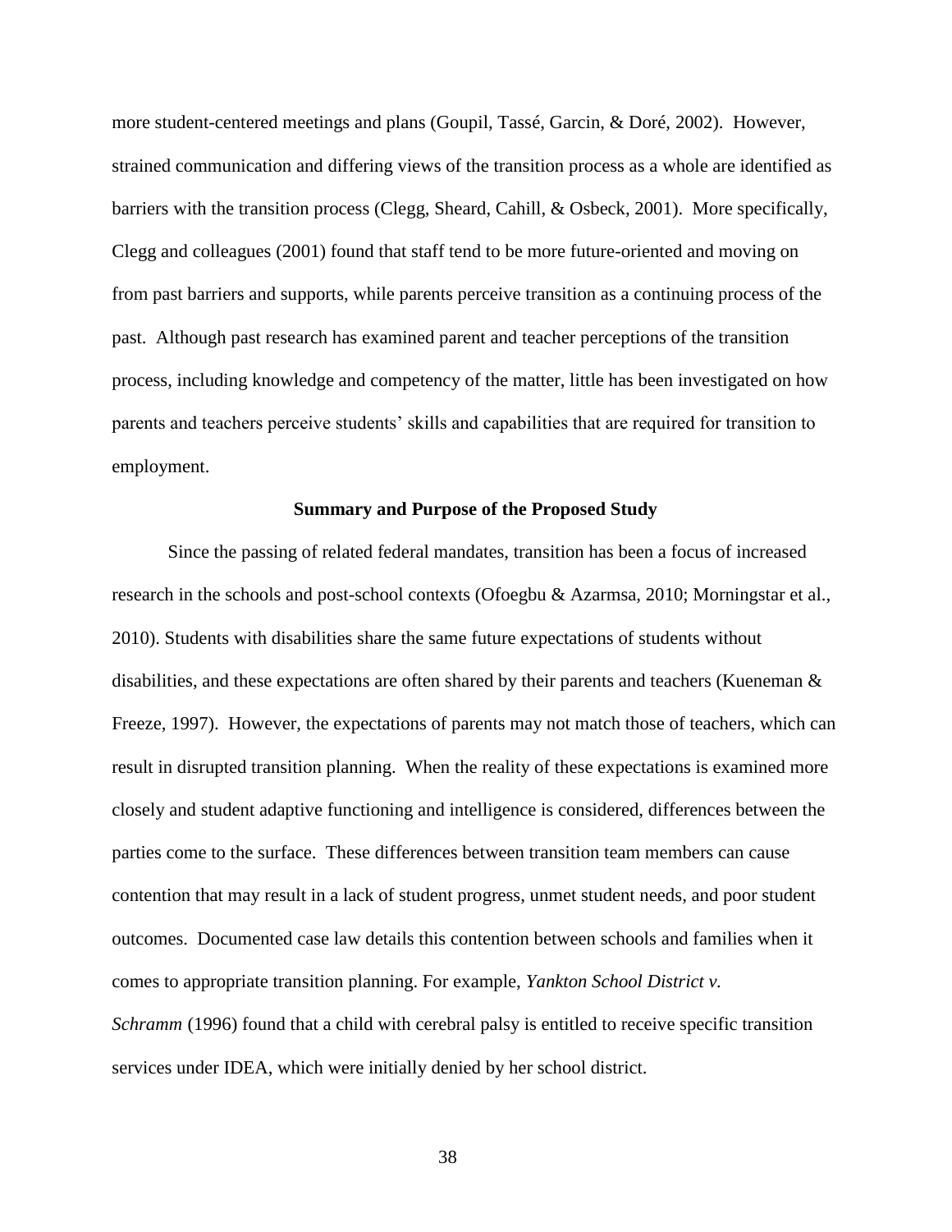more student-centered meetings and plans (Goupil, Tassé, Garcin, & Doré, 2002). However, strained communication and differing views of the transition process as a whole are identified as barriers with the transition process (Clegg, Sheard, Cahill, & Osbeck, 2001). More specifically, Clegg and colleagues (2001) found that staff tend to be more future-oriented and moving on from past barriers and supports, while parents perceive transition as a continuing process of the past. Although past research has examined parent and teacher perceptions of the transition process, including knowledge and competency of the matter, little has been investigated on how parents and teachers perceive students' skills and capabilities that are required for transition to employment.

## Summary and Purpose of the Proposed Study

Since the passing of related federal mandates, transition has been a focus of increased research in the schools and post-school contexts (Ofoegbu & Azarmsa, 2010; Morningstar et al., 2010). Students with disabilities share the same future expectations of students without disabilities, and these expectations are often shared by their parents and teachers (Kueneman & Freeze, 1997). However, the expectations of parents may not match those of teachers, which can result in disrupted transition planning. When the reality of these expectations is examined more closely and student adaptive functioning and intelligence is considered, differences between the parties come to the surface. These differences between transition team members can cause contention that may result in a lack of student progress, unmet student needs, and poor student outcomes. Documented case law details this contention between schools and families when it comes to appropriate transition planning. For example, *Yankton School District v. Schramm* (1996) found that a child with cerebral palsy is entitled to receive specific transition services under IDEA, which were initially denied by her school district.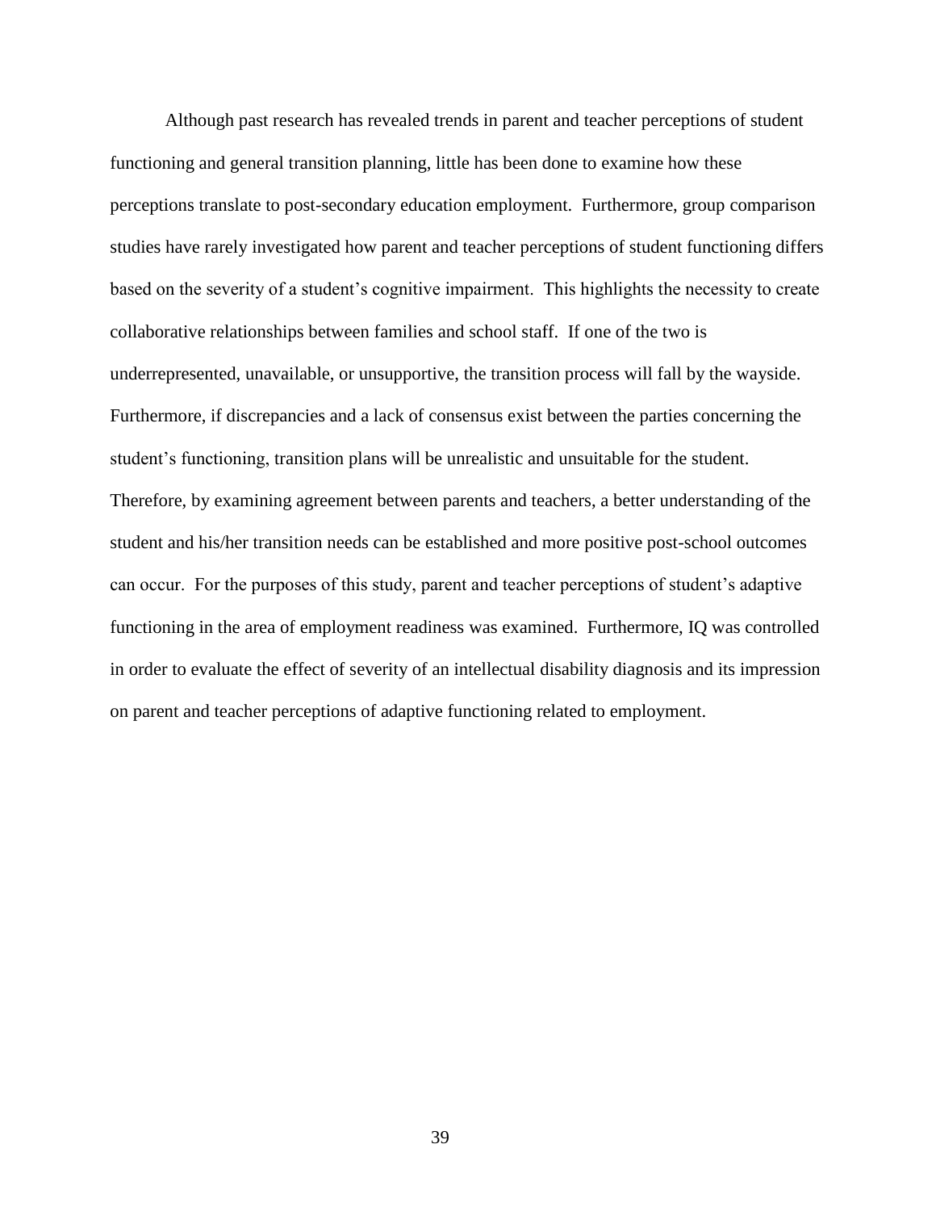Although past research has revealed trends in parent and teacher perceptions of student functioning and general transition planning, little has been done to examine how these perceptions translate to post-secondary education employment. Furthermore, group comparison studies have rarely investigated how parent and teacher perceptions of student functioning differs based on the severity of a student's cognitive impairment. This highlights the necessity to create collaborative relationships between families and school staff. If one of the two is underrepresented, unavailable, or unsupportive, the transition process will fall by the wayside. Furthermore, if discrepancies and a lack of consensus exist between the parties concerning the student's functioning, transition plans will be unrealistic and unsuitable for the student. Therefore, by examining agreement between parents and teachers, a better understanding of the student and his/her transition needs can be established and more positive post-school outcomes can occur. For the purposes of this study, parent and teacher perceptions of student's adaptive functioning in the area of employment readiness was examined. Furthermore, IQ was controlled in order to evaluate the effect of severity of an intellectual disability diagnosis and its impression on parent and teacher perceptions of adaptive functioning related to employment.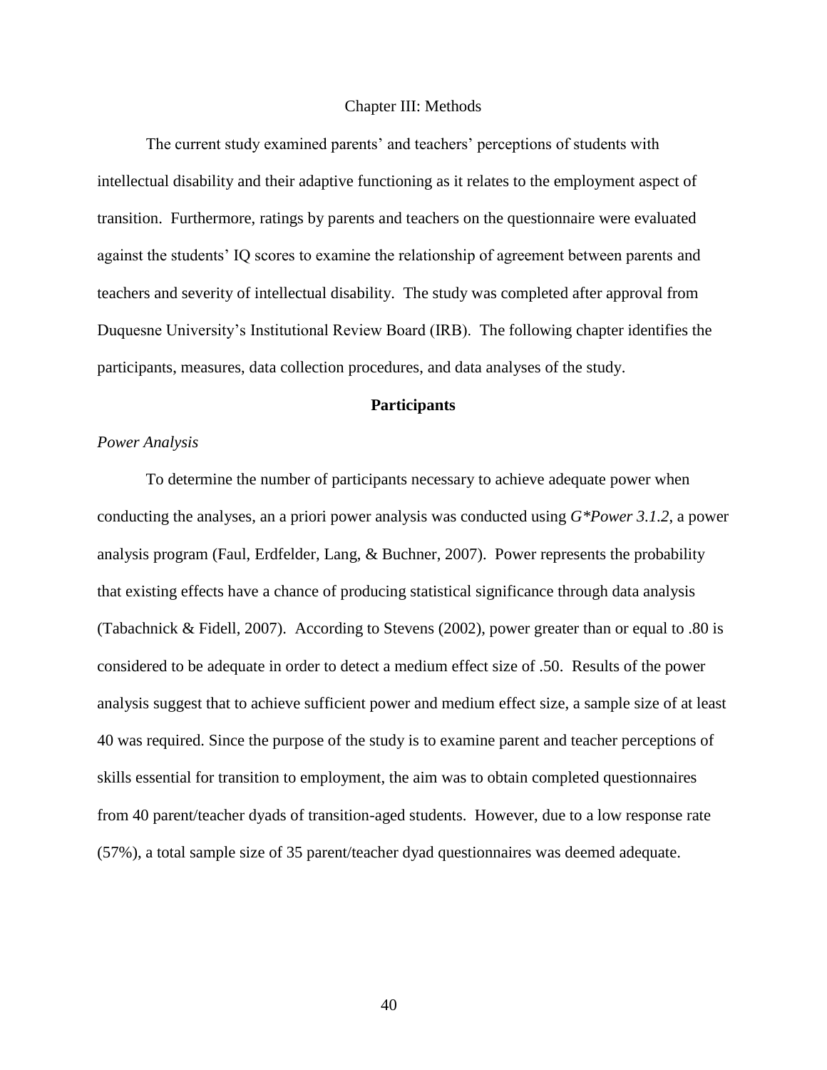# Chapter III: Methods

The current study examined parents' and teachers' perceptions of students with intellectual disability and their adaptive functioning as it relates to the employment aspect of transition. Furthermore, ratings by parents and teachers on the questionnaire were evaluated against the students' IQ scores to examine the relationship of agreement between parents and teachers and severity of intellectual disability. The study was completed after approval from Duquesne University's Institutional Review Board (IRB). The following chapter identifies the participants, measures, data collection procedures, and data analyses of the study.

## Participants

### *Power Analysis*

To determine the number of participants necessary to achieve adequate power when conducting the analyses, an a priori power analysis was conducted using *G\*Power 3.1.2*, a power analysis program (Faul, Erdfelder, Lang, & Buchner, 2007). Power represents the probability that existing effects have a chance of producing statistical significance through data analysis (Tabachnick & Fidell, 2007). According to Stevens (2002), power greater than or equal to .80 is considered to be adequate in order to detect a medium effect size of .50. Results of the power analysis suggest that to achieve sufficient power and medium effect size, a sample size of at least 40 was required. Since the purpose of the study is to examine parent and teacher perceptions of skills essential for transition to employment, the aim was to obtain completed questionnaires from 40 parent/teacher dyads of transition-aged students. However, due to a low response rate (57%), a total sample size of 35 parent/teacher dyad questionnaires was deemed adequate.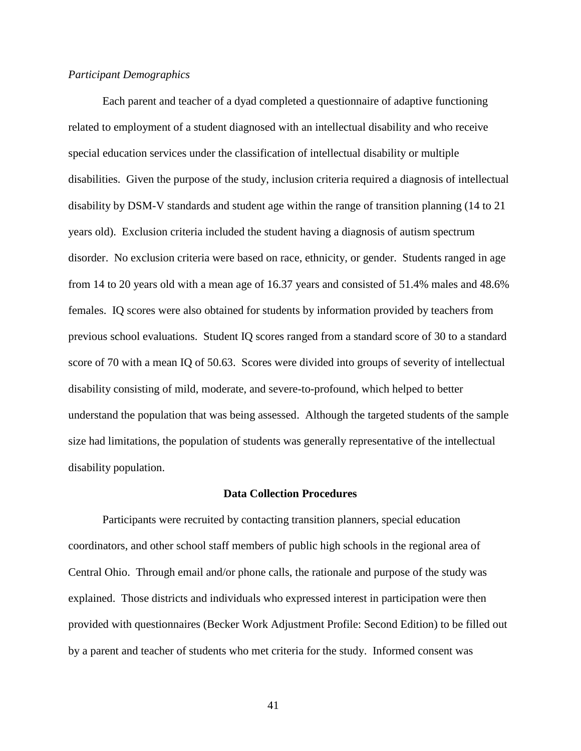*Participant Demographics*

Each parent and teacher of a dyad completed a questionnaire of adaptive functioning related to employment of a student diagnosed with an intellectual disability and who receive special education services under the classification of intellectual disability or multiple disabilities. Given the purpose of the study, inclusion criteria required a diagnosis of intellectual disability by DSM-V standards and student age within the range of transition planning (14 to 21 years old). Exclusion criteria included the student having a diagnosis of autism spectrum disorder. No exclusion criteria were based on race, ethnicity, or gender. Students ranged in age from 14 to 20 years old with a mean age of 16.37 years and consisted of 51.4% males and 48.6% females. IQ scores were also obtained for students by information provided by teachers from previous school evaluations. Student IQ scores ranged from a standard score of 30 to a standard score of 70 with a mean IQ of 50.63. Scores were divided into groups of severity of intellectual disability consisting of mild, moderate, and severe-to-profound, which helped to better understand the population that was being assessed. Although the targeted students of the sample size had limitations, the population of students was generally representative of the intellectual disability population.

## Data Collection Procedures

Participants were recruited by contacting transition planners, special education coordinators, and other school staff members of public high schools in the regional area of Central Ohio. Through email and/or phone calls, the rationale and purpose of the study was explained. Those districts and individuals who expressed interest in participation were then provided with questionnaires (Becker Work Adjustment Profile: Second Edition) to be filled out by a parent and teacher of students who met criteria for the study. Informed consent was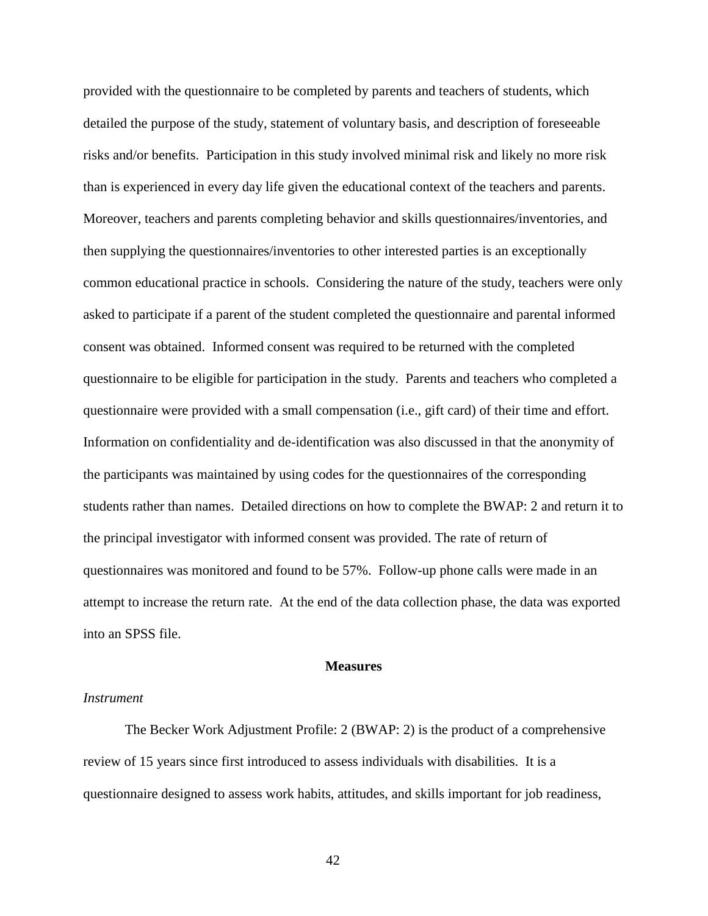provided with the questionnaire to be completed by parents and teachers of students, which detailed the purpose of the study, statement of voluntary basis, and description of foreseeable risks and/or benefits. Participation in this study involved minimal risk and likely no more risk than is experienced in every day life given the educational context of the teachers and parents. Moreover, teachers and parents completing behavior and skills questionnaires/inventories, and then supplying the questionnaires/inventories to other interested parties is an exceptionally common educational practice in schools. Considering the nature of the study, teachers were only asked to participate if a parent of the student completed the questionnaire and parental informed consent was obtained. Informed consent was required to be returned with the completed questionnaire to be eligible for participation in the study. Parents and teachers who completed a questionnaire were provided with a small compensation (i.e., gift card) of their time and effort. Information on confidentiality and de-identification was also discussed in that the anonymity of the participants was maintained by using codes for the questionnaires of the corresponding students rather than names. Detailed directions on how to complete the BWAP: 2 and return it to the principal investigator with informed consent was provided. The rate of return of questionnaires was monitored and found to be 57%. Follow-up phone calls were made in an attempt to increase the return rate. At the end of the data collection phase, the data was exported into an SPSS file.

## Measures

*Instrument*

The Becker Work Adjustment Profile: 2 (BWAP: 2) is the product of a comprehensive review of 15 years since first introduced to assess individuals with disabilities. It is a questionnaire designed to assess work habits, attitudes, and skills important for job readiness,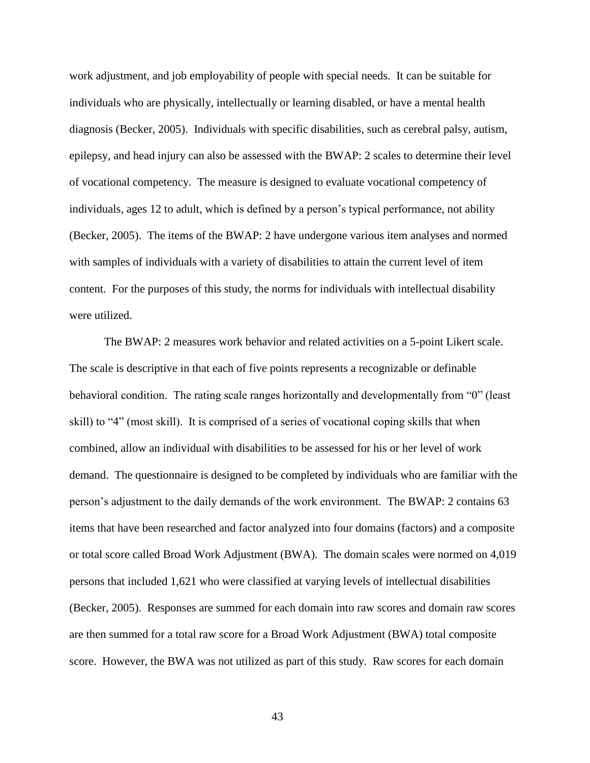work adjustment, and job employability of people with special needs. It can be suitable for individuals who are physically, intellectually or learning disabled, or have a mental health diagnosis (Becker, 2005). Individuals with specific disabilities, such as cerebral palsy, autism, epilepsy, and head injury can also be assessed with the BWAP: 2 scales to determine their level of vocational competency. The measure is designed to evaluate vocational competency of individuals, ages 12 to adult, which is defined by a person's typical performance, not ability (Becker, 2005). The items of the BWAP: 2 have undergone various item analyses and normed with samples of individuals with a variety of disabilities to attain the current level of item content. For the purposes of this study, the norms for individuals with intellectual disability were utilized.

The BWAP: 2 measures work behavior and related activities on a 5-point Likert scale. The scale is descriptive in that each of five points represents a recognizable or definable behavioral condition. The rating scale ranges horizontally and developmentally from "0" (least skill) to "4" (most skill). It is comprised of a series of vocational coping skills that when combined, allow an individual with disabilities to be assessed for his or her level of work demand. The questionnaire is designed to be completed by individuals who are familiar with the person's adjustment to the daily demands of the work environment. The BWAP: 2 contains 63 items that have been researched and factor analyzed into four domains (factors) and a composite or total score called Broad Work Adjustment (BWA). The domain scales were normed on 4,019 persons that included 1,621 who were classified at varying levels of intellectual disabilities (Becker, 2005). Responses are summed for each domain into raw scores and domain raw scores are then summed for a total raw score for a Broad Work Adjustment (BWA) total composite score. However, the BWA was not utilized as part of this study. Raw scores for each domain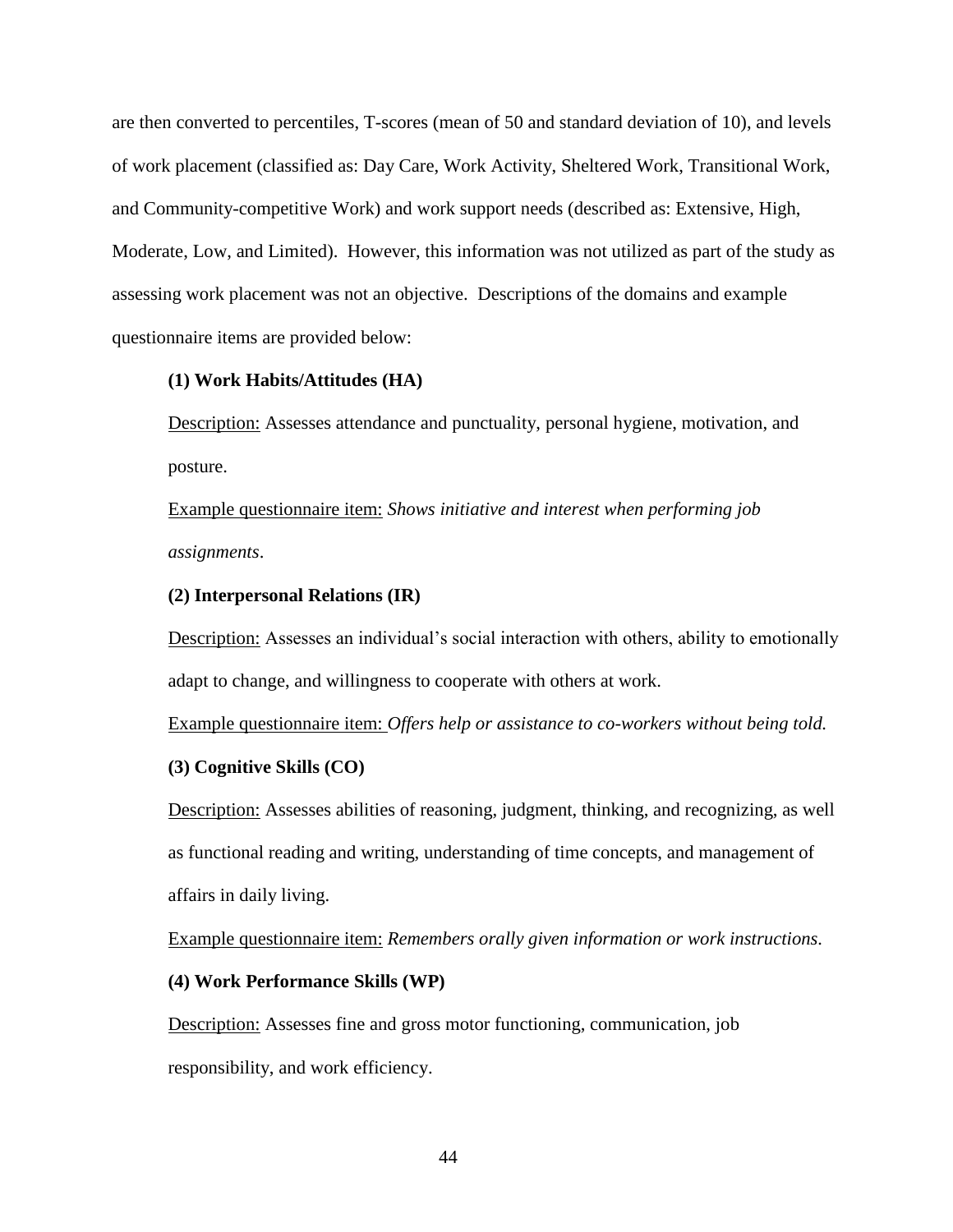are then converted to percentiles, T-scores (mean of 50 and standard deviation of 10), and levels of work placement (classified as: Day Care, Work Activity, Sheltered Work, Transitional Work, and Community-competitive Work) and work support needs (described as: Extensive, High, Moderate, Low, and Limited). However, this information was not utilized as part of the study as assessing work placement was not an objective. Descriptions of the domains and example questionnaire items are provided below:

**(1) Work Habits/Attitudes (HA)**

Description: Assesses attendance and punctuality, personal hygiene, motivation, and posture.

Example questionnaire item: *Shows initiative and interest when performing job assignments*.

**(2) Interpersonal Relations (IR)**

Description: Assesses an individual's social interaction with others, ability to emotionally adapt to change, and willingness to cooperate with others at work.

Example questionnaire item: *Offers help or assistance to co-workers without being told.*

**(3) Cognitive Skills (CO)**

Description: Assesses abilities of reasoning, judgment, thinking, and recognizing, as well as functional reading and writing, understanding of time concepts, and management of affairs in daily living.

Example questionnaire item: *Remembers orally given information or work instructions.*

**(4) Work Performance Skills (WP)**

Description: Assesses fine and gross motor functioning, communication, job responsibility, and work efficiency.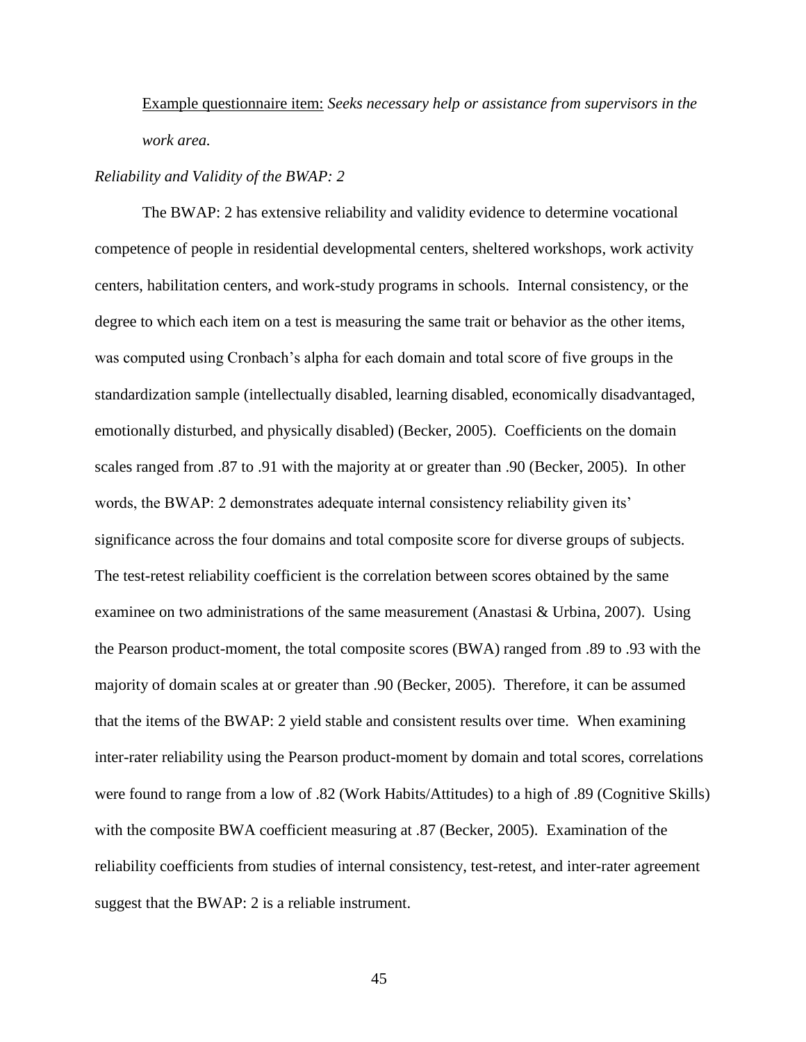Example questionnaire item: *Seeks necessary help or assistance from supervisors in the work area.*

*Reliability and Validity of the BWAP: 2*

The BWAP: 2 has extensive reliability and validity evidence to determine vocational competence of people in residential developmental centers, sheltered workshops, work activity centers, habilitation centers, and work-study programs in schools. Internal consistency, or the degree to which each item on a test is measuring the same trait or behavior as the other items, was computed using Cronbach's alpha for each domain and total score of five groups in the standardization sample (intellectually disabled, learning disabled, economically disadvantaged, emotionally disturbed, and physically disabled) (Becker, 2005). Coefficients on the domain scales ranged from .87 to .91 with the majority at or greater than .90 (Becker, 2005). In other words, the BWAP: 2 demonstrates adequate internal consistency reliability given its' significance across the four domains and total composite score for diverse groups of subjects. The test-retest reliability coefficient is the correlation between scores obtained by the same examinee on two administrations of the same measurement (Anastasi & Urbina, 2007). Using the Pearson product-moment, the total composite scores (BWA) ranged from .89 to .93 with the majority of domain scales at or greater than .90 (Becker, 2005). Therefore, it can be assumed that the items of the BWAP: 2 yield stable and consistent results over time. When examining inter-rater reliability using the Pearson product-moment by domain and total scores, correlations were found to range from a low of .82 (Work Habits/Attitudes) to a high of .89 (Cognitive Skills) with the composite BWA coefficient measuring at .87 (Becker, 2005). Examination of the reliability coefficients from studies of internal consistency, test-retest, and inter-rater agreement suggest that the BWAP: 2 is a reliable instrument.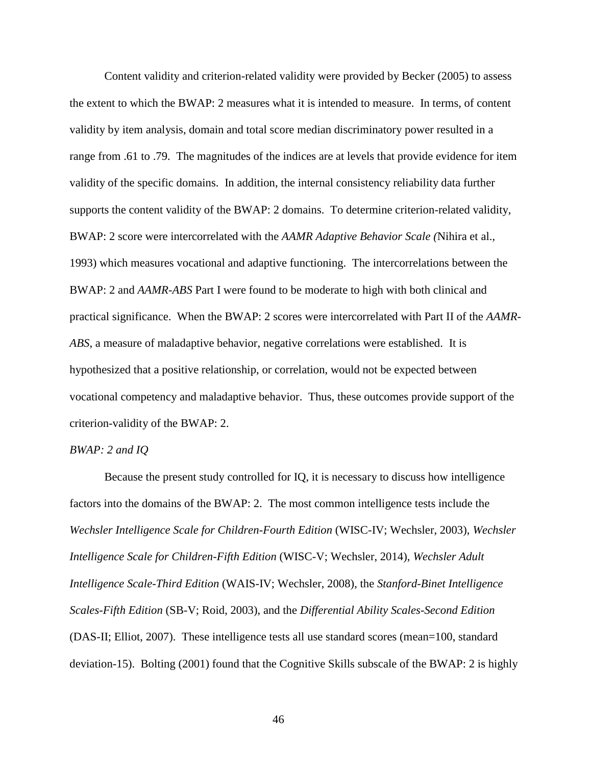Content validity and criterion-related validity were provided by Becker (2005) to assess the extent to which the BWAP: 2 measures what it is intended to measure. In terms, of content validity by item analysis, domain and total score median discriminatory power resulted in a range from .61 to .79. The magnitudes of the indices are at levels that provide evidence for item validity of the specific domains. In addition, the internal consistency reliability data further supports the content validity of the BWAP: 2 domains. To determine criterion-related validity, BWAP: 2 score were intercorrelated with the *AAMR Adaptive Behavior Scale (*Nihira et al., 1993) which measures vocational and adaptive functioning. The intercorrelations between the BWAP: 2 and *AAMR-ABS* Part I were found to be moderate to high with both clinical and practical significance. When the BWAP: 2 scores were intercorrelated with Part II of the *AAMR-ABS*, a measure of maladaptive behavior, negative correlations were established. It is hypothesized that a positive relationship, or correlation, would not be expected between vocational competency and maladaptive behavior. Thus, these outcomes provide support of the criterion-validity of the BWAP: 2.

*BWAP: 2 and IQ*

Because the present study controlled for IQ, it is necessary to discuss how intelligence factors into the domains of the BWAP: 2. The most common intelligence tests include the *Wechsler Intelligence Scale for Children-Fourth Edition* (WISC-IV; Wechsler, 2003), *Wechsler Intelligence Scale for Children-Fifth Edition* (WISC-V; Wechsler, 2014), *Wechsler Adult Intelligence Scale-Third Edition* (WAIS-IV; Wechsler, 2008), the *Stanford-Binet Intelligence Scales-Fifth Edition* (SB-V; Roid, 2003), and the *Differential Ability Scales-Second Edition* (DAS-II; Elliot, 2007). These intelligence tests all use standard scores (mean=100, standard deviation-15). Bolting (2001) found that the Cognitive Skills subscale of the BWAP: 2 is highly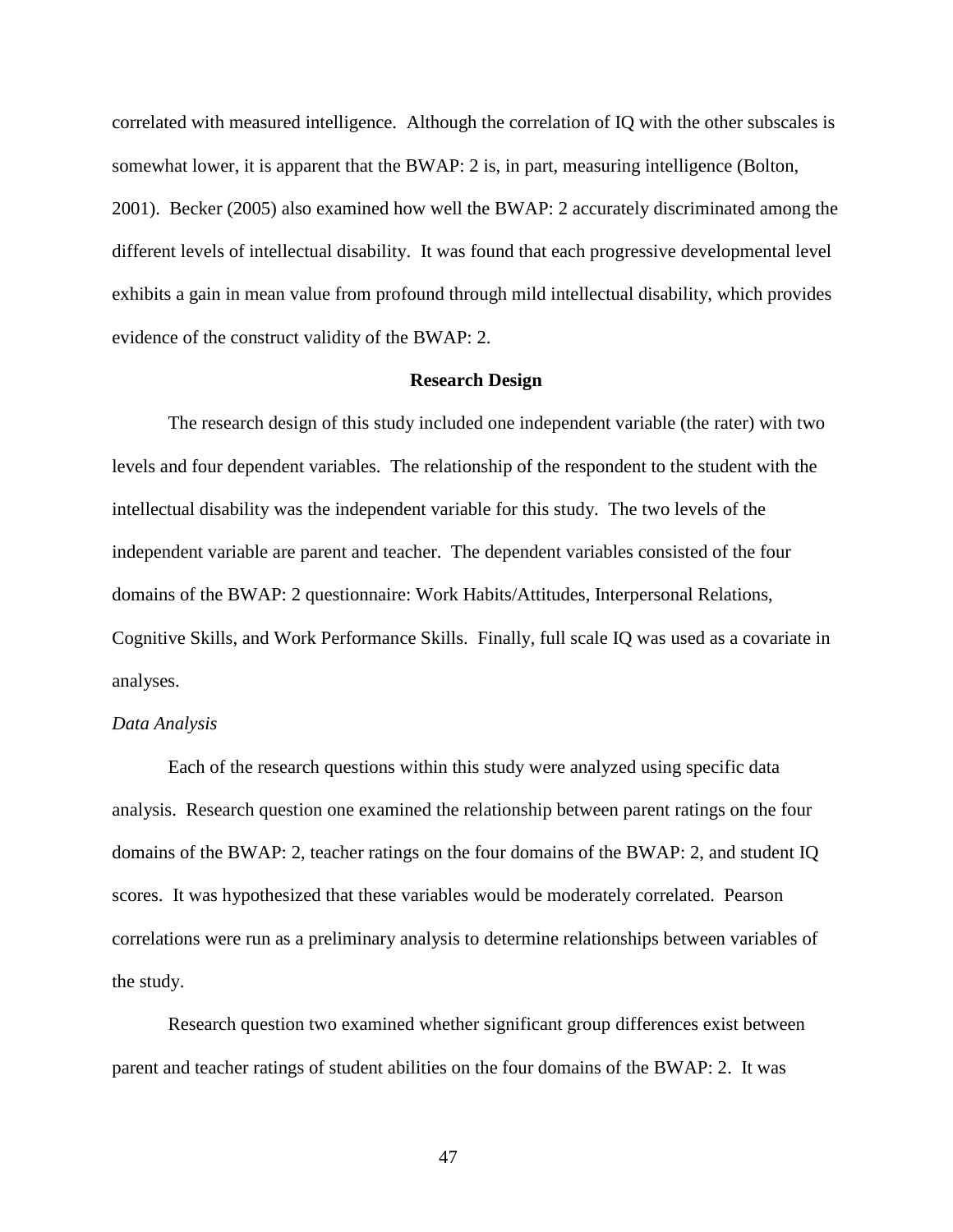correlated with measured intelligence. Although the correlation of IQ with the other subscales is somewhat lower, it is apparent that the BWAP: 2 is, in part, measuring intelligence (Bolton, 2001). Becker (2005) also examined how well the BWAP: 2 accurately discriminated among the different levels of intellectual disability. It was found that each progressive developmental level exhibits a gain in mean value from profound through mild intellectual disability, which provides evidence of the construct validity of the BWAP: 2.

## Research Design

The research design of this study included one independent variable (the rater) with two levels and four dependent variables. The relationship of the respondent to the student with the intellectual disability was the independent variable for this study. The two levels of the independent variable are parent and teacher. The dependent variables consisted of the four domains of the BWAP: 2 questionnaire: Work Habits/Attitudes, Interpersonal Relations, Cognitive Skills, and Work Performance Skills. Finally, full scale IQ was used as a covariate in analyses.

### *Data Analysis*

Each of the research questions within this study were analyzed using specific data analysis. Research question one examined the relationship between parent ratings on the four domains of the BWAP: 2, teacher ratings on the four domains of the BWAP: 2, and student IQ scores. It was hypothesized that these variables would be moderately correlated. Pearson correlations were run as a preliminary analysis to determine relationships between variables of the study.

Research question two examined whether significant group differences exist between parent and teacher ratings of student abilities on the four domains of the BWAP: 2. It was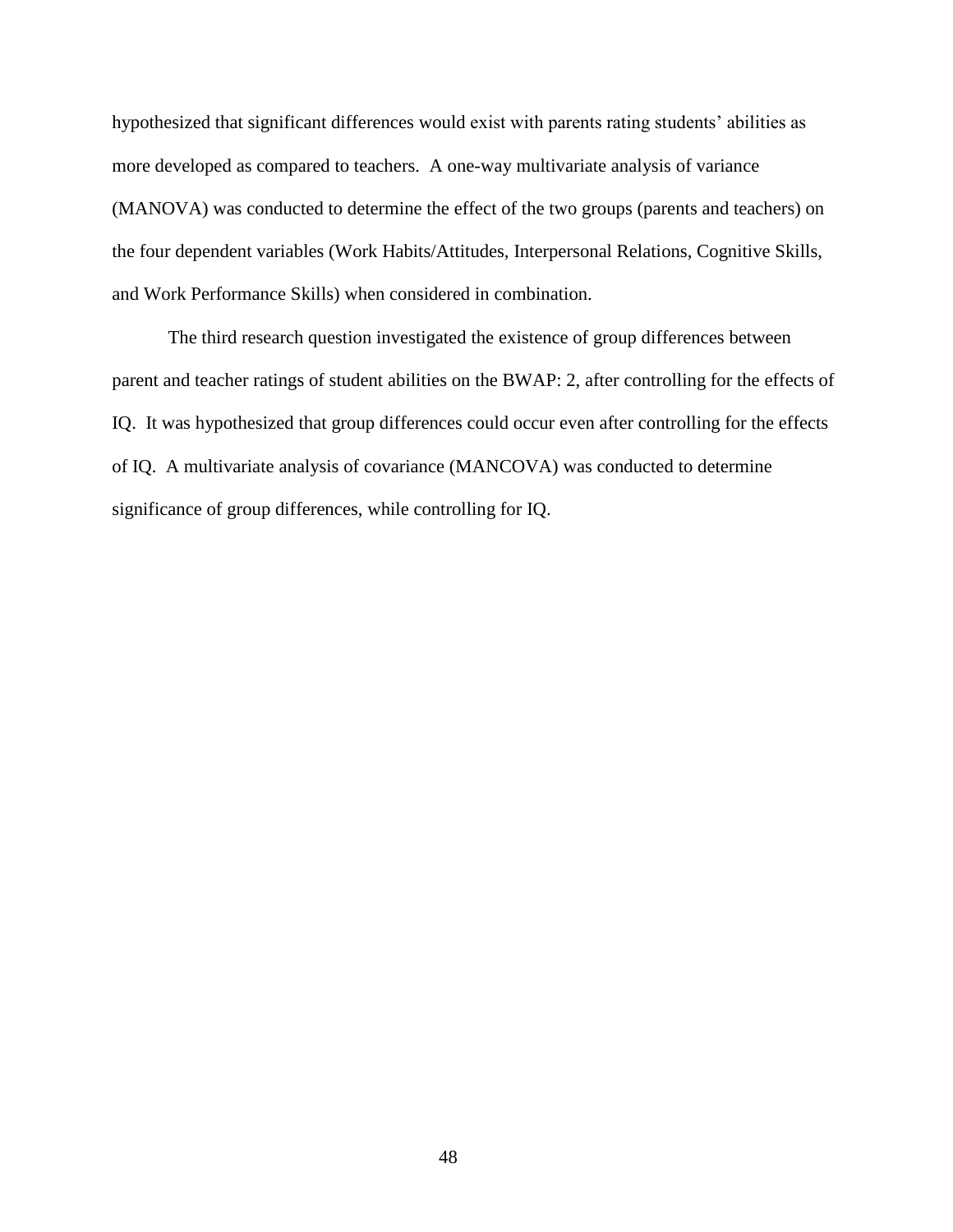hypothesized that significant differences would exist with parents rating students' abilities as more developed as compared to teachers. A one-way multivariate analysis of variance (MANOVA) was conducted to determine the effect of the two groups (parents and teachers) on the four dependent variables (Work Habits/Attitudes, Interpersonal Relations, Cognitive Skills, and Work Performance Skills) when considered in combination.

The third research question investigated the existence of group differences between parent and teacher ratings of student abilities on the BWAP: 2, after controlling for the effects of IQ. It was hypothesized that group differences could occur even after controlling for the effects of IQ. A multivariate analysis of covariance (MANCOVA) was conducted to determine significance of group differences, while controlling for IQ.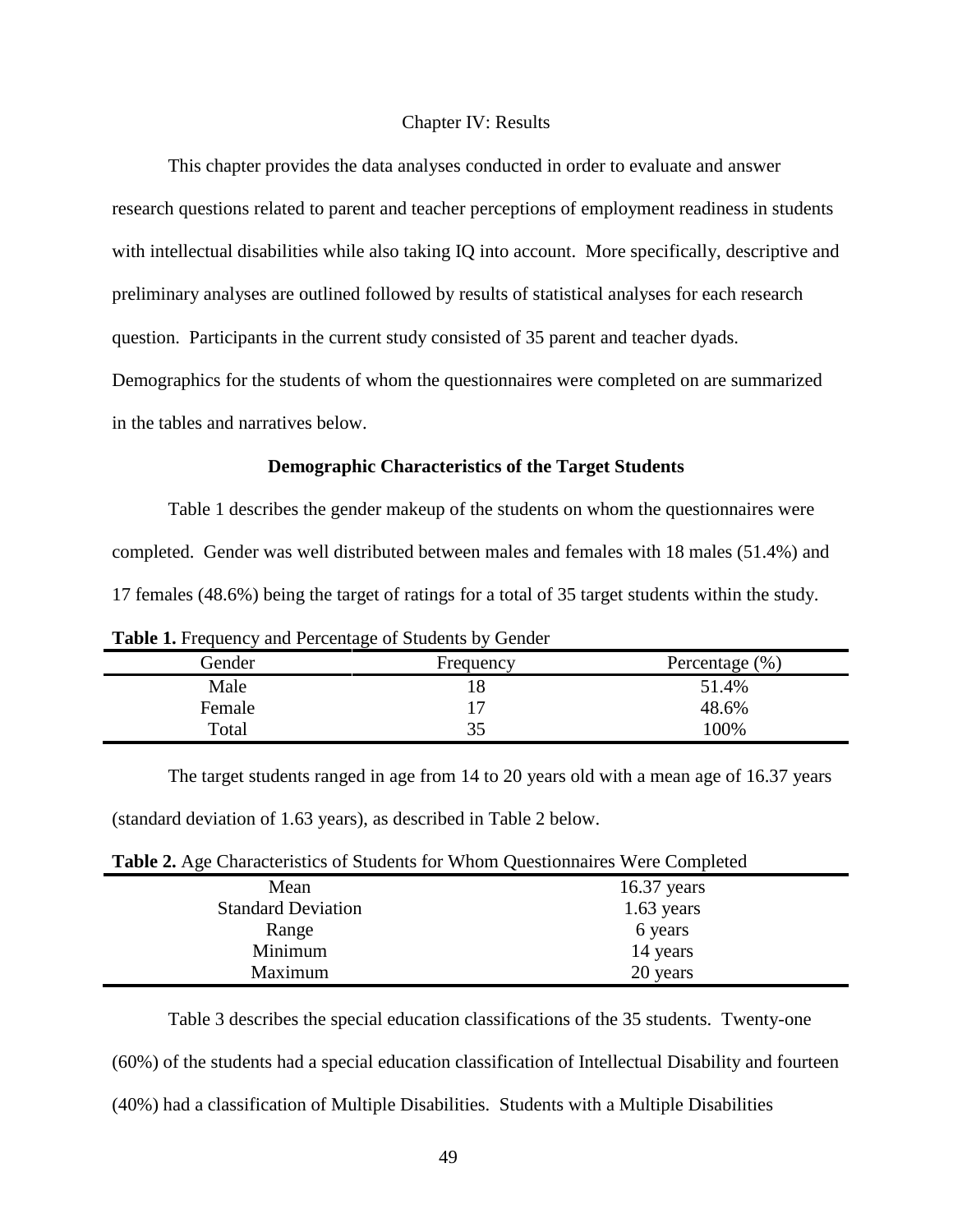Chapter IV: Results

This chapter provides the data analyses conducted in order to evaluate and answer research questions related to parent and teacher perceptions of employment readiness in students with intellectual disabilities while also taking IQ into account. More specifically, descriptive and preliminary analyses are outlined followed by results of statistical analyses for each research question. Participants in the current study consisted of 35 parent and teacher dyads. Demographics for the students of whom the questionnaires were completed on are summarized in the tables and narratives below.

**Demographic Characteristics of the Target Students**

Table 1 describes the gender makeup of the students on whom the questionnaires were completed. Gender was well distributed between males and females with 18 males (51.4%) and 17 females (48.6%) being the target of ratings for a total of 35 target students within the study.

**Table 1.** Frequency and Percentage of Students by Gender

| Gender | Frequency | Percentage (%) |
|---|---|---|
| Male | 18 | 51.4% |
| Female | 17 | 48.6% |
| Total | 35 | 100% |

The target students ranged in age from 14 to 20 years old with a mean age of 16.37 years (standard deviation of 1.63 years), as described in Table 2 below.

**Table 2.** Age Characteristics of Students for Whom Questionnaires Were Completed

| | |
|---|---|
| Mean | 16.37 years |
| Standard Deviation | 1.63 years |
| Range | 6 years |
| Minimum | 14 years |
| Maximum | 20 years |

Table 3 describes the special education classifications of the 35 students. Twenty-one (60%) of the students had a special education classification of Intellectual Disability and fourteen (40%) had a classification of Multiple Disabilities. Students with a Multiple Disabilities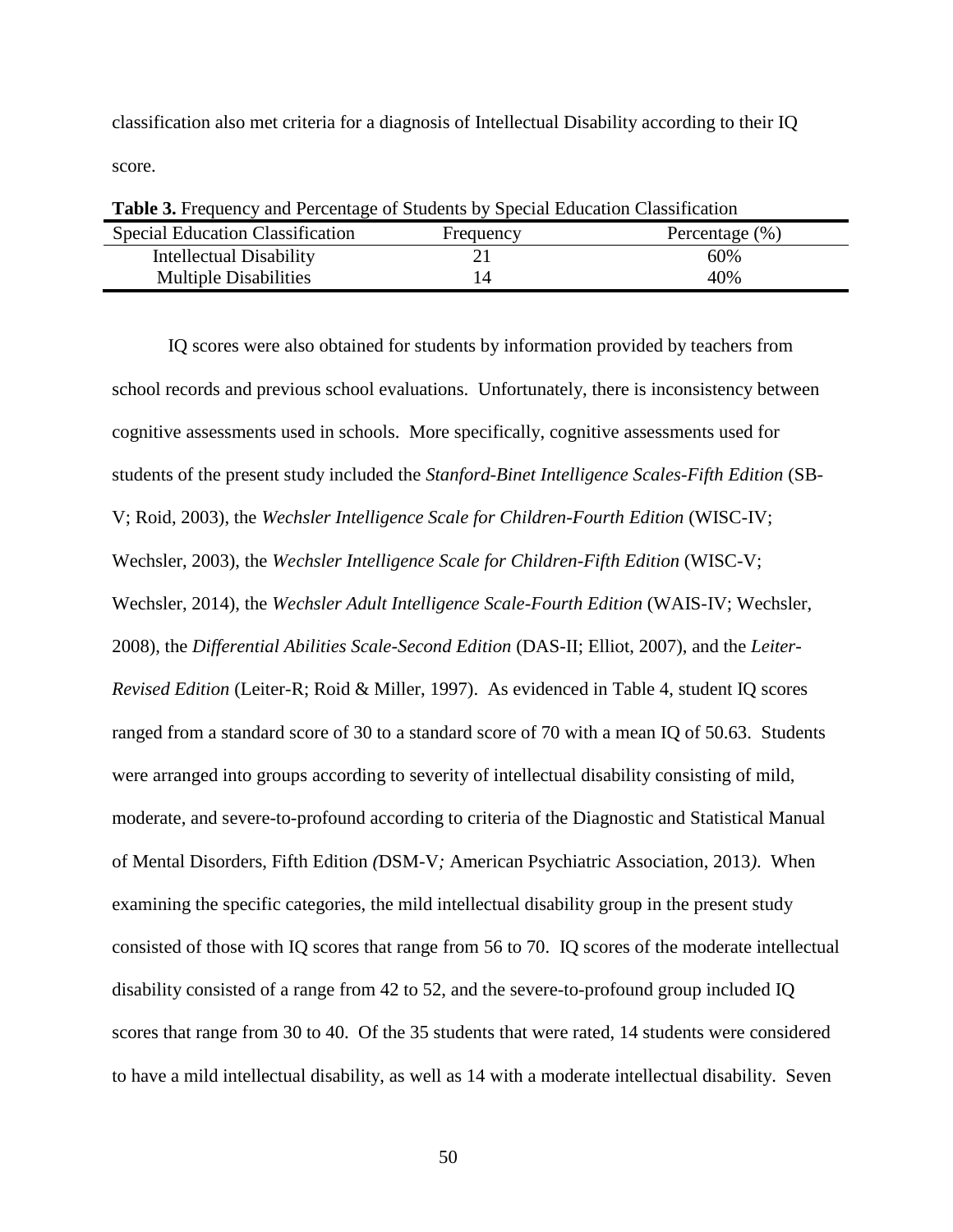classification also met criteria for a diagnosis of Intellectual Disability according to their IQ score.

**Table 3.** Frequency and Percentage of Students by Special Education Classification

| Special Education Classification | Frequency | Percentage (%) |
|---|---|---|
| Intellectual Disability | 21 | 60% |
| Multiple Disabilities | 14 | 40% |

IQ scores were also obtained for students by information provided by teachers from school records and previous school evaluations. Unfortunately, there is inconsistency between cognitive assessments used in schools. More specifically, cognitive assessments used for students of the present study included the *Stanford-Binet Intelligence Scales-Fifth Edition* (SB-V; Roid, 2003), the *Wechsler Intelligence Scale for Children-Fourth Edition* (WISC-IV; Wechsler, 2003), the *Wechsler Intelligence Scale for Children-Fifth Edition* (WISC-V; Wechsler, 2014), the *Wechsler Adult Intelligence Scale-Fourth Edition* (WAIS-IV; Wechsler, 2008), the *Differential Abilities Scale-Second Edition* (DAS-II; Elliot, 2007), and the *Leiter-Revised Edition* (Leiter-R; Roid & Miller, 1997). As evidenced in Table 4, student IQ scores ranged from a standard score of 30 to a standard score of 70 with a mean IQ of 50.63. Students were arranged into groups according to severity of intellectual disability consisting of mild, moderate, and severe-to-profound according to criteria of the Diagnostic and Statistical Manual of Mental Disorders, Fifth Edition *(*DSM-V*;* American Psychiatric Association, 2013*)*. When examining the specific categories, the mild intellectual disability group in the present study consisted of those with IQ scores that range from 56 to 70. IQ scores of the moderate intellectual disability consisted of a range from 42 to 52, and the severe-to-profound group included IQ scores that range from 30 to 40. Of the 35 students that were rated, 14 students were considered to have a mild intellectual disability, as well as 14 with a moderate intellectual disability. Seven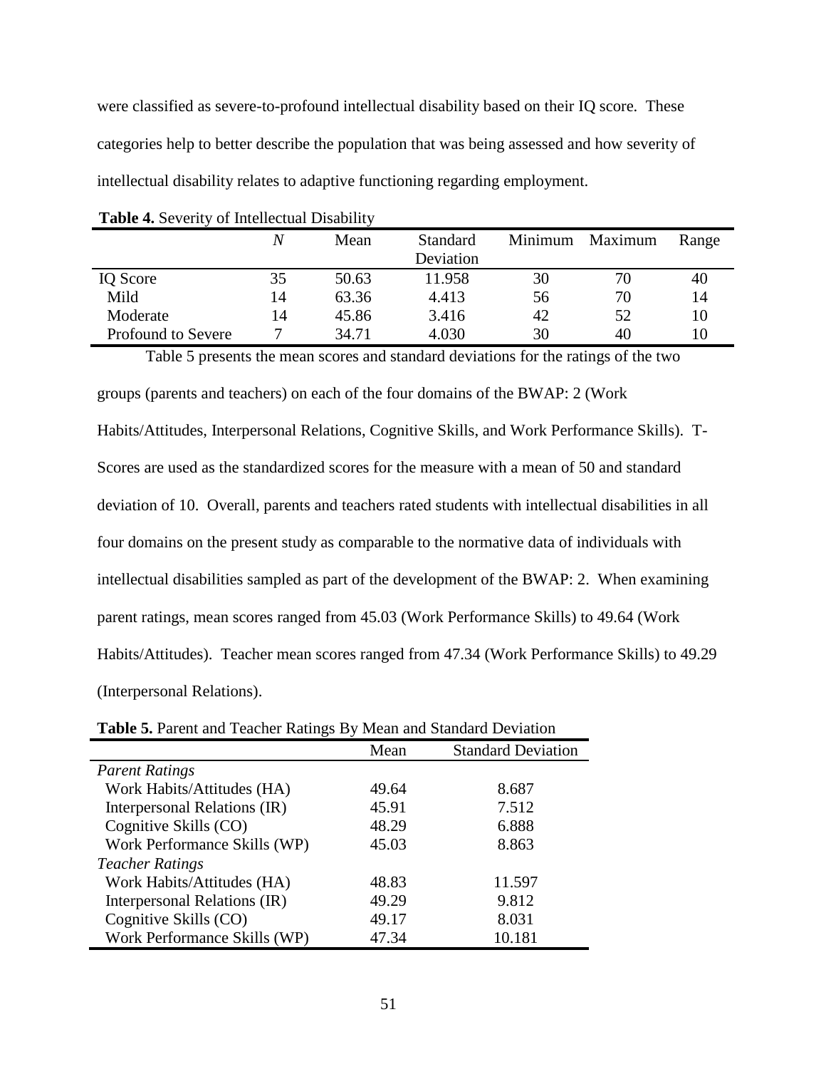were classified as severe-to-profound intellectual disability based on their IQ score. These categories help to better describe the population that was being assessed and how severity of intellectual disability relates to adaptive functioning regarding employment.

**Table 4.** Severity of Intellectual Disability

| | *N* | Mean | Standard Deviation | Minimum | Maximum | Range |
|---|---|---|---|---|---|---|
| IQ Score | 35 | 50.63 | 11.958 | 30 | 70 | 40 |
| Mild | 14 | 63.36 | 4.413 | 56 | 70 | 14 |
| Moderate | 14 | 45.86 | 3.416 | 42 | 52 | 10 |
| Profound to Severe | 7 | 34.71 | 4.030 | 30 | 40 | 10 |

Table 5 presents the mean scores and standard deviations for the ratings of the two groups (parents and teachers) on each of the four domains of the BWAP: 2 (Work Habits/Attitudes, Interpersonal Relations, Cognitive Skills, and Work Performance Skills). T-Scores are used as the standardized scores for the measure with a mean of 50 and standard deviation of 10. Overall, parents and teachers rated students with intellectual disabilities in all four domains on the present study as comparable to the normative data of individuals with intellectual disabilities sampled as part of the development of the BWAP: 2. When examining parent ratings, mean scores ranged from 45.03 (Work Performance Skills) to 49.64 (Work Habits/Attitudes). Teacher mean scores ranged from 47.34 (Work Performance Skills) to 49.29 (Interpersonal Relations).

**Table 5.** Parent and Teacher Ratings By Mean and Standard Deviation

| | Mean | Standard Deviation |
|---|---|---|
| *Parent Ratings* | | |
| Work Habits/Attitudes (HA) | 49.64 | 8.687 |
| Interpersonal Relations (IR) | 45.91 | 7.512 |
| Cognitive Skills (CO) | 48.29 | 6.888 |
| Work Performance Skills (WP) | 45.03 | 8.863 |
| *Teacher Ratings* | | |
| Work Habits/Attitudes (HA) | 48.83 | 11.597 |
| Interpersonal Relations (IR) | 49.29 | 9.812 |
| Cognitive Skills (CO) | 49.17 | 8.031 |
| Work Performance Skills (WP) | 47.34 | 10.181 |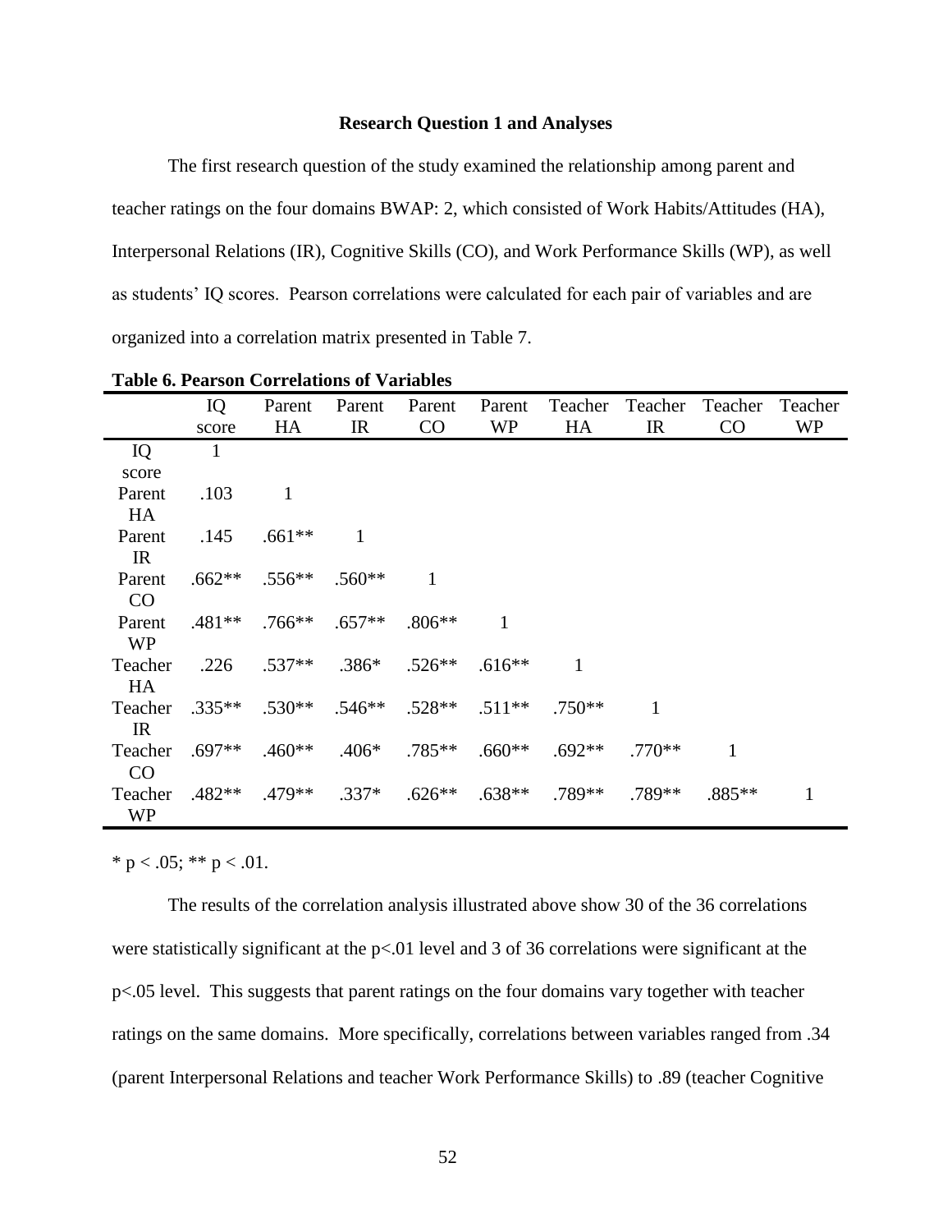**Research Question 1 and Analyses**

The first research question of the study examined the relationship among parent and teacher ratings on the four domains BWAP: 2, which consisted of Work Habits/Attitudes (HA), Interpersonal Relations (IR), Cognitive Skills (CO), and Work Performance Skills (WP), as well as students' IQ scores. Pearson correlations were calculated for each pair of variables and are organized into a correlation matrix presented in Table 7.

**Table 6. Pearson Correlations of Variables**

| | IQ score | Parent HA | Parent IR | Parent CO | Parent WP | Teacher HA | Teacher IR | Teacher CO | Teacher WP |
|---|---|---|---|---|---|---|---|---|---|
| IQ score | 1 | | | | | | | | |
| Parent HA | .103 | 1 | | | | | | | |
| Parent IR | .145 | .661** | 1 | | | | | | |
| Parent CO | .662** | .556** | .560** | 1 | | | | | |
| Parent WP | .481** | .766** | .657** | .806** | 1 | | | | |
| Teacher HA | .226 | .537** | .386* | .526** | .616** | 1 | | | |
| Teacher IR | .335** | .530** | .546** | .528** | .511** | .750** | 1 | | |
| Teacher CO | .697** | .460** | .406* | .785** | .660** | .692** | .770** | 1 | |
| Teacher WP | .482** | .479** | .337* | .626** | .638** | .789** | .789** | .885** | 1 |

* $p < .05$; ** $p < .01$.

The results of the correlation analysis illustrated above show 30 of the 36 correlations were statistically significant at the $p<.01$ level and 3 of 36 correlations were significant at the $p<.05$ level. This suggests that parent ratings on the four domains vary together with teacher ratings on the same domains. More specifically, correlations between variables ranged from .34 (parent Interpersonal Relations and teacher Work Performance Skills) to .89 (teacher Cognitive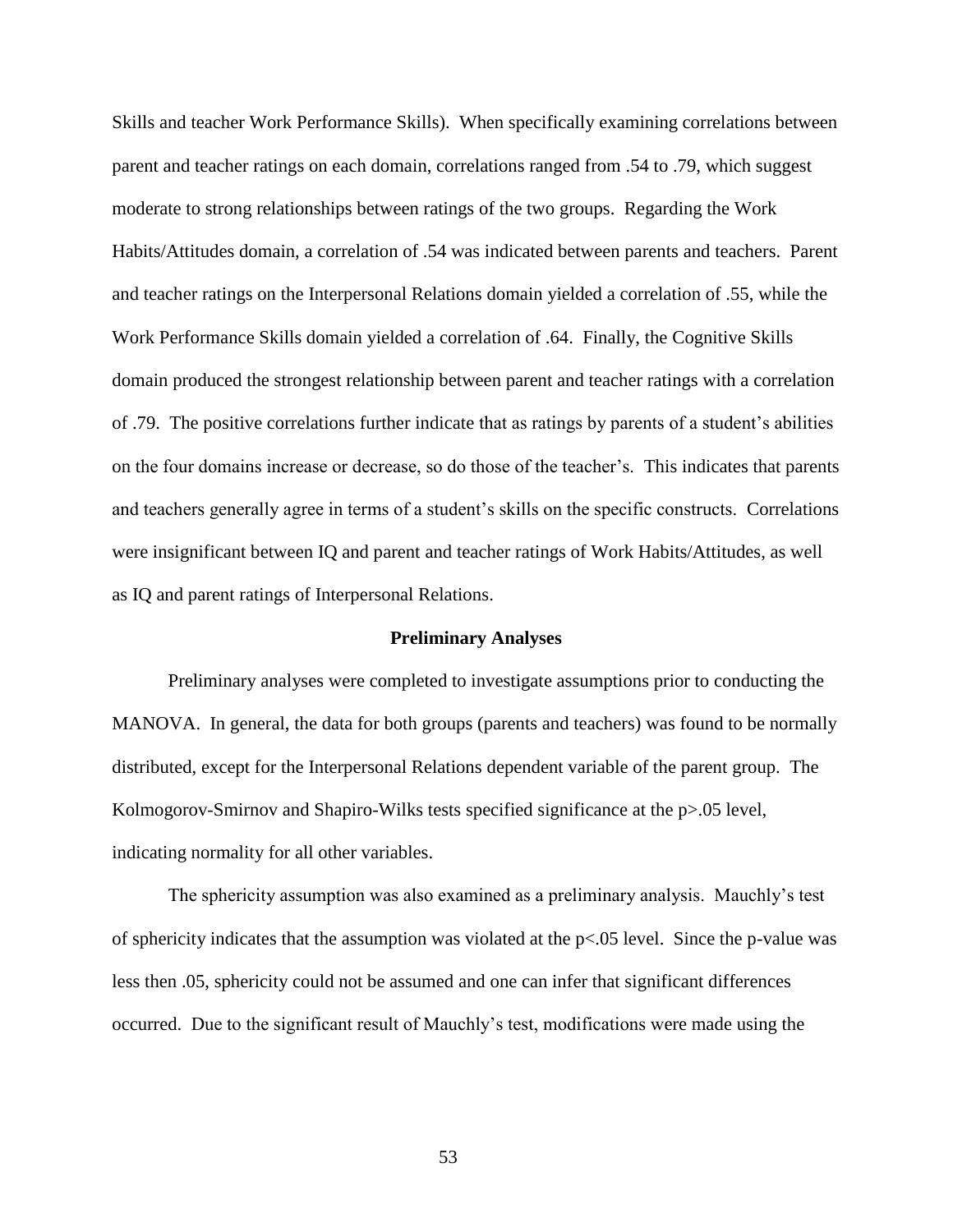Skills and teacher Work Performance Skills). When specifically examining correlations between parent and teacher ratings on each domain, correlations ranged from .54 to .79, which suggest moderate to strong relationships between ratings of the two groups. Regarding the Work Habits/Attitudes domain, a correlation of .54 was indicated between parents and teachers. Parent and teacher ratings on the Interpersonal Relations domain yielded a correlation of .55, while the Work Performance Skills domain yielded a correlation of .64. Finally, the Cognitive Skills domain produced the strongest relationship between parent and teacher ratings with a correlation of .79. The positive correlations further indicate that as ratings by parents of a student's abilities on the four domains increase or decrease, so do those of the teacher's. This indicates that parents and teachers generally agree in terms of a student's skills on the specific constructs. Correlations were insignificant between IQ and parent and teacher ratings of Work Habits/Attitudes, as well as IQ and parent ratings of Interpersonal Relations.

## Preliminary Analyses

Preliminary analyses were completed to investigate assumptions prior to conducting the MANOVA. In general, the data for both groups (parents and teachers) was found to be normally distributed, except for the Interpersonal Relations dependent variable of the parent group. The Kolmogorov-Smirnov and Shapiro-Wilks tests specified significance at the $p>.05$ level, indicating normality for all other variables.

The sphericity assumption was also examined as a preliminary analysis. Mauchly's test of sphericity indicates that the assumption was violated at the $p<.05$ level. Since the p-value was less then .05, sphericity could not be assumed and one can infer that significant differences occurred. Due to the significant result of Mauchly's test, modifications were made using the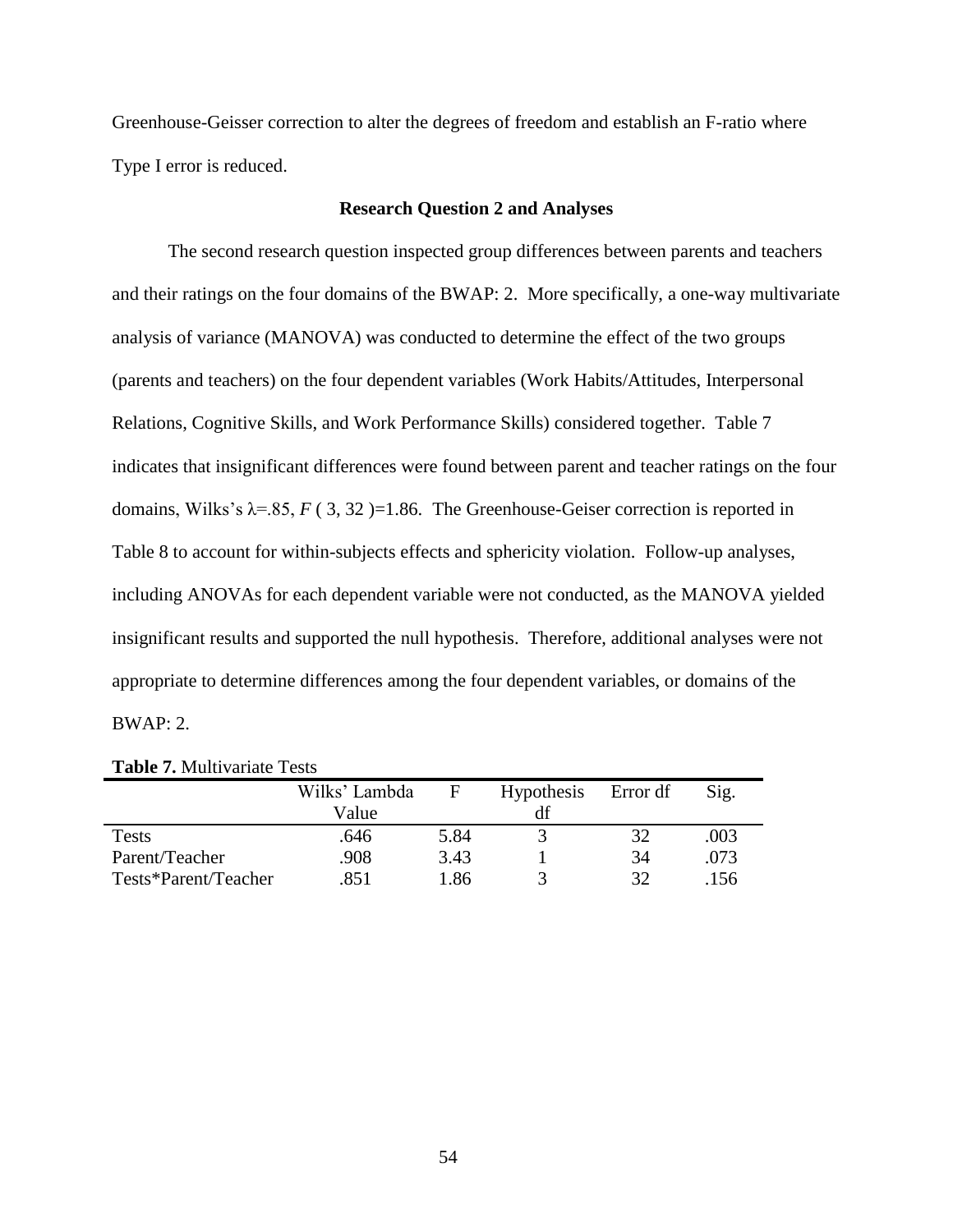Greenhouse-Geisser correction to alter the degrees of freedom and establish an F-ratio where Type I error is reduced.

### Research Question 2 and Analyses

The second research question inspected group differences between parents and teachers and their ratings on the four domains of the BWAP: 2. More specifically, a one-way multivariate analysis of variance (MANOVA) was conducted to determine the effect of the two groups (parents and teachers) on the four dependent variables (Work Habits/Attitudes, Interpersonal Relations, Cognitive Skills, and Work Performance Skills) considered together. Table 7 indicates that insignificant differences were found between parent and teacher ratings on the four domains, Wilks's $\lambda$=.85, $F\,( 3, 32 )$=1.86. The Greenhouse-Geiser correction is reported in Table 8 to account for within-subjects effects and sphericity violation. Follow-up analyses, including ANOVAs for each dependent variable were not conducted, as the MANOVA yielded insignificant results and supported the null hypothesis. Therefore, additional analyses were not appropriate to determine differences among the four dependent variables, or domains of the BWAP: 2.

**Table 7.** Multivariate Tests

| | Wilks' Lambda Value | F | Hypothesis df | Error df | Sig. |
|---|---|---|---|---|---|
| Tests | .646 | 5.84 | 3 | 32 | .003 |
| Parent/Teacher | .908 | 3.43 | 1 | 34 | .073 |
| Tests*Parent/Teacher | .851 | 1.86 | 3 | 32 | .156 |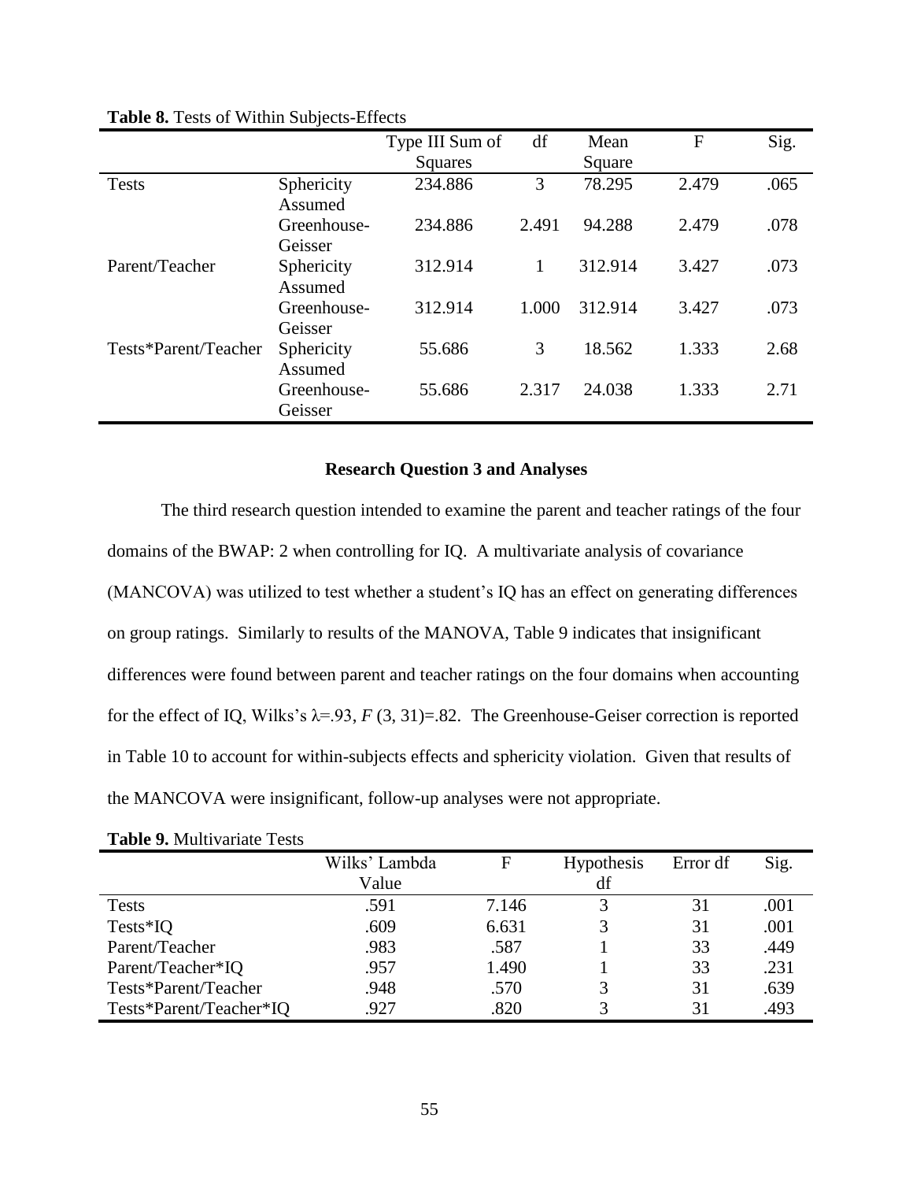**Table 8.** Tests of Within Subjects-Effects

| | | Type III Sum of Squares | df | Mean Square | F | Sig. |
|---|---|---|---|---|---|---|
| Tests | Sphericity Assumed | 234.886 | 3 | 78.295 | 2.479 | .065 |
| | Greenhouse-Geisser | 234.886 | 2.491 | 94.288 | 2.479 | .078 |
| Parent/Teacher | Sphericity Assumed | 312.914 | 1 | 312.914 | 3.427 | .073 |
| | Greenhouse-Geisser | 312.914 | 1.000 | 312.914 | 3.427 | .073 |
| Tests*Parent/Teacher | Sphericity Assumed | 55.686 | 3 | 18.562 | 1.333 | 2.68 |
| | Greenhouse-Geisser | 55.686 | 2.317 | 24.038 | 1.333 | 2.71 |

### Research Question 3 and Analyses

The third research question intended to examine the parent and teacher ratings of the four domains of the BWAP: 2 when controlling for IQ. A multivariate analysis of covariance (MANCOVA) was utilized to test whether a student's IQ has an effect on generating differences on group ratings. Similarly to results of the MANOVA, Table 9 indicates that insignificant differences were found between parent and teacher ratings on the four domains when accounting for the effect of IQ, Wilks's $\lambda$=.93, $F$ (3, 31)=.82. The Greenhouse-Geiser correction is reported in Table 10 to account for within-subjects effects and sphericity violation. Given that results of the MANCOVA were insignificant, follow-up analyses were not appropriate.

**Table 9.** Multivariate Tests

| | Wilks' Lambda Value | F | Hypothesis df | Error df | Sig. |
|---|---|---|---|---|---|
| Tests | .591 | 7.146 | 3 | 31 | .001 |
| Tests*IQ | .609 | 6.631 | 3 | 31 | .001 |
| Parent/Teacher | .983 | .587 | 1 | 33 | .449 |
| Parent/Teacher*IQ | .957 | 1.490 | 1 | 33 | .231 |
| Tests*Parent/Teacher | .948 | .570 | 3 | 31 | .639 |
| Tests*Parent/Teacher*IQ | .927 | .820 | 3 | 31 | .493 |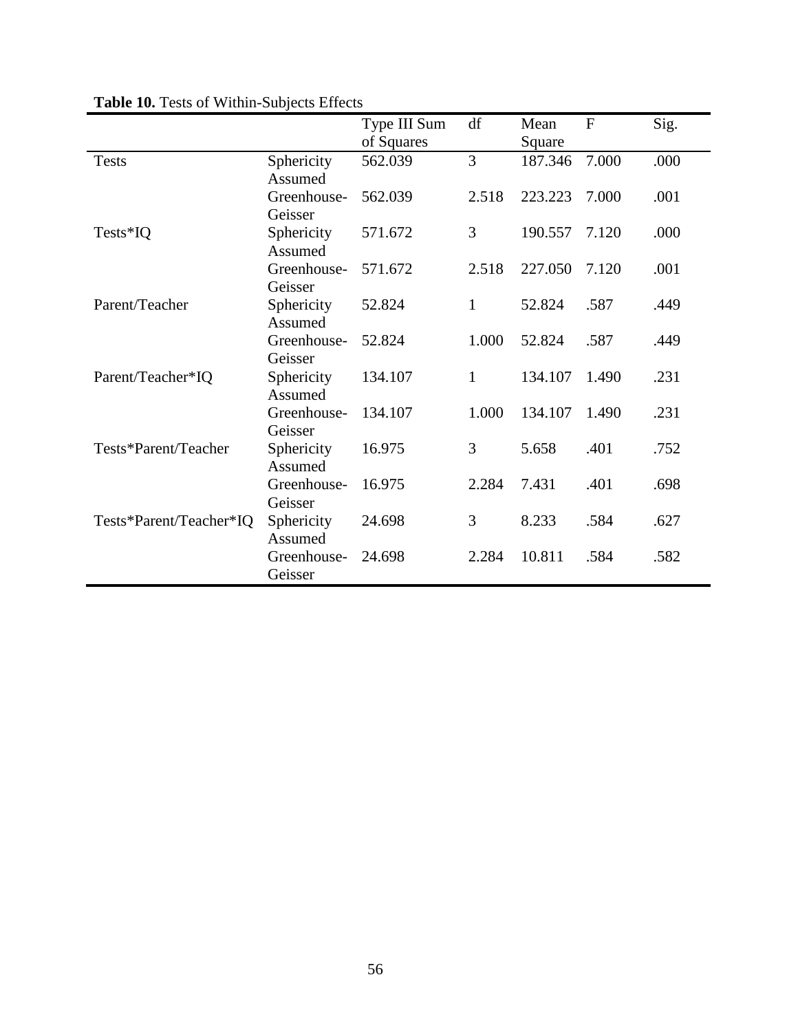**Table 10.** Tests of Within-Subjects Effects

| | | Type III Sum of Squares | df | Mean Square | F | Sig. |
|---|---|---|---|---|---|---|
| Tests | Sphericity Assumed | 562.039 | 3 | 187.346 | 7.000 | .000 |
| | Greenhouse-Geisser | 562.039 | 2.518 | 223.223 | 7.000 | .001 |
| Tests*IQ | Sphericity Assumed | 571.672 | 3 | 190.557 | 7.120 | .000 |
| | Greenhouse-Geisser | 571.672 | 2.518 | 227.050 | 7.120 | .001 |
| Parent/Teacher | Sphericity Assumed | 52.824 | 1 | 52.824 | .587 | .449 |
| | Greenhouse-Geisser | 52.824 | 1.000 | 52.824 | .587 | .449 |
| Parent/Teacher*IQ | Sphericity Assumed | 134.107 | 1 | 134.107 | 1.490 | .231 |
| | Greenhouse-Geisser | 134.107 | 1.000 | 134.107 | 1.490 | .231 |
| Tests*Parent/Teacher | Sphericity Assumed | 16.975 | 3 | 5.658 | .401 | .752 |
| | Greenhouse-Geisser | 16.975 | 2.284 | 7.431 | .401 | .698 |
| Tests*Parent/Teacher*IQ | Sphericity Assumed | 24.698 | 3 | 8.233 | .584 | .627 |
| | Greenhouse-Geisser | 24.698 | 2.284 | 10.811 | .584 | .582 |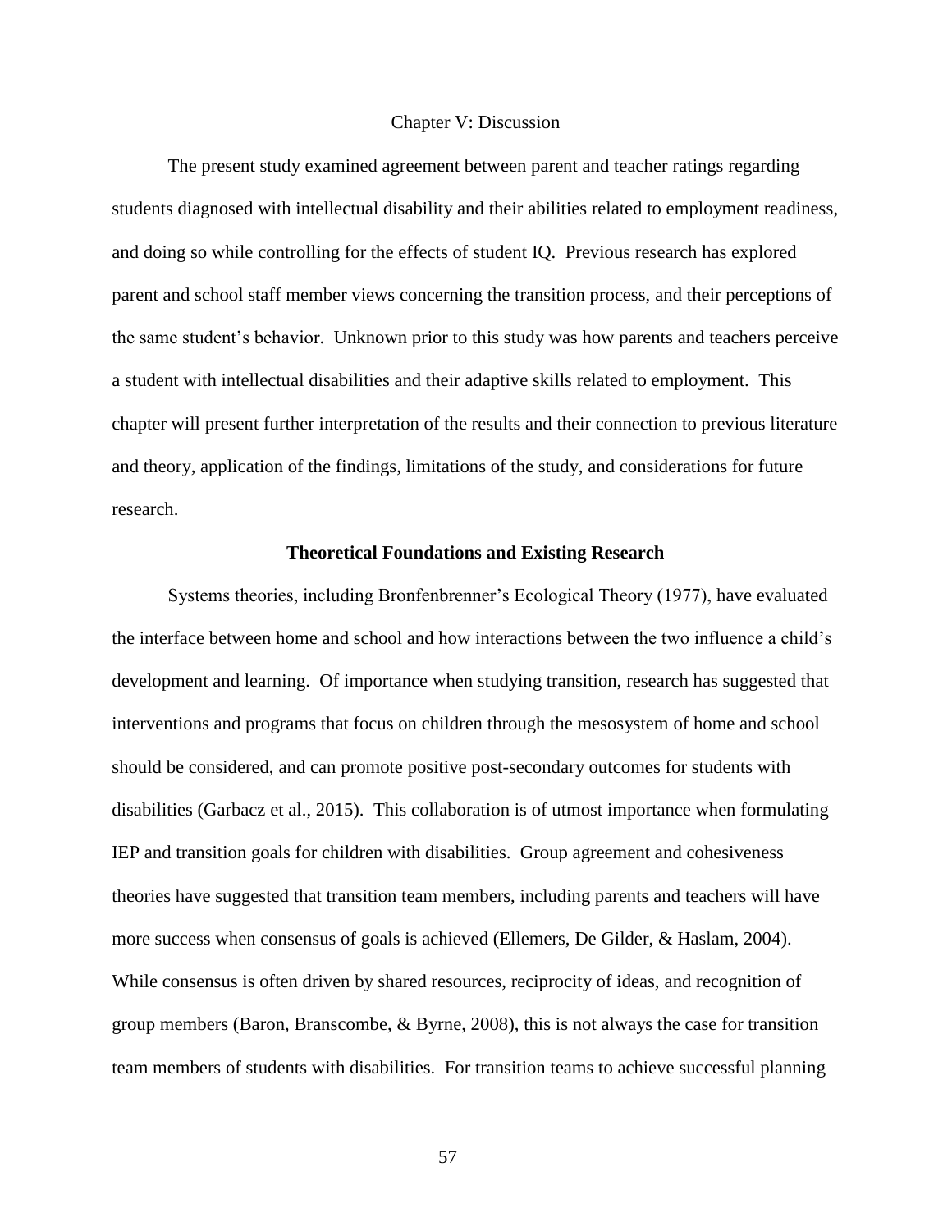# Chapter V: Discussion

The present study examined agreement between parent and teacher ratings regarding students diagnosed with intellectual disability and their abilities related to employment readiness, and doing so while controlling for the effects of student IQ. Previous research has explored parent and school staff member views concerning the transition process, and their perceptions of the same student's behavior. Unknown prior to this study was how parents and teachers perceive a student with intellectual disabilities and their adaptive skills related to employment. This chapter will present further interpretation of the results and their connection to previous literature and theory, application of the findings, limitations of the study, and considerations for future research.

## Theoretical Foundations and Existing Research

Systems theories, including Bronfenbrenner's Ecological Theory (1977), have evaluated the interface between home and school and how interactions between the two influence a child's development and learning. Of importance when studying transition, research has suggested that interventions and programs that focus on children through the mesosystem of home and school should be considered, and can promote positive post-secondary outcomes for students with disabilities (Garbacz et al., 2015). This collaboration is of utmost importance when formulating IEP and transition goals for children with disabilities. Group agreement and cohesiveness theories have suggested that transition team members, including parents and teachers will have more success when consensus of goals is achieved (Ellemers, De Gilder, & Haslam, 2004). While consensus is often driven by shared resources, reciprocity of ideas, and recognition of group members (Baron, Branscombe, & Byrne, 2008), this is not always the case for transition team members of students with disabilities. For transition teams to achieve successful planning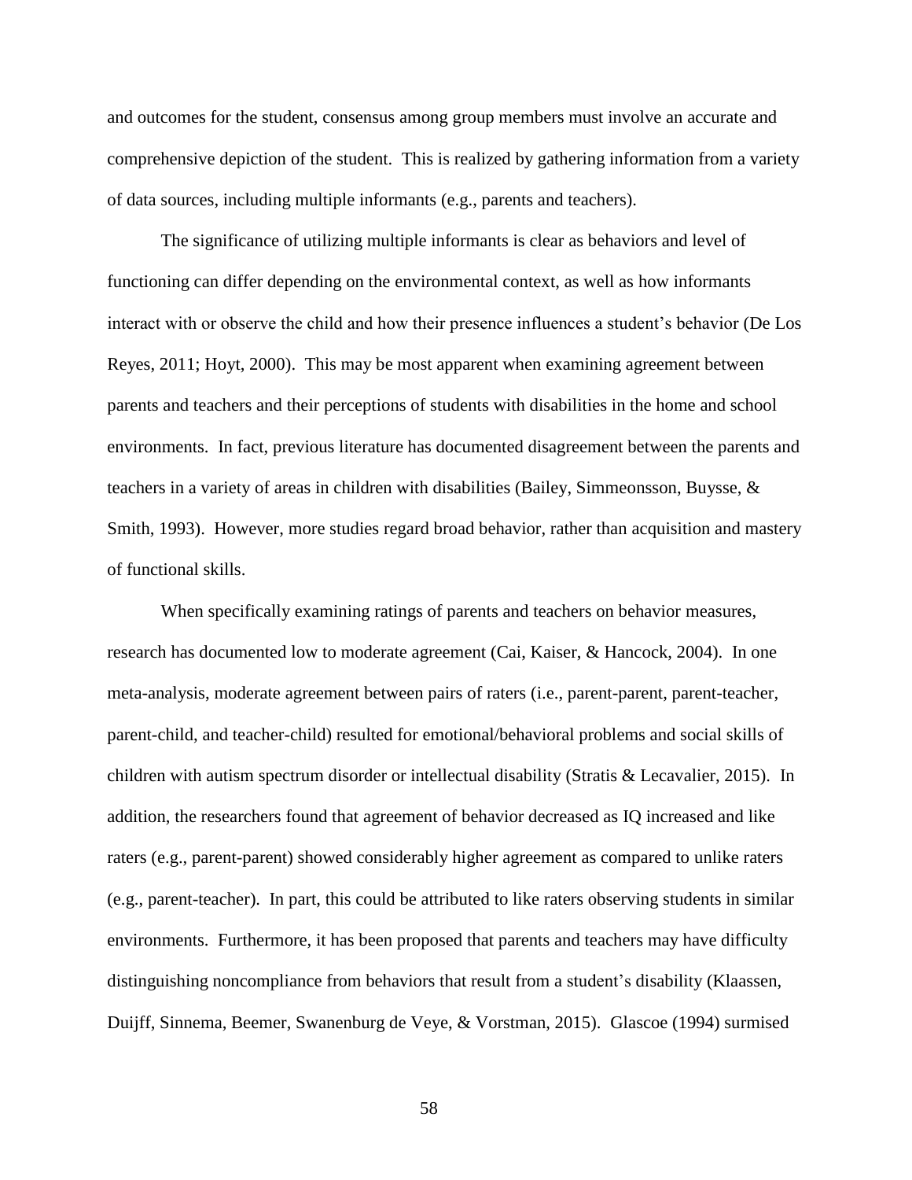and outcomes for the student, consensus among group members must involve an accurate and comprehensive depiction of the student. This is realized by gathering information from a variety of data sources, including multiple informants (e.g., parents and teachers).

The significance of utilizing multiple informants is clear as behaviors and level of functioning can differ depending on the environmental context, as well as how informants interact with or observe the child and how their presence influences a student's behavior (De Los Reyes, 2011; Hoyt, 2000). This may be most apparent when examining agreement between parents and teachers and their perceptions of students with disabilities in the home and school environments. In fact, previous literature has documented disagreement between the parents and teachers in a variety of areas in children with disabilities (Bailey, Simmeonsson, Buysse, & Smith, 1993). However, more studies regard broad behavior, rather than acquisition and mastery of functional skills.

When specifically examining ratings of parents and teachers on behavior measures, research has documented low to moderate agreement (Cai, Kaiser, & Hancock, 2004). In one meta-analysis, moderate agreement between pairs of raters (i.e., parent-parent, parent-teacher, parent-child, and teacher-child) resulted for emotional/behavioral problems and social skills of children with autism spectrum disorder or intellectual disability (Stratis & Lecavalier, 2015). In addition, the researchers found that agreement of behavior decreased as IQ increased and like raters (e.g., parent-parent) showed considerably higher agreement as compared to unlike raters (e.g., parent-teacher). In part, this could be attributed to like raters observing students in similar environments. Furthermore, it has been proposed that parents and teachers may have difficulty distinguishing noncompliance from behaviors that result from a student's disability (Klaassen, Duijff, Sinnema, Beemer, Swanenburg de Veye, & Vorstman, 2015). Glascoe (1994) surmised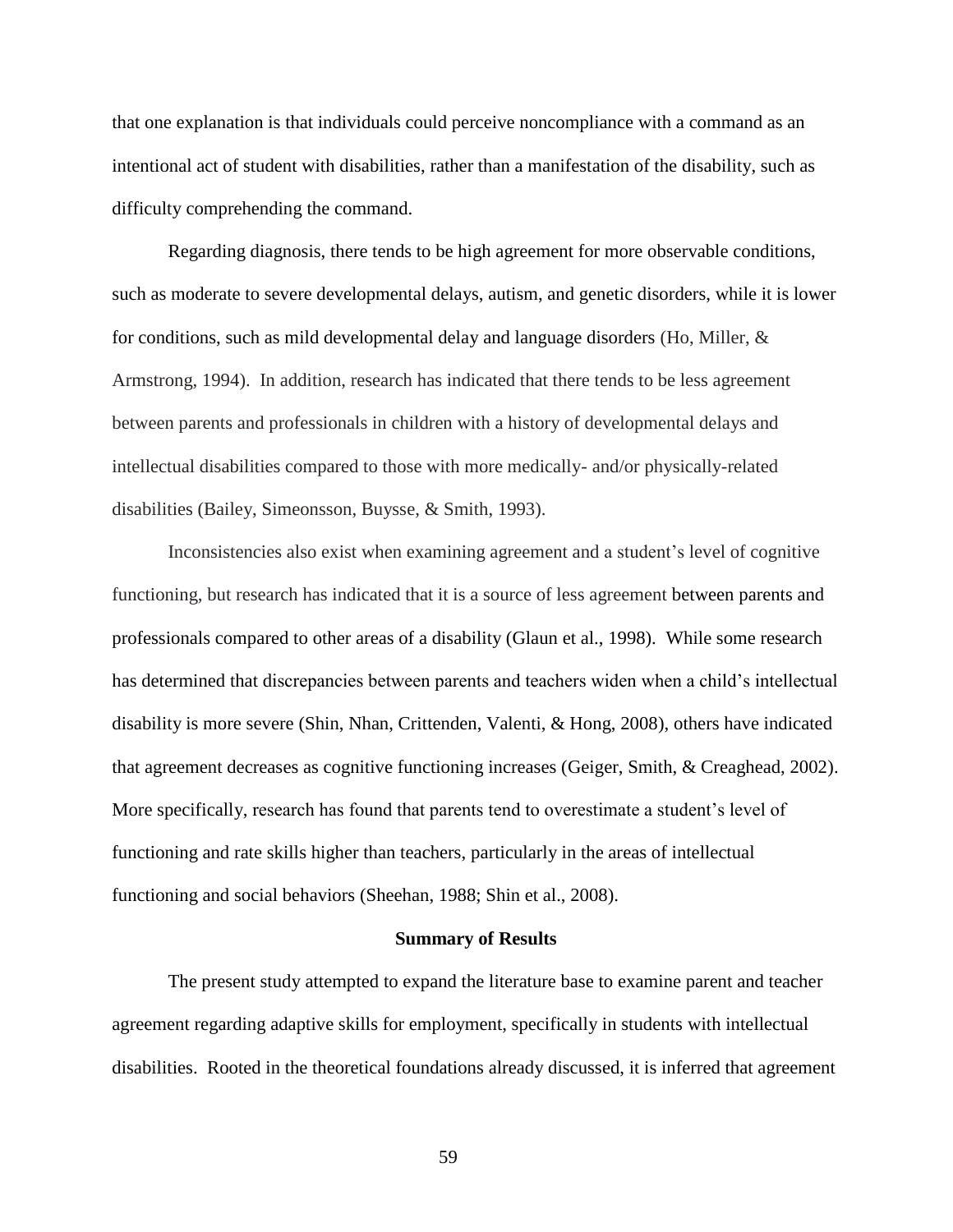that one explanation is that individuals could perceive noncompliance with a command as an intentional act of student with disabilities, rather than a manifestation of the disability, such as difficulty comprehending the command.

Regarding diagnosis, there tends to be high agreement for more observable conditions, such as moderate to severe developmental delays, autism, and genetic disorders, while it is lower for conditions, such as mild developmental delay and language disorders (Ho, Miller, & Armstrong, 1994). In addition, research has indicated that there tends to be less agreement between parents and professionals in children with a history of developmental delays and intellectual disabilities compared to those with more medically- and/or physically-related disabilities (Bailey, Simeonsson, Buysse, & Smith, 1993).

Inconsistencies also exist when examining agreement and a student's level of cognitive functioning, but research has indicated that it is a source of less agreement between parents and professionals compared to other areas of a disability (Glaun et al., 1998). While some research has determined that discrepancies between parents and teachers widen when a child's intellectual disability is more severe (Shin, Nhan, Crittenden, Valenti, & Hong, 2008), others have indicated that agreement decreases as cognitive functioning increases (Geiger, Smith, & Creaghead, 2002). More specifically, research has found that parents tend to overestimate a student's level of functioning and rate skills higher than teachers, particularly in the areas of intellectual functioning and social behaviors (Sheehan, 1988; Shin et al., 2008).

## Summary of Results

The present study attempted to expand the literature base to examine parent and teacher agreement regarding adaptive skills for employment, specifically in students with intellectual disabilities. Rooted in the theoretical foundations already discussed, it is inferred that agreement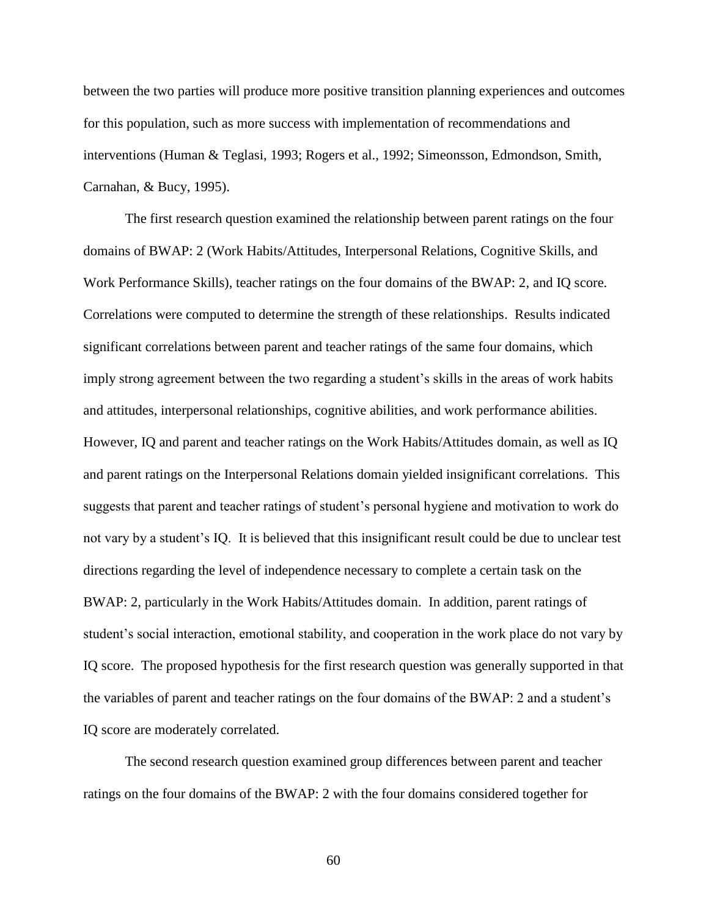between the two parties will produce more positive transition planning experiences and outcomes for this population, such as more success with implementation of recommendations and interventions (Human & Teglasi, 1993; Rogers et al., 1992; Simeonsson, Edmondson, Smith, Carnahan, & Bucy, 1995).

The first research question examined the relationship between parent ratings on the four domains of BWAP: 2 (Work Habits/Attitudes, Interpersonal Relations, Cognitive Skills, and Work Performance Skills), teacher ratings on the four domains of the BWAP: 2, and IQ score. Correlations were computed to determine the strength of these relationships. Results indicated significant correlations between parent and teacher ratings of the same four domains, which imply strong agreement between the two regarding a student's skills in the areas of work habits and attitudes, interpersonal relationships, cognitive abilities, and work performance abilities. However, IQ and parent and teacher ratings on the Work Habits/Attitudes domain, as well as IQ and parent ratings on the Interpersonal Relations domain yielded insignificant correlations. This suggests that parent and teacher ratings of student's personal hygiene and motivation to work do not vary by a student's IQ. It is believed that this insignificant result could be due to unclear test directions regarding the level of independence necessary to complete a certain task on the BWAP: 2, particularly in the Work Habits/Attitudes domain. In addition, parent ratings of student's social interaction, emotional stability, and cooperation in the work place do not vary by IQ score. The proposed hypothesis for the first research question was generally supported in that the variables of parent and teacher ratings on the four domains of the BWAP: 2 and a student's IQ score are moderately correlated.

The second research question examined group differences between parent and teacher ratings on the four domains of the BWAP: 2 with the four domains considered together for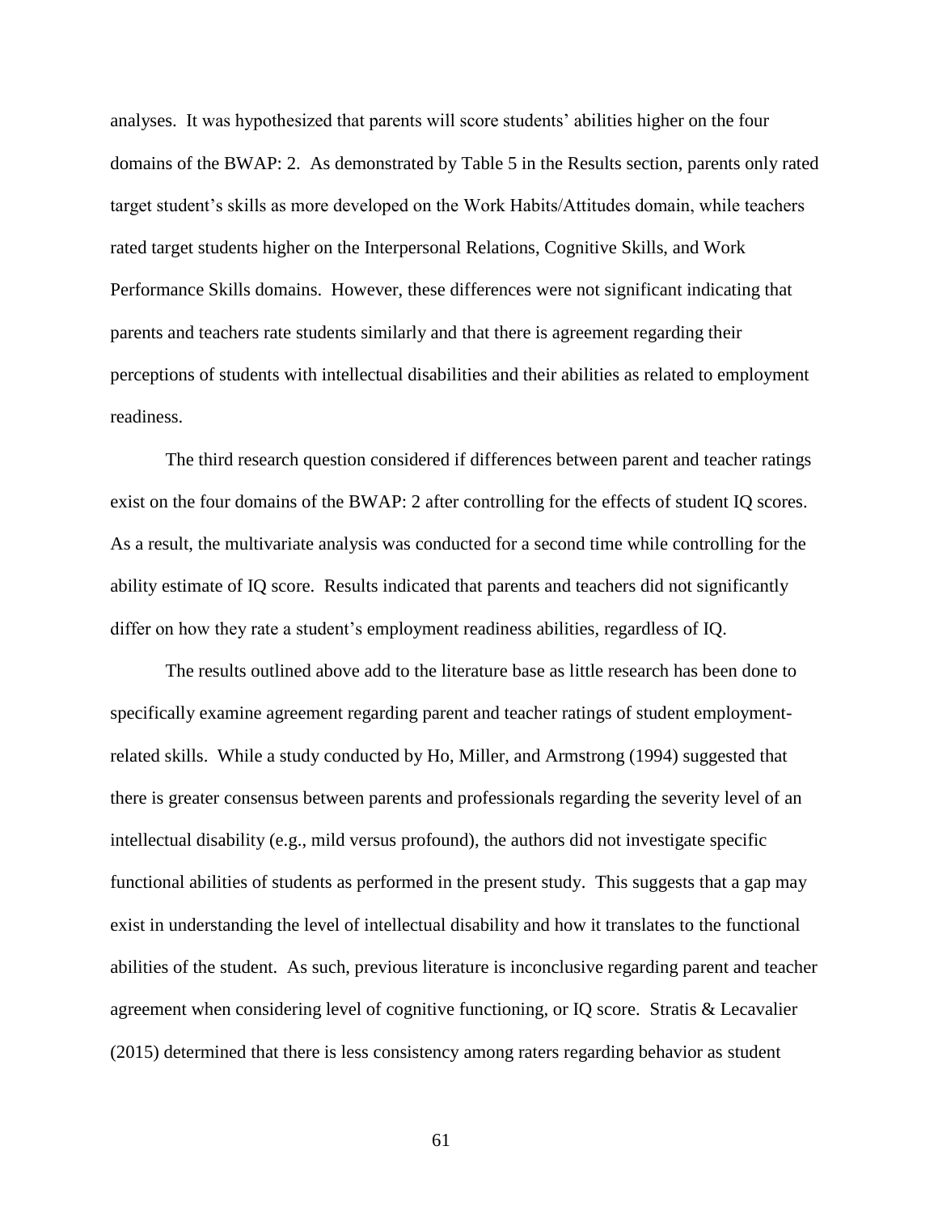analyses. It was hypothesized that parents will score students' abilities higher on the four domains of the BWAP: 2. As demonstrated by Table 5 in the Results section, parents only rated target student's skills as more developed on the Work Habits/Attitudes domain, while teachers rated target students higher on the Interpersonal Relations, Cognitive Skills, and Work Performance Skills domains. However, these differences were not significant indicating that parents and teachers rate students similarly and that there is agreement regarding their perceptions of students with intellectual disabilities and their abilities as related to employment readiness.

The third research question considered if differences between parent and teacher ratings exist on the four domains of the BWAP: 2 after controlling for the effects of student IQ scores. As a result, the multivariate analysis was conducted for a second time while controlling for the ability estimate of IQ score. Results indicated that parents and teachers did not significantly differ on how they rate a student's employment readiness abilities, regardless of IQ.

The results outlined above add to the literature base as little research has been done to specifically examine agreement regarding parent and teacher ratings of student employment-related skills. While a study conducted by Ho, Miller, and Armstrong (1994) suggested that there is greater consensus between parents and professionals regarding the severity level of an intellectual disability (e.g., mild versus profound), the authors did not investigate specific functional abilities of students as performed in the present study. This suggests that a gap may exist in understanding the level of intellectual disability and how it translates to the functional abilities of the student. As such, previous literature is inconclusive regarding parent and teacher agreement when considering level of cognitive functioning, or IQ score. Stratis & Lecavalier (2015) determined that there is less consistency among raters regarding behavior as student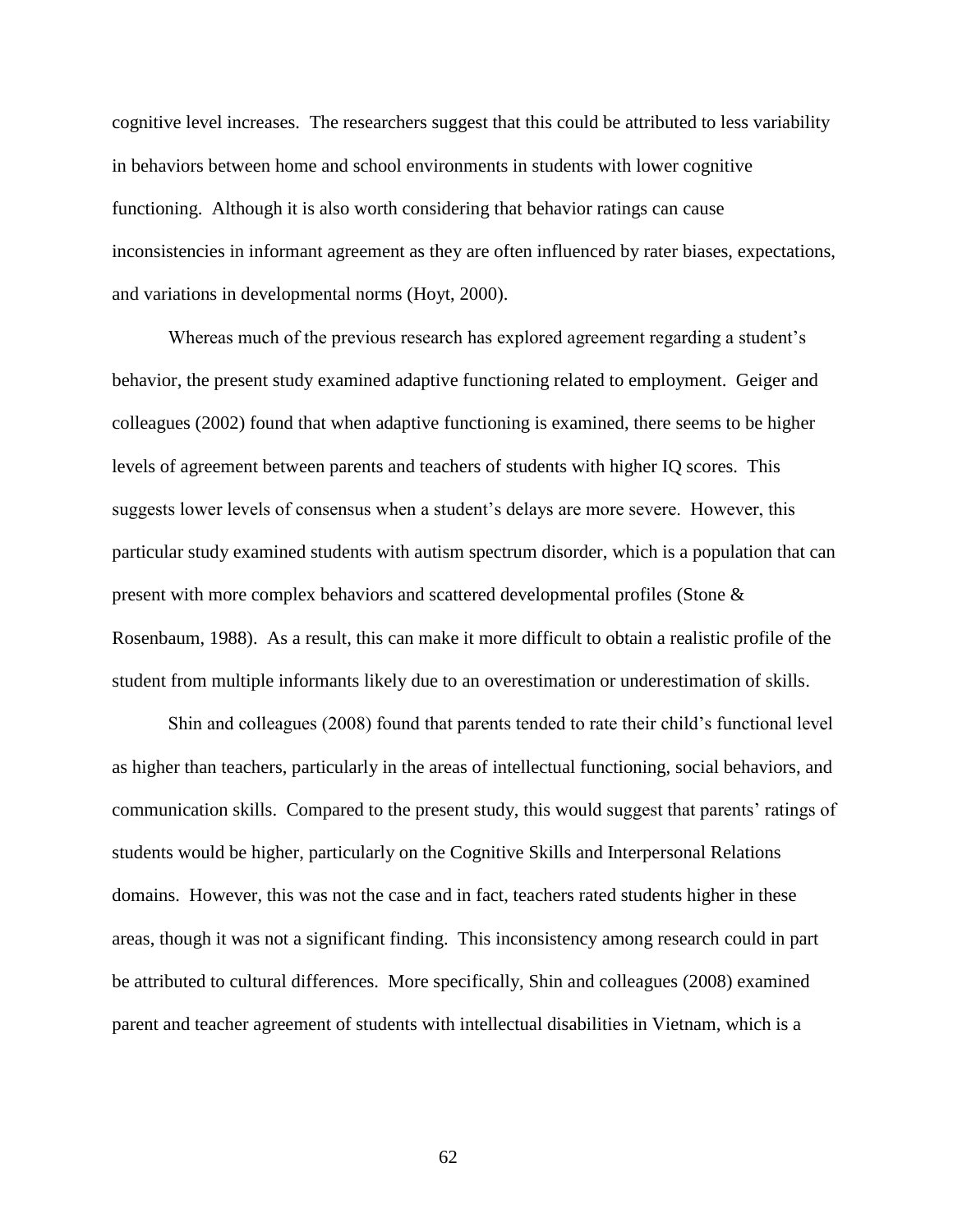cognitive level increases. The researchers suggest that this could be attributed to less variability in behaviors between home and school environments in students with lower cognitive functioning. Although it is also worth considering that behavior ratings can cause inconsistencies in informant agreement as they are often influenced by rater biases, expectations, and variations in developmental norms (Hoyt, 2000).

Whereas much of the previous research has explored agreement regarding a student's behavior, the present study examined adaptive functioning related to employment. Geiger and colleagues (2002) found that when adaptive functioning is examined, there seems to be higher levels of agreement between parents and teachers of students with higher IQ scores. This suggests lower levels of consensus when a student's delays are more severe. However, this particular study examined students with autism spectrum disorder, which is a population that can present with more complex behaviors and scattered developmental profiles (Stone & Rosenbaum, 1988). As a result, this can make it more difficult to obtain a realistic profile of the student from multiple informants likely due to an overestimation or underestimation of skills.

Shin and colleagues (2008) found that parents tended to rate their child's functional level as higher than teachers, particularly in the areas of intellectual functioning, social behaviors, and communication skills. Compared to the present study, this would suggest that parents' ratings of students would be higher, particularly on the Cognitive Skills and Interpersonal Relations domains. However, this was not the case and in fact, teachers rated students higher in these areas, though it was not a significant finding. This inconsistency among research could in part be attributed to cultural differences. More specifically, Shin and colleagues (2008) examined parent and teacher agreement of students with intellectual disabilities in Vietnam, which is a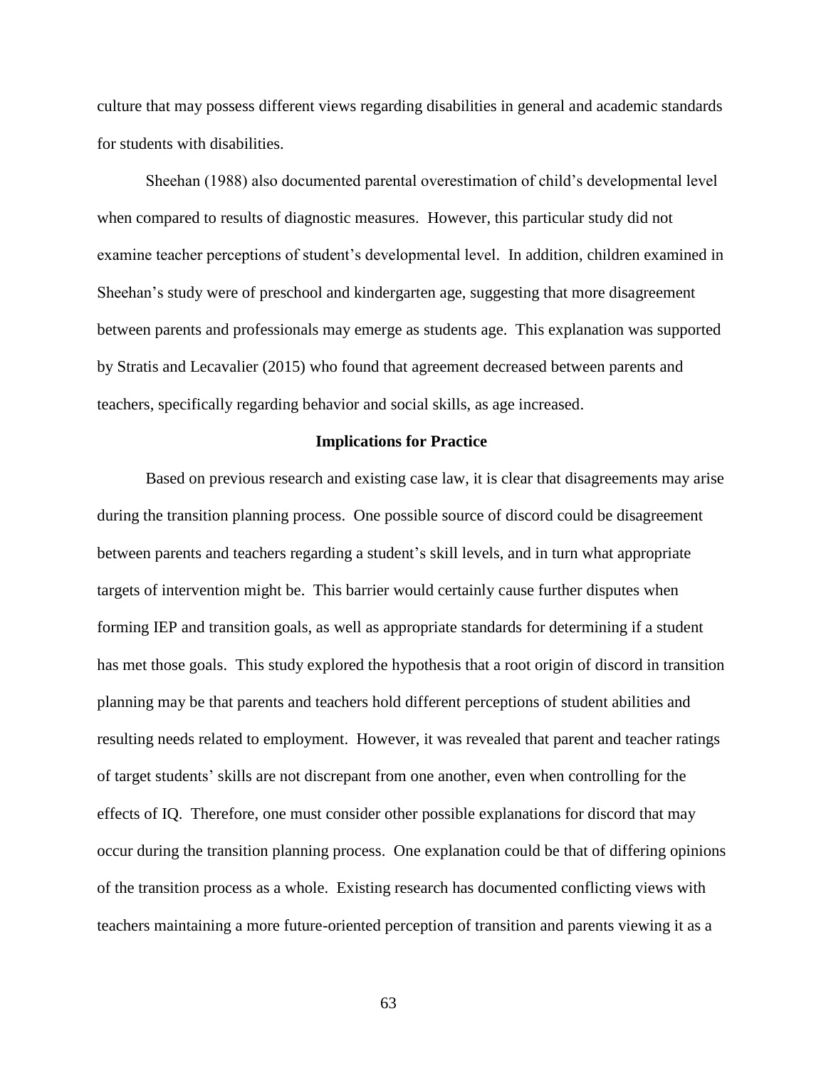culture that may possess different views regarding disabilities in general and academic standards for students with disabilities.

Sheehan (1988) also documented parental overestimation of child's developmental level when compared to results of diagnostic measures. However, this particular study did not examine teacher perceptions of student's developmental level. In addition, children examined in Sheehan's study were of preschool and kindergarten age, suggesting that more disagreement between parents and professionals may emerge as students age. This explanation was supported by Stratis and Lecavalier (2015) who found that agreement decreased between parents and teachers, specifically regarding behavior and social skills, as age increased.

## Implications for Practice

Based on previous research and existing case law, it is clear that disagreements may arise during the transition planning process. One possible source of discord could be disagreement between parents and teachers regarding a student's skill levels, and in turn what appropriate targets of intervention might be. This barrier would certainly cause further disputes when forming IEP and transition goals, as well as appropriate standards for determining if a student has met those goals. This study explored the hypothesis that a root origin of discord in transition planning may be that parents and teachers hold different perceptions of student abilities and resulting needs related to employment. However, it was revealed that parent and teacher ratings of target students' skills are not discrepant from one another, even when controlling for the effects of IQ. Therefore, one must consider other possible explanations for discord that may occur during the transition planning process. One explanation could be that of differing opinions of the transition process as a whole. Existing research has documented conflicting views with teachers maintaining a more future-oriented perception of transition and parents viewing it as a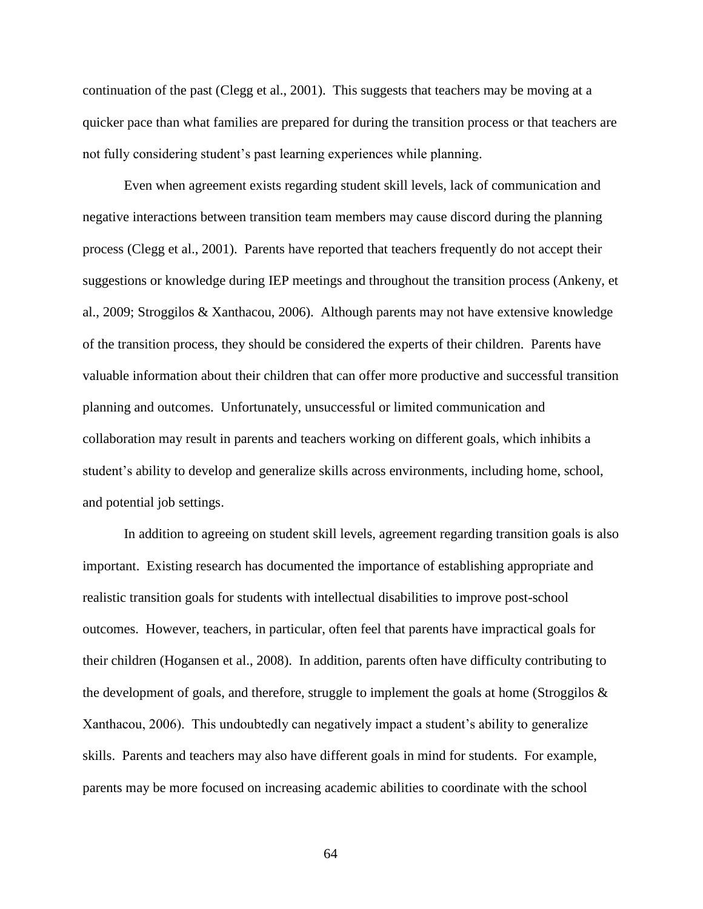continuation of the past (Clegg et al., 2001). This suggests that teachers may be moving at a quicker pace than what families are prepared for during the transition process or that teachers are not fully considering student's past learning experiences while planning.

Even when agreement exists regarding student skill levels, lack of communication and negative interactions between transition team members may cause discord during the planning process (Clegg et al., 2001). Parents have reported that teachers frequently do not accept their suggestions or knowledge during IEP meetings and throughout the transition process (Ankeny, et al., 2009; Stroggilos & Xanthacou, 2006). Although parents may not have extensive knowledge of the transition process, they should be considered the experts of their children. Parents have valuable information about their children that can offer more productive and successful transition planning and outcomes. Unfortunately, unsuccessful or limited communication and collaboration may result in parents and teachers working on different goals, which inhibits a student's ability to develop and generalize skills across environments, including home, school, and potential job settings.

In addition to agreeing on student skill levels, agreement regarding transition goals is also important. Existing research has documented the importance of establishing appropriate and realistic transition goals for students with intellectual disabilities to improve post-school outcomes. However, teachers, in particular, often feel that parents have impractical goals for their children (Hogansen et al., 2008). In addition, parents often have difficulty contributing to the development of goals, and therefore, struggle to implement the goals at home (Stroggilos & Xanthacou, 2006). This undoubtedly can negatively impact a student's ability to generalize skills. Parents and teachers may also have different goals in mind for students. For example, parents may be more focused on increasing academic abilities to coordinate with the school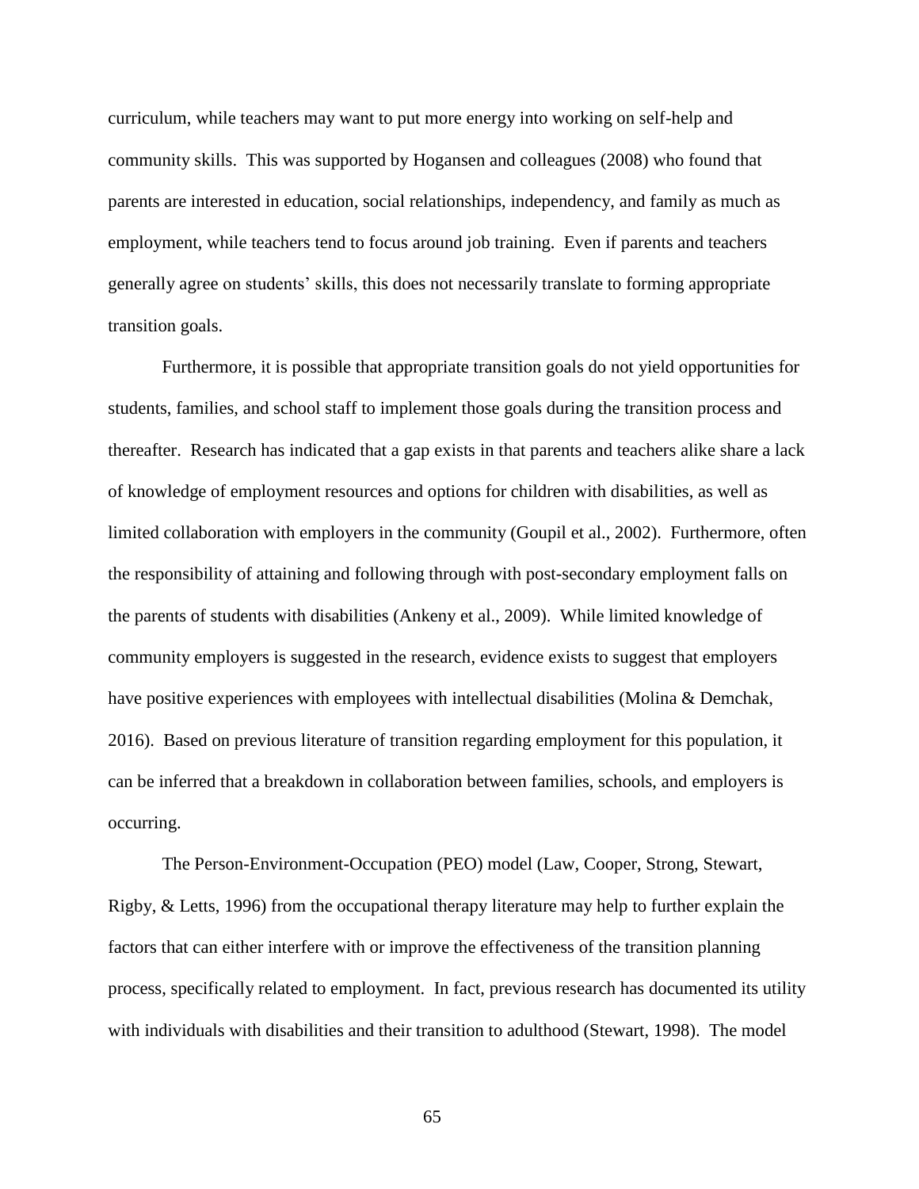curriculum, while teachers may want to put more energy into working on self-help and community skills. This was supported by Hogansen and colleagues (2008) who found that parents are interested in education, social relationships, independency, and family as much as employment, while teachers tend to focus around job training. Even if parents and teachers generally agree on students' skills, this does not necessarily translate to forming appropriate transition goals.

Furthermore, it is possible that appropriate transition goals do not yield opportunities for students, families, and school staff to implement those goals during the transition process and thereafter. Research has indicated that a gap exists in that parents and teachers alike share a lack of knowledge of employment resources and options for children with disabilities, as well as limited collaboration with employers in the community (Goupil et al., 2002). Furthermore, often the responsibility of attaining and following through with post-secondary employment falls on the parents of students with disabilities (Ankeny et al., 2009). While limited knowledge of community employers is suggested in the research, evidence exists to suggest that employers have positive experiences with employees with intellectual disabilities (Molina & Demchak, 2016). Based on previous literature of transition regarding employment for this population, it can be inferred that a breakdown in collaboration between families, schools, and employers is occurring.

The Person-Environment-Occupation (PEO) model (Law, Cooper, Strong, Stewart, Rigby, & Letts, 1996) from the occupational therapy literature may help to further explain the factors that can either interfere with or improve the effectiveness of the transition planning process, specifically related to employment. In fact, previous research has documented its utility with individuals with disabilities and their transition to adulthood (Stewart, 1998). The model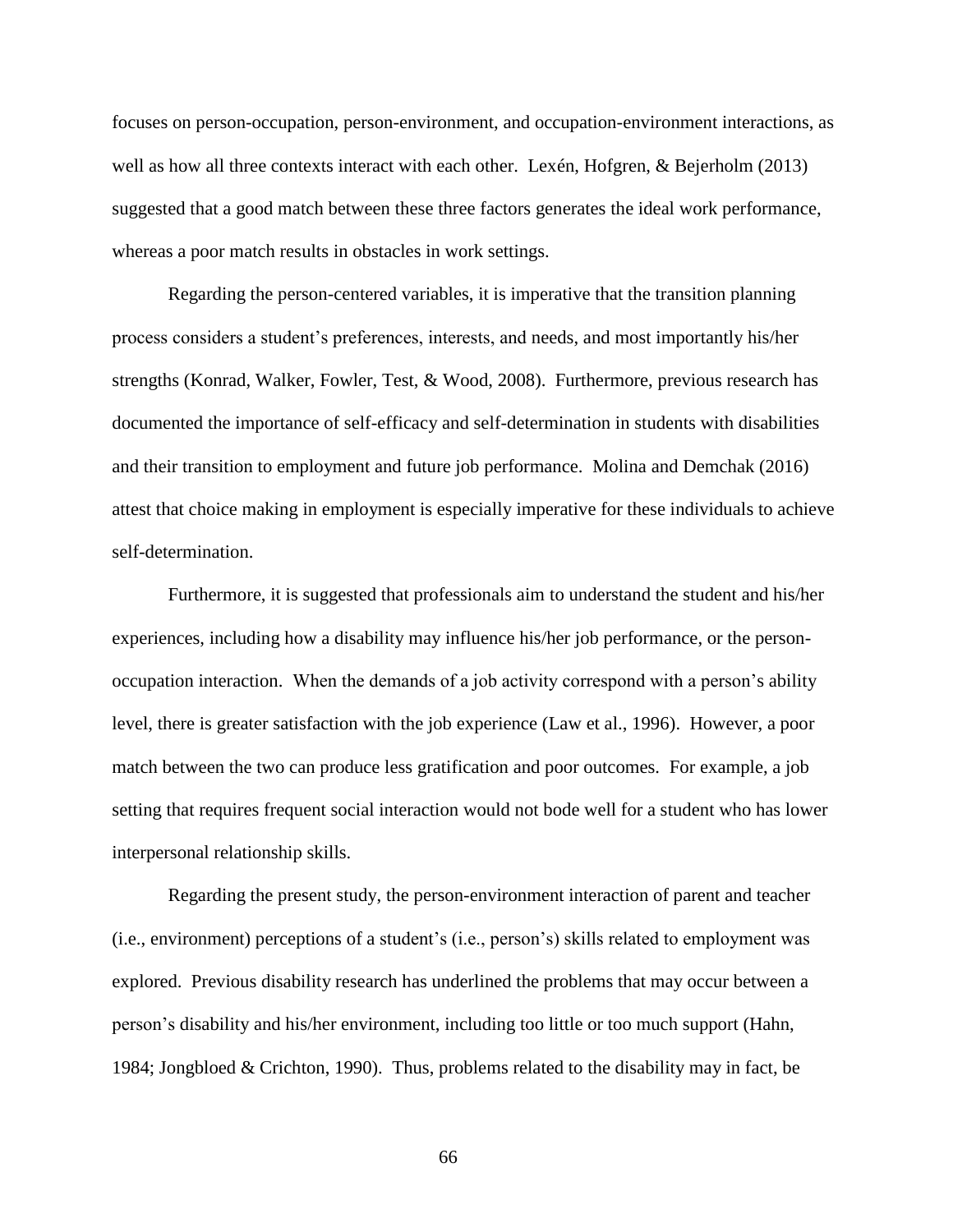focuses on person-occupation, person-environment, and occupation-environment interactions, as well as how all three contexts interact with each other. Lexén, Hofgren, & Bejerholm (2013) suggested that a good match between these three factors generates the ideal work performance, whereas a poor match results in obstacles in work settings.

Regarding the person-centered variables, it is imperative that the transition planning process considers a student's preferences, interests, and needs, and most importantly his/her strengths (Konrad, Walker, Fowler, Test, & Wood, 2008). Furthermore, previous research has documented the importance of self-efficacy and self-determination in students with disabilities and their transition to employment and future job performance. Molina and Demchak (2016) attest that choice making in employment is especially imperative for these individuals to achieve self-determination.

Furthermore, it is suggested that professionals aim to understand the student and his/her experiences, including how a disability may influence his/her job performance, or the person-occupation interaction. When the demands of a job activity correspond with a person's ability level, there is greater satisfaction with the job experience (Law et al., 1996). However, a poor match between the two can produce less gratification and poor outcomes. For example, a job setting that requires frequent social interaction would not bode well for a student who has lower interpersonal relationship skills.

Regarding the present study, the person-environment interaction of parent and teacher (i.e., environment) perceptions of a student's (i.e., person's) skills related to employment was explored. Previous disability research has underlined the problems that may occur between a person's disability and his/her environment, including too little or too much support (Hahn, 1984; Jongbloed & Crichton, 1990). Thus, problems related to the disability may in fact, be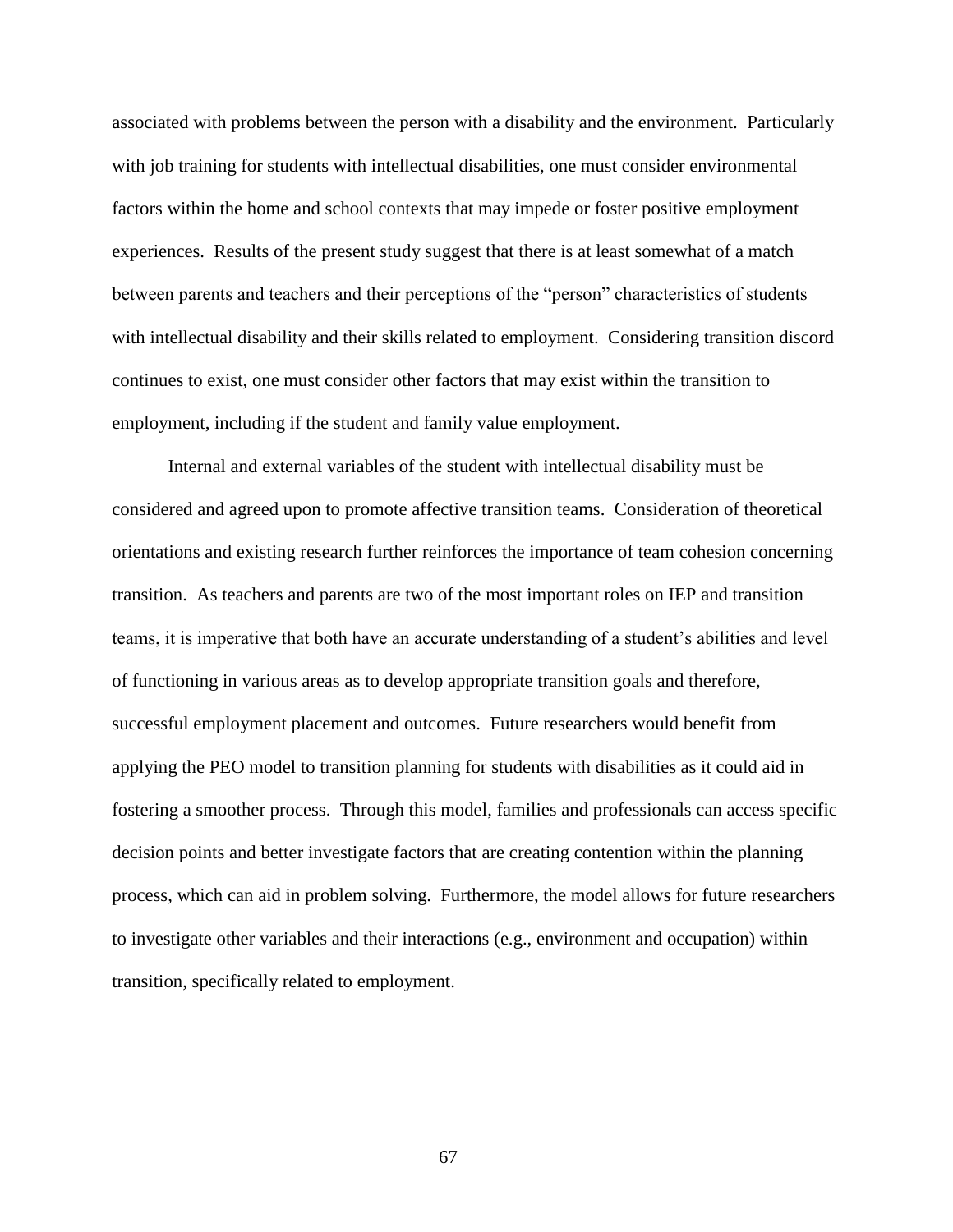associated with problems between the person with a disability and the environment. Particularly with job training for students with intellectual disabilities, one must consider environmental factors within the home and school contexts that may impede or foster positive employment experiences. Results of the present study suggest that there is at least somewhat of a match between parents and teachers and their perceptions of the "person" characteristics of students with intellectual disability and their skills related to employment. Considering transition discord continues to exist, one must consider other factors that may exist within the transition to employment, including if the student and family value employment.

Internal and external variables of the student with intellectual disability must be considered and agreed upon to promote affective transition teams. Consideration of theoretical orientations and existing research further reinforces the importance of team cohesion concerning transition. As teachers and parents are two of the most important roles on IEP and transition teams, it is imperative that both have an accurate understanding of a student's abilities and level of functioning in various areas as to develop appropriate transition goals and therefore, successful employment placement and outcomes. Future researchers would benefit from applying the PEO model to transition planning for students with disabilities as it could aid in fostering a smoother process. Through this model, families and professionals can access specific decision points and better investigate factors that are creating contention within the planning process, which can aid in problem solving. Furthermore, the model allows for future researchers to investigate other variables and their interactions (e.g., environment and occupation) within transition, specifically related to employment.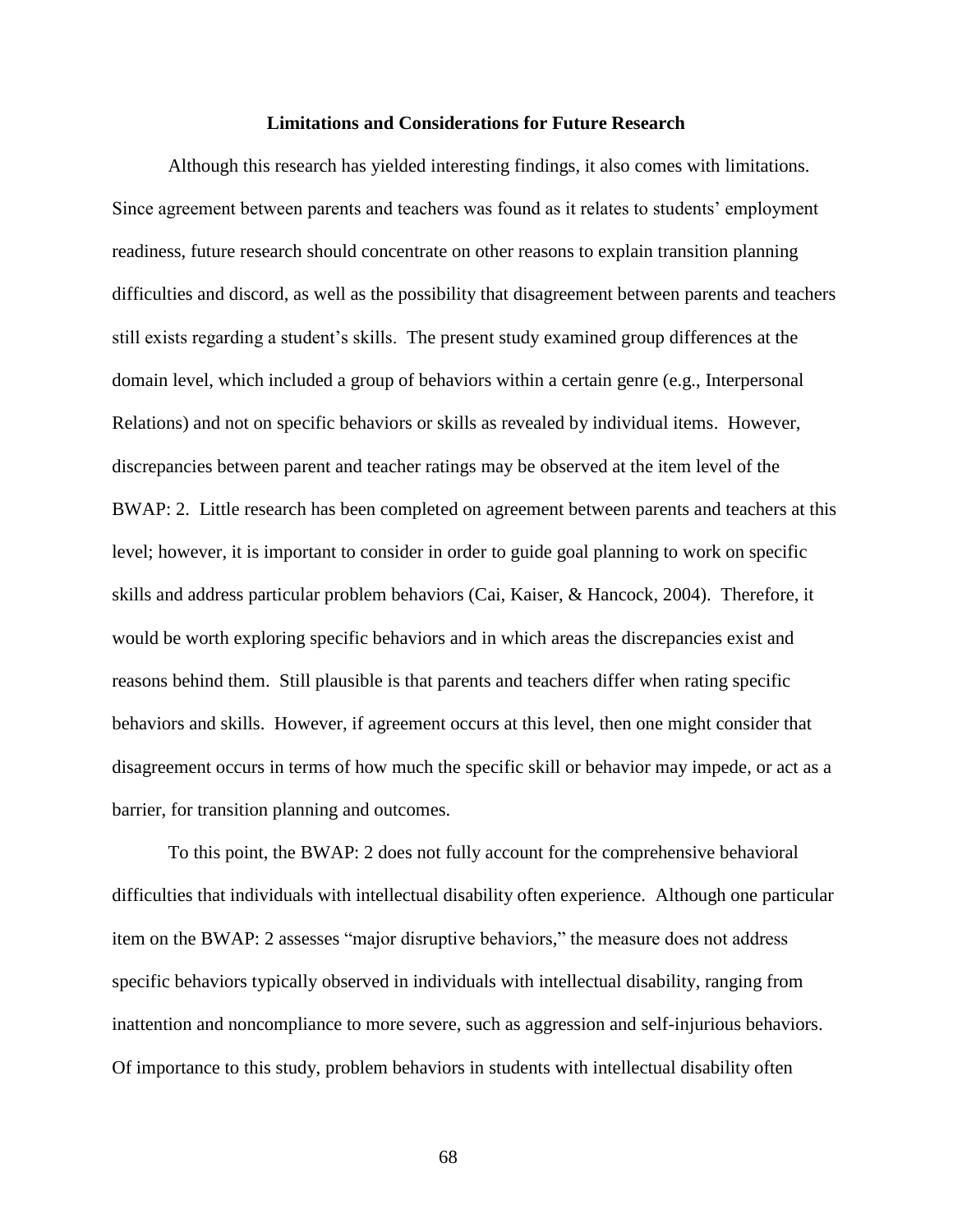## Limitations and Considerations for Future Research

Although this research has yielded interesting findings, it also comes with limitations. Since agreement between parents and teachers was found as it relates to students' employment readiness, future research should concentrate on other reasons to explain transition planning difficulties and discord, as well as the possibility that disagreement between parents and teachers still exists regarding a student's skills. The present study examined group differences at the domain level, which included a group of behaviors within a certain genre (e.g., Interpersonal Relations) and not on specific behaviors or skills as revealed by individual items. However, discrepancies between parent and teacher ratings may be observed at the item level of the BWAP: 2. Little research has been completed on agreement between parents and teachers at this level; however, it is important to consider in order to guide goal planning to work on specific skills and address particular problem behaviors (Cai, Kaiser, & Hancock, 2004). Therefore, it would be worth exploring specific behaviors and in which areas the discrepancies exist and reasons behind them. Still plausible is that parents and teachers differ when rating specific behaviors and skills. However, if agreement occurs at this level, then one might consider that disagreement occurs in terms of how much the specific skill or behavior may impede, or act as a barrier, for transition planning and outcomes.

To this point, the BWAP: 2 does not fully account for the comprehensive behavioral difficulties that individuals with intellectual disability often experience. Although one particular item on the BWAP: 2 assesses "major disruptive behaviors," the measure does not address specific behaviors typically observed in individuals with intellectual disability, ranging from inattention and noncompliance to more severe, such as aggression and self-injurious behaviors. Of importance to this study, problem behaviors in students with intellectual disability often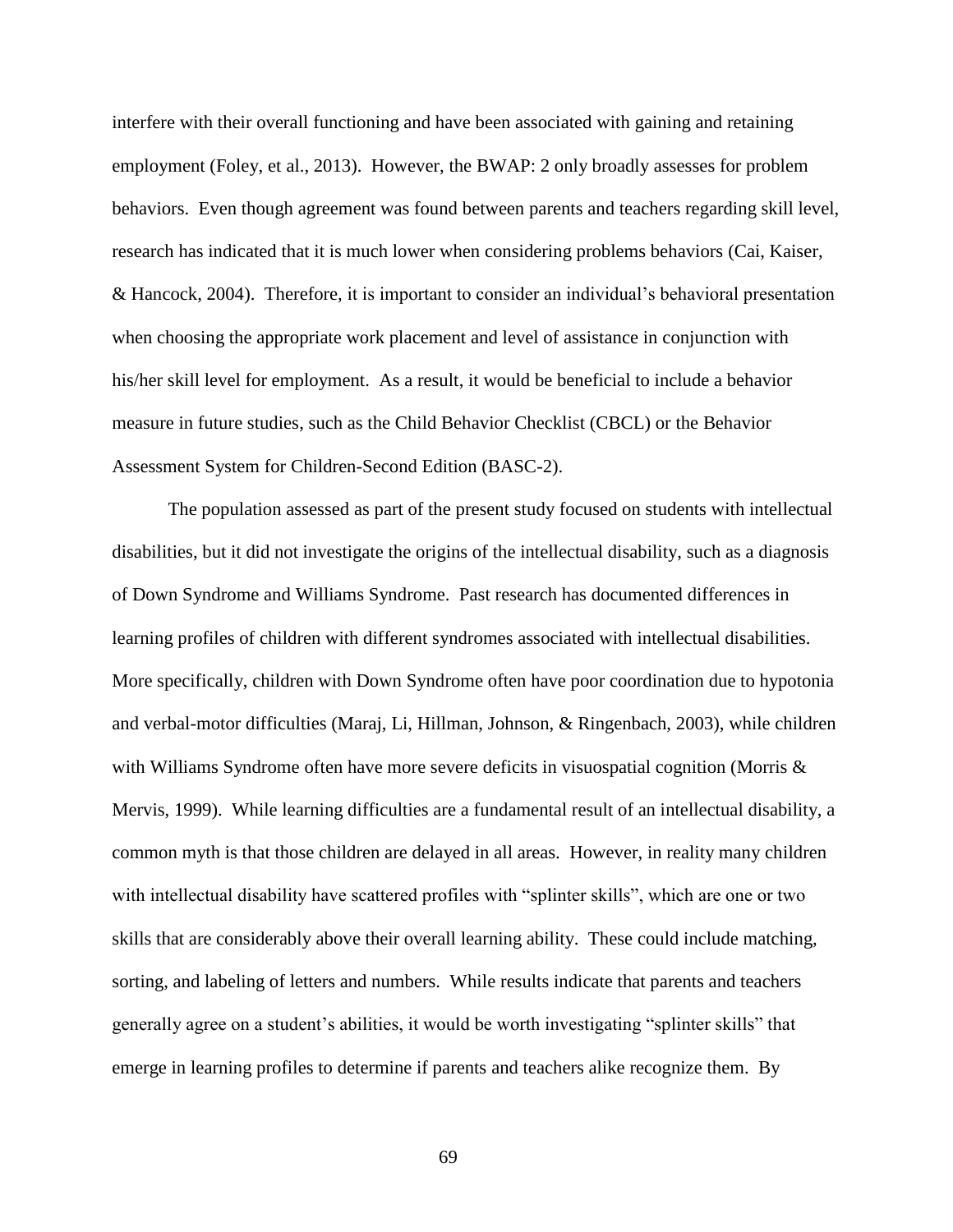interfere with their overall functioning and have been associated with gaining and retaining employment (Foley, et al., 2013). However, the BWAP: 2 only broadly assesses for problem behaviors. Even though agreement was found between parents and teachers regarding skill level, research has indicated that it is much lower when considering problems behaviors (Cai, Kaiser, & Hancock, 2004). Therefore, it is important to consider an individual's behavioral presentation when choosing the appropriate work placement and level of assistance in conjunction with his/her skill level for employment. As a result, it would be beneficial to include a behavior measure in future studies, such as the Child Behavior Checklist (CBCL) or the Behavior Assessment System for Children-Second Edition (BASC-2).

The population assessed as part of the present study focused on students with intellectual disabilities, but it did not investigate the origins of the intellectual disability, such as a diagnosis of Down Syndrome and Williams Syndrome. Past research has documented differences in learning profiles of children with different syndromes associated with intellectual disabilities. More specifically, children with Down Syndrome often have poor coordination due to hypotonia and verbal-motor difficulties (Maraj, Li, Hillman, Johnson, & Ringenbach, 2003), while children with Williams Syndrome often have more severe deficits in visuospatial cognition (Morris & Mervis, 1999). While learning difficulties are a fundamental result of an intellectual disability, a common myth is that those children are delayed in all areas. However, in reality many children with intellectual disability have scattered profiles with "splinter skills", which are one or two skills that are considerably above their overall learning ability. These could include matching, sorting, and labeling of letters and numbers. While results indicate that parents and teachers generally agree on a student's abilities, it would be worth investigating "splinter skills" that emerge in learning profiles to determine if parents and teachers alike recognize them. By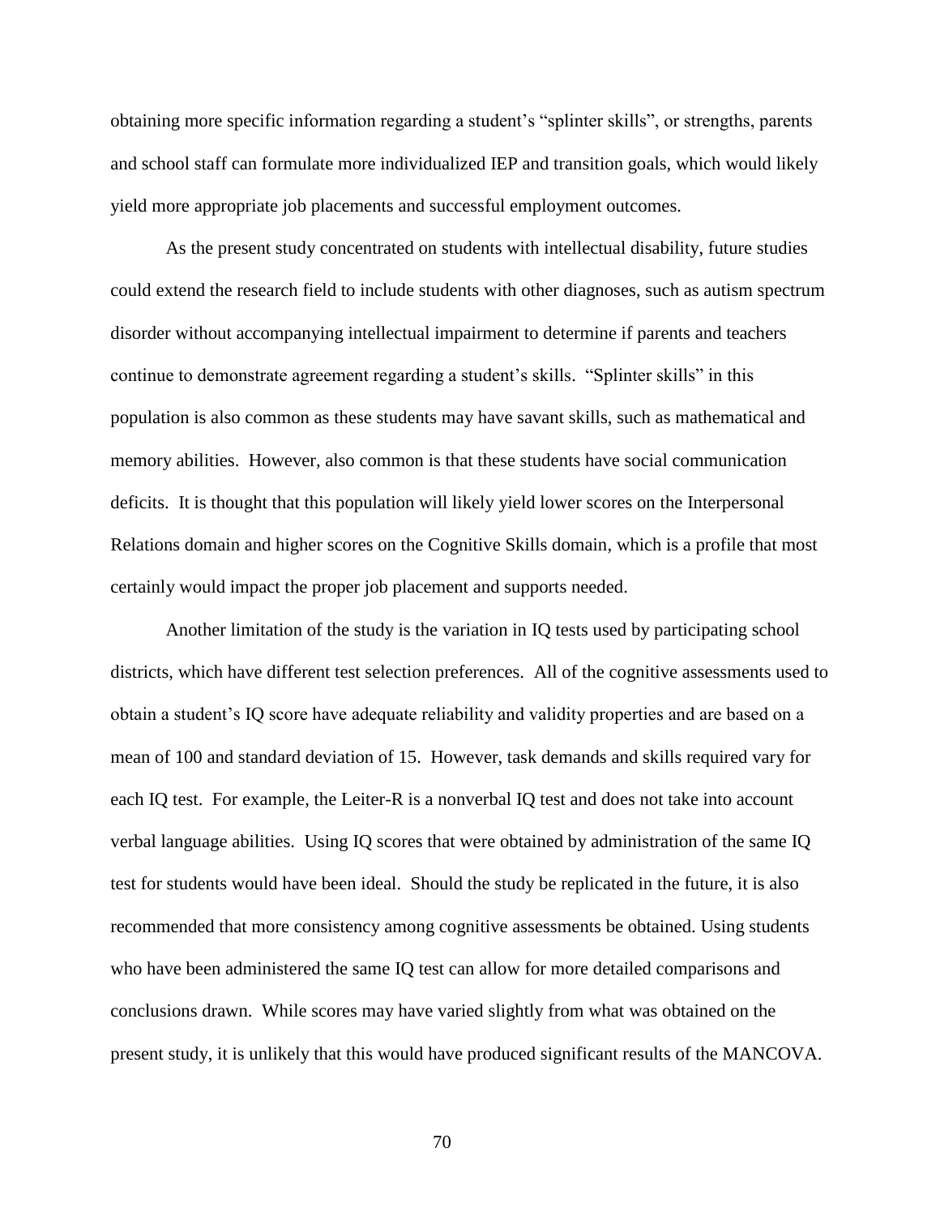obtaining more specific information regarding a student's "splinter skills", or strengths, parents and school staff can formulate more individualized IEP and transition goals, which would likely yield more appropriate job placements and successful employment outcomes.

As the present study concentrated on students with intellectual disability, future studies could extend the research field to include students with other diagnoses, such as autism spectrum disorder without accompanying intellectual impairment to determine if parents and teachers continue to demonstrate agreement regarding a student's skills. "Splinter skills" in this population is also common as these students may have savant skills, such as mathematical and memory abilities. However, also common is that these students have social communication deficits. It is thought that this population will likely yield lower scores on the Interpersonal Relations domain and higher scores on the Cognitive Skills domain, which is a profile that most certainly would impact the proper job placement and supports needed.

Another limitation of the study is the variation in IQ tests used by participating school districts, which have different test selection preferences. All of the cognitive assessments used to obtain a student's IQ score have adequate reliability and validity properties and are based on a mean of 100 and standard deviation of 15. However, task demands and skills required vary for each IQ test. For example, the Leiter-R is a nonverbal IQ test and does not take into account verbal language abilities. Using IQ scores that were obtained by administration of the same IQ test for students would have been ideal. Should the study be replicated in the future, it is also recommended that more consistency among cognitive assessments be obtained. Using students who have been administered the same IQ test can allow for more detailed comparisons and conclusions drawn. While scores may have varied slightly from what was obtained on the present study, it is unlikely that this would have produced significant results of the MANCOVA.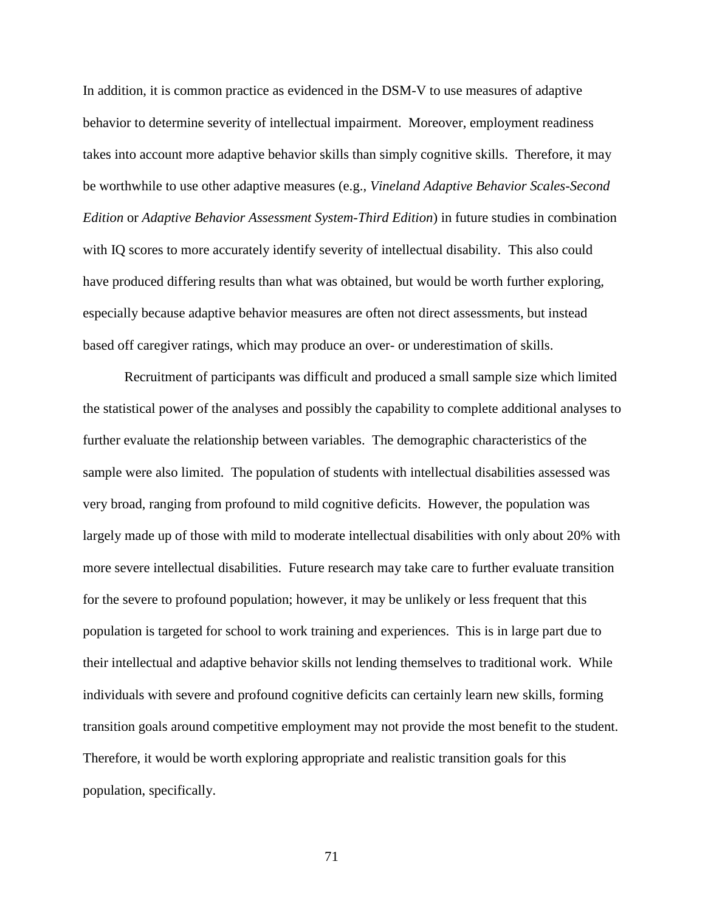In addition, it is common practice as evidenced in the DSM-V to use measures of adaptive behavior to determine severity of intellectual impairment. Moreover, employment readiness takes into account more adaptive behavior skills than simply cognitive skills. Therefore, it may be worthwhile to use other adaptive measures (e.g., *Vineland Adaptive Behavior Scales-Second Edition* or *Adaptive Behavior Assessment System-Third Edition*) in future studies in combination with IQ scores to more accurately identify severity of intellectual disability. This also could have produced differing results than what was obtained, but would be worth further exploring, especially because adaptive behavior measures are often not direct assessments, but instead based off caregiver ratings, which may produce an over- or underestimation of skills.

Recruitment of participants was difficult and produced a small sample size which limited the statistical power of the analyses and possibly the capability to complete additional analyses to further evaluate the relationship between variables. The demographic characteristics of the sample were also limited. The population of students with intellectual disabilities assessed was very broad, ranging from profound to mild cognitive deficits. However, the population was largely made up of those with mild to moderate intellectual disabilities with only about 20% with more severe intellectual disabilities. Future research may take care to further evaluate transition for the severe to profound population; however, it may be unlikely or less frequent that this population is targeted for school to work training and experiences. This is in large part due to their intellectual and adaptive behavior skills not lending themselves to traditional work. While individuals with severe and profound cognitive deficits can certainly learn new skills, forming transition goals around competitive employment may not provide the most benefit to the student. Therefore, it would be worth exploring appropriate and realistic transition goals for this population, specifically.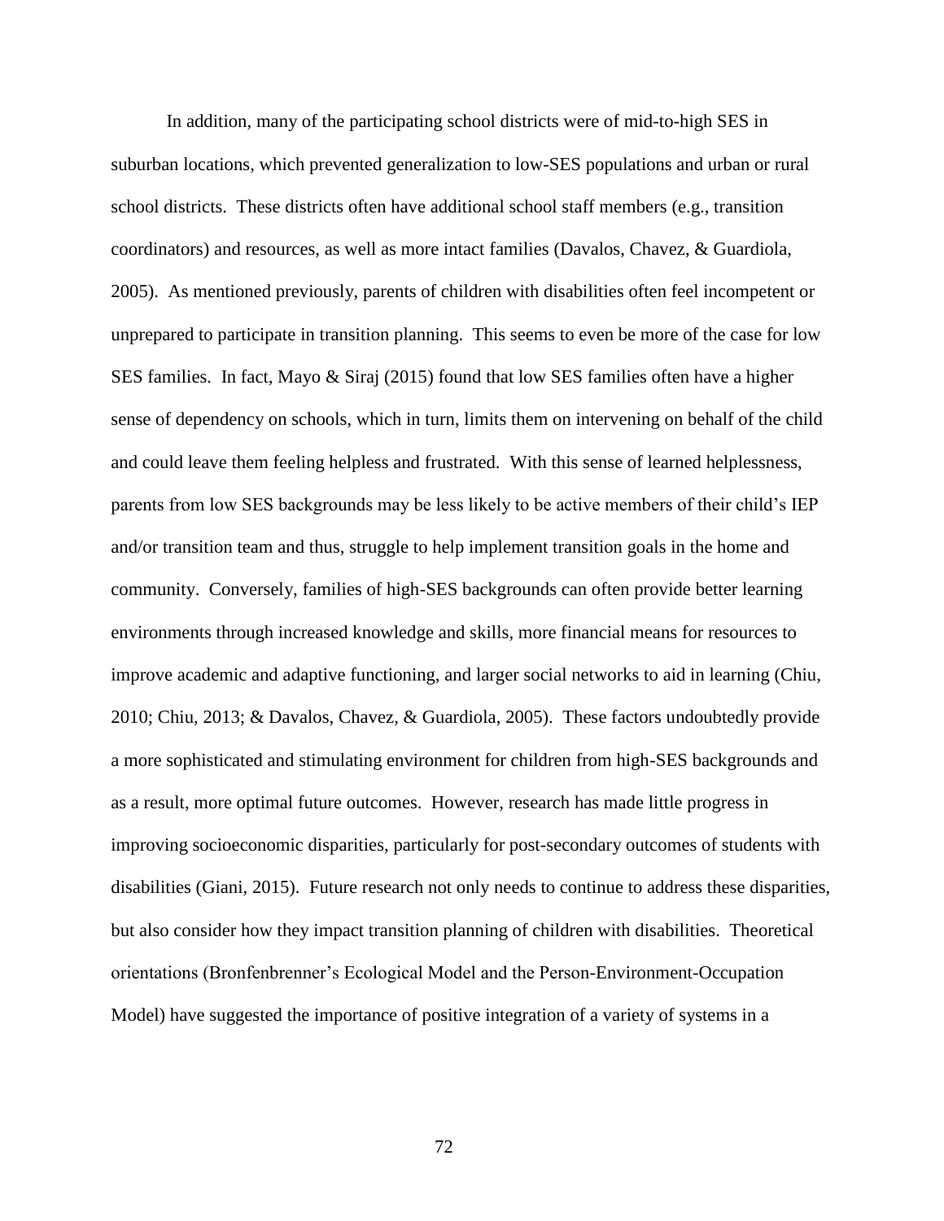In addition, many of the participating school districts were of mid-to-high SES in suburban locations, which prevented generalization to low-SES populations and urban or rural school districts. These districts often have additional school staff members (e.g., transition coordinators) and resources, as well as more intact families (Davalos, Chavez, & Guardiola, 2005). As mentioned previously, parents of children with disabilities often feel incompetent or unprepared to participate in transition planning. This seems to even be more of the case for low SES families. In fact, Mayo & Siraj (2015) found that low SES families often have a higher sense of dependency on schools, which in turn, limits them on intervening on behalf of the child and could leave them feeling helpless and frustrated. With this sense of learned helplessness, parents from low SES backgrounds may be less likely to be active members of their child's IEP and/or transition team and thus, struggle to help implement transition goals in the home and community. Conversely, families of high-SES backgrounds can often provide better learning environments through increased knowledge and skills, more financial means for resources to improve academic and adaptive functioning, and larger social networks to aid in learning (Chiu, 2010; Chiu, 2013; & Davalos, Chavez, & Guardiola, 2005). These factors undoubtedly provide a more sophisticated and stimulating environment for children from high-SES backgrounds and as a result, more optimal future outcomes. However, research has made little progress in improving socioeconomic disparities, particularly for post-secondary outcomes of students with disabilities (Giani, 2015). Future research not only needs to continue to address these disparities, but also consider how they impact transition planning of children with disabilities. Theoretical orientations (Bronfenbrenner's Ecological Model and the Person-Environment-Occupation Model) have suggested the importance of positive integration of a variety of systems in a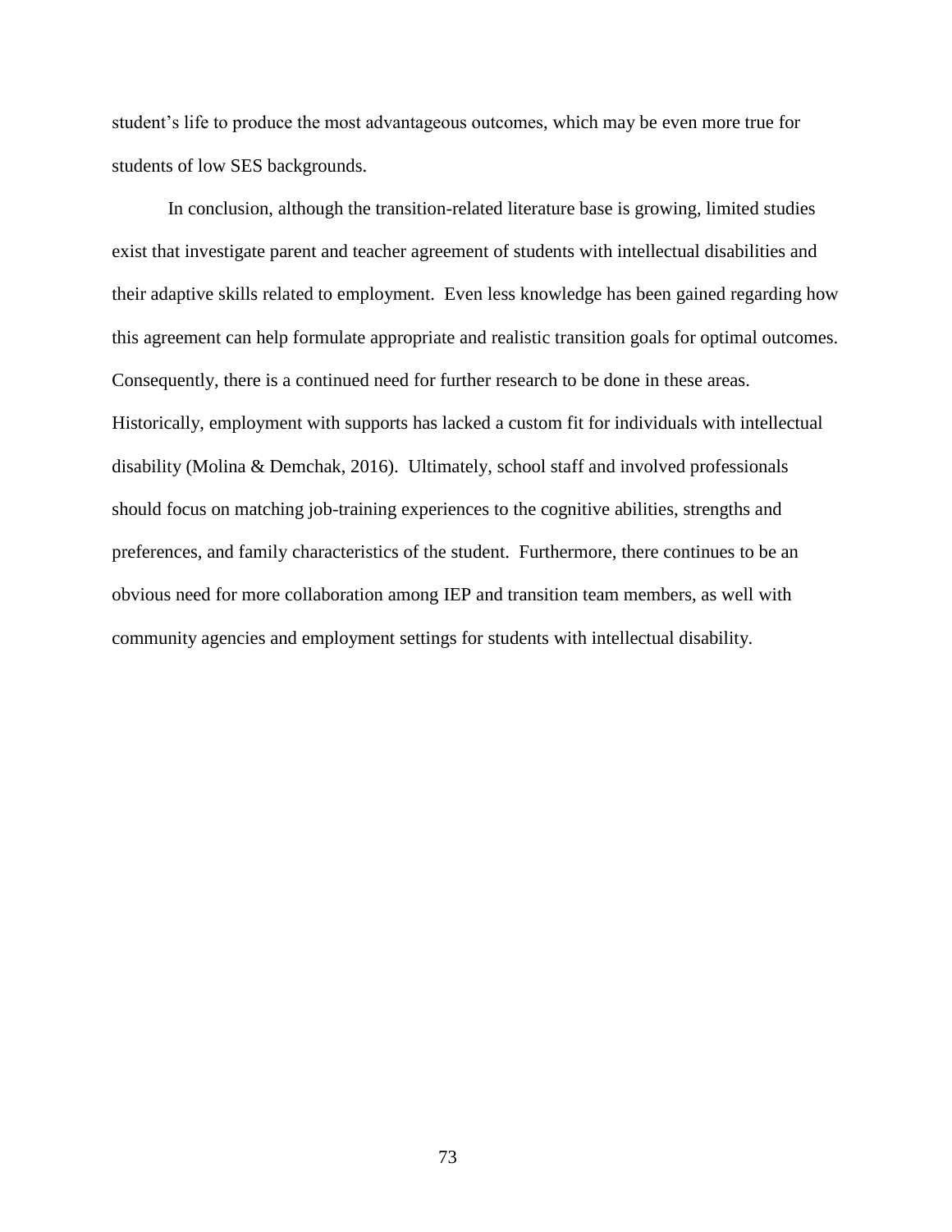student's life to produce the most advantageous outcomes, which may be even more true for students of low SES backgrounds.

In conclusion, although the transition-related literature base is growing, limited studies exist that investigate parent and teacher agreement of students with intellectual disabilities and their adaptive skills related to employment. Even less knowledge has been gained regarding how this agreement can help formulate appropriate and realistic transition goals for optimal outcomes. Consequently, there is a continued need for further research to be done in these areas. Historically, employment with supports has lacked a custom fit for individuals with intellectual disability (Molina & Demchak, 2016). Ultimately, school staff and involved professionals should focus on matching job-training experiences to the cognitive abilities, strengths and preferences, and family characteristics of the student. Furthermore, there continues to be an obvious need for more collaboration among IEP and transition team members, as well with community agencies and employment settings for students with intellectual disability.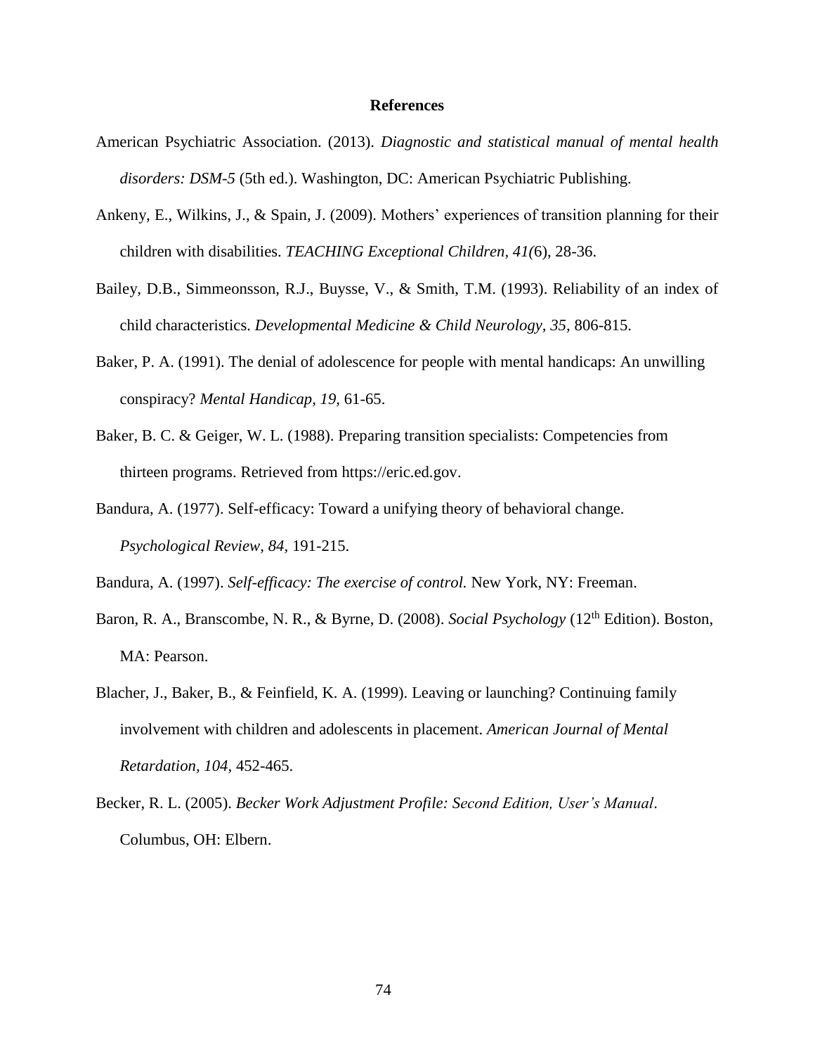# References

American Psychiatric Association. (2013). *Diagnostic and statistical manual of mental health disorders: DSM-5* (5th ed.). Washington, DC: American Psychiatric Publishing.

Ankeny, E., Wilkins, J., & Spain, J. (2009). Mothers' experiences of transition planning for their children with disabilities. *TEACHING Exceptional Children, 41(*6), 28-36.

Bailey, D.B., Simmeonsson, R.J., Buysse, V., & Smith, T.M. (1993). Reliability of an index of child characteristics. *Developmental Medicine & Child Neurology, 35,* 806-815.

Baker, P. A. (1991). The denial of adolescence for people with mental handicaps: An unwilling conspiracy? *Mental Handicap, 19,* 61-65.

Baker, B. C. & Geiger, W. L. (1988). Preparing transition specialists: Competencies from thirteen programs. Retrieved from https://eric.ed.gov.

Bandura, A. (1977). Self-efficacy: Toward a unifying theory of behavioral change. *Psychological Review, 84,* 191-215.

Bandura, A. (1997). *Self-efficacy: The exercise of control.* New York, NY: Freeman.

Baron, R. A., Branscombe, N. R., & Byrne, D. (2008). *Social Psychology* (12th Edition). Boston, MA: Pearson.

Blacher, J., Baker, B., & Feinfield, K. A. (1999). Leaving or launching? Continuing family involvement with children and adolescents in placement. *American Journal of Mental Retardation, 104,* 452-465.

Becker, R. L. (2005). *Becker Work Adjustment Profile: Second Edition, User's Manual*. Columbus, OH: Elbern.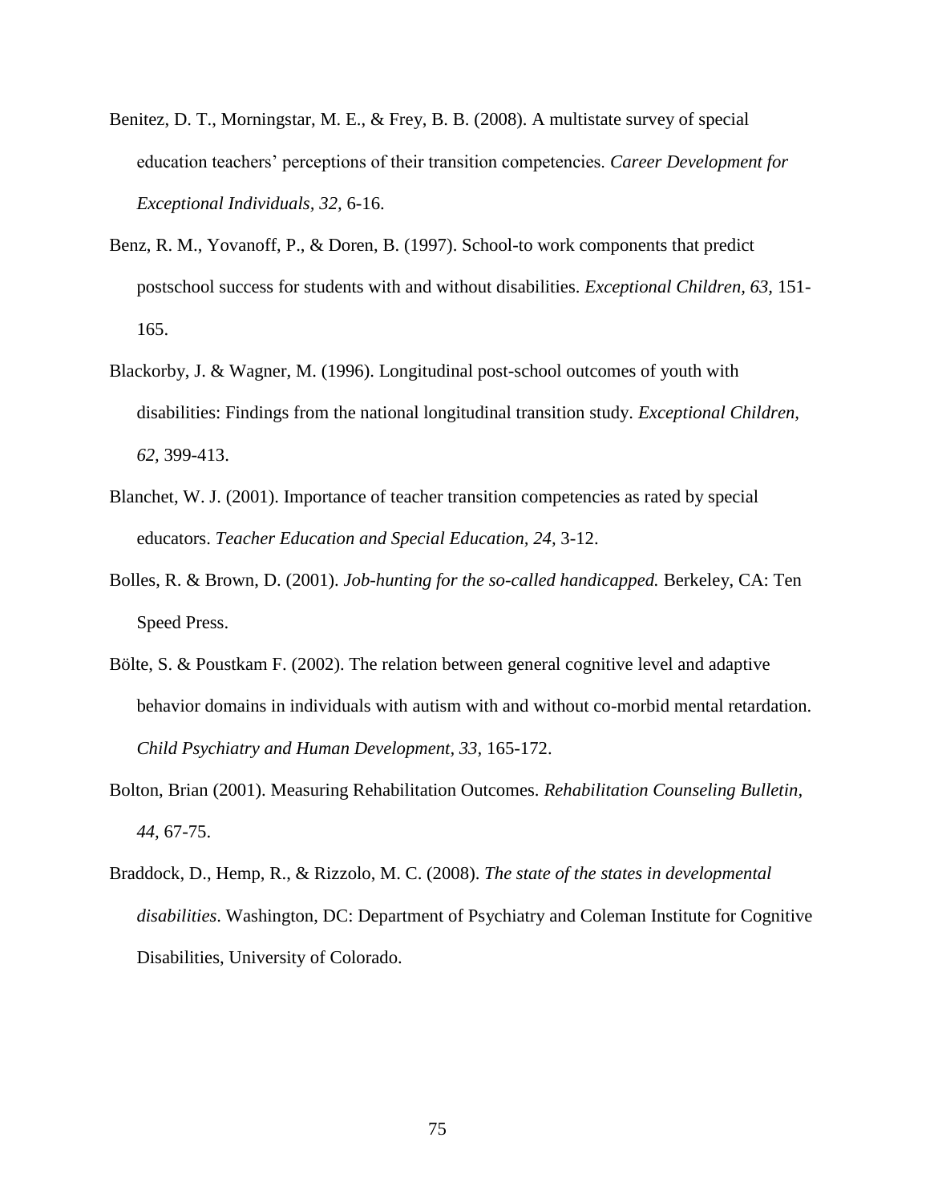Benitez, D. T., Morningstar, M. E., & Frey, B. B. (2008). A multistate survey of special education teachers' perceptions of their transition competencies. *Career Development for Exceptional Individuals, 32,* 6-16.

Benz, R. M., Yovanoff, P., & Doren, B. (1997). School-to work components that predict postschool success for students with and without disabilities. *Exceptional Children, 63,* 151-165.

Blackorby, J. & Wagner, M. (1996). Longitudinal post-school outcomes of youth with disabilities: Findings from the national longitudinal transition study. *Exceptional Children, 62,* 399-413.

Blanchet, W. J. (2001). Importance of teacher transition competencies as rated by special educators. *Teacher Education and Special Education, 24,* 3-12.

Bolles, R. & Brown, D. (2001). *Job-hunting for the so-called handicapped.* Berkeley, CA: Ten Speed Press.

Bölte, S. & Poustkam F. (2002). The relation between general cognitive level and adaptive behavior domains in individuals with autism with and without co-morbid mental retardation. *Child Psychiatry and Human Development, 33,* 165-172.

Bolton, Brian (2001). Measuring Rehabilitation Outcomes. *Rehabilitation Counseling Bulletin, 44,* 67-75.

Braddock, D., Hemp, R., & Rizzolo, M. C. (2008). *The state of the states in developmental disabilities*. Washington, DC: Department of Psychiatry and Coleman Institute for Cognitive Disabilities, University of Colorado.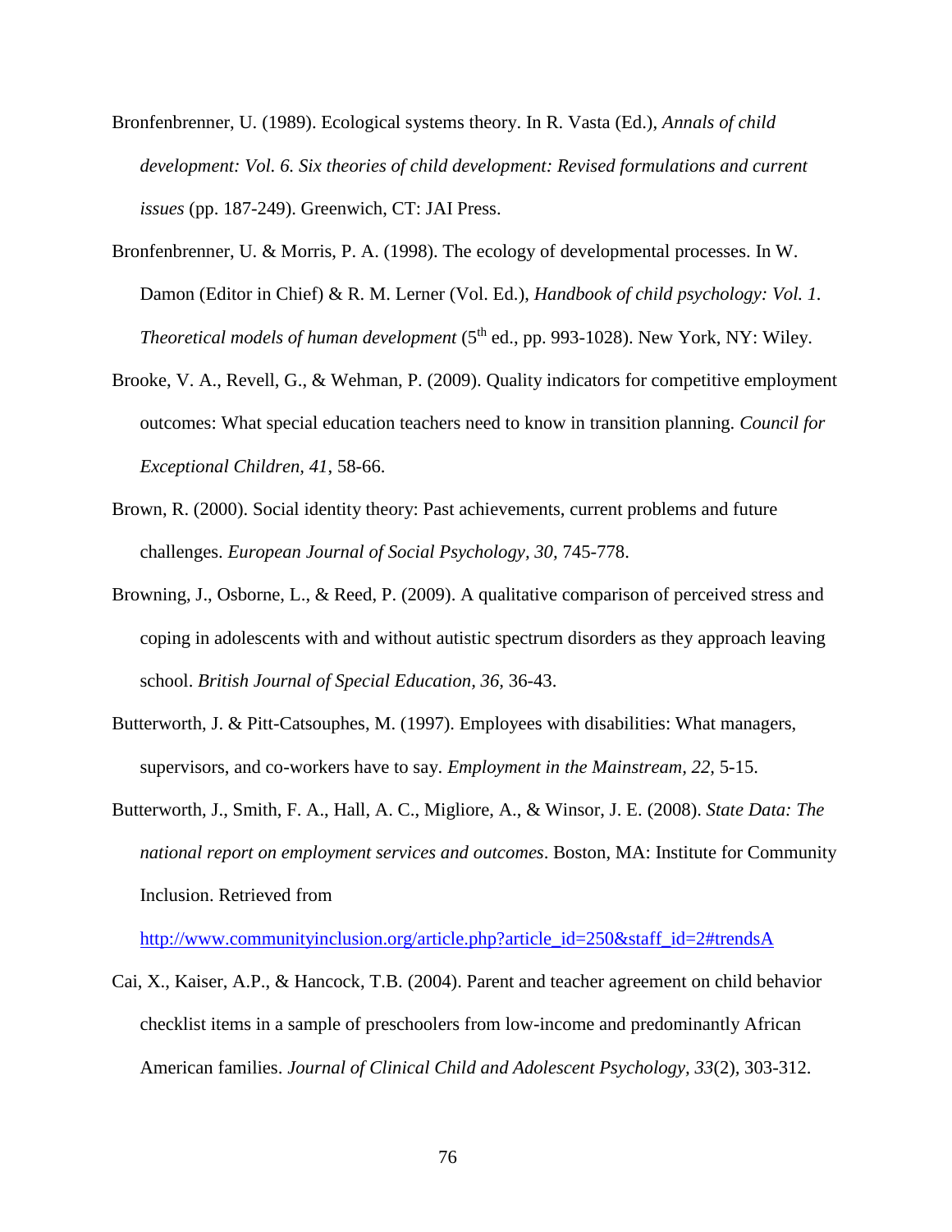Bronfenbrenner, U. (1989). Ecological systems theory. In R. Vasta (Ed.), *Annals of child development: Vol. 6. Six theories of child development: Revised formulations and current issues* (pp. 187-249). Greenwich, CT: JAI Press.

Bronfenbrenner, U. & Morris, P. A. (1998). The ecology of developmental processes. In W. Damon (Editor in Chief) & R. M. Lerner (Vol. Ed.), *Handbook of child psychology: Vol. 1. Theoretical models of human development* (5th ed., pp. 993-1028). New York, NY: Wiley.

Brooke, V. A., Revell, G., & Wehman, P. (2009). Quality indicators for competitive employment outcomes: What special education teachers need to know in transition planning. *Council for Exceptional Children, 41*, 58-66.

Brown, R. (2000). Social identity theory: Past achievements, current problems and future challenges. *European Journal of Social Psychology, 30,* 745-778.

Browning, J., Osborne, L., & Reed, P. (2009). A qualitative comparison of perceived stress and coping in adolescents with and without autistic spectrum disorders as they approach leaving school. *British Journal of Special Education, 36,* 36-43.

Butterworth, J. & Pitt-Catsouphes, M. (1997). Employees with disabilities: What managers, supervisors, and co-workers have to say. *Employment in the Mainstream, 22,* 5-15.

Butterworth, J., Smith, F. A., Hall, A. C., Migliore, A., & Winsor, J. E. (2008). *State Data: The national report on employment services and outcomes*. Boston, MA: Institute for Community Inclusion. Retrieved from http://www.communityinclusion.org/article.php?article_id=250&staff_id=2#trendsA

Cai, X., Kaiser, A.P., & Hancock, T.B. (2004). Parent and teacher agreement on child behavior checklist items in a sample of preschoolers from low-income and predominantly African American families. *Journal of Clinical Child and Adolescent Psychology, 33*(2), 303-312.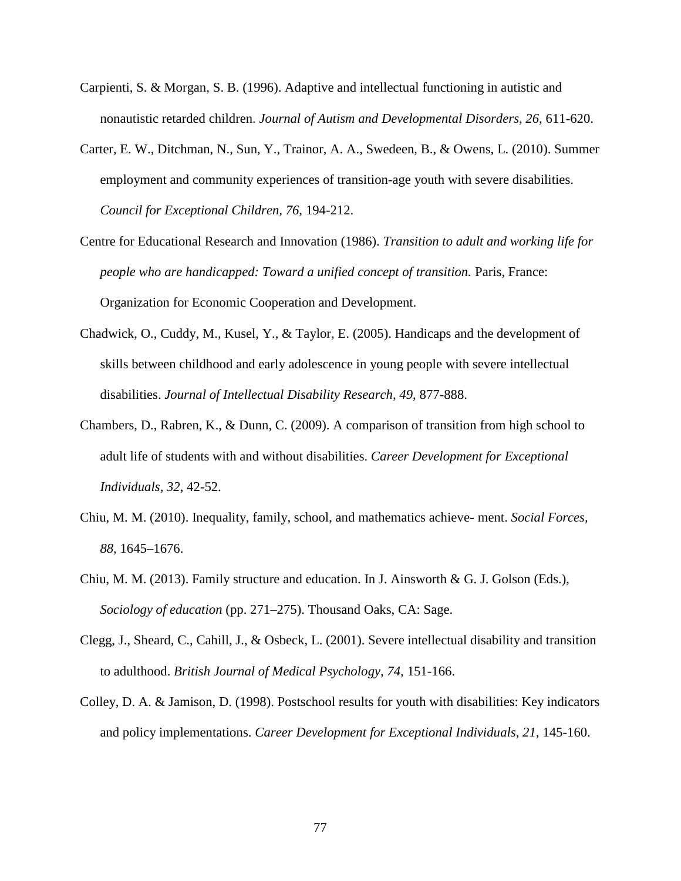Carpienti, S. & Morgan, S. B. (1996). Adaptive and intellectual functioning in autistic and nonautistic retarded children. *Journal of Autism and Developmental Disorders, 26,* 611-620.

Carter, E. W., Ditchman, N., Sun, Y., Trainor, A. A., Swedeen, B., & Owens, L. (2010). Summer employment and community experiences of transition-age youth with severe disabilities. *Council for Exceptional Children, 76,* 194-212.

Centre for Educational Research and Innovation (1986). *Transition to adult and working life for people who are handicapped: Toward a unified concept of transition.* Paris, France: Organization for Economic Cooperation and Development.

Chadwick, O., Cuddy, M., Kusel, Y., & Taylor, E. (2005). Handicaps and the development of skills between childhood and early adolescence in young people with severe intellectual disabilities. *Journal of Intellectual Disability Research, 49,* 877-888.

Chambers, D., Rabren, K., & Dunn, C. (2009). A comparison of transition from high school to adult life of students with and without disabilities. *Career Development for Exceptional Individuals, 32*, 42-52.

Chiu, M. M. (2010). Inequality, family, school, and mathematics achieve- ment. *Social Forces, 88,* 1645–1676.

Chiu, M. M. (2013). Family structure and education. In J. Ainsworth & G. J. Golson (Eds.), *Sociology of education* (pp. 271–275). Thousand Oaks, CA: Sage.

Clegg, J., Sheard, C., Cahill, J., & Osbeck, L. (2001). Severe intellectual disability and transition to adulthood. *British Journal of Medical Psychology, 74,* 151-166.

Colley, D. A. & Jamison, D. (1998). Postschool results for youth with disabilities: Key indicators and policy implementations. *Career Development for Exceptional Individuals, 21*, 145-160.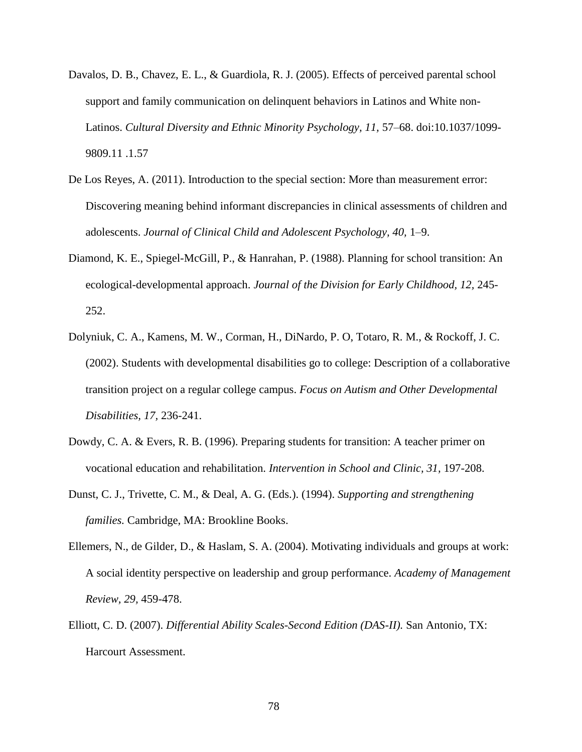Davalos, D. B., Chavez, E. L., & Guardiola, R. J. (2005). Effects of perceived parental school support and family communication on delinquent behaviors in Latinos and White non-Latinos. *Cultural Diversity and Ethnic Minority Psychology, 11,* 57–68. doi:10.1037/1099-9809.11 .1.57

De Los Reyes, A. (2011). Introduction to the special section: More than measurement error: Discovering meaning behind informant discrepancies in clinical assessments of children and adolescents. *Journal of Clinical Child and Adolescent Psychology, 40,* 1–9.

Diamond, K. E., Spiegel-McGill, P., & Hanrahan, P. (1988). Planning for school transition: An ecological-developmental approach. *Journal of the Division for Early Childhood, 12,* 245-252.

Dolyniuk, C. A., Kamens, M. W., Corman, H., DiNardo, P. O, Totaro, R. M., & Rockoff, J. C. (2002). Students with developmental disabilities go to college: Description of a collaborative transition project on a regular college campus. *Focus on Autism and Other Developmental Disabilities, 17,* 236-241.

Dowdy, C. A. & Evers, R. B. (1996). Preparing students for transition: A teacher primer on vocational education and rehabilitation. *Intervention in School and Clinic, 31,* 197-208.

Dunst, C. J., Trivette, C. M., & Deal, A. G. (Eds.). (1994). *Supporting and strengthening families.* Cambridge, MA: Brookline Books.

Ellemers, N., de Gilder, D., & Haslam, S. A. (2004). Motivating individuals and groups at work: A social identity perspective on leadership and group performance. *Academy of Management Review, 29,* 459-478.

Elliott, C. D. (2007). *Differential Ability Scales-Second Edition (DAS-II).* San Antonio, TX: Harcourt Assessment.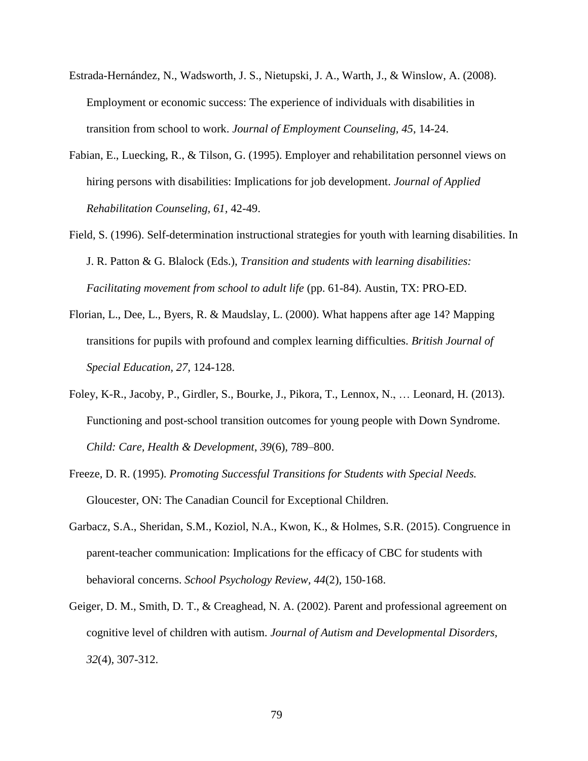Estrada-Hernández, N., Wadsworth, J. S., Nietupski, J. A., Warth, J., & Winslow, A. (2008). Employment or economic success: The experience of individuals with disabilities in transition from school to work. *Journal of Employment Counseling, 45*, 14-24.

Fabian, E., Luecking, R., & Tilson, G. (1995). Employer and rehabilitation personnel views on hiring persons with disabilities: Implications for job development. *Journal of Applied Rehabilitation Counseling, 61*, 42-49.

Field, S. (1996). Self-determination instructional strategies for youth with learning disabilities. In J. R. Patton & G. Blalock (Eds.), *Transition and students with learning disabilities: Facilitating movement from school to adult life* (pp. 61-84). Austin, TX: PRO-ED.

Florian, L., Dee, L., Byers, R. & Maudslay, L. (2000). What happens after age 14? Mapping transitions for pupils with profound and complex learning difficulties. *British Journal of Special Education, 27,* 124-128.

Foley, K-R., Jacoby, P., Girdler, S., Bourke, J., Pikora, T., Lennox, N., … Leonard, H. (2013). Functioning and post-school transition outcomes for young people with Down Syndrome. *Child: Care, Health & Development*, *39*(6), 789–800.

Freeze, D. R. (1995). *Promoting Successful Transitions for Students with Special Needs.* Gloucester, ON: The Canadian Council for Exceptional Children.

Garbacz, S.A., Sheridan, S.M., Koziol, N.A., Kwon, K., & Holmes, S.R. (2015). Congruence in parent-teacher communication: Implications for the efficacy of CBC for students with behavioral concerns. *School Psychology Review, 44*(2), 150-168.

Geiger, D. M., Smith, D. T., & Creaghead, N. A. (2002). Parent and professional agreement on cognitive level of children with autism. *Journal of Autism and Developmental Disorders, 32*(4), 307-312.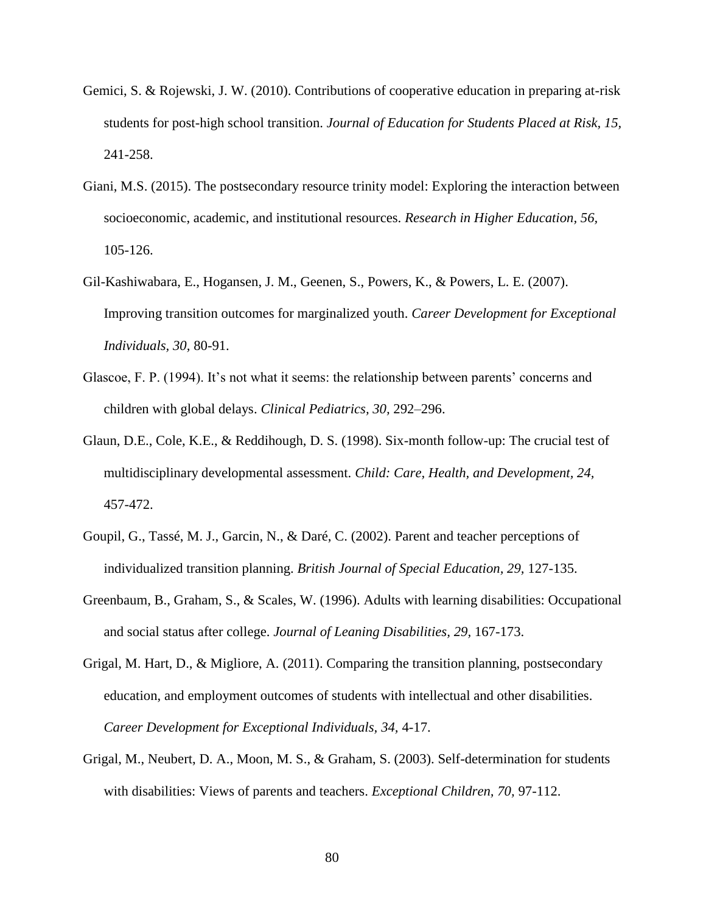Gemici, S. & Rojewski, J. W. (2010). Contributions of cooperative education in preparing at-risk students for post-high school transition. *Journal of Education for Students Placed at Risk, 15,* 241-258.

Giani, M.S. (2015). The postsecondary resource trinity model: Exploring the interaction between socioeconomic, academic, and institutional resources. *Research in Higher Education, 56,* 105-126.

Gil-Kashiwabara, E., Hogansen, J. M., Geenen, S., Powers, K., & Powers, L. E. (2007). Improving transition outcomes for marginalized youth. *Career Development for Exceptional Individuals, 30,* 80-91.

Glascoe, F. P. (1994). It's not what it seems: the relationship between parents' concerns and children with global delays. *Clinical Pediatrics, 30,* 292–296.

Glaun, D.E., Cole, K.E., & Reddihough, D. S. (1998). Six-month follow-up: The crucial test of multidisciplinary developmental assessment. *Child: Care, Health, and Development, 24,* 457-472.

Goupil, G., Tassé, M. J., Garcin, N., & Daré, C. (2002). Parent and teacher perceptions of individualized transition planning. *British Journal of Special Education, 29,* 127-135.

Greenbaum, B., Graham, S., & Scales, W. (1996). Adults with learning disabilities: Occupational and social status after college. *Journal of Leaning Disabilities, 29,* 167-173.

Grigal, M. Hart, D., & Migliore, A. (2011). Comparing the transition planning, postsecondary education, and employment outcomes of students with intellectual and other disabilities. *Career Development for Exceptional Individuals, 34,* 4-17.

Grigal, M., Neubert, D. A., Moon, M. S., & Graham, S. (2003). Self-determination for students with disabilities: Views of parents and teachers. *Exceptional Children, 70,* 97-112.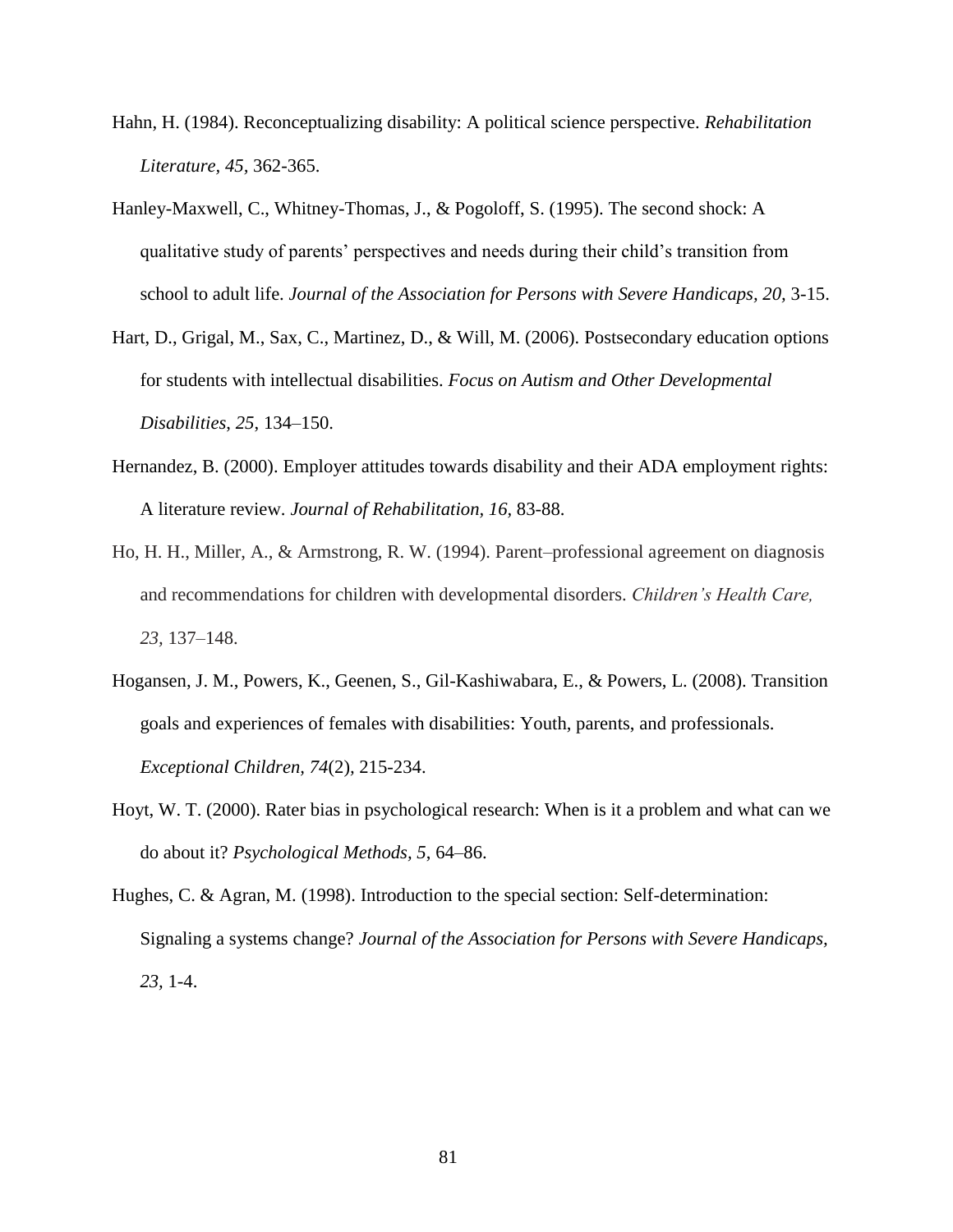Hahn, H. (1984). Reconceptualizing disability: A political science perspective. *Rehabilitation Literature, 45*, 362-365.

Hanley-Maxwell, C., Whitney-Thomas, J., & Pogoloff, S. (1995). The second shock: A qualitative study of parents' perspectives and needs during their child's transition from school to adult life. *Journal of the Association for Persons with Severe Handicaps, 20*, 3-15.

Hart, D., Grigal, M., Sax, C., Martinez, D., & Will, M. (2006). Postsecondary education options for students with intellectual disabilities. *Focus on Autism and Other Developmental Disabilities*, *25*, 134–150.

Hernandez, B. (2000). Employer attitudes towards disability and their ADA employment rights: A literature review. *Journal of Rehabilitation, 16*, 83-88.

Ho, H. H., Miller, A., & Armstrong, R. W. (1994). Parent–professional agreement on diagnosis and recommendations for children with developmental disorders. *Children's Health Care, 23*, 137–148.

Hogansen, J. M., Powers, K., Geenen, S., Gil-Kashiwabara, E., & Powers, L. (2008). Transition goals and experiences of females with disabilities: Youth, parents, and professionals. *Exceptional Children, 74*(2), 215-234.

Hoyt, W. T. (2000). Rater bias in psychological research: When is it a problem and what can we do about it? *Psychological Methods, 5*, 64–86.

Hughes, C. & Agran, M. (1998). Introduction to the special section: Self-determination: Signaling a systems change? *Journal of the Association for Persons with Severe Handicaps, 23*, 1-4.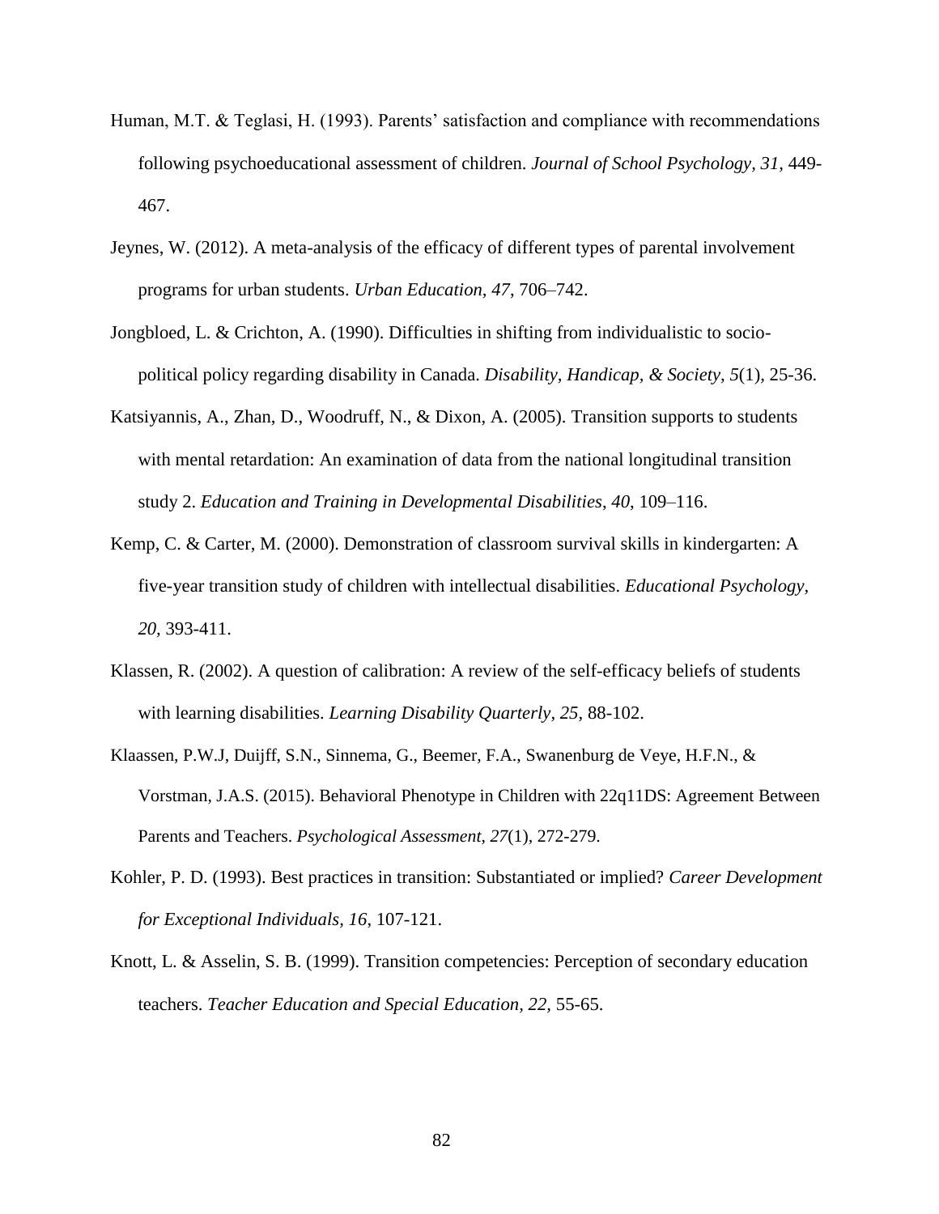Human, M.T. & Teglasi, H. (1993). Parents' satisfaction and compliance with recommendations following psychoeducational assessment of children. *Journal of School Psychology, 31,* 449-467.

Jeynes, W. (2012). A meta-analysis of the efficacy of different types of parental involvement programs for urban students. *Urban Education, 47*, 706–742.

Jongbloed, L. & Crichton, A. (1990). Difficulties in shifting from individualistic to socio-political policy regarding disability in Canada. *Disability, Handicap, & Society, 5*(1), 25-36.

Katsiyannis, A., Zhan, D., Woodruff, N., & Dixon, A. (2005). Transition supports to students with mental retardation: An examination of data from the national longitudinal transition study 2. *Education and Training in Developmental Disabilities*, *40*, 109–116.

Kemp, C. & Carter, M. (2000). Demonstration of classroom survival skills in kindergarten: A five-year transition study of children with intellectual disabilities. *Educational Psychology, 20,* 393-411.

Klassen, R. (2002). A question of calibration: A review of the self-efficacy beliefs of students with learning disabilities. *Learning Disability Quarterly, 25,* 88-102.

Klaassen, P.W.J, Duijff, S.N., Sinnema, G., Beemer, F.A., Swanenburg de Veye, H.F.N., & Vorstman, J.A.S. (2015). Behavioral Phenotype in Children with 22q11DS: Agreement Between Parents and Teachers. *Psychological Assessment, 27*(1), 272-279.

Kohler, P. D. (1993). Best practices in transition: Substantiated or implied? *Career Development for Exceptional Individuals, 16,* 107-121.

Knott, L. & Asselin, S. B. (1999). Transition competencies: Perception of secondary education teachers. *Teacher Education and Special Education, 22,* 55-65.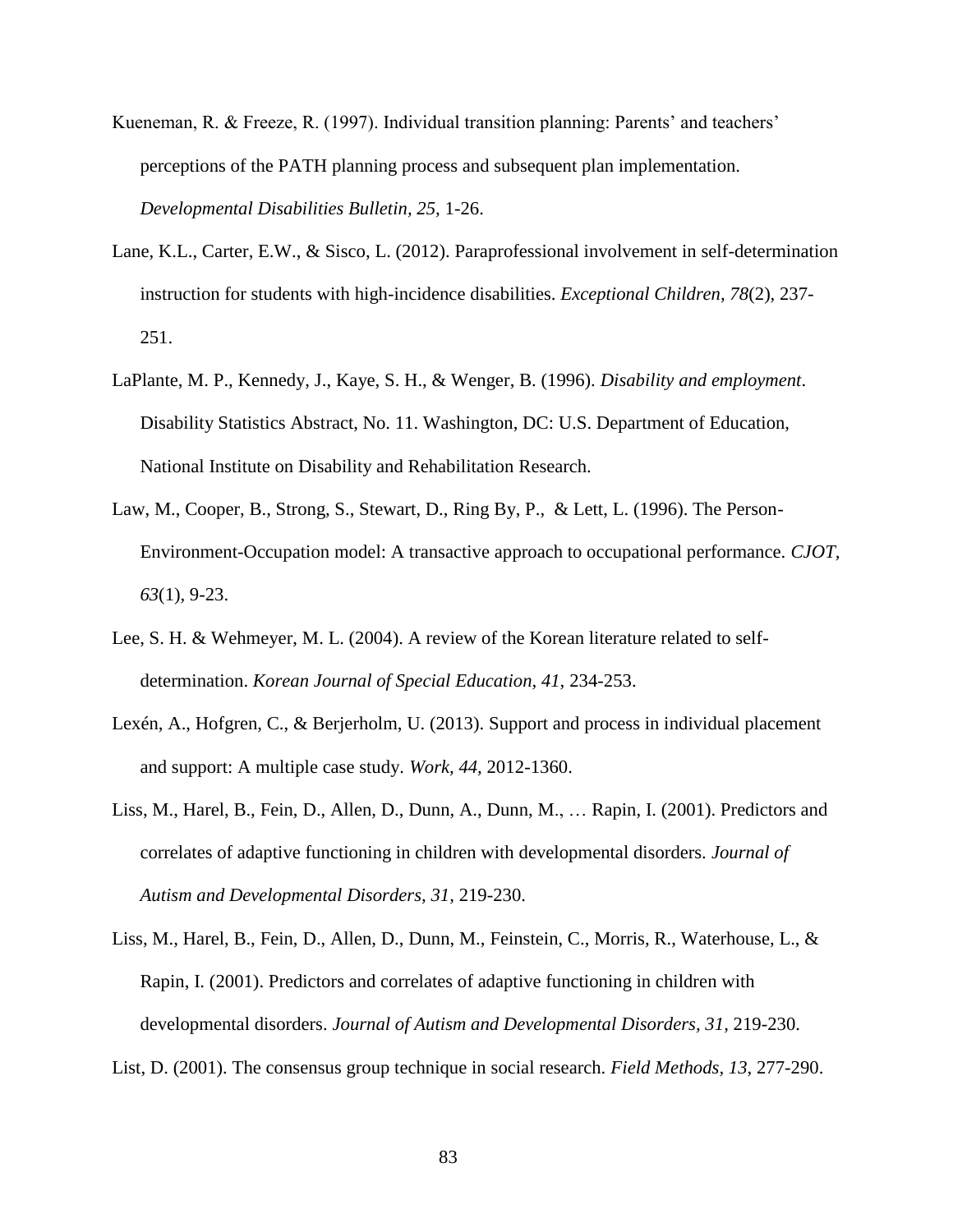Kueneman, R. & Freeze, R. (1997). Individual transition planning: Parents' and teachers' perceptions of the PATH planning process and subsequent plan implementation. *Developmental Disabilities Bulletin, 25,* 1-26.

Lane, K.L., Carter, E.W., & Sisco, L. (2012). Paraprofessional involvement in self-determination instruction for students with high-incidence disabilities. *Exceptional Children, 78*(2), 237-251.

LaPlante, M. P., Kennedy, J., Kaye, S. H., & Wenger, B. (1996). *Disability and employment*. Disability Statistics Abstract, No. 11. Washington, DC: U.S. Department of Education, National Institute on Disability and Rehabilitation Research.

Law, M., Cooper, B., Strong, S., Stewart, D., Ring By, P., & Lett, L. (1996). The Person-Environment-Occupation model: A transactive approach to occupational performance. *CJOT, 63*(1), 9-23.

Lee, S. H. & Wehmeyer, M. L. (2004). A review of the Korean literature related to self-determination. *Korean Journal of Special Education, 41,* 234-253.

Lexén, A., Hofgren, C., & Berjerholm, U. (2013). Support and process in individual placement and support: A multiple case study. *Work, 44,* 2012-1360.

Liss, M., Harel, B., Fein, D., Allen, D., Dunn, A., Dunn, M., … Rapin, I. (2001). Predictors and correlates of adaptive functioning in children with developmental disorders. *Journal of Autism and Developmental Disorders, 31,* 219-230.

Liss, M., Harel, B., Fein, D., Allen, D., Dunn, M., Feinstein, C., Morris, R., Waterhouse, L., & Rapin, I. (2001). Predictors and correlates of adaptive functioning in children with developmental disorders. *Journal of Autism and Developmental Disorders, 31,* 219-230.

List, D. (2001). The consensus group technique in social research. *Field Methods, 13*, 277-290.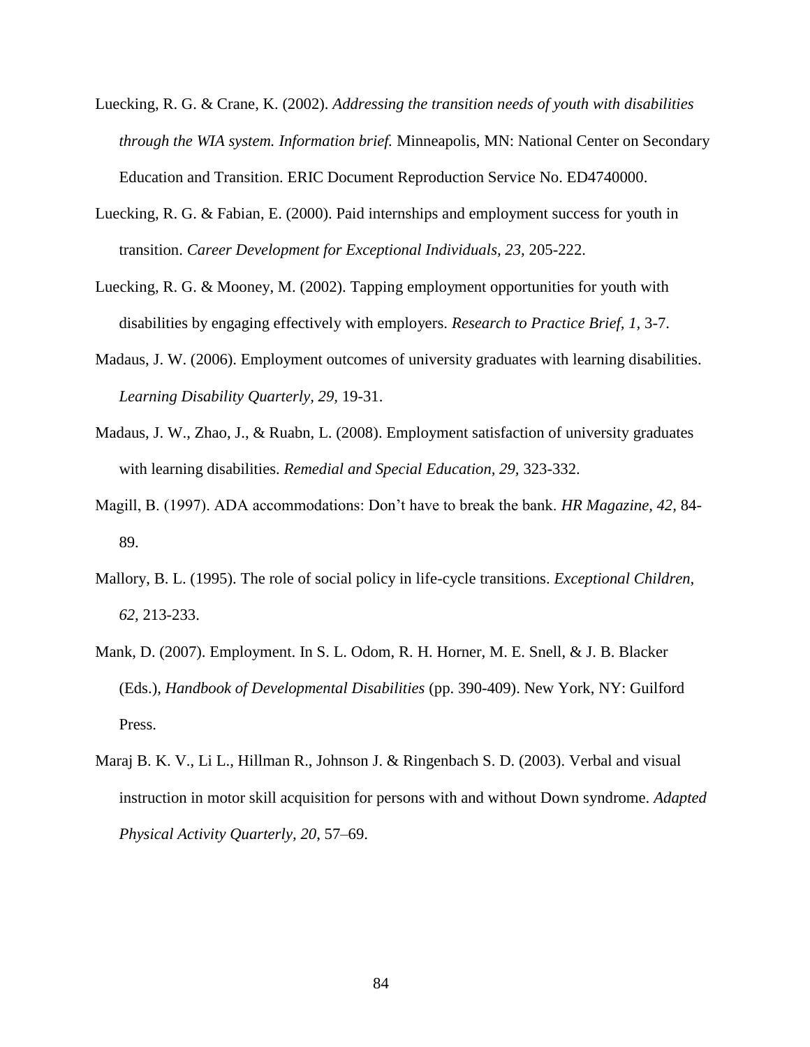Luecking, R. G. & Crane, K. (2002). *Addressing the transition needs of youth with disabilities through the WIA system. Information brief.* Minneapolis, MN: National Center on Secondary Education and Transition. ERIC Document Reproduction Service No. ED4740000.

Luecking, R. G. & Fabian, E. (2000). Paid internships and employment success for youth in transition. *Career Development for Exceptional Individuals, 23,* 205-222.

Luecking, R. G. & Mooney, M. (2002). Tapping employment opportunities for youth with disabilities by engaging effectively with employers. *Research to Practice Brief, 1,* 3-7.

Madaus, J. W. (2006). Employment outcomes of university graduates with learning disabilities. *Learning Disability Quarterly, 29,* 19-31.

Madaus, J. W., Zhao, J., & Ruabn, L. (2008). Employment satisfaction of university graduates with learning disabilities. *Remedial and Special Education, 29,* 323-332.

Magill, B. (1997). ADA accommodations: Don't have to break the bank. *HR Magazine, 42,* 84-89.

Mallory, B. L. (1995). The role of social policy in life-cycle transitions. *Exceptional Children, 62,* 213-233.

Mank, D. (2007). Employment. In S. L. Odom, R. H. Horner, M. E. Snell, & J. B. Blacker (Eds.), *Handbook of Developmental Disabilities* (pp. 390-409). New York, NY: Guilford Press.

Maraj B. K. V., Li L., Hillman R., Johnson J. & Ringenbach S. D. (2003). Verbal and visual instruction in motor skill acquisition for persons with and without Down syndrome. *Adapted Physical Activity Quarterly, 20*, 57–69.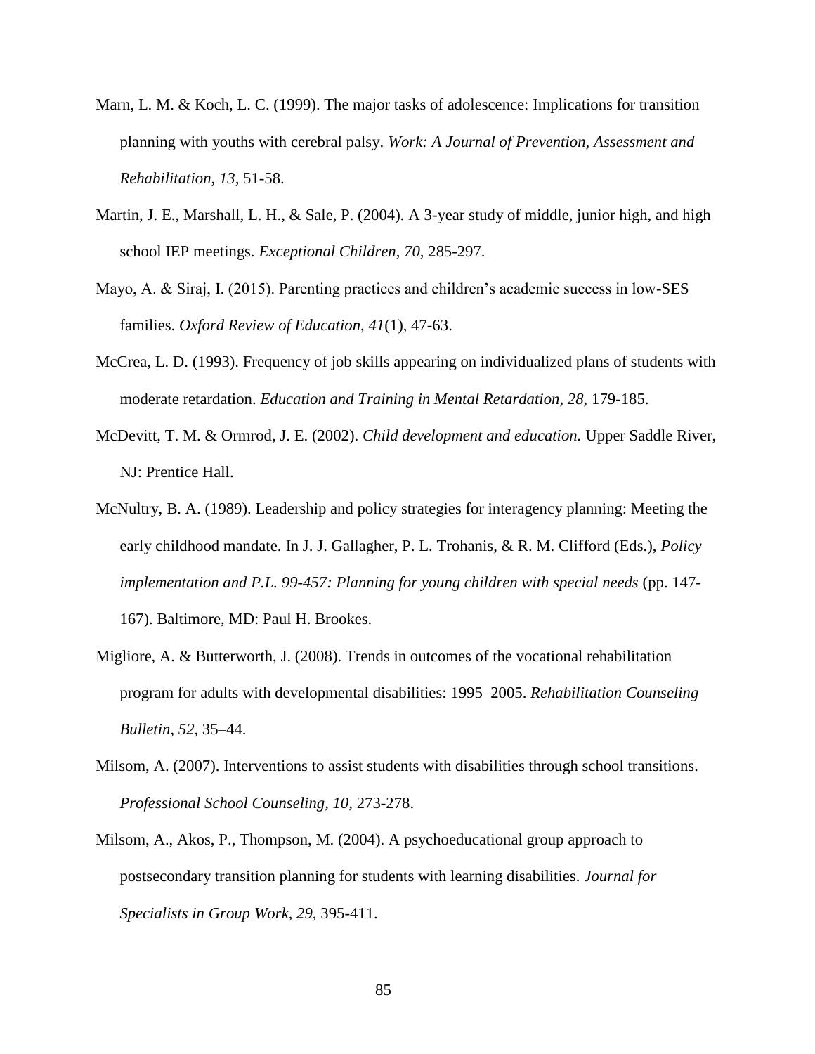Marn, L. M. & Koch, L. C. (1999). The major tasks of adolescence: Implications for transition planning with youths with cerebral palsy. *Work: A Journal of Prevention, Assessment and Rehabilitation*, *13*, 51-58.

Martin, J. E., Marshall, L. H., & Sale, P. (2004). A 3-year study of middle, junior high, and high school IEP meetings. *Exceptional Children, 70,* 285-297.

Mayo, A. & Siraj, I. (2015). Parenting practices and children's academic success in low-SES families. *Oxford Review of Education, 41*(1), 47-63.

McCrea, L. D. (1993). Frequency of job skills appearing on individualized plans of students with moderate retardation. *Education and Training in Mental Retardation, 28,* 179-185.

McDevitt, T. M. & Ormrod, J. E. (2002). *Child development and education.* Upper Saddle River, NJ: Prentice Hall.

McNultry, B. A. (1989). Leadership and policy strategies for interagency planning: Meeting the early childhood mandate. In J. J. Gallagher, P. L. Trohanis, & R. M. Clifford (Eds.), *Policy implementation and P.L. 99-457: Planning for young children with special needs* (pp. 147-167). Baltimore, MD: Paul H. Brookes.

Migliore, A. & Butterworth, J. (2008). Trends in outcomes of the vocational rehabilitation program for adults with developmental disabilities: 1995–2005. *Rehabilitation Counseling Bulletin*, *52*, 35–44.

Milsom, A. (2007). Interventions to assist students with disabilities through school transitions. *Professional School Counseling, 10,* 273-278.

Milsom, A., Akos, P., Thompson, M. (2004). A psychoeducational group approach to postsecondary transition planning for students with learning disabilities. *Journal for Specialists in Group Work, 29,* 395-411.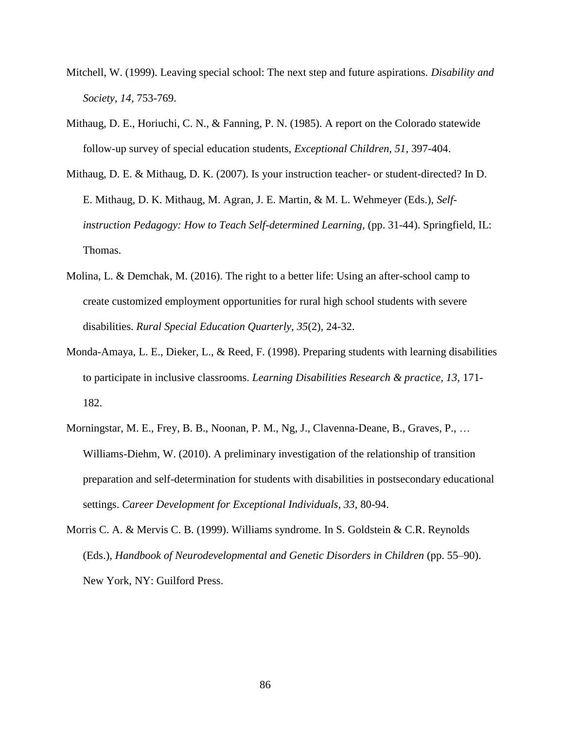Mitchell, W. (1999). Leaving special school: The next step and future aspirations. *Disability and Society, 14,* 753-769.

Mithaug, D. E., Horiuchi, C. N., & Fanning, P. N. (1985). A report on the Colorado statewide follow-up survey of special education students, *Exceptional Children, 51,* 397-404.

Mithaug, D. E. & Mithaug, D. K. (2007). Is your instruction teacher- or student-directed? In D. E. Mithaug, D. K. Mithaug, M. Agran, J. E. Martin, & M. L. Wehmeyer (Eds.), *Self-instruction Pedagogy: How to Teach Self-determined Learning,* (pp. 31-44). Springfield, IL: Thomas.

Molina, L. & Demchak, M. (2016). The right to a better life: Using an after-school camp to create customized employment opportunities for rural high school students with severe disabilities. *Rural Special Education Quarterly, 35*(2), 24-32.

Monda-Amaya, L. E., Dieker, L., & Reed, F. (1998). Preparing students with learning disabilities to participate in inclusive classrooms. *Learning Disabilities Research & practice, 13,* 171-182.

Morningstar, M. E., Frey, B. B., Noonan, P. M., Ng, J., Clavenna-Deane, B., Graves, P., … Williams-Diehm, W. (2010). A preliminary investigation of the relationship of transition preparation and self-determination for students with disabilities in postsecondary educational settings. *Career Development for Exceptional Individuals, 33*, 80-94.

Morris C. A. & Mervis C. B. (1999). Williams syndrome. In S. Goldstein & C.R. Reynolds (Eds.), *Handbook of Neurodevelopmental and Genetic Disorders in Children* (pp. 55–90). New York, NY: Guilford Press.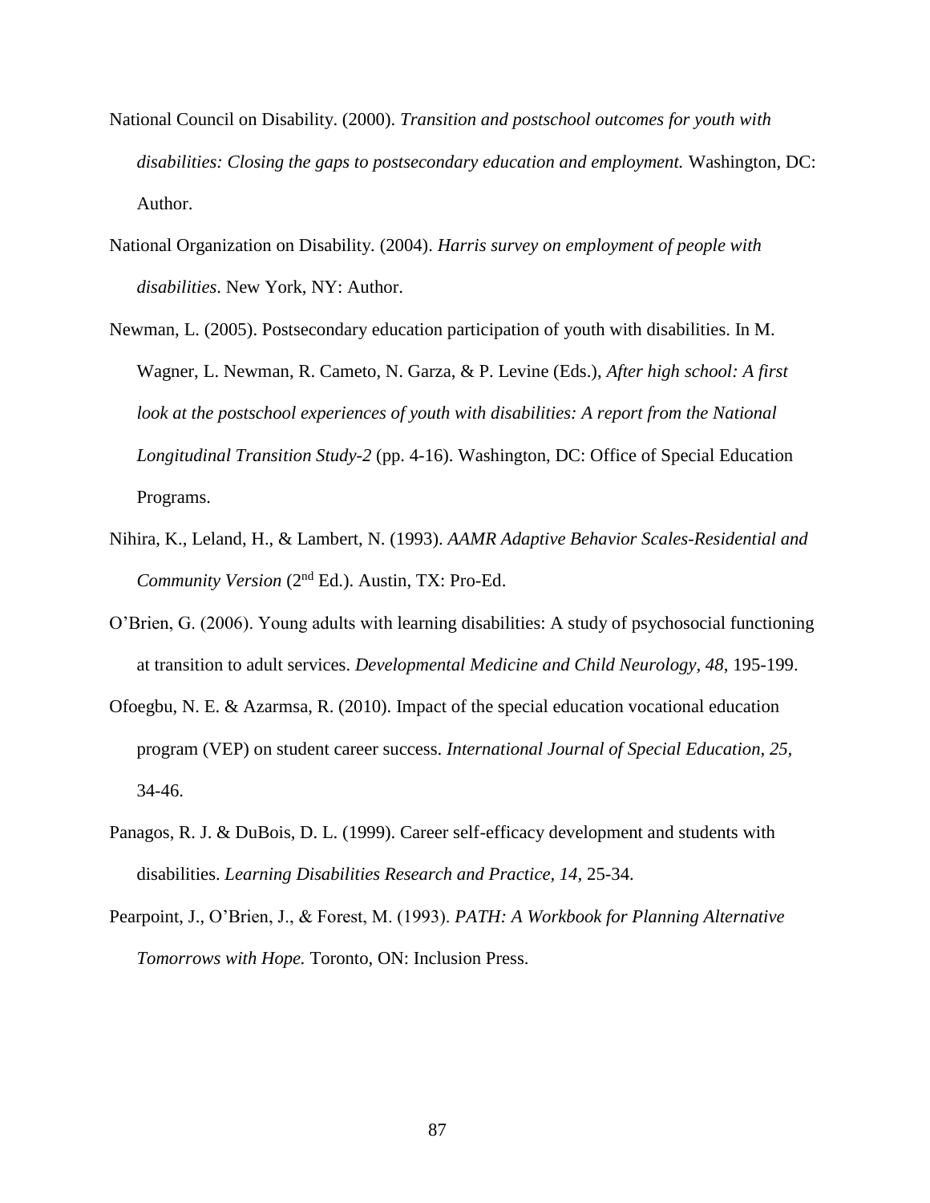National Council on Disability. (2000). *Transition and postschool outcomes for youth with disabilities: Closing the gaps to postsecondary education and employment.* Washington, DC: Author.

National Organization on Disability. (2004). *Harris survey on employment of people with disabilities*. New York, NY: Author.

Newman, L. (2005). Postsecondary education participation of youth with disabilities. In M. Wagner, L. Newman, R. Cameto, N. Garza, & P. Levine (Eds.), *After high school: A first look at the postschool experiences of youth with disabilities: A report from the National Longitudinal Transition Study-2* (pp. 4-16). Washington, DC: Office of Special Education Programs.

Nihira, K., Leland, H., & Lambert, N. (1993). *AAMR Adaptive Behavior Scales-Residential and Community Version* (2nd Ed.). Austin, TX: Pro-Ed.

O'Brien, G. (2006). Young adults with learning disabilities: A study of psychosocial functioning at transition to adult services. *Developmental Medicine and Child Neurology, 48*, 195-199.

Ofoegbu, N. E. & Azarmsa, R. (2010). Impact of the special education vocational education program (VEP) on student career success. *International Journal of Special Education, 25,* 34-46.

Panagos, R. J. & DuBois, D. L. (1999). Career self-efficacy development and students with disabilities. *Learning Disabilities Research and Practice, 14,* 25-34.

Pearpoint, J., O'Brien, J., & Forest, M. (1993). *PATH: A Workbook for Planning Alternative Tomorrows with Hope.* Toronto, ON: Inclusion Press.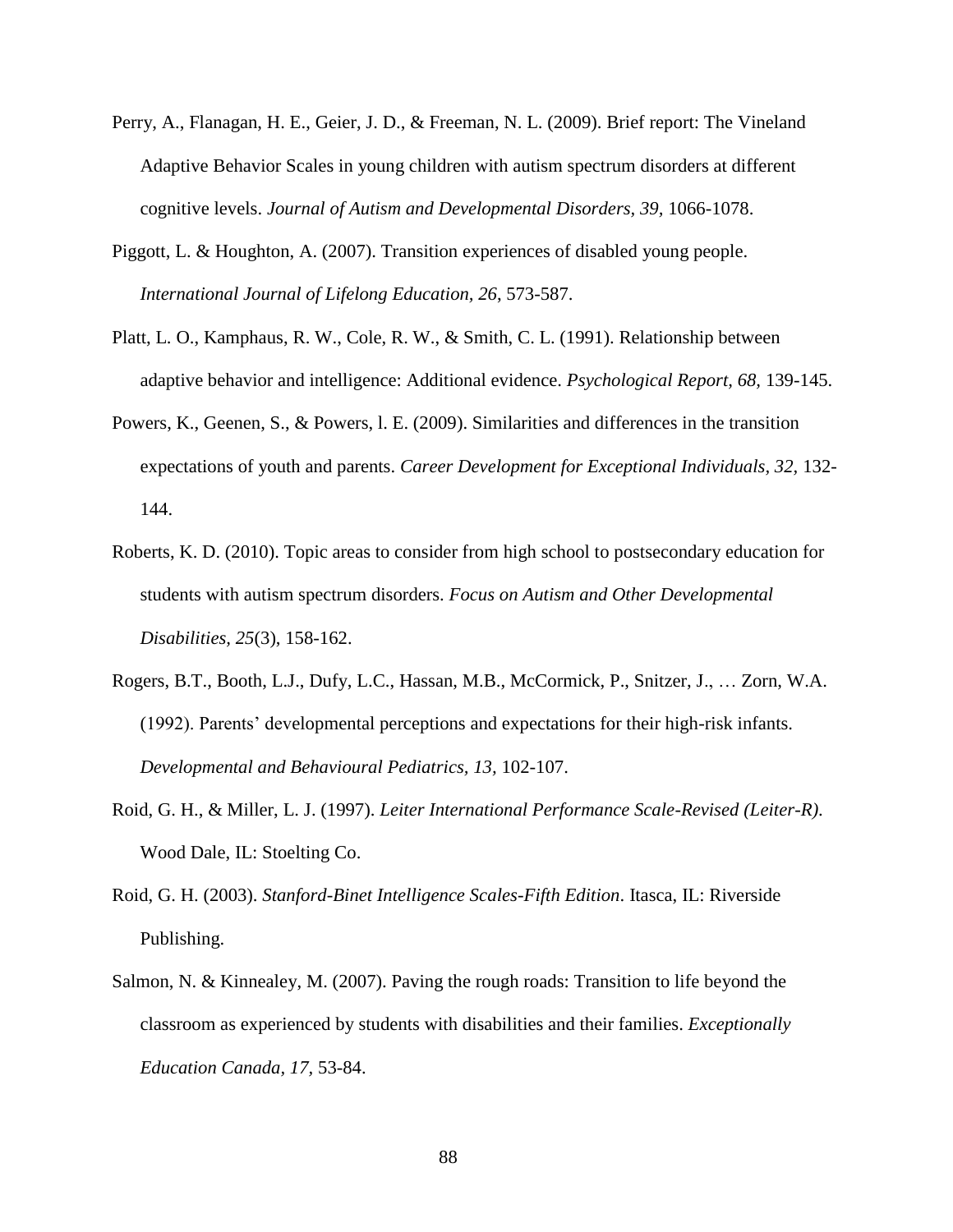Perry, A., Flanagan, H. E., Geier, J. D., & Freeman, N. L. (2009). Brief report: The Vineland Adaptive Behavior Scales in young children with autism spectrum disorders at different cognitive levels. *Journal of Autism and Developmental Disorders, 39,* 1066-1078.

Piggott, L. & Houghton, A. (2007). Transition experiences of disabled young people. *International Journal of Lifelong Education, 26,* 573-587.

Platt, L. O., Kamphaus, R. W., Cole, R. W., & Smith, C. L. (1991). Relationship between adaptive behavior and intelligence: Additional evidence. *Psychological Report, 68,* 139-145.

Powers, K., Geenen, S., & Powers, l. E. (2009). Similarities and differences in the transition expectations of youth and parents. *Career Development for Exceptional Individuals, 32,* 132-144.

Roberts, K. D. (2010). Topic areas to consider from high school to postsecondary education for students with autism spectrum disorders. *Focus on Autism and Other Developmental Disabilities, 25*(3), 158-162.

Rogers, B.T., Booth, L.J., Dufy, L.C., Hassan, M.B., McCormick, P., Snitzer, J., … Zorn, W.A. (1992). Parents' developmental perceptions and expectations for their high-risk infants. *Developmental and Behavioural Pediatrics, 13,* 102-107.

Roid, G. H., & Miller, L. J. (1997). *Leiter International Performance Scale-Revised (Leiter-R).* Wood Dale, IL: Stoelting Co.

Roid, G. H. (2003). *Stanford-Binet Intelligence Scales-Fifth Edition*. Itasca, IL: Riverside Publishing.

Salmon, N. & Kinnealey, M. (2007). Paving the rough roads: Transition to life beyond the classroom as experienced by students with disabilities and their families. *Exceptionally Education Canada, 17,* 53-84.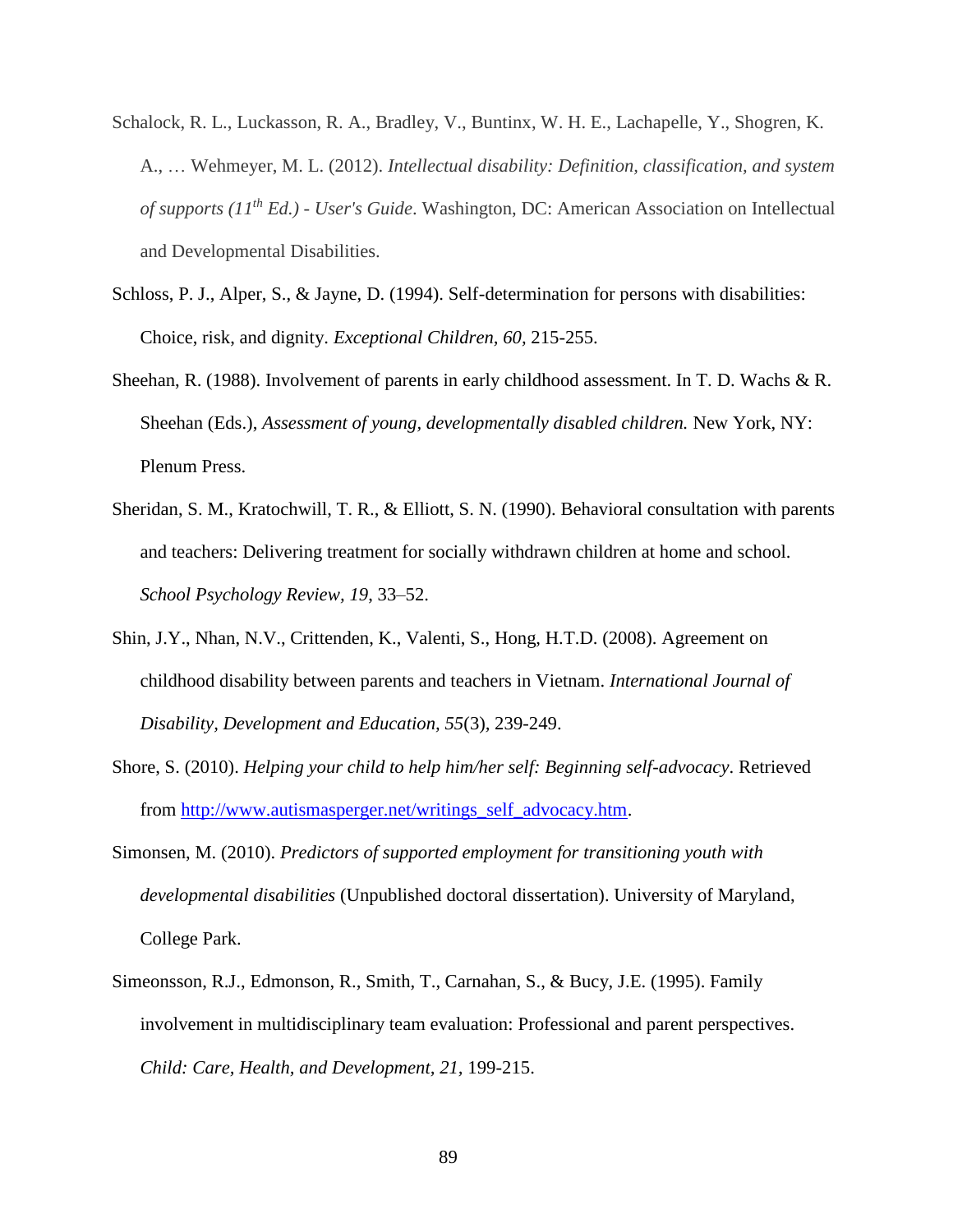Schalock, R. L., Luckasson, R. A., Bradley, V., Buntinx, W. H. E., Lachapelle, Y., Shogren, K. A., … Wehmeyer, M. L. (2012). *Intellectual disability: Definition, classification, and system of supports (11th Ed.) - User's Guide*. Washington, DC: American Association on Intellectual and Developmental Disabilities.

Schloss, P. J., Alper, S., & Jayne, D. (1994). Self-determination for persons with disabilities: Choice, risk, and dignity. *Exceptional Children, 60*, 215-255.

Sheehan, R. (1988). Involvement of parents in early childhood assessment. In T. D. Wachs & R. Sheehan (Eds.), *Assessment of young, developmentally disabled children.* New York, NY: Plenum Press.

Sheridan, S. M., Kratochwill, T. R., & Elliott, S. N. (1990). Behavioral consultation with parents and teachers: Delivering treatment for socially withdrawn children at home and school. *School Psychology Review, 19*, 33–52.

Shin, J.Y., Nhan, N.V., Crittenden, K., Valenti, S., Hong, H.T.D. (2008). Agreement on childhood disability between parents and teachers in Vietnam. *International Journal of Disability, Development and Education, 55*(3), 239-249.

Shore, S. (2010). *Helping your child to help him/her self: Beginning self-advocacy*. Retrieved from http://www.autismasperger.net/writings_self_advocacy.htm.

Simonsen, M. (2010). *Predictors of supported employment for transitioning youth with developmental disabilities* (Unpublished doctoral dissertation). University of Maryland, College Park.

Simeonsson, R.J., Edmonson, R., Smith, T., Carnahan, S., & Bucy, J.E. (1995). Family involvement in multidisciplinary team evaluation: Professional and parent perspectives. *Child: Care, Health, and Development, 21*, 199-215.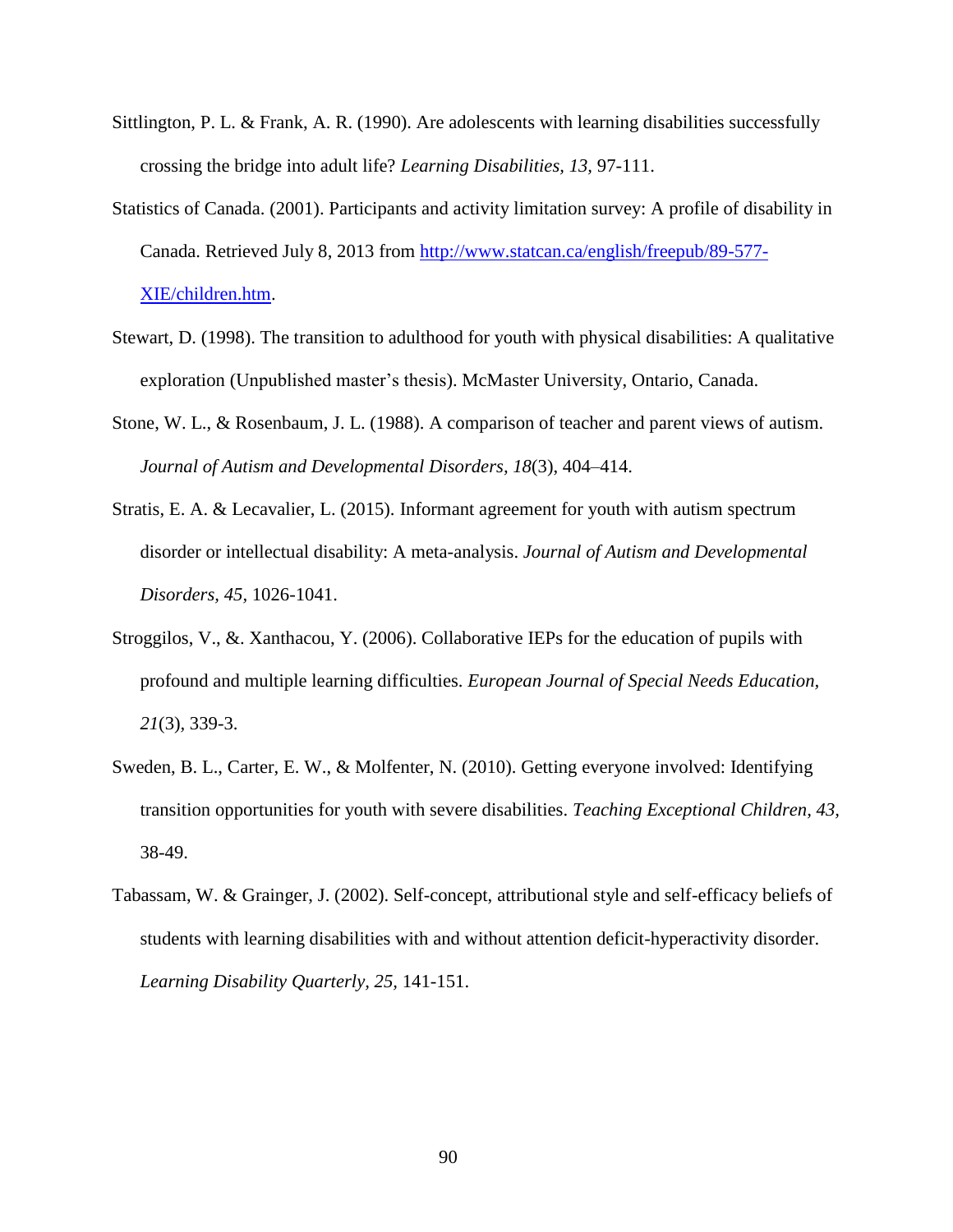Sittlington, P. L. & Frank, A. R. (1990). Are adolescents with learning disabilities successfully crossing the bridge into adult life? *Learning Disabilities, 13,* 97-111.

Statistics of Canada. (2001). Participants and activity limitation survey: A profile of disability in Canada. Retrieved July 8, 2013 from [http://www.statcan.ca/english/freepub/89-577-XIE/children.htm](http://www.statcan.ca/english/freepub/89-577-XIE/children.htm).

Stewart, D. (1998). The transition to adulthood for youth with physical disabilities: A qualitative exploration (Unpublished master's thesis). McMaster University, Ontario, Canada.

Stone, W. L., & Rosenbaum, J. L. (1988). A comparison of teacher and parent views of autism. *Journal of Autism and Developmental Disorders, 18*(3), 404–414.

Stratis, E. A. & Lecavalier, L. (2015). Informant agreement for youth with autism spectrum disorder or intellectual disability: A meta-analysis. *Journal of Autism and Developmental Disorders, 45,* 1026-1041.

Stroggilos, V., &. Xanthacou, Y. (2006). Collaborative IEPs for the education of pupils with profound and multiple learning difficulties. *European Journal of Special Needs Education, 21*(3), 339-3.

Sweden, B. L., Carter, E. W., & Molfenter, N. (2010). Getting everyone involved: Identifying transition opportunities for youth with severe disabilities. *Teaching Exceptional Children, 43,* 38-49.

Tabassam, W. & Grainger, J. (2002). Self-concept, attributional style and self-efficacy beliefs of students with learning disabilities with and without attention deficit-hyperactivity disorder. *Learning Disability Quarterly, 25,* 141-151.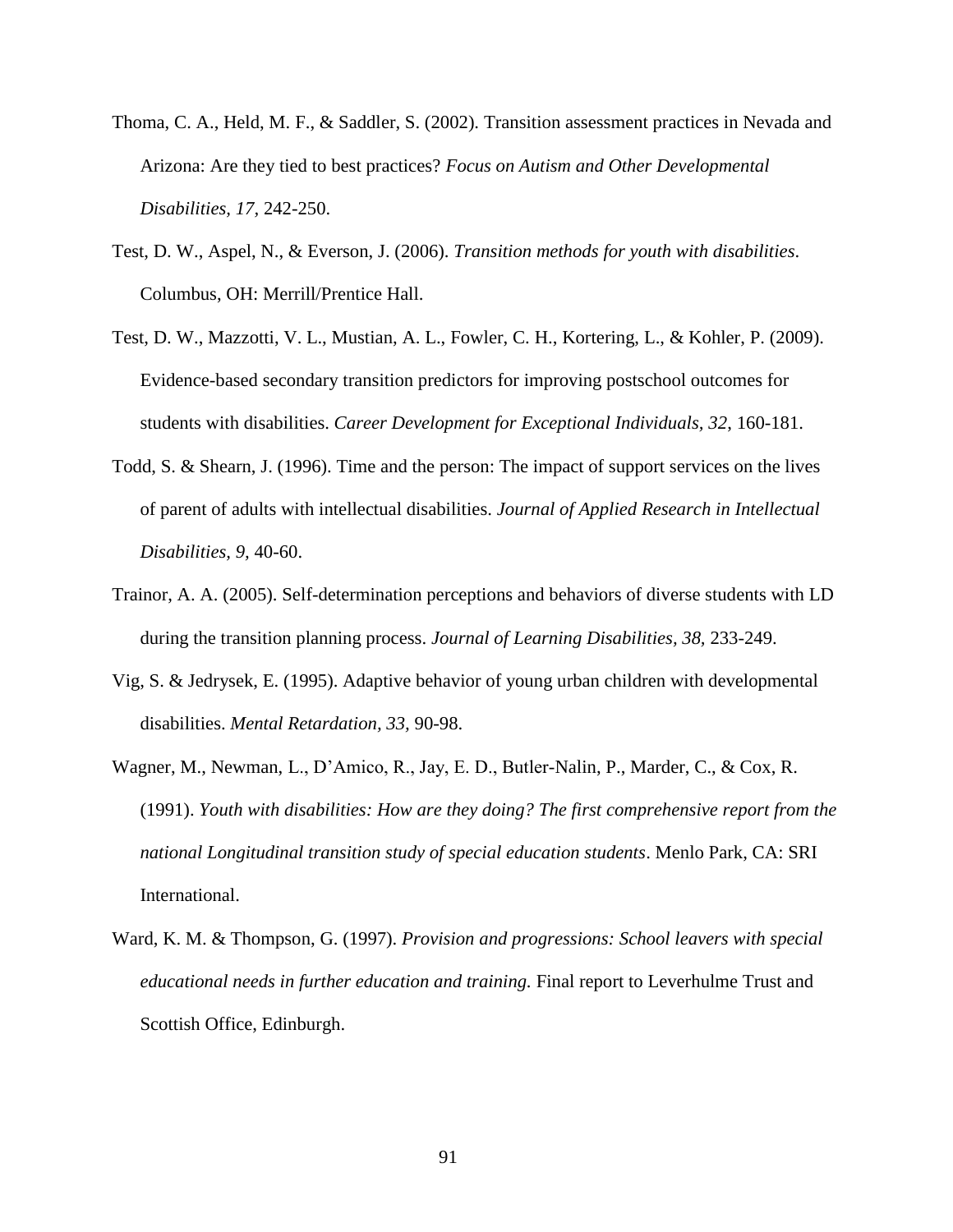Thoma, C. A., Held, M. F., & Saddler, S. (2002). Transition assessment practices in Nevada and Arizona: Are they tied to best practices? *Focus on Autism and Other Developmental Disabilities, 17*, 242-250.

Test, D. W., Aspel, N., & Everson, J. (2006). *Transition methods for youth with disabilities*. Columbus, OH: Merrill/Prentice Hall.

Test, D. W., Mazzotti, V. L., Mustian, A. L., Fowler, C. H., Kortering, L., & Kohler, P. (2009). Evidence-based secondary transition predictors for improving postschool outcomes for students with disabilities. *Career Development for Exceptional Individuals, 32*, 160-181.

Todd, S. & Shearn, J. (1996). Time and the person: The impact of support services on the lives of parent of adults with intellectual disabilities. *Journal of Applied Research in Intellectual Disabilities, 9,* 40-60.

Trainor, A. A. (2005). Self-determination perceptions and behaviors of diverse students with LD during the transition planning process. *Journal of Learning Disabilities, 38,* 233-249.

Vig, S. & Jedrysek, E. (1995). Adaptive behavior of young urban children with developmental disabilities. *Mental Retardation, 33,* 90-98.

Wagner, M., Newman, L., D'Amico, R., Jay, E. D., Butler-Nalin, P., Marder, C., & Cox, R. (1991). *Youth with disabilities: How are they doing? The first comprehensive report from the national Longitudinal transition study of special education students*. Menlo Park, CA: SRI International.

Ward, K. M. & Thompson, G. (1997). *Provision and progressions: School leavers with special educational needs in further education and training.* Final report to Leverhulme Trust and Scottish Office, Edinburgh.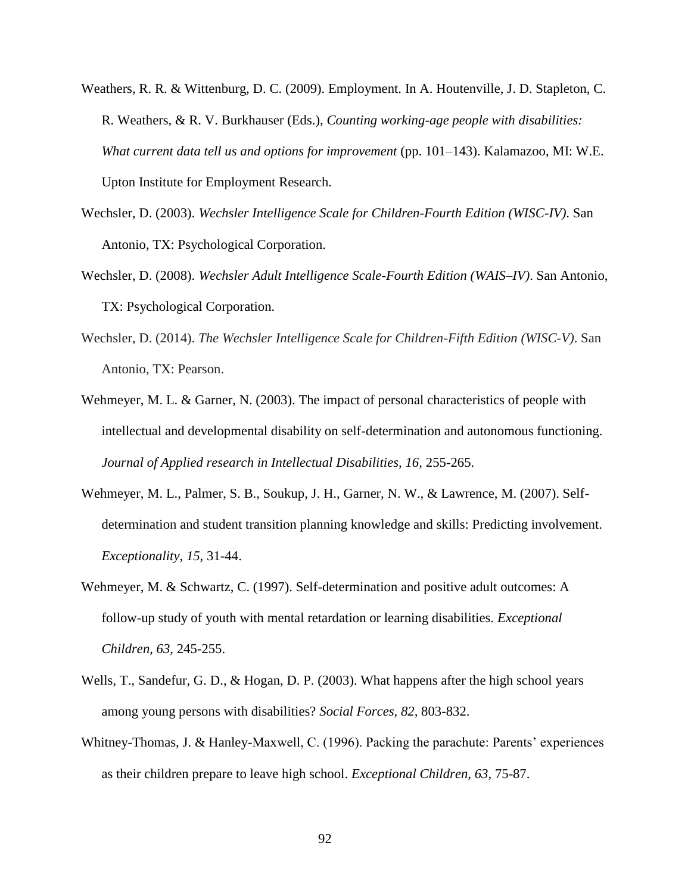Weathers, R. R. & Wittenburg, D. C. (2009). Employment. In A. Houtenville, J. D. Stapleton, C. R. Weathers, & R. V. Burkhauser (Eds.), *Counting working-age people with disabilities: What current data tell us and options for improvement* (pp. 101–143). Kalamazoo, MI: W.E. Upton Institute for Employment Research.

Wechsler, D. (2003). *Wechsler Intelligence Scale for Children-Fourth Edition (WISC-IV)*. San Antonio, TX: Psychological Corporation.

Wechsler, D. (2008). *Wechsler Adult Intelligence Scale-Fourth Edition (WAIS–IV)*. San Antonio, TX: Psychological Corporation.

Wechsler, D. (2014). *The Wechsler Intelligence Scale for Children-Fifth Edition (WISC-V)*. San Antonio, TX: Pearson.

Wehmeyer, M. L. & Garner, N. (2003). The impact of personal characteristics of people with intellectual and developmental disability on self-determination and autonomous functioning. *Journal of Applied research in Intellectual Disabilities, 16,* 255-265.

Wehmeyer, M. L., Palmer, S. B., Soukup, J. H., Garner, N. W., & Lawrence, M. (2007). Self-determination and student transition planning knowledge and skills: Predicting involvement. *Exceptionality, 15*, 31-44.

Wehmeyer, M. & Schwartz, C. (1997). Self-determination and positive adult outcomes: A follow-up study of youth with mental retardation or learning disabilities. *Exceptional Children, 63,* 245-255.

Wells, T., Sandefur, G. D., & Hogan, D. P. (2003). What happens after the high school years among young persons with disabilities? *Social Forces, 82,* 803-832.

Whitney-Thomas, J. & Hanley-Maxwell, C. (1996). Packing the parachute: Parents' experiences as their children prepare to leave high school. *Exceptional Children, 63,* 75-87.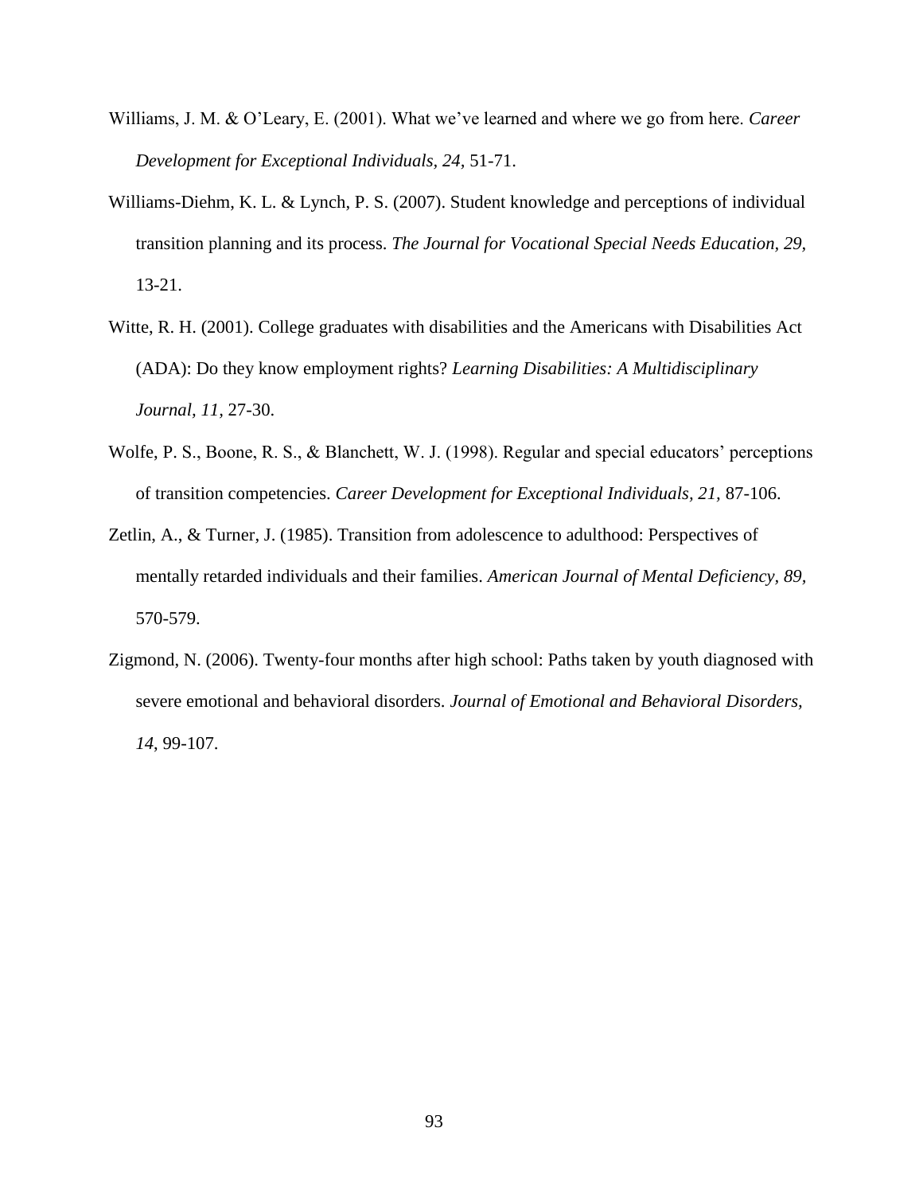Williams, J. M. & O'Leary, E. (2001). What we've learned and where we go from here. *Career Development for Exceptional Individuals, 24,* 51-71.

Williams-Diehm, K. L. & Lynch, P. S. (2007). Student knowledge and perceptions of individual transition planning and its process. *The Journal for Vocational Special Needs Education, 29,* 13-21.

Witte, R. H. (2001). College graduates with disabilities and the Americans with Disabilities Act (ADA): Do they know employment rights? *Learning Disabilities: A Multidisciplinary Journal, 11,* 27-30.

Wolfe, P. S., Boone, R. S., & Blanchett, W. J. (1998). Regular and special educators' perceptions of transition competencies. *Career Development for Exceptional Individuals, 21,* 87-106.

Zetlin, A., & Turner, J. (1985). Transition from adolescence to adulthood: Perspectives of mentally retarded individuals and their families. *American Journal of Mental Deficiency, 89,* 570-579.

Zigmond, N. (2006). Twenty-four months after high school: Paths taken by youth diagnosed with severe emotional and behavioral disorders. *Journal of Emotional and Behavioral Disorders, 14,* 99-107.